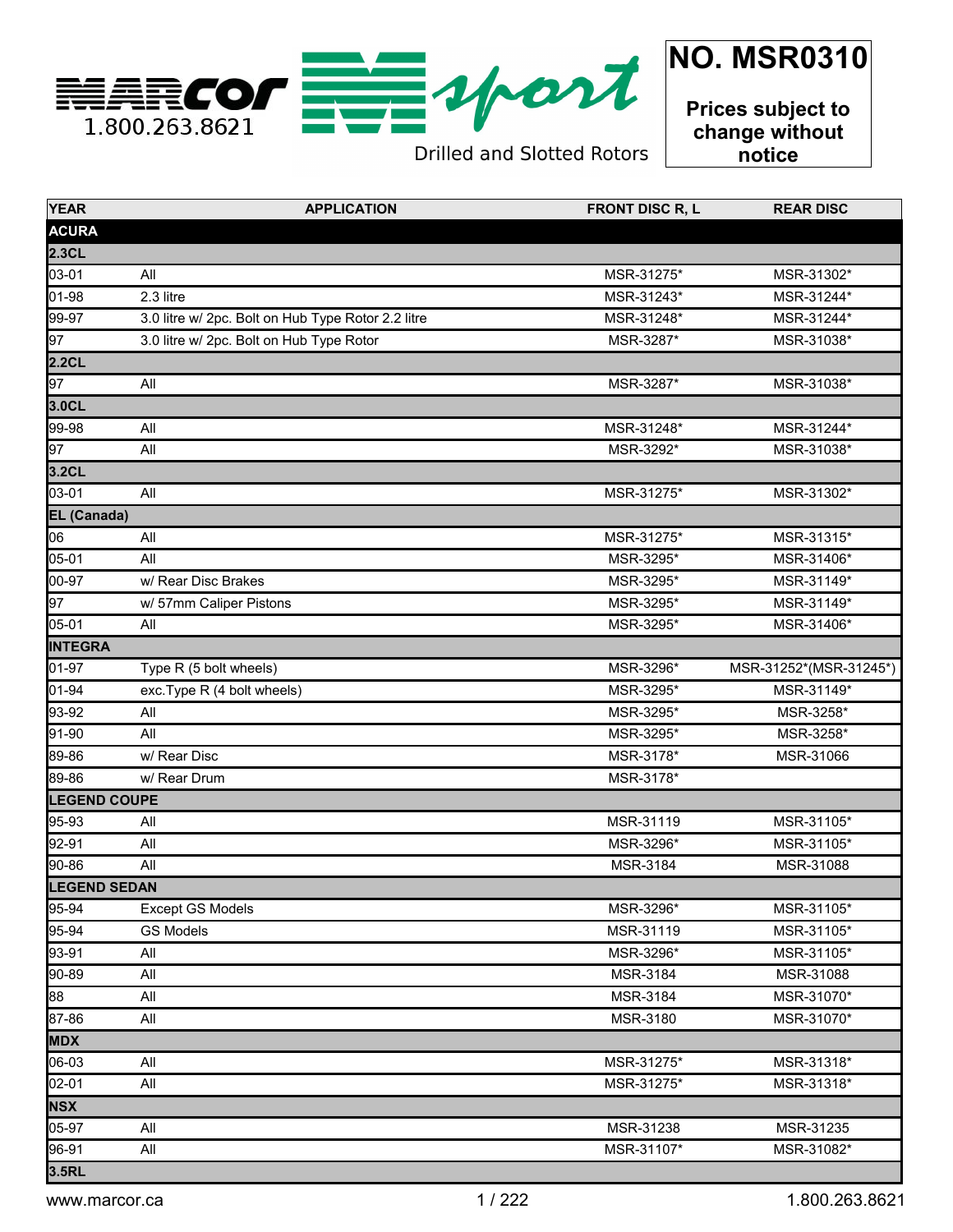MARCOR 1.800.263.8621

M sport

Drilled and Slotted Rotors

**NO. MSR0310**

**Prices subject to change without notice**

| YEAR | APPLICATION | FRONT DISC R, L | REAR DISC |
|---|---|---|---|
| **ACURA** | | | |
| **2.3CL** | | | |
| 03-01 | All | MSR-31275* | MSR-31302* |
| 01-98 | 2.3 litre | MSR-31243* | MSR-31244* |
| 99-97 | 3.0 litre w/ 2pc. Bolt on Hub Type Rotor 2.2 litre | MSR-31248* | MSR-31244* |
| 97 | 3.0 litre w/ 2pc. Bolt on Hub Type Rotor | MSR-3287* | MSR-31038* |
| **2.2CL** | | | |
| 97 | All | MSR-3287* | MSR-31038* |
| **3.0CL** | | | |
| 99-98 | All | MSR-31248* | MSR-31244* |
| 97 | All | MSR-3292* | MSR-31038* |
| **3.2CL** | | | |
| 03-01 | All | MSR-31275* | MSR-31302* |
| **EL (Canada)** | | | |
| 06 | All | MSR-31275* | MSR-31315* |
| 05-01 | All | MSR-3295* | MSR-31406* |
| 00-97 | w/ Rear Disc Brakes | MSR-3295* | MSR-31149* |
| 97 | w/ 57mm Caliper Pistons | MSR-3295* | MSR-31149* |
| 05-01 | All | MSR-3295* | MSR-31406* |
| **INTEGRA** | | | |
| 01-97 | Type R (5 bolt wheels) | MSR-3296* | MSR-31252*(MSR-31245*) |
| 01-94 | exc.Type R (4 bolt wheels) | MSR-3295* | MSR-31149* |
| 93-92 | All | MSR-3295* | MSR-3258* |
| 91-90 | All | MSR-3295* | MSR-3258* |
| 89-86 | w/ Rear Disc | MSR-3178* | MSR-31066 |
| 89-86 | w/ Rear Drum | MSR-3178* | |
| **LEGEND COUPE** | | | |
| 95-93 | All | MSR-31119 | MSR-31105* |
| 92-91 | All | MSR-3296* | MSR-31105* |
| 90-86 | All | MSR-3184 | MSR-31088 |
| **LEGEND SEDAN** | | | |
| 95-94 | Except GS Models | MSR-3296* | MSR-31105* |
| 95-94 | GS Models | MSR-31119 | MSR-31105* |
| 93-91 | All | MSR-3296* | MSR-31105* |
| 90-89 | All | MSR-3184 | MSR-31088 |
| 88 | All | MSR-3184 | MSR-31070* |
| 87-86 | All | MSR-3180 | MSR-31070* |
| **MDX** | | | |
| 06-03 | All | MSR-31275* | MSR-31318* |
| 02-01 | All | MSR-31275* | MSR-31318* |
| **NSX** | | | |
| 05-97 | All | MSR-31238 | MSR-31235 |
| 96-91 | All | MSR-31107* | MSR-31082* |
| **3.5RL** | | | |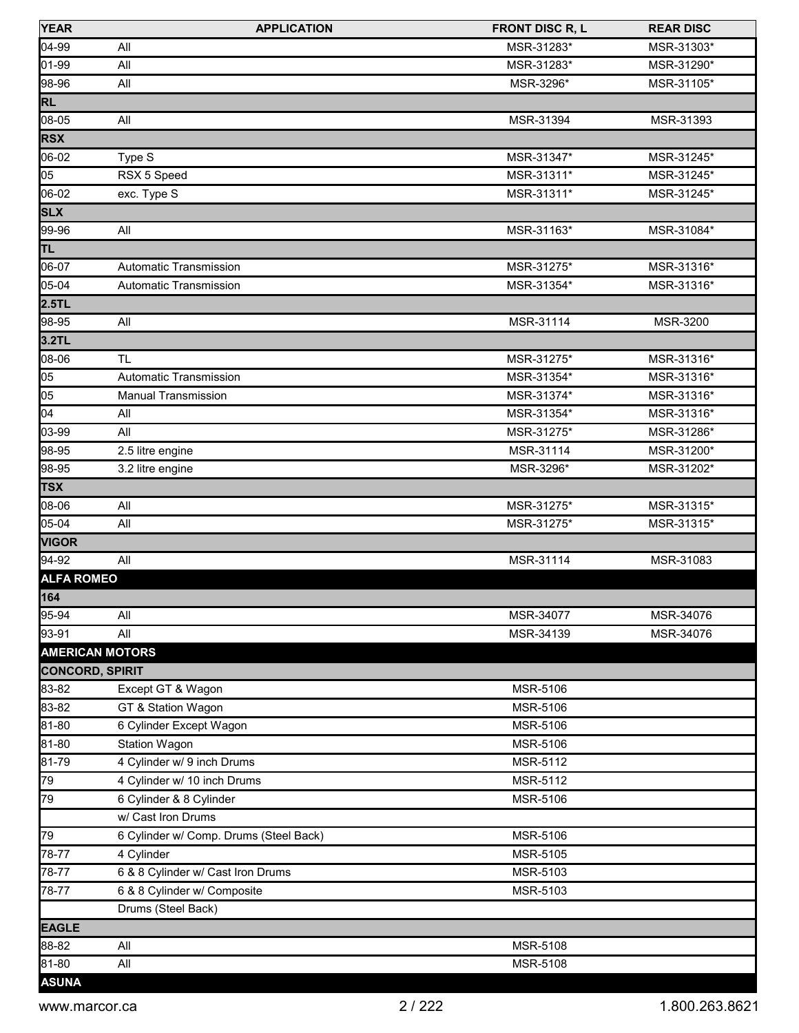| YEAR | APPLICATION | FRONT DISC R, L | REAR DISC |
|---|---|---|---|
| 04-99 | All | MSR-31283* | MSR-31303* |
| 01-99 | All | MSR-31283* | MSR-31290* |
| 98-96 | All | MSR-3296* | MSR-31105* |
| **RL** | | | |
| 08-05 | All | MSR-31394 | MSR-31393 |
| **RSX** | | | |
| 06-02 | Type S | MSR-31347* | MSR-31245* |
| 05 | RSX 5 Speed | MSR-31311* | MSR-31245* |
| 06-02 | exc. Type S | MSR-31311* | MSR-31245* |
| **SLX** | | | |
| 99-96 | All | MSR-31163* | MSR-31084* |
| **TL** | | | |
| 06-07 | Automatic Transmission | MSR-31275* | MSR-31316* |
| 05-04 | Automatic Transmission | MSR-31354* | MSR-31316* |
| **2.5TL** | | | |
| 98-95 | All | MSR-31114 | MSR-3200 |
| **3.2TL** | | | |
| 08-06 | TL | MSR-31275* | MSR-31316* |
| 05 | Automatic Transmission | MSR-31354* | MSR-31316* |
| 05 | Manual Transmission | MSR-31374* | MSR-31316* |
| 04 | All | MSR-31354* | MSR-31316* |
| 03-99 | All | MSR-31275* | MSR-31286* |
| 98-95 | 2.5 litre engine | MSR-31114 | MSR-31200* |
| 98-95 | 3.2 litre engine | MSR-3296* | MSR-31202* |
| **TSX** | | | |
| 08-06 | All | MSR-31275* | MSR-31315* |
| 05-04 | All | MSR-31275* | MSR-31315* |
| **VIGOR** | | | |
| 94-92 | All | MSR-31114 | MSR-31083 |
| **ALFA ROMEO** | | | |
| **164** | | | |
| 95-94 | All | MSR-34077 | MSR-34076 |
| 93-91 | All | MSR-34139 | MSR-34076 |
| **AMERICAN MOTORS** | | | |
| **CONCORD, SPIRIT** | | | |
| 83-82 | Except GT & Wagon | MSR-5106 | |
| 83-82 | GT & Station Wagon | MSR-5106 | |
| 81-80 | 6 Cylinder Except Wagon | MSR-5106 | |
| 81-80 | Station Wagon | MSR-5106 | |
| 81-79 | 4 Cylinder w/ 9 inch Drums | MSR-5112 | |
| 79 | 4 Cylinder w/ 10 inch Drums | MSR-5112 | |
| 79 | 6 Cylinder & 8 Cylinder | MSR-5106 | |
| | w/ Cast Iron Drums | | |
| 79 | 6 Cylinder w/ Comp. Drums (Steel Back) | MSR-5106 | |
| 78-77 | 4 Cylinder | MSR-5105 | |
| 78-77 | 6 & 8 Cylinder w/ Cast Iron Drums | MSR-5103 | |
| 78-77 | 6 & 8 Cylinder w/ Composite | MSR-5103 | |
| | Drums (Steel Back) | | |
| **EAGLE** | | | |
| 88-82 | All | MSR-5108 | |
| 81-80 | All | MSR-5108 | |
| **ASUNA** | | | |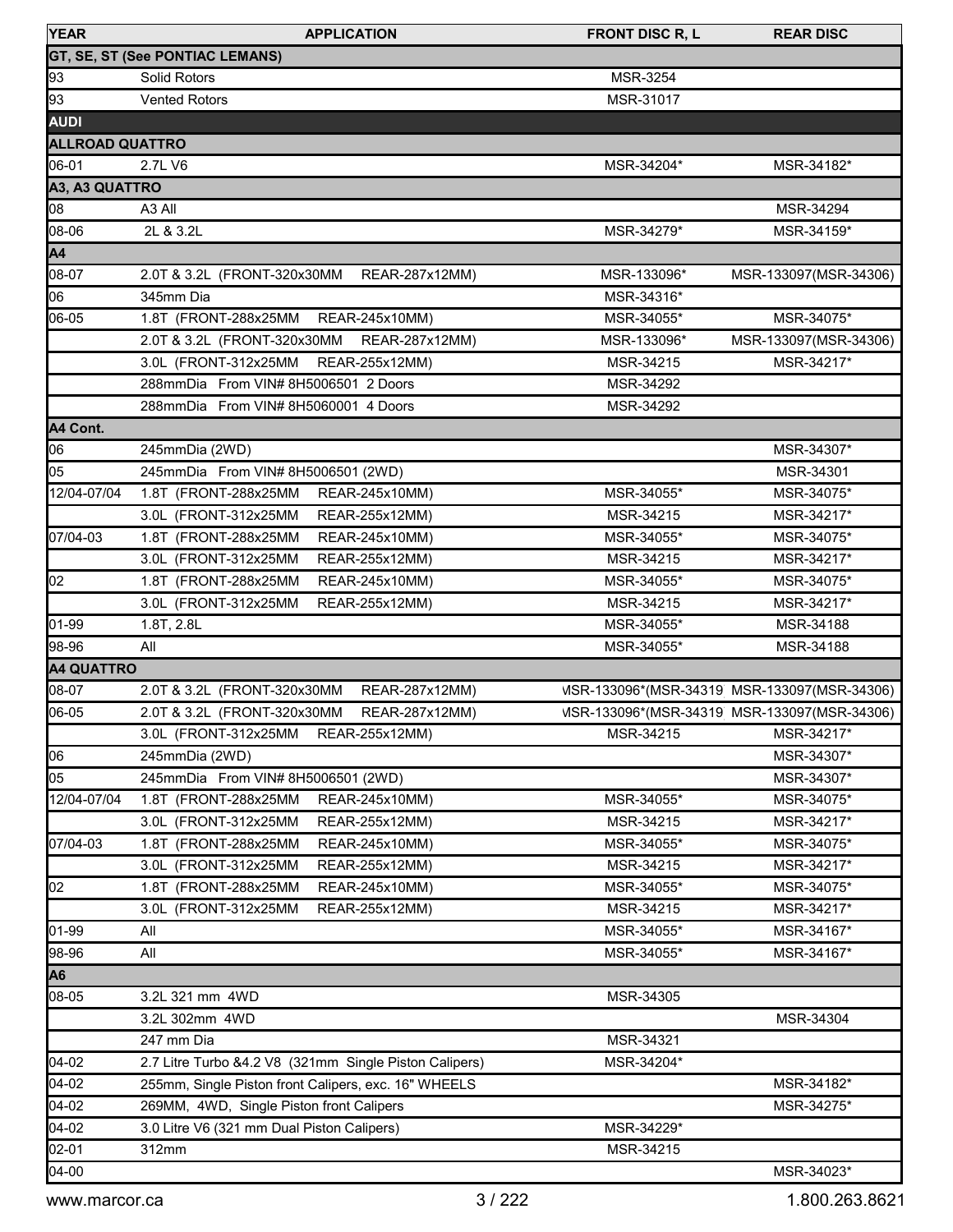| YEAR | APPLICATION | FRONT DISC R, L | REAR DISC |
|---|---|---|---|
| **GT, SE, ST (See PONTIAC LEMANS)** | | | |
| 93 | Solid Rotors | MSR-3254 | |
| 93 | Vented Rotors | MSR-31017 | |
| **AUDI** | | | |
| **ALLROAD QUATTRO** | | | |
| 06-01 | 2.7L V6 | MSR-34204* | MSR-34182* |
| **A3, A3 QUATTRO** | | | |
| 08 | A3 All | | MSR-34294 |
| 08-06 | 2L & 3.2L | MSR-34279* | MSR-34159* |
| **A4** | | | |
| 08-07 | 2.0T & 3.2L (FRONT-320x30MM REAR-287x12MM) | MSR-133096* | MSR-133097(MSR-34306) |
| 06 | 345mm Dia | MSR-34316* | |
| 06-05 | 1.8T (FRONT-288x25MM REAR-245x10MM) | MSR-34055* | MSR-34075* |
| | 2.0T & 3.2L (FRONT-320x30MM REAR-287x12MM) | MSR-133096* | MSR-133097(MSR-34306) |
| | 3.0L (FRONT-312x25MM REAR-255x12MM) | MSR-34215 | MSR-34217* |
| | 288mmDia From VIN# 8H5006501 2 Doors | MSR-34292 | |
| | 288mmDia From VIN# 8H5060001 4 Doors | MSR-34292 | |
| **A4 Cont.** | | | |
| 06 | 245mmDia (2WD) | | MSR-34307* |
| 05 | 245mmDia From VIN# 8H5006501 (2WD) | | MSR-34301 |
| 12/04-07/04 | 1.8T (FRONT-288x25MM REAR-245x10MM) | MSR-34055* | MSR-34075* |
| | 3.0L (FRONT-312x25MM REAR-255x12MM) | MSR-34215 | MSR-34217* |
| 07/04-03 | 1.8T (FRONT-288x25MM REAR-245x10MM) | MSR-34055* | MSR-34075* |
| | 3.0L (FRONT-312x25MM REAR-255x12MM) | MSR-34215 | MSR-34217* |
| 02 | 1.8T (FRONT-288x25MM REAR-245x10MM) | MSR-34055* | MSR-34075* |
| | 3.0L (FRONT-312x25MM REAR-255x12MM) | MSR-34215 | MSR-34217* |
| 01-99 | 1.8T, 2.8L | MSR-34055* | MSR-34188 |
| 98-96 | All | MSR-34055* | MSR-34188 |
| **A4 QUATTRO** | | | |
| 08-07 | 2.0T & 3.2L (FRONT-320x30MM REAR-287x12MM) | MSR-133096*(MSR-34319 | MSR-133097(MSR-34306) |
| 06-05 | 2.0T & 3.2L (FRONT-320x30MM REAR-287x12MM) | MSR-133096*(MSR-34319 | MSR-133097(MSR-34306) |
| | 3.0L (FRONT-312x25MM REAR-255x12MM) | MSR-34215 | MSR-34217* |
| 06 | 245mmDia (2WD) | | MSR-34307* |
| 05 | 245mmDia From VIN# 8H5006501 (2WD) | | MSR-34307* |
| 12/04-07/04 | 1.8T (FRONT-288x25MM REAR-245x10MM) | MSR-34055* | MSR-34075* |
| | 3.0L (FRONT-312x25MM REAR-255x12MM) | MSR-34215 | MSR-34217* |
| 07/04-03 | 1.8T (FRONT-288x25MM REAR-245x10MM) | MSR-34055* | MSR-34075* |
| | 3.0L (FRONT-312x25MM REAR-255x12MM) | MSR-34215 | MSR-34217* |
| 02 | 1.8T (FRONT-288x25MM REAR-245x10MM) | MSR-34055* | MSR-34075* |
| | 3.0L (FRONT-312x25MM REAR-255x12MM) | MSR-34215 | MSR-34217* |
| 01-99 | All | MSR-34055* | MSR-34167* |
| 98-96 | All | MSR-34055* | MSR-34167* |
| **A6** | | | |
| 08-05 | 3.2L 321 mm 4WD | MSR-34305 | |
| | 3.2L 302mm 4WD | | MSR-34304 |
| | 247 mm Dia | MSR-34321 | |
| 04-02 | 2.7 Litre Turbo &4.2 V8 (321mm Single Piston Calipers) | MSR-34204* | |
| 04-02 | 255mm, Single Piston front Calipers, exc. 16" WHEELS | | MSR-34182* |
| 04-02 | 269MM, 4WD, Single Piston front Calipers | | MSR-34275* |
| 04-02 | 3.0 Litre V6 (321 mm Dual Piston Calipers) | MSR-34229* | |
| 02-01 | 312mm | MSR-34215 | |
| 04-00 | | | MSR-34023* |

www.marcor.ca 1.800.263.8621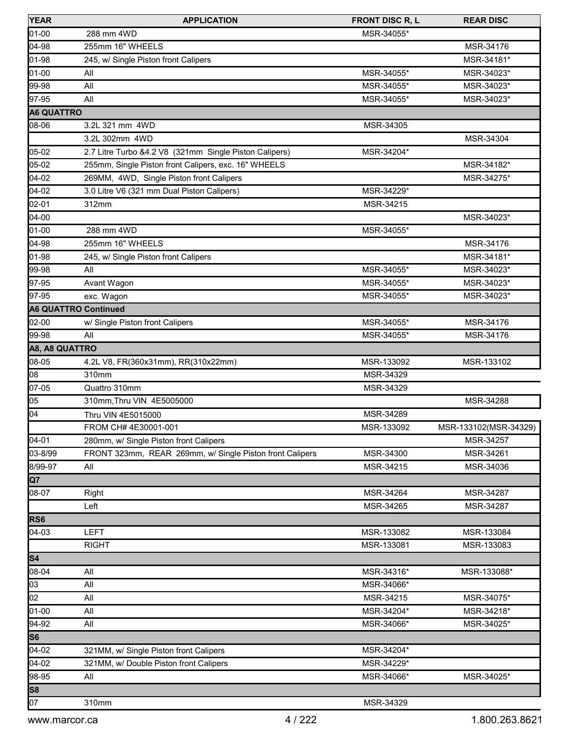| YEAR | APPLICATION | FRONT DISC R, L | REAR DISC |
|---|---|---|---|
| 01-00 | 288 mm 4WD | MSR-34055* | |
| 04-98 | 255mm 16" WHEELS | | MSR-34176 |
| 01-98 | 245, w/ Single Piston front Calipers | | MSR-34181* |
| 01-00 | All | MSR-34055* | MSR-34023* |
| 99-98 | All | MSR-34055* | MSR-34023* |
| 97-95 | All | MSR-34055* | MSR-34023* |
| **A6 QUATTRO** | | | |
| 08-06 | 3.2L 321 mm 4WD | MSR-34305 | |
| | 3.2L 302mm 4WD | | MSR-34304 |
| 05-02 | 2.7 Litre Turbo &4.2 V8 (321mm Single Piston Calipers) | MSR-34204* | |
| 05-02 | 255mm, Single Piston front Calipers, exc. 16" WHEELS | | MSR-34182* |
| 04-02 | 269MM, 4WD, Single Piston front Calipers | | MSR-34275* |
| 04-02 | 3.0 Litre V6 (321 mm Dual Piston Calipers) | MSR-34229* | |
| 02-01 | 312mm | MSR-34215 | |
| 04-00 | | | MSR-34023* |
| 01-00 | 288 mm 4WD | MSR-34055* | |
| 04-98 | 255mm 16" WHEELS | | MSR-34176 |
| 01-98 | 245, w/ Single Piston front Calipers | | MSR-34181* |
| 99-98 | All | MSR-34055* | MSR-34023* |
| 97-95 | Avant Wagon | MSR-34055* | MSR-34023* |
| 97-95 | exc. Wagon | MSR-34055* | MSR-34023* |
| **A6 QUATTRO Continued** | | | |
| 02-00 | w/ Single Piston front Calipers | MSR-34055* | MSR-34176 |
| 99-98 | All | MSR-34055* | MSR-34176 |
| **A8, A8 QUATTRO** | | | |
| 08-05 | 4.2L V8, FR(360x31mm), RR(310x22mm) | MSR-133092 | MSR-133102 |
| 08 | 310mm | MSR-34329 | |
| 07-05 | Quattro 310mm | MSR-34329 | |
| 05 | 310mm,Thru VIN 4E5005000 | | MSR-34288 |
| 04 | Thru VIN 4E5015000 | MSR-34289 | |
| | FROM CH# 4E30001-001 | MSR-133092 | MSR-133102(MSR-34329) |
| 04-01 | 280mm, w/ Single Piston front Calipers | | MSR-34257 |
| 03-8/99 | FRONT 323mm, REAR 269mm, w/ Single Piston front Calipers | MSR-34300 | MSR-34261 |
| 8/99-97 | All | MSR-34215 | MSR-34036 |
| **Q7** | | | |
| 08-07 | Right | MSR-34264 | MSR-34287 |
| | Left | MSR-34265 | MSR-34287 |
| **RS6** | | | |
| 04-03 | LEFT | MSR-133082 | MSR-133084 |
| | RIGHT | MSR-133081 | MSR-133083 |
| **S4** | | | |
| 08-04 | All | MSR-34316* | MSR-133088* |
| 03 | All | MSR-34066* | |
| 02 | All | MSR-34215 | MSR-34075* |
| 01-00 | All | MSR-34204* | MSR-34218* |
| 94-92 | All | MSR-34066* | MSR-34025* |
| **S6** | | | |
| 04-02 | 321MM, w/ Single Piston front Calipers | MSR-34204* | |
| 04-02 | 321MM, w/ Double Piston front Calipers | MSR-34229* | |
| 98-95 | All | MSR-34066* | MSR-34025* |
| **S8** | | | |
| 07 | 310mm | MSR-34329 | |

www.marcor.ca 1.800.263.8621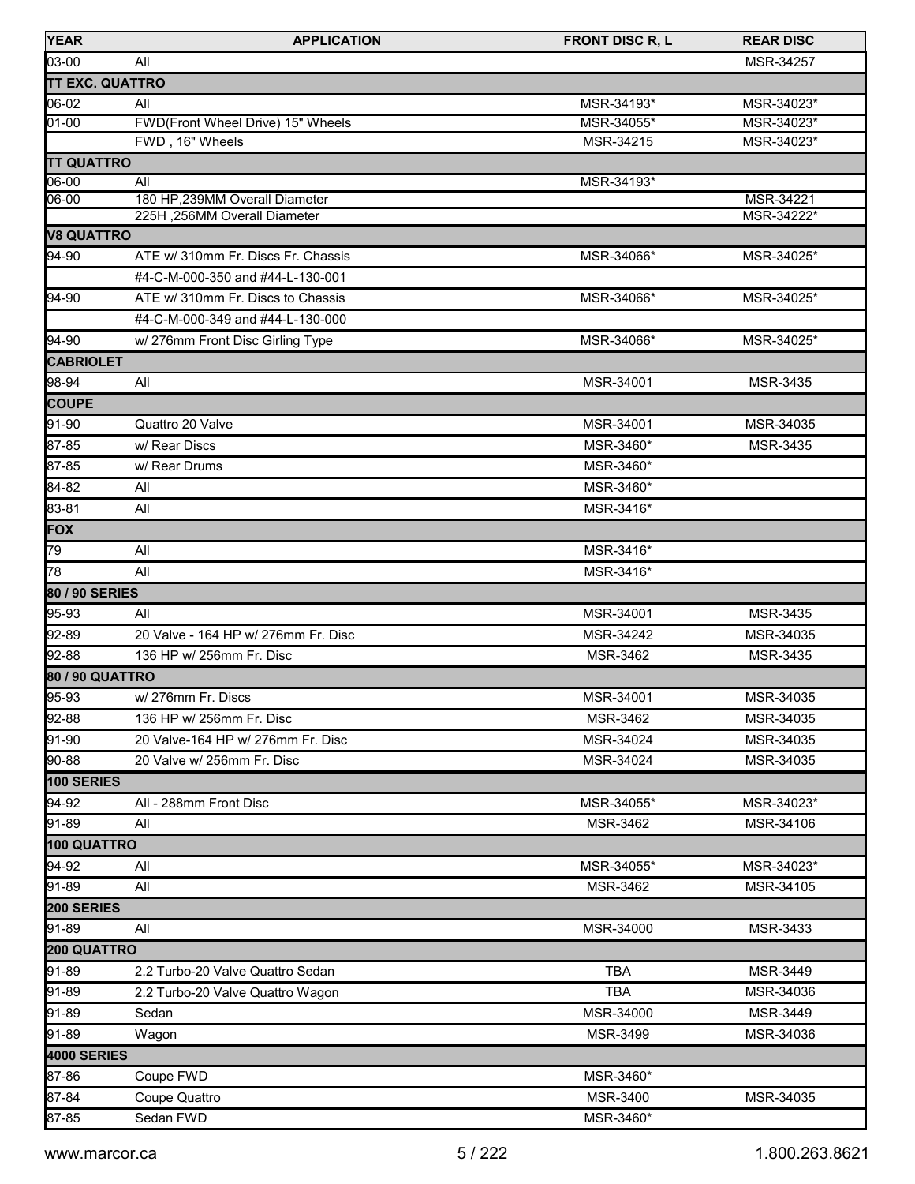| YEAR | APPLICATION | FRONT DISC R, L | REAR DISC |
|---|---|---|---|
| 03-00 | All | | MSR-34257 |
| **TT EXC. QUATTRO** | | | |
| 06-02 | All | MSR-34193* | MSR-34023* |
| 01-00 | FWD(Front Wheel Drive) 15" Wheels | MSR-34055* | MSR-34023* |
| | FWD , 16" Wheels | MSR-34215 | MSR-34023* |
| **TT QUATTRO** | | | |
| 06-00 | All | MSR-34193* | |
| 06-00 | 180 HP,239MM Overall Diameter | | MSR-34221 |
| | 225H ,256MM Overall Diameter | | MSR-34222* |
| **V8 QUATTRO** | | | |
| 94-90 | ATE w/ 310mm Fr. Discs Fr. Chassis | MSR-34066* | MSR-34025* |
| | #4-C-M-000-350 and #44-L-130-001 | | |
| 94-90 | ATE w/ 310mm Fr. Discs to Chassis | MSR-34066* | MSR-34025* |
| | #4-C-M-000-349 and #44-L-130-000 | | |
| 94-90 | w/ 276mm Front Disc Girling Type | MSR-34066* | MSR-34025* |
| **CABRIOLET** | | | |
| 98-94 | All | MSR-34001 | MSR-3435 |
| **COUPE** | | | |
| 91-90 | Quattro 20 Valve | MSR-34001 | MSR-34035 |
| 87-85 | w/ Rear Discs | MSR-3460* | MSR-3435 |
| 87-85 | w/ Rear Drums | MSR-3460* | |
| 84-82 | All | MSR-3460* | |
| 83-81 | All | MSR-3416* | |
| **FOX** | | | |
| 79 | All | MSR-3416* | |
| 78 | All | MSR-3416* | |
| **80 / 90 SERIES** | | | |
| 95-93 | All | MSR-34001 | MSR-3435 |
| 92-89 | 20 Valve - 164 HP w/ 276mm Fr. Disc | MSR-34242 | MSR-34035 |
| 92-88 | 136 HP w/ 256mm Fr. Disc | MSR-3462 | MSR-3435 |
| **80 / 90 QUATTRO** | | | |
| 95-93 | w/ 276mm Fr. Discs | MSR-34001 | MSR-34035 |
| 92-88 | 136 HP w/ 256mm Fr. Disc | MSR-3462 | MSR-34035 |
| 91-90 | 20 Valve-164 HP w/ 276mm Fr. Disc | MSR-34024 | MSR-34035 |
| 90-88 | 20 Valve w/ 256mm Fr. Disc | MSR-34024 | MSR-34035 |
| **100 SERIES** | | | |
| 94-92 | All - 288mm Front Disc | MSR-34055* | MSR-34023* |
| 91-89 | All | MSR-3462 | MSR-34106 |
| **100 QUATTRO** | | | |
| 94-92 | All | MSR-34055* | MSR-34023* |
| 91-89 | All | MSR-3462 | MSR-34105 |
| **200 SERIES** | | | |
| 91-89 | All | MSR-34000 | MSR-3433 |
| **200 QUATTRO** | | | |
| 91-89 | 2.2 Turbo-20 Valve Quattro Sedan | TBA | MSR-3449 |
| 91-89 | 2.2 Turbo-20 Valve Quattro Wagon | TBA | MSR-34036 |
| 91-89 | Sedan | MSR-34000 | MSR-3449 |
| 91-89 | Wagon | MSR-3499 | MSR-34036 |
| **4000 SERIES** | | | |
| 87-86 | Coupe FWD | MSR-3460* | |
| 87-84 | Coupe Quattro | MSR-3400 | MSR-34035 |
| 87-85 | Sedan FWD | MSR-3460* | |

www.marcor.ca 1.800.263.8621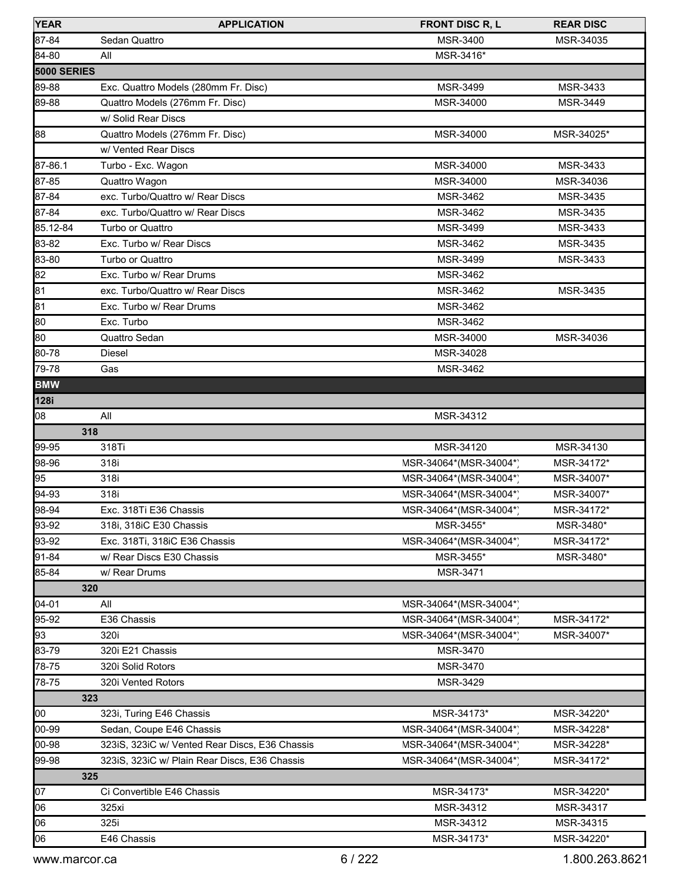| YEAR | APPLICATION | FRONT DISC R, L | REAR DISC |
|---|---|---|---|
| 87-84 | Sedan Quattro | MSR-3400 | MSR-34035 |
| 84-80 | All | MSR-3416* | |
| **5000 SERIES** | | | |
| 89-88 | Exc. Quattro Models (280mm Fr. Disc) | MSR-3499 | MSR-3433 |
| 89-88 | Quattro Models (276mm Fr. Disc) | MSR-34000 | MSR-3449 |
| | w/ Solid Rear Discs | | |
| 88 | Quattro Models (276mm Fr. Disc) | MSR-34000 | MSR-34025* |
| | w/ Vented Rear Discs | | |
| 87-86.1 | Turbo - Exc. Wagon | MSR-34000 | MSR-3433 |
| 87-85 | Quattro Wagon | MSR-34000 | MSR-34036 |
| 87-84 | exc. Turbo/Quattro w/ Rear Discs | MSR-3462 | MSR-3435 |
| 87-84 | exc. Turbo/Quattro w/ Rear Discs | MSR-3462 | MSR-3435 |
| 85.12-84 | Turbo or Quattro | MSR-3499 | MSR-3433 |
| 83-82 | Exc. Turbo w/ Rear Discs | MSR-3462 | MSR-3435 |
| 83-80 | Turbo or Quattro | MSR-3499 | MSR-3433 |
| 82 | Exc. Turbo w/ Rear Drums | MSR-3462 | |
| 81 | exc. Turbo/Quattro w/ Rear Discs | MSR-3462 | MSR-3435 |
| 81 | Exc. Turbo w/ Rear Drums | MSR-3462 | |
| 80 | Exc. Turbo | MSR-3462 | |
| 80 | Quattro Sedan | MSR-34000 | MSR-34036 |
| 80-78 | Diesel | MSR-34028 | |
| 79-78 | Gas | MSR-3462 | |
| **BMW** | | | |
| **128i** | | | |
| 08 | All | MSR-34312 | |
| **318** | | | |
| 99-95 | 318Ti | MSR-34120 | MSR-34130 |
| 98-96 | 318i | MSR-34064*(MSR-34004*) | MSR-34172* |
| 95 | 318i | MSR-34064*(MSR-34004*) | MSR-34007* |
| 94-93 | 318i | MSR-34064*(MSR-34004*) | MSR-34007* |
| 98-94 | Exc. 318Ti E36 Chassis | MSR-34064*(MSR-34004*) | MSR-34172* |
| 93-92 | 318i, 318iC E30 Chassis | MSR-3455* | MSR-3480* |
| 93-92 | Exc. 318Ti, 318iC E36 Chassis | MSR-34064*(MSR-34004*) | MSR-34172* |
| 91-84 | w/ Rear Discs E30 Chassis | MSR-3455* | MSR-3480* |
| 85-84 | w/ Rear Drums | MSR-3471 | |
| **320** | | | |
| 04-01 | All | MSR-34064*(MSR-34004*) | |
| 95-92 | E36 Chassis | MSR-34064*(MSR-34004*) | MSR-34172* |
| 93 | 320i | MSR-34064*(MSR-34004*) | MSR-34007* |
| 83-79 | 320i E21 Chassis | MSR-3470 | |
| 78-75 | 320i Solid Rotors | MSR-3470 | |
| 78-75 | 320i Vented Rotors | MSR-3429 | |
| **323** | | | |
| 00 | 323i, Turing E46 Chassis | MSR-34173* | MSR-34220* |
| 00-99 | Sedan, Coupe E46 Chassis | MSR-34064*(MSR-34004*) | MSR-34228* |
| 00-98 | 323iS, 323iC w/ Vented Rear Discs, E36 Chassis | MSR-34064*(MSR-34004*) | MSR-34228* |
| 99-98 | 323iS, 323iC w/ Plain Rear Discs, E36 Chassis | MSR-34064*(MSR-34004*) | MSR-34172* |
| **325** | | | |
| 07 | Ci Convertible E46 Chassis | MSR-34173* | MSR-34220* |
| 06 | 325xi | MSR-34312 | MSR-34317 |
| 06 | 325i | MSR-34312 | MSR-34315 |
| 06 | E46 Chassis | MSR-34173* | MSR-34220* |

www.marcor.ca 1.800.263.8621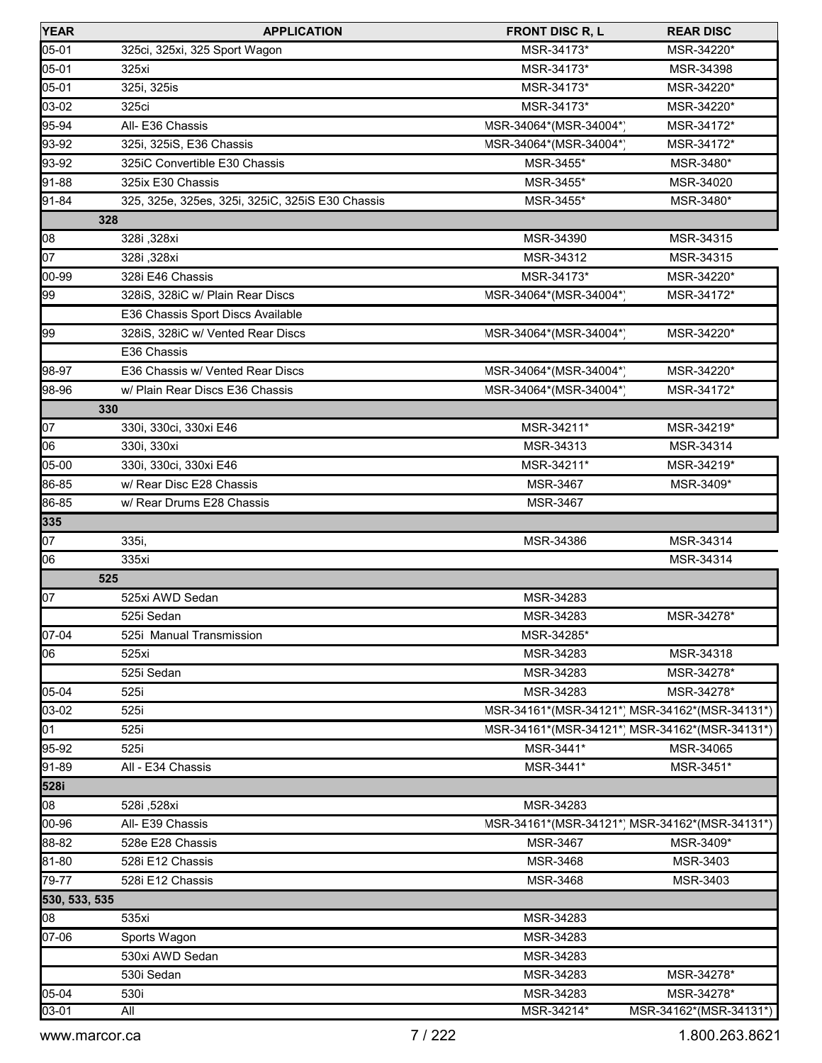| YEAR | APPLICATION | FRONT DISC R, L | REAR DISC |
|---|---|---|---|
| 05-01 | 325ci, 325xi, 325 Sport Wagon | MSR-34173* | MSR-34220* |
| 05-01 | 325xi | MSR-34173* | MSR-34398 |
| 05-01 | 325i, 325is | MSR-34173* | MSR-34220* |
| 03-02 | 325ci | MSR-34173* | MSR-34220* |
| 95-94 | All- E36 Chassis | MSR-34064*(MSR-34004*) | MSR-34172* |
| 93-92 | 325i, 325iS, E36 Chassis | MSR-34064*(MSR-34004*) | MSR-34172* |
| 93-92 | 325iC Convertible E30 Chassis | MSR-3455* | MSR-3480* |
| 91-88 | 325ix E30 Chassis | MSR-3455* | MSR-34020 |
| 91-84 | 325, 325e, 325es, 325i, 325iC, 325iS E30 Chassis | MSR-3455* | MSR-3480* |
| **328** | | | |
| 08 | 328i ,328xi | MSR-34390 | MSR-34315 |
| 07 | 328i ,328xi | MSR-34312 | MSR-34315 |
| 00-99 | 328i E46 Chassis | MSR-34173* | MSR-34220* |
| 99 | 328iS, 328iC w/ Plain Rear Discs | MSR-34064*(MSR-34004*) | MSR-34172* |
| | E36 Chassis Sport Discs Available | | |
| 99 | 328iS, 328iC w/ Vented Rear Discs | MSR-34064*(MSR-34004*) | MSR-34220* |
| | E36 Chassis | | |
| 98-97 | E36 Chassis w/ Vented Rear Discs | MSR-34064*(MSR-34004*) | MSR-34220* |
| 98-96 | w/ Plain Rear Discs E36 Chassis | MSR-34064*(MSR-34004*) | MSR-34172* |
| **330** | | | |
| 07 | 330i, 330ci, 330xi E46 | MSR-34211* | MSR-34219* |
| 06 | 330i, 330xi | MSR-34313 | MSR-34314 |
| 05-00 | 330i, 330ci, 330xi E46 | MSR-34211* | MSR-34219* |
| 86-85 | w/ Rear Disc E28 Chassis | MSR-3467 | MSR-3409* |
| 86-85 | w/ Rear Drums E28 Chassis | MSR-3467 | |
| **335** | | | |
| 07 | 335i, | MSR-34386 | MSR-34314 |
| 06 | 335xi | | MSR-34314 |
| **525** | | | |
| 07 | 525xi AWD Sedan | MSR-34283 | |
| | 525i Sedan | MSR-34283 | MSR-34278* |
| 07-04 | 525i Manual Transmission | MSR-34285* | |
| 06 | 525xi | MSR-34283 | MSR-34318 |
| | 525i Sedan | MSR-34283 | MSR-34278* |
| 05-04 | 525i | MSR-34283 | MSR-34278* |
| 03-02 | 525i | MSR-34161*(MSR-34121*) | MSR-34162*(MSR-34131*) |
| 01 | 525i | MSR-34161*(MSR-34121*) | MSR-34162*(MSR-34131*) |
| 95-92 | 525i | MSR-3441* | MSR-34065 |
| 91-89 | All - E34 Chassis | MSR-3441* | MSR-3451* |
| **528i** | | | |
| 08 | 528i ,528xi | MSR-34283 | |
| 00-96 | All- E39 Chassis | MSR-34161*(MSR-34121*) | MSR-34162*(MSR-34131*) |
| 88-82 | 528e E28 Chassis | MSR-3467 | MSR-3409* |
| 81-80 | 528i E12 Chassis | MSR-3468 | MSR-3403 |
| 79-77 | 528i E12 Chassis | MSR-3468 | MSR-3403 |
| **530, 533, 535** | | | |
| 08 | 535xi | MSR-34283 | |
| 07-06 | Sports Wagon | MSR-34283 | |
| | 530xi AWD Sedan | MSR-34283 | |
| | 530i Sedan | MSR-34283 | MSR-34278* |
| 05-04 | 530i | MSR-34283 | MSR-34278* |
| 03-01 | All | MSR-34214* | MSR-34162*(MSR-34131*) |

www.marcor.ca 1.800.263.8621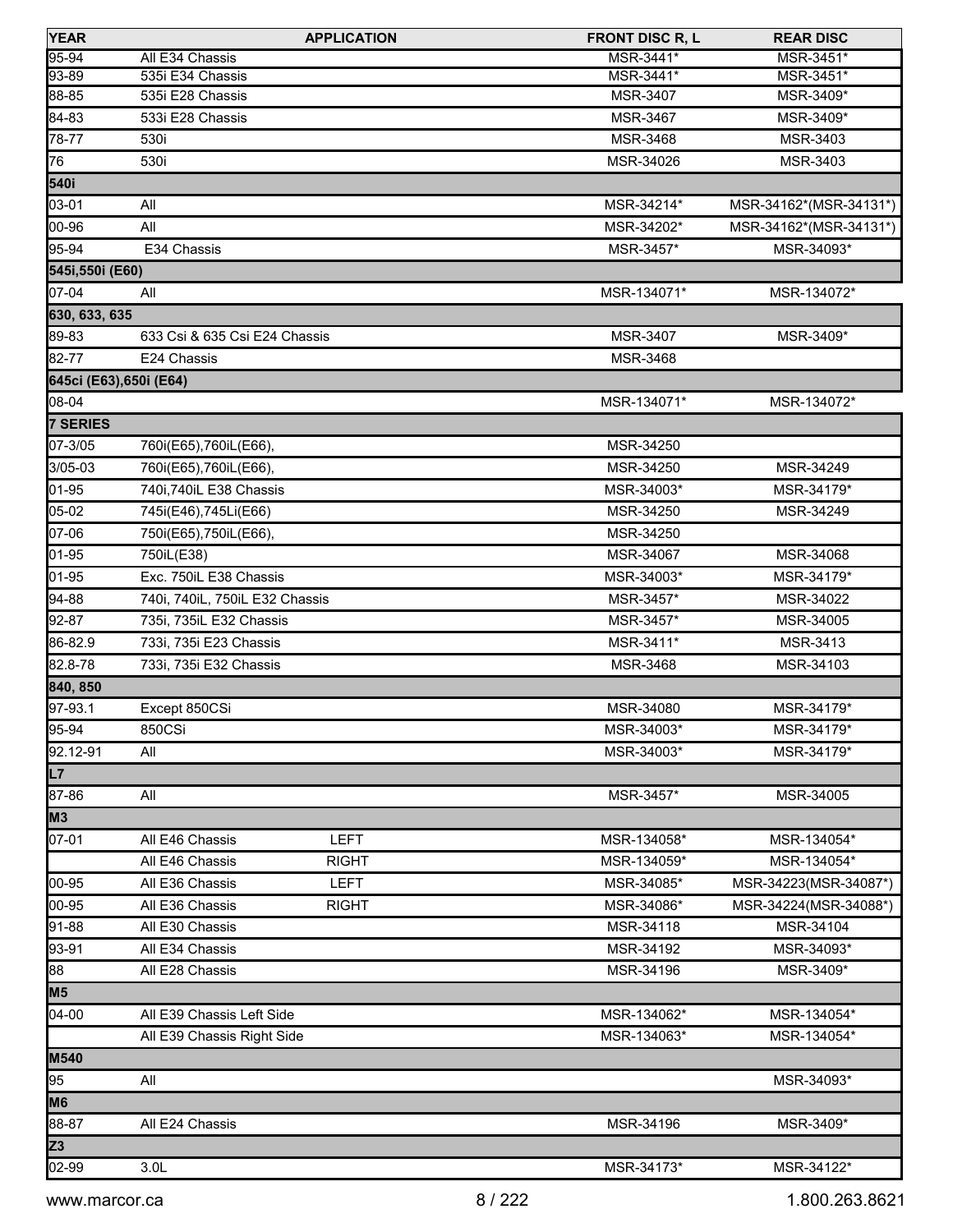| YEAR | APPLICATION | | FRONT DISC R, L | REAR DISC |
|---|---|---|---|---|
| 95-94 | All E34 Chassis | | MSR-3441* | MSR-3451* |
| 93-89 | 535i E34 Chassis | | MSR-3441* | MSR-3451* |
| 88-85 | 535i E28 Chassis | | MSR-3407 | MSR-3409* |
| 84-83 | 533i E28 Chassis | | MSR-3467 | MSR-3409* |
| 78-77 | 530i | | MSR-3468 | MSR-3403 |
| 76 | 530i | | MSR-34026 | MSR-3403 |
| **540i** | | | | |
| 03-01 | All | | MSR-34214* | MSR-34162*(MSR-34131*) |
| 00-96 | All | | MSR-34202* | MSR-34162*(MSR-34131*) |
| 95-94 | E34 Chassis | | MSR-3457* | MSR-34093* |
| **545i,550i (E60)** | | | | |
| 07-04 | All | | MSR-134071* | MSR-134072* |
| **630, 633, 635** | | | | |
| 89-83 | 633 Csi & 635 Csi E24 Chassis | | MSR-3407 | MSR-3409* |
| 82-77 | E24 Chassis | | MSR-3468 | |
| **645ci (E63),650i (E64)** | | | | |
| 08-04 | | | MSR-134071* | MSR-134072* |
| **7 SERIES** | | | | |
| 07-3/05 | 760i(E65),760iL(E66), | | MSR-34250 | |
| 3/05-03 | 760i(E65),760iL(E66), | | MSR-34250 | MSR-34249 |
| 01-95 | 740i,740iL E38 Chassis | | MSR-34003* | MSR-34179* |
| 05-02 | 745i(E46),745Li(E66) | | MSR-34250 | MSR-34249 |
| 07-06 | 750i(E65),750iL(E66), | | MSR-34250 | |
| 01-95 | 750iL(E38) | | MSR-34067 | MSR-34068 |
| 01-95 | Exc. 750iL E38 Chassis | | MSR-34003* | MSR-34179* |
| 94-88 | 740i, 740iL, 750iL E32 Chassis | | MSR-3457* | MSR-34022 |
| 92-87 | 735i, 735iL E32 Chassis | | MSR-3457* | MSR-34005 |
| 86-82.9 | 733i, 735i E23 Chassis | | MSR-3411* | MSR-3413 |
| 82.8-78 | 733i, 735i E32 Chassis | | MSR-3468 | MSR-34103 |
| **840, 850** | | | | |
| 97-93.1 | Except 850CSi | | MSR-34080 | MSR-34179* |
| 95-94 | 850CSi | | MSR-34003* | MSR-34179* |
| 92.12-91 | All | | MSR-34003* | MSR-34179* |
| **L7** | | | | |
| 87-86 | All | | MSR-3457* | MSR-34005 |
| **M3** | | | | |
| 07-01 | All E46 Chassis | LEFT | MSR-134058* | MSR-134054* |
| | All E46 Chassis | RIGHT | MSR-134059* | MSR-134054* |
| 00-95 | All E36 Chassis | LEFT | MSR-34085* | MSR-34223(MSR-34087*) |
| 00-95 | All E36 Chassis | RIGHT | MSR-34086* | MSR-34224(MSR-34088*) |
| 91-88 | All E30 Chassis | | MSR-34118 | MSR-34104 |
| 93-91 | All E34 Chassis | | MSR-34192 | MSR-34093* |
| 88 | All E28 Chassis | | MSR-34196 | MSR-3409* |
| **M5** | | | | |
| 04-00 | All E39 Chassis Left Side | | MSR-134062* | MSR-134054* |
| | All E39 Chassis Right Side | | MSR-134063* | MSR-134054* |
| **M540** | | | | |
| 95 | All | | | MSR-34093* |
| **M6** | | | | |
| 88-87 | All E24 Chassis | | MSR-34196 | MSR-3409* |
| **Z3** | | | | |
| 02-99 | 3.0L | | MSR-34173* | MSR-34122* |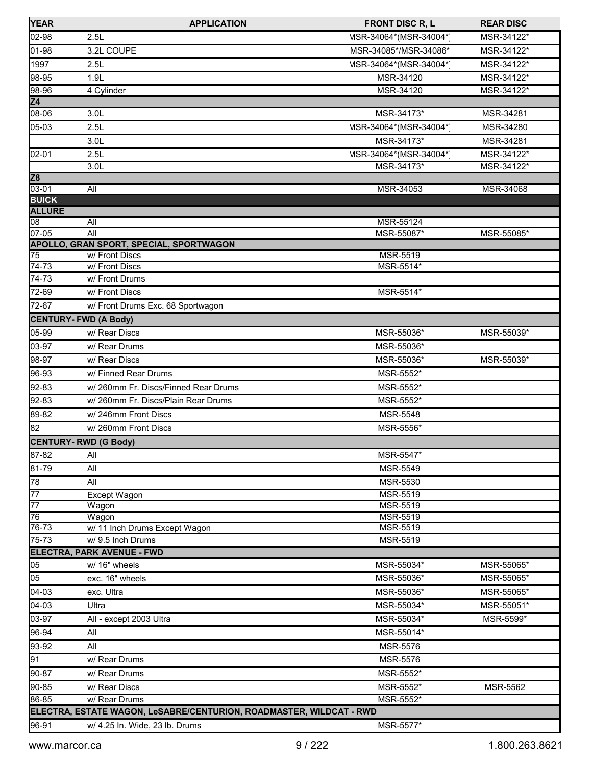| YEAR | APPLICATION | FRONT DISC R, L | REAR DISC |
|---|---|---|---|
| 02-98 | 2.5L | MSR-34064*(MSR-34004*) | MSR-34122* |
| 01-98 | 3.2L COUPE | MSR-34085*/MSR-34086* | MSR-34122* |
| 1997 | 2.5L | MSR-34064*(MSR-34004*) | MSR-34122* |
| 98-95 | 1.9L | MSR-34120 | MSR-34122* |
| 98-96 | 4 Cylinder | MSR-34120 | MSR-34122* |
| **Z4** | | | |
| 08-06 | 3.0L | MSR-34173* | MSR-34281 |
| 05-03 | 2.5L | MSR-34064*(MSR-34004*) | MSR-34280 |
| | 3.0L | MSR-34173* | MSR-34281 |
| 02-01 | 2.5L | MSR-34064*(MSR-34004*) | MSR-34122* |
| | 3.0L | MSR-34173* | MSR-34122* |
| **Z8** | | | |
| 03-01 | All | MSR-34053 | MSR-34068 |
| **BUICK** | | | |
| **ALLURE** | | | |
| 08 | All | MSR-55124 | |
| 07-05 | All | MSR-55087* | MSR-55085* |
| **APOLLO, GRAN SPORT, SPECIAL, SPORTWAGON** | | | |
| 75 | w/ Front Discs | MSR-5519 | |
| 74-73 | w/ Front Discs | MSR-5514* | |
| 74-73 | w/ Front Drums | | |
| 72-69 | w/ Front Discs | MSR-5514* | |
| 72-67 | w/ Front Drums Exc. 68 Sportwagon | | |
| **CENTURY- FWD (A Body)** | | | |
| 05-99 | w/ Rear Discs | MSR-55036* | MSR-55039* |
| 03-97 | w/ Rear Drums | MSR-55036* | |
| 98-97 | w/ Rear Discs | MSR-55036* | MSR-55039* |
| 96-93 | w/ Finned Rear Drums | MSR-5552* | |
| 92-83 | w/ 260mm Fr. Discs/Finned Rear Drums | MSR-5552* | |
| 92-83 | w/ 260mm Fr. Discs/Plain Rear Drums | MSR-5552* | |
| 89-82 | w/ 246mm Front Discs | MSR-5548 | |
| 82 | w/ 260mm Front Discs | MSR-5556* | |
| **CENTURY- RWD (G Body)** | | | |
| 87-82 | All | MSR-5547* | |
| 81-79 | All | MSR-5549 | |
| 78 | All | MSR-5530 | |
| 77 | Except Wagon | MSR-5519 | |
| 77 | Wagon | MSR-5519 | |
| 76 | Wagon | MSR-5519 | |
| 76-73 | w/ 11 Inch Drums Except Wagon | MSR-5519 | |
| 75-73 | w/ 9.5 Inch Drums | MSR-5519 | |
| **ELECTRA, PARK AVENUE - FWD** | | | |
| 05 | w/ 16" wheels | MSR-55034* | MSR-55065* |
| 05 | exc. 16" wheels | MSR-55036* | MSR-55065* |
| 04-03 | exc. Ultra | MSR-55036* | MSR-55065* |
| 04-03 | Ultra | MSR-55034* | MSR-55051* |
| 03-97 | All - except 2003 Ultra | MSR-55034* | MSR-5599* |
| 96-94 | All | MSR-55014* | |
| 93-92 | All | MSR-5576 | |
| 91 | w/ Rear Drums | MSR-5576 | |
| 90-87 | w/ Rear Drums | MSR-5552* | |
| 90-85 | w/ Rear Discs | MSR-5552* | MSR-5562 |
| 86-85 | w/ Rear Drums | MSR-5552* | |
| **ELECTRA, ESTATE WAGON, LeSABRE/CENTURION, ROADMASTER, WILDCAT - RWD** | | | |
| 96-91 | w/ 4.25 In. Wide, 23 lb. Drums | MSR-5577* | |

www.marcor.ca 1.800.263.8621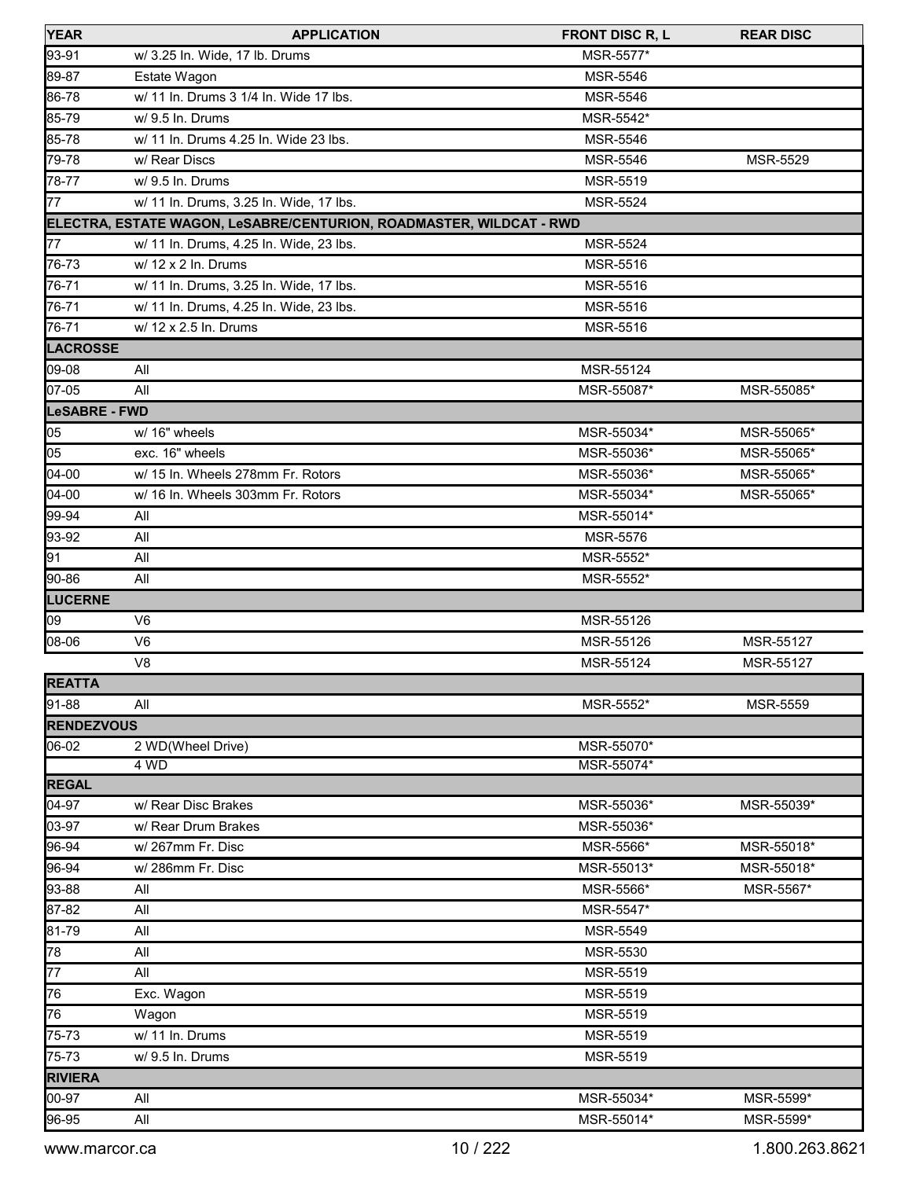| YEAR | APPLICATION | FRONT DISC R, L | REAR DISC |
| --- | --- | --- | --- |
| 93-91 | w/ 3.25 In. Wide, 17 lb. Drums | MSR-5577* | |
| 89-87 | Estate Wagon | MSR-5546 | |
| 86-78 | w/ 11 In. Drums 3 1/4 In. Wide 17 lbs. | MSR-5546 | |
| 85-79 | w/ 9.5 In. Drums | MSR-5542* | |
| 85-78 | w/ 11 In. Drums 4.25 In. Wide 23 lbs. | MSR-5546 | |
| 79-78 | w/ Rear Discs | MSR-5546 | MSR-5529 |
| 78-77 | w/ 9.5 In. Drums | MSR-5519 | |
| 77 | w/ 11 In. Drums, 3.25 In. Wide, 17 lbs. | MSR-5524 | |
| **ELECTRA, ESTATE WAGON, LeSABRE/CENTURION, ROADMASTER, WILDCAT - RWD** | | | |
| 77 | w/ 11 In. Drums, 4.25 In. Wide, 23 lbs. | MSR-5524 | |
| 76-73 | w/ 12 x 2 In. Drums | MSR-5516 | |
| 76-71 | w/ 11 In. Drums, 3.25 In. Wide, 17 lbs. | MSR-5516 | |
| 76-71 | w/ 11 In. Drums, 4.25 In. Wide, 23 lbs. | MSR-5516 | |
| 76-71 | w/ 12 x 2.5 In. Drums | MSR-5516 | |
| **LACROSSE** | | | |
| 09-08 | All | MSR-55124 | |
| 07-05 | All | MSR-55087* | MSR-55085* |
| **LeSABRE - FWD** | | | |
| 05 | w/ 16" wheels | MSR-55034* | MSR-55065* |
| 05 | exc. 16" wheels | MSR-55036* | MSR-55065* |
| 04-00 | w/ 15 In. Wheels 278mm Fr. Rotors | MSR-55036* | MSR-55065* |
| 04-00 | w/ 16 In. Wheels 303mm Fr. Rotors | MSR-55034* | MSR-55065* |
| 99-94 | All | MSR-55014* | |
| 93-92 | All | MSR-5576 | |
| 91 | All | MSR-5552* | |
| 90-86 | All | MSR-5552* | |
| **LUCERNE** | | | |
| 09 | V6 | MSR-55126 | |
| 08-06 | V6 | MSR-55126 | MSR-55127 |
| | V8 | MSR-55124 | MSR-55127 |
| **REATTA** | | | |
| 91-88 | All | MSR-5552* | MSR-5559 |
| **RENDEZVOUS** | | | |
| 06-02 | 2 WD(Wheel Drive) | MSR-55070* | |
| | 4 WD | MSR-55074* | |
| **REGAL** | | | |
| 04-97 | w/ Rear Disc Brakes | MSR-55036* | MSR-55039* |
| 03-97 | w/ Rear Drum Brakes | MSR-55036* | |
| 96-94 | w/ 267mm Fr. Disc | MSR-5566* | MSR-55018* |
| 96-94 | w/ 286mm Fr. Disc | MSR-55013* | MSR-55018* |
| 93-88 | All | MSR-5566* | MSR-5567* |
| 87-82 | All | MSR-5547* | |
| 81-79 | All | MSR-5549 | |
| 78 | All | MSR-5530 | |
| 77 | All | MSR-5519 | |
| 76 | Exc. Wagon | MSR-5519 | |
| 76 | Wagon | MSR-5519 | |
| 75-73 | w/ 11 In. Drums | MSR-5519 | |
| 75-73 | w/ 9.5 In. Drums | MSR-5519 | |
| **RIVIERA** | | | |
| 00-97 | All | MSR-55034* | MSR-5599* |
| 96-95 | All | MSR-55014* | MSR-5599* |

www.marcor.ca 1.800.263.8621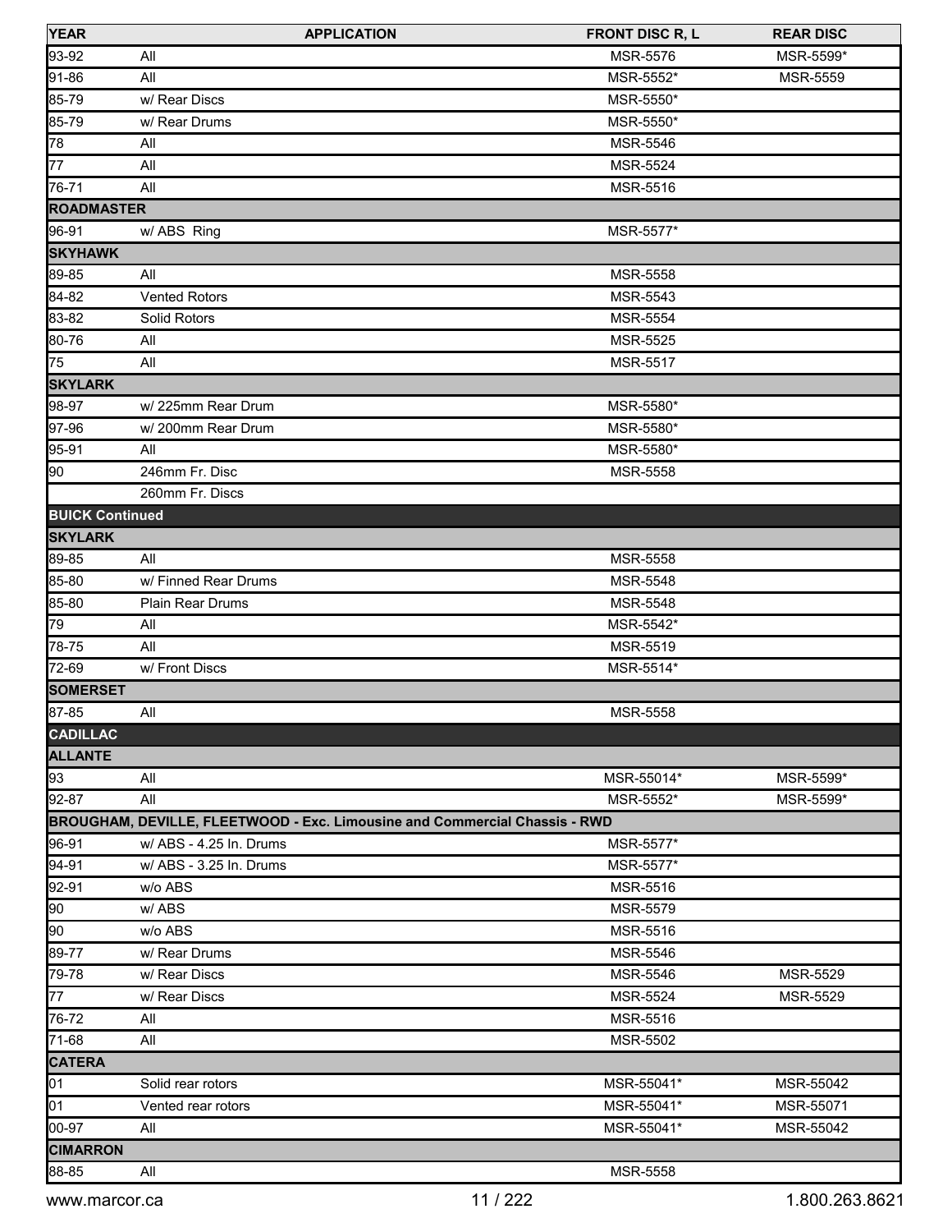| YEAR | APPLICATION | FRONT DISC R, L | REAR DISC |
|---|---|---|---|
| 93-92 | All | MSR-5576 | MSR-5599* |
| 91-86 | All | MSR-5552* | MSR-5559 |
| 85-79 | w/ Rear Discs | MSR-5550* | |
| 85-79 | w/ Rear Drums | MSR-5550* | |
| 78 | All | MSR-5546 | |
| 77 | All | MSR-5524 | |
| 76-71 | All | MSR-5516 | |
| **ROADMASTER** | | | |
| 96-91 | w/ ABS Ring | MSR-5577* | |
| **SKYHAWK** | | | |
| 89-85 | All | MSR-5558 | |
| 84-82 | Vented Rotors | MSR-5543 | |
| 83-82 | Solid Rotors | MSR-5554 | |
| 80-76 | All | MSR-5525 | |
| 75 | All | MSR-5517 | |
| **SKYLARK** | | | |
| 98-97 | w/ 225mm Rear Drum | MSR-5580* | |
| 97-96 | w/ 200mm Rear Drum | MSR-5580* | |
| 95-91 | All | MSR-5580* | |
| 90 | 246mm Fr. Disc | MSR-5558 | |
| | 260mm Fr. Discs | | |
| **BUICK Continued** | | | |
| **SKYLARK** | | | |
| 89-85 | All | MSR-5558 | |
| 85-80 | w/ Finned Rear Drums | MSR-5548 | |
| 85-80 | Plain Rear Drums | MSR-5548 | |
| 79 | All | MSR-5542* | |
| 78-75 | All | MSR-5519 | |
| 72-69 | w/ Front Discs | MSR-5514* | |
| **SOMERSET** | | | |
| 87-85 | All | MSR-5558 | |
| **CADILLAC** | | | |
| **ALLANTE** | | | |
| 93 | All | MSR-55014* | MSR-5599* |
| 92-87 | All | MSR-5552* | MSR-5599* |
| **BROUGHAM, DEVILLE, FLEETWOOD - Exc. Limousine and Commercial Chassis - RWD** | | | |
| 96-91 | w/ ABS - 4.25 In. Drums | MSR-5577* | |
| 94-91 | w/ ABS - 3.25 In. Drums | MSR-5577* | |
| 92-91 | w/o ABS | MSR-5516 | |
| 90 | w/ ABS | MSR-5579 | |
| 90 | w/o ABS | MSR-5516 | |
| 89-77 | w/ Rear Drums | MSR-5546 | |
| 79-78 | w/ Rear Discs | MSR-5546 | MSR-5529 |
| 77 | w/ Rear Discs | MSR-5524 | MSR-5529 |
| 76-72 | All | MSR-5516 | |
| 71-68 | All | MSR-5502 | |
| **CATERA** | | | |
| 01 | Solid rear rotors | MSR-55041* | MSR-55042 |
| 01 | Vented rear rotors | MSR-55041* | MSR-55071 |
| 00-97 | All | MSR-55041* | MSR-55042 |
| **CIMARRON** | | | |
| 88-85 | All | MSR-5558 | |

www.marcor.ca 1.800.263.8621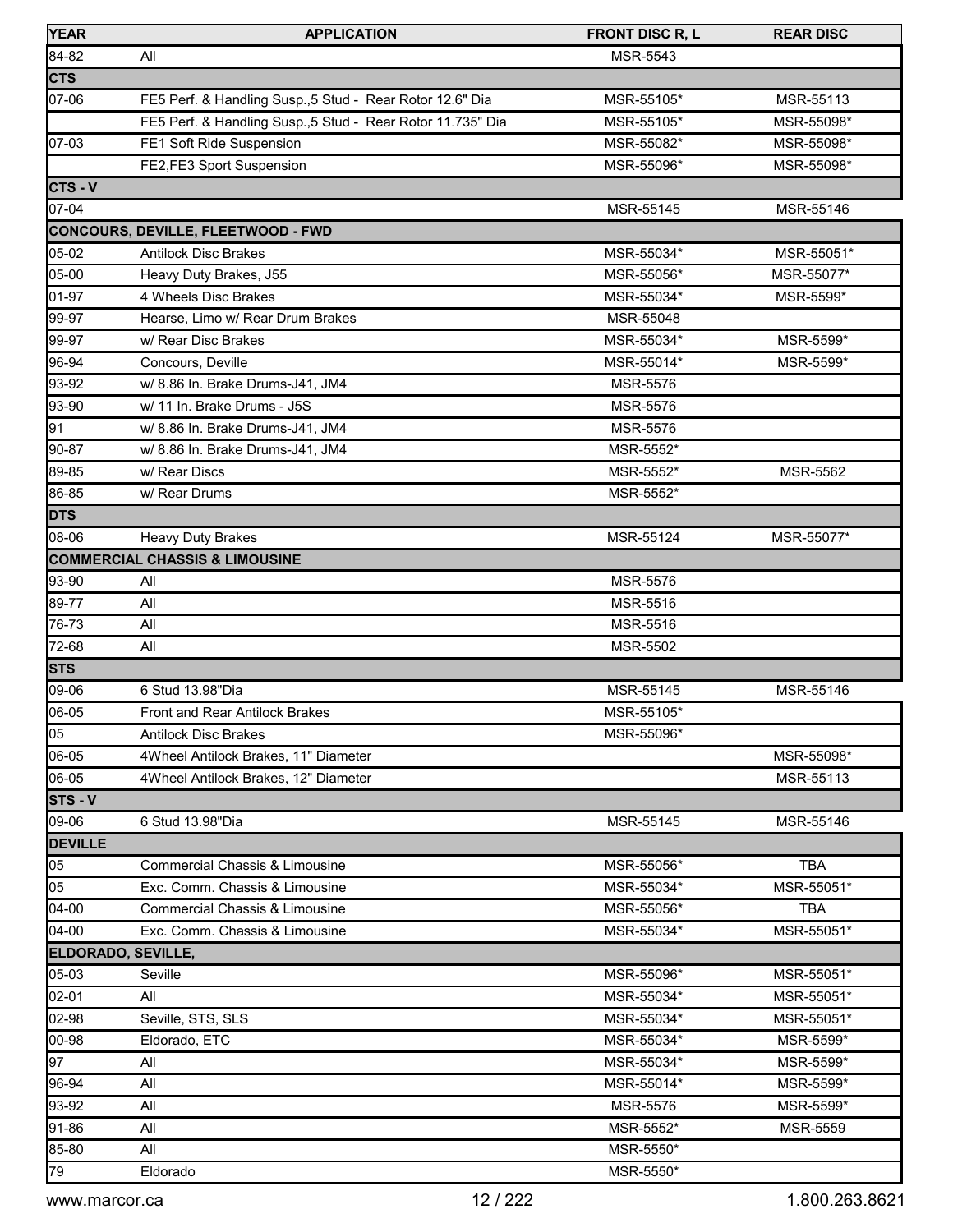| YEAR | APPLICATION | FRONT DISC R, L | REAR DISC |
|---|---|---|---|
| 84-82 | All | MSR-5543 | |
| **CTS** | | | |
| 07-06 | FE5 Perf. & Handling Susp.,5 Stud - Rear Rotor 12.6" Dia | MSR-55105* | MSR-55113 |
| | FE5 Perf. & Handling Susp.,5 Stud - Rear Rotor 11.735" Dia | MSR-55105* | MSR-55098* |
| 07-03 | FE1 Soft Ride Suspension | MSR-55082* | MSR-55098* |
| | FE2,FE3 Sport Suspension | MSR-55096* | MSR-55098* |
| **CTS - V** | | | |
| 07-04 | | MSR-55145 | MSR-55146 |
| **CONCOURS, DEVILLE, FLEETWOOD - FWD** | | | |
| 05-02 | Antilock Disc Brakes | MSR-55034* | MSR-55051* |
| 05-00 | Heavy Duty Brakes, J55 | MSR-55056* | MSR-55077* |
| 01-97 | 4 Wheels Disc Brakes | MSR-55034* | MSR-5599* |
| 99-97 | Hearse, Limo w/ Rear Drum Brakes | MSR-55048 | |
| 99-97 | w/ Rear Disc Brakes | MSR-55034* | MSR-5599* |
| 96-94 | Concours, Deville | MSR-55014* | MSR-5599* |
| 93-92 | w/ 8.86 In. Brake Drums-J41, JM4 | MSR-5576 | |
| 93-90 | w/ 11 In. Brake Drums - J5S | MSR-5576 | |
| 91 | w/ 8.86 In. Brake Drums-J41, JM4 | MSR-5576 | |
| 90-87 | w/ 8.86 In. Brake Drums-J41, JM4 | MSR-5552* | |
| 89-85 | w/ Rear Discs | MSR-5552* | MSR-5562 |
| 86-85 | w/ Rear Drums | MSR-5552* | |
| **DTS** | | | |
| 08-06 | Heavy Duty Brakes | MSR-55124 | MSR-55077* |
| **COMMERCIAL CHASSIS & LIMOUSINE** | | | |
| 93-90 | All | MSR-5576 | |
| 89-77 | All | MSR-5516 | |
| 76-73 | All | MSR-5516 | |
| 72-68 | All | MSR-5502 | |
| **STS** | | | |
| 09-06 | 6 Stud 13.98"Dia | MSR-55145 | MSR-55146 |
| 06-05 | Front and Rear Antilock Brakes | MSR-55105* | |
| 05 | Antilock Disc Brakes | MSR-55096* | |
| 06-05 | 4Wheel Antilock Brakes, 11" Diameter | | MSR-55098* |
| 06-05 | 4Wheel Antilock Brakes, 12" Diameter | | MSR-55113 |
| **STS - V** | | | |
| 09-06 | 6 Stud 13.98"Dia | MSR-55145 | MSR-55146 |
| **DEVILLE** | | | |
| 05 | Commercial Chassis & Limousine | MSR-55056* | TBA |
| 05 | Exc. Comm. Chassis & Limousine | MSR-55034* | MSR-55051* |
| 04-00 | Commercial Chassis & Limousine | MSR-55056* | TBA |
| 04-00 | Exc. Comm. Chassis & Limousine | MSR-55034* | MSR-55051* |
| **ELDORADO, SEVILLE,** | | | |
| 05-03 | Seville | MSR-55096* | MSR-55051* |
| 02-01 | All | MSR-55034* | MSR-55051* |
| 02-98 | Seville, STS, SLS | MSR-55034* | MSR-55051* |
| 00-98 | Eldorado, ETC | MSR-55034* | MSR-5599* |
| 97 | All | MSR-55034* | MSR-5599* |
| 96-94 | All | MSR-55014* | MSR-5599* |
| 93-92 | All | MSR-5576 | MSR-5599* |
| 91-86 | All | MSR-5552* | MSR-5559 |
| 85-80 | All | MSR-5550* | |
| 79 | Eldorado | MSR-5550* | |

www.marcor.ca 1.800.263.8621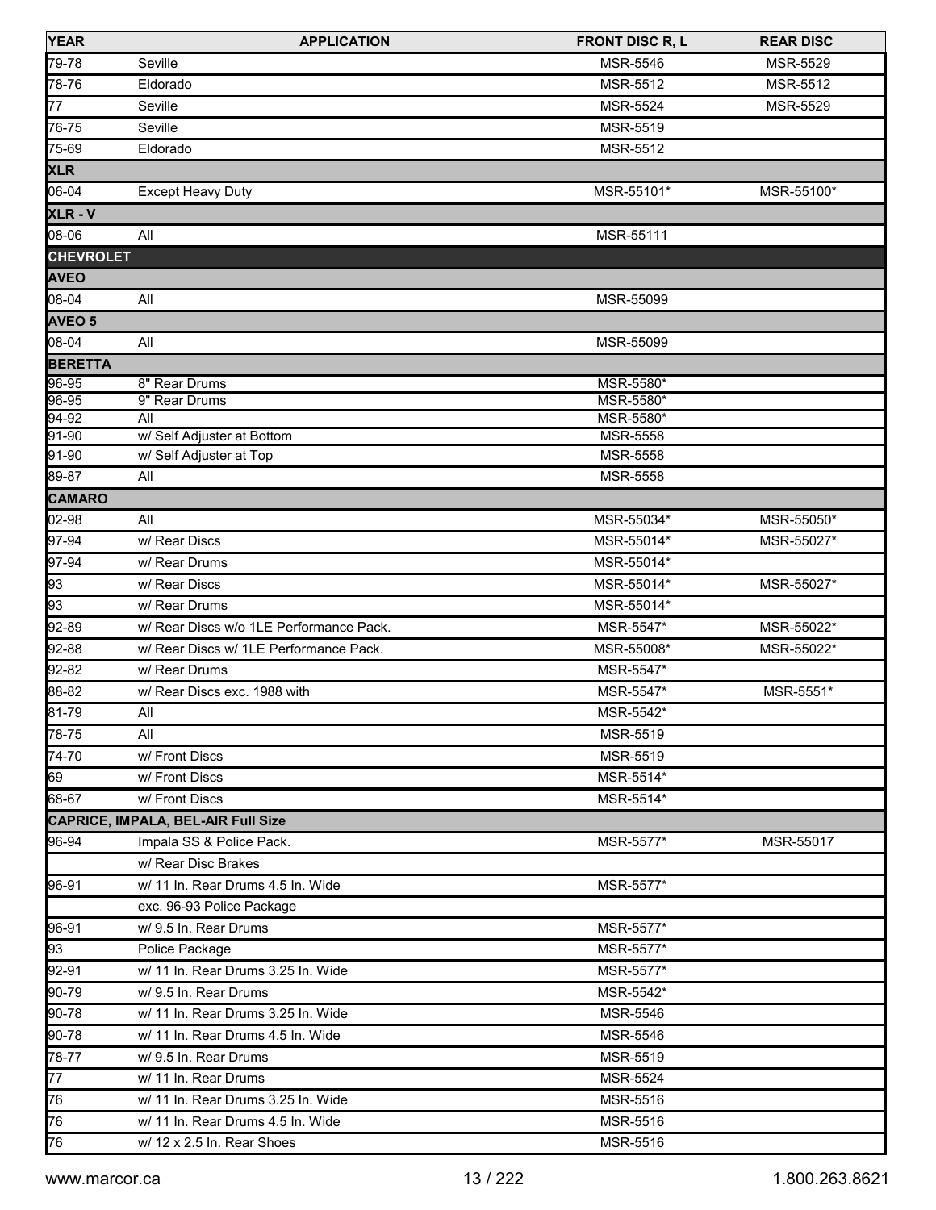| YEAR | APPLICATION | FRONT DISC R, L | REAR DISC |
|---|---|---|---|
| 79-78 | Seville | MSR-5546 | MSR-5529 |
| 78-76 | Eldorado | MSR-5512 | MSR-5512 |
| 77 | Seville | MSR-5524 | MSR-5529 |
| 76-75 | Seville | MSR-5519 | |
| 75-69 | Eldorado | MSR-5512 | |
| **XLR** | | | |
| 06-04 | Except Heavy Duty | MSR-55101* | MSR-55100* |
| **XLR - V** | | | |
| 08-06 | All | MSR-55111 | |
| **CHEVROLET** | | | |
| **AVEO** | | | |
| 08-04 | All | MSR-55099 | |
| **AVEO 5** | | | |
| 08-04 | All | MSR-55099 | |
| **BERETTA** | | | |
| 96-95 | 8" Rear Drums | MSR-5580* | |
| 96-95 | 9" Rear Drums | MSR-5580* | |
| 94-92 | All | MSR-5580* | |
| 91-90 | w/ Self Adjuster at Bottom | MSR-5558 | |
| 91-90 | w/ Self Adjuster at Top | MSR-5558 | |
| 89-87 | All | MSR-5558 | |
| **CAMARO** | | | |
| 02-98 | All | MSR-55034* | MSR-55050* |
| 97-94 | w/ Rear Discs | MSR-55014* | MSR-55027* |
| 97-94 | w/ Rear Drums | MSR-55014* | |
| 93 | w/ Rear Discs | MSR-55014* | MSR-55027* |
| 93 | w/ Rear Drums | MSR-55014* | |
| 92-89 | w/ Rear Discs w/o 1LE Performance Pack. | MSR-5547* | MSR-55022* |
| 92-88 | w/ Rear Discs w/ 1LE Performance Pack. | MSR-55008* | MSR-55022* |
| 92-82 | w/ Rear Drums | MSR-5547* | |
| 88-82 | w/ Rear Discs exc. 1988 with | MSR-5547* | MSR-5551* |
| 81-79 | All | MSR-5542* | |
| 78-75 | All | MSR-5519 | |
| 74-70 | w/ Front Discs | MSR-5519 | |
| 69 | w/ Front Discs | MSR-5514* | |
| 68-67 | w/ Front Discs | MSR-5514* | |
| **CAPRICE, IMPALA, BEL-AIR Full Size** | | | |
| 96-94 | Impala SS & Police Pack. | MSR-5577* | MSR-55017 |
| | w/ Rear Disc Brakes | | |
| 96-91 | w/ 11 In. Rear Drums 4.5 In. Wide | MSR-5577* | |
| | exc. 96-93 Police Package | | |
| 96-91 | w/ 9.5 In. Rear Drums | MSR-5577* | |
| 93 | Police Package | MSR-5577* | |
| 92-91 | w/ 11 In. Rear Drums 3.25 In. Wide | MSR-5577* | |
| 90-79 | w/ 9.5 In. Rear Drums | MSR-5542* | |
| 90-78 | w/ 11 In. Rear Drums 3.25 In. Wide | MSR-5546 | |
| 90-78 | w/ 11 In. Rear Drums 4.5 In. Wide | MSR-5546 | |
| 78-77 | w/ 9.5 In. Rear Drums | MSR-5519 | |
| 77 | w/ 11 In. Rear Drums | MSR-5524 | |
| 76 | w/ 11 In. Rear Drums 3.25 In. Wide | MSR-5516 | |
| 76 | w/ 11 In. Rear Drums 4.5 In. Wide | MSR-5516 | |
| 76 | w/ 12 x 2.5 In. Rear Shoes | MSR-5516 | |

www.marcor.ca 1.800.263.8621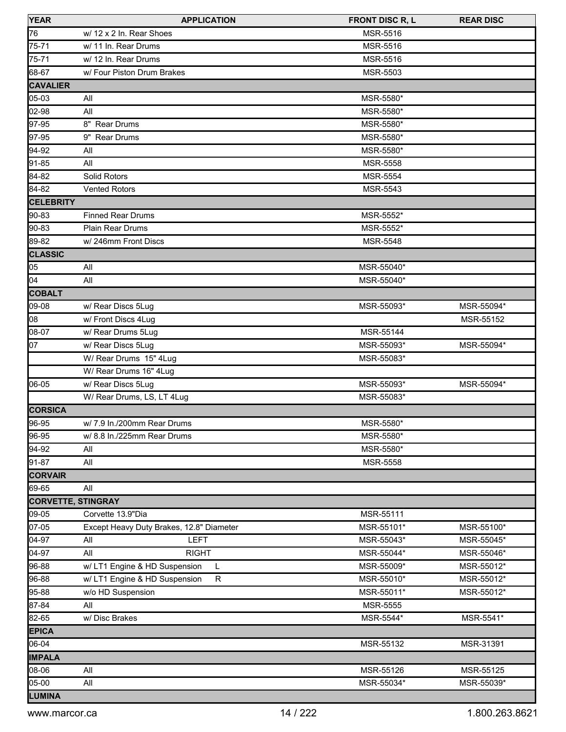| YEAR | APPLICATION | FRONT DISC R, L | REAR DISC |
|---|---|---|---|
| 76 | w/ 12 x 2 In. Rear Shoes | MSR-5516 | |
| 75-71 | w/ 11 In. Rear Drums | MSR-5516 | |
| 75-71 | w/ 12 In. Rear Drums | MSR-5516 | |
| 68-67 | w/ Four Piston Drum Brakes | MSR-5503 | |
| **CAVALIER** | | | |
| 05-03 | All | MSR-5580* | |
| 02-98 | All | MSR-5580* | |
| 97-95 | 8" Rear Drums | MSR-5580* | |
| 97-95 | 9" Rear Drums | MSR-5580* | |
| 94-92 | All | MSR-5580* | |
| 91-85 | All | MSR-5558 | |
| 84-82 | Solid Rotors | MSR-5554 | |
| 84-82 | Vented Rotors | MSR-5543 | |
| **CELEBRITY** | | | |
| 90-83 | Finned Rear Drums | MSR-5552* | |
| 90-83 | Plain Rear Drums | MSR-5552* | |
| 89-82 | w/ 246mm Front Discs | MSR-5548 | |
| **CLASSIC** | | | |
| 05 | All | MSR-55040* | |
| 04 | All | MSR-55040* | |
| **COBALT** | | | |
| 09-08 | w/ Rear Discs 5Lug | MSR-55093* | MSR-55094* |
| 08 | w/ Front Discs 4Lug | | MSR-55152 |
| 08-07 | w/ Rear Drums 5Lug | MSR-55144 | |
| 07 | w/ Rear Discs 5Lug | MSR-55093* | MSR-55094* |
| | W/ Rear Drums 15" 4Lug | MSR-55083* | |
| | W/ Rear Drums 16" 4Lug | | |
| 06-05 | w/ Rear Discs 5Lug | MSR-55093* | MSR-55094* |
| | W/ Rear Drums, LS, LT 4Lug | MSR-55083* | |
| **CORSICA** | | | |
| 96-95 | w/ 7.9 In./200mm Rear Drums | MSR-5580* | |
| 96-95 | w/ 8.8 In./225mm Rear Drums | MSR-5580* | |
| 94-92 | All | MSR-5580* | |
| 91-87 | All | MSR-5558 | |
| **CORVAIR** | | | |
| 69-65 | All | | |
| **CORVETTE, STINGRAY** | | | |
| 09-05 | Corvette 13.9"Dia | MSR-55111 | |
| 07-05 | Except Heavy Duty Brakes, 12.8" Diameter | MSR-55101* | MSR-55100* |
| 04-97 | All LEFT | MSR-55043* | MSR-55045* |
| 04-97 | All RIGHT | MSR-55044* | MSR-55046* |
| 96-88 | w/ LT1 Engine & HD Suspension L | MSR-55009* | MSR-55012* |
| 96-88 | w/ LT1 Engine & HD Suspension R | MSR-55010* | MSR-55012* |
| 95-88 | w/o HD Suspension | MSR-55011* | MSR-55012* |
| 87-84 | All | MSR-5555 | |
| 82-65 | w/ Disc Brakes | MSR-5544* | MSR-5541* |
| **EPICA** | | | |
| 06-04 | | MSR-55132 | MSR-31391 |
| **IMPALA** | | | |
| 08-06 | All | MSR-55126 | MSR-55125 |
| 05-00 | All | MSR-55034* | MSR-55039* |
| **LUMINA** | | | |

www.marcor.ca 1.800.263.8621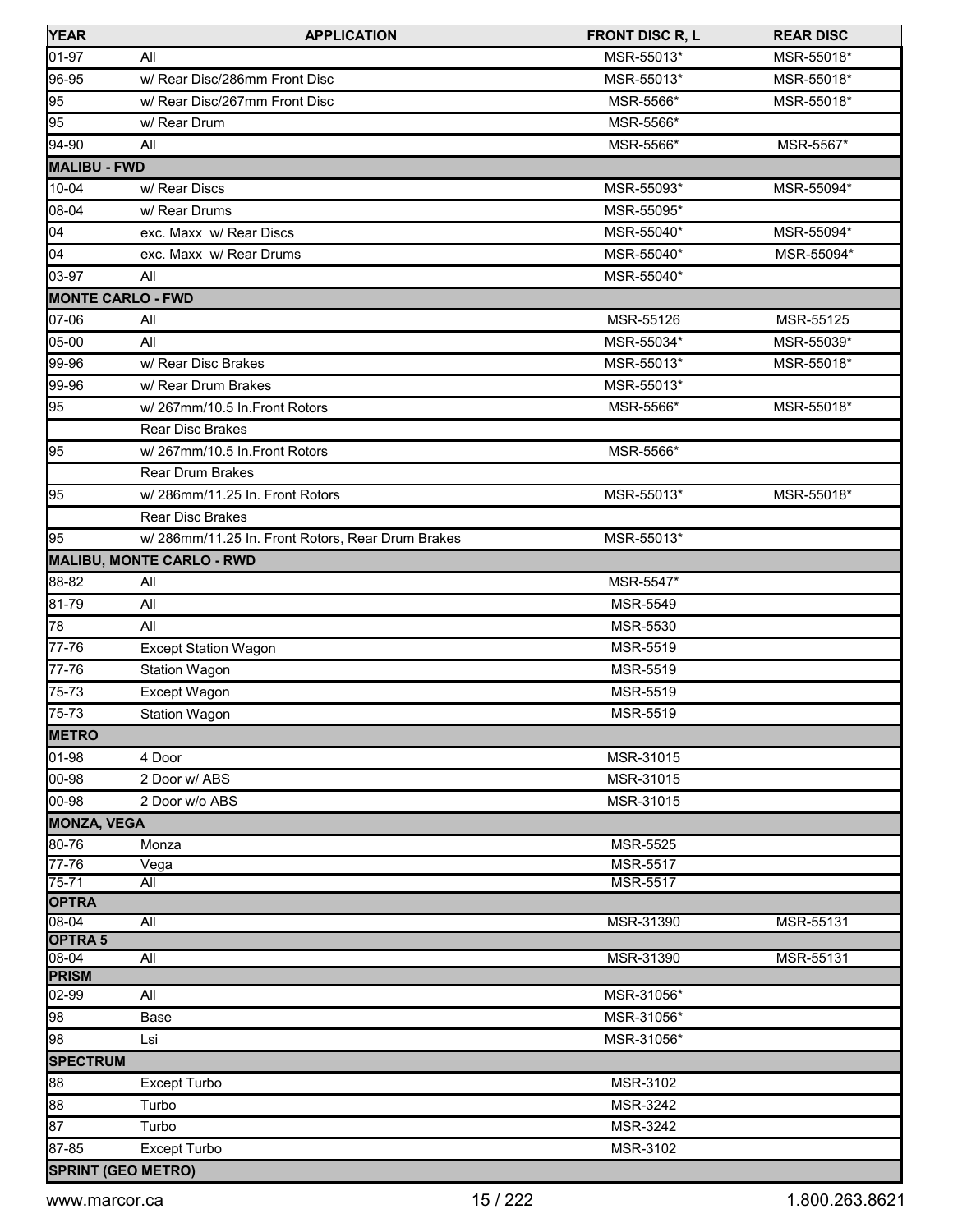| YEAR | APPLICATION | FRONT DISC R, L | REAR DISC |
|---|---|---|---|
| 01-97 | All | MSR-55013* | MSR-55018* |
| 96-95 | w/ Rear Disc/286mm Front Disc | MSR-55013* | MSR-55018* |
| 95 | w/ Rear Disc/267mm Front Disc | MSR-5566* | MSR-55018* |
| 95 | w/ Rear Drum | MSR-5566* | |
| 94-90 | All | MSR-5566* | MSR-5567* |
| **MALIBU - FWD** | | | |
| 10-04 | w/ Rear Discs | MSR-55093* | MSR-55094* |
| 08-04 | w/ Rear Drums | MSR-55095* | |
| 04 | exc. Maxx w/ Rear Discs | MSR-55040* | MSR-55094* |
| 04 | exc. Maxx w/ Rear Drums | MSR-55040* | MSR-55094* |
| 03-97 | All | MSR-55040* | |
| **MONTE CARLO - FWD** | | | |
| 07-06 | All | MSR-55126 | MSR-55125 |
| 05-00 | All | MSR-55034* | MSR-55039* |
| 99-96 | w/ Rear Disc Brakes | MSR-55013* | MSR-55018* |
| 99-96 | w/ Rear Drum Brakes | MSR-55013* | |
| 95 | w/ 267mm/10.5 In.Front Rotors | MSR-5566* | MSR-55018* |
| | Rear Disc Brakes | | |
| 95 | w/ 267mm/10.5 In.Front Rotors | MSR-5566* | |
| | Rear Drum Brakes | | |
| 95 | w/ 286mm/11.25 In. Front Rotors | MSR-55013* | MSR-55018* |
| | Rear Disc Brakes | | |
| 95 | w/ 286mm/11.25 In. Front Rotors, Rear Drum Brakes | MSR-55013* | |
| **MALIBU, MONTE CARLO - RWD** | | | |
| 88-82 | All | MSR-5547* | |
| 81-79 | All | MSR-5549 | |
| 78 | All | MSR-5530 | |
| 77-76 | Except Station Wagon | MSR-5519 | |
| 77-76 | Station Wagon | MSR-5519 | |
| 75-73 | Except Wagon | MSR-5519 | |
| 75-73 | Station Wagon | MSR-5519 | |
| **METRO** | | | |
| 01-98 | 4 Door | MSR-31015 | |
| 00-98 | 2 Door w/ ABS | MSR-31015 | |
| 00-98 | 2 Door w/o ABS | MSR-31015 | |
| **MONZA, VEGA** | | | |
| 80-76 | Monza | MSR-5525 | |
| 77-76 | Vega | MSR-5517 | |
| 75-71 | All | MSR-5517 | |
| **OPTRA** | | | |
| 08-04 | All | MSR-31390 | MSR-55131 |
| **OPTRA 5** | | | |
| 08-04 | All | MSR-31390 | MSR-55131 |
| **PRISM** | | | |
| 02-99 | All | MSR-31056* | |
| 98 | Base | MSR-31056* | |
| 98 | Lsi | MSR-31056* | |
| **SPECTRUM** | | | |
| 88 | Except Turbo | MSR-3102 | |
| 88 | Turbo | MSR-3242 | |
| 87 | Turbo | MSR-3242 | |
| 87-85 | Except Turbo | MSR-3102 | |
| **SPRINT (GEO METRO)** | | | |

www.marcor.ca 1.800.263.8621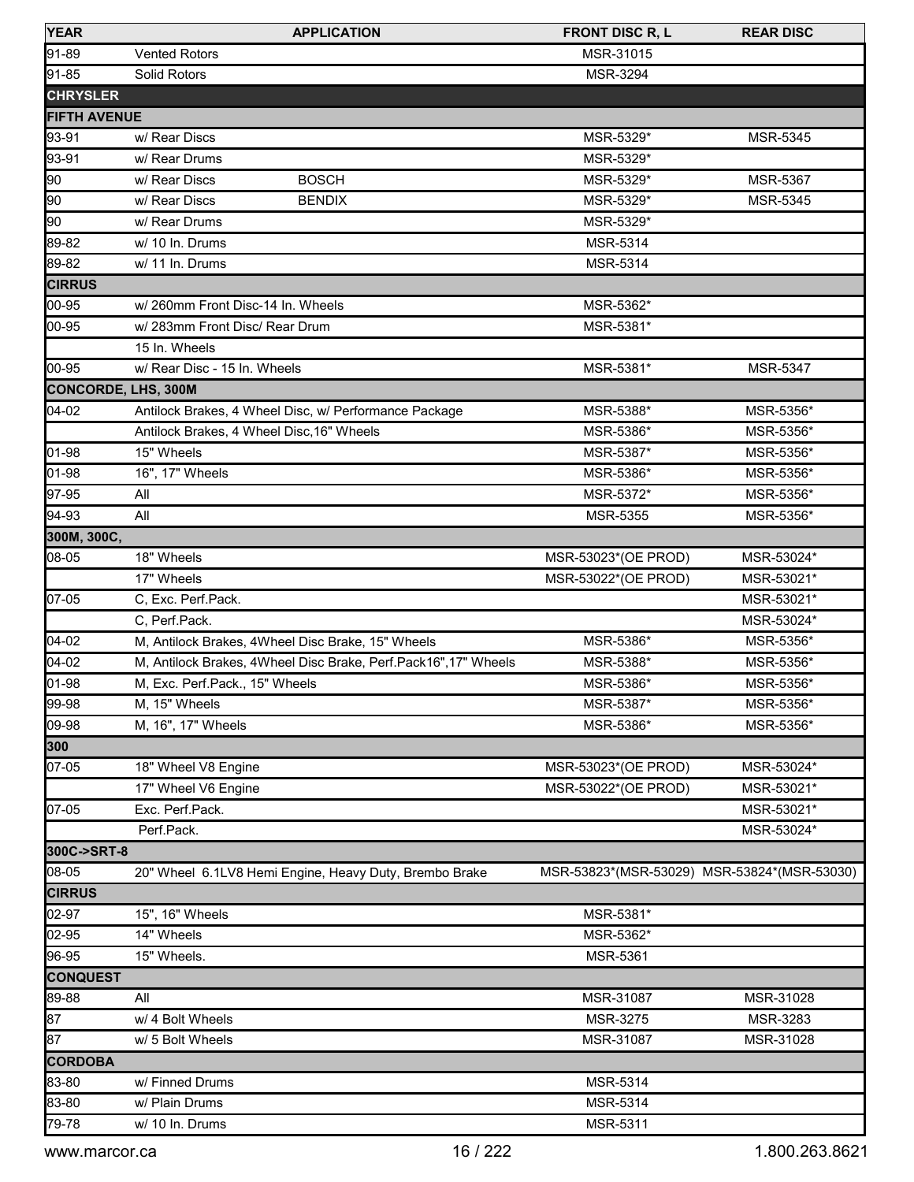| YEAR | APPLICATION | | FRONT DISC R, L | REAR DISC |
|---|---|---|---|---|
| 91-89 | Vented Rotors | | MSR-31015 | |
| 91-85 | Solid Rotors | | MSR-3294 | |
| **CHRYSLER** | | | | |
| **FIFTH AVENUE** | | | | |
| 93-91 | w/ Rear Discs | | MSR-5329* | MSR-5345 |
| 93-91 | w/ Rear Drums | | MSR-5329* | |
| 90 | w/ Rear Discs | BOSCH | MSR-5329* | MSR-5367 |
| 90 | w/ Rear Discs | BENDIX | MSR-5329* | MSR-5345 |
| 90 | w/ Rear Drums | | MSR-5329* | |
| 89-82 | w/ 10 In. Drums | | MSR-5314 | |
| 89-82 | w/ 11 In. Drums | | MSR-5314 | |
| **CIRRUS** | | | | |
| 00-95 | w/ 260mm Front Disc-14 In. Wheels | | MSR-5362* | |
| 00-95 | w/ 283mm Front Disc/ Rear Drum | | MSR-5381* | |
| | 15 In. Wheels | | | |
| 00-95 | w/ Rear Disc - 15 In. Wheels | | MSR-5381* | MSR-5347 |
| **CONCORDE, LHS, 300M** | | | | |
| 04-02 | Antilock Brakes, 4 Wheel Disc, w/ Performance Package | | MSR-5388* | MSR-5356* |
| | Antilock Brakes, 4 Wheel Disc,16" Wheels | | MSR-5386* | MSR-5356* |
| 01-98 | 15" Wheels | | MSR-5387* | MSR-5356* |
| 01-98 | 16", 17" Wheels | | MSR-5386* | MSR-5356* |
| 97-95 | All | | MSR-5372* | MSR-5356* |
| 94-93 | All | | MSR-5355 | MSR-5356* |
| **300M, 300C,** | | | | |
| 08-05 | 18" Wheels | | MSR-53023*(OE PROD) | MSR-53024* |
| | 17" Wheels | | MSR-53022*(OE PROD) | MSR-53021* |
| 07-05 | C, Exc. Perf.Pack. | | | MSR-53021* |
| | C, Perf.Pack. | | | MSR-53024* |
| 04-02 | M, Antilock Brakes, 4Wheel Disc Brake, 15" Wheels | | MSR-5386* | MSR-5356* |
| 04-02 | M, Antilock Brakes, 4Wheel Disc Brake, Perf.Pack16",17" Wheels | | MSR-5388* | MSR-5356* |
| 01-98 | M, Exc. Perf.Pack., 15" Wheels | | MSR-5386* | MSR-5356* |
| 99-98 | M, 15" Wheels | | MSR-5387* | MSR-5356* |
| 09-98 | M, 16", 17" Wheels | | MSR-5386* | MSR-5356* |
| **300** | | | | |
| 07-05 | 18" Wheel V8 Engine | | MSR-53023*(OE PROD) | MSR-53024* |
| | 17" Wheel V6 Engine | | MSR-53022*(OE PROD) | MSR-53021* |
| 07-05 | Exc. Perf.Pack. | | | MSR-53021* |
| | Perf.Pack. | | | MSR-53024* |
| **300C->SRT-8** | | | | |
| 08-05 | 20" Wheel 6.1LV8 Hemi Engine, Heavy Duty, Brembo Brake | | MSR-53823*(MSR-53029) | MSR-53824*(MSR-53030) |
| **CIRRUS** | | | | |
| 02-97 | 15", 16" Wheels | | MSR-5381* | |
| 02-95 | 14" Wheels | | MSR-5362* | |
| 96-95 | 15" Wheels. | | MSR-5361 | |
| **CONQUEST** | | | | |
| 89-88 | All | | MSR-31087 | MSR-31028 |
| 87 | w/ 4 Bolt Wheels | | MSR-3275 | MSR-3283 |
| 87 | w/ 5 Bolt Wheels | | MSR-31087 | MSR-31028 |
| **CORDOBA** | | | | |
| 83-80 | w/ Finned Drums | | MSR-5314 | |
| 83-80 | w/ Plain Drums | | MSR-5314 | |
| 79-78 | w/ 10 In. Drums | | MSR-5311 | |

www.marcor.ca 1.800.263.8621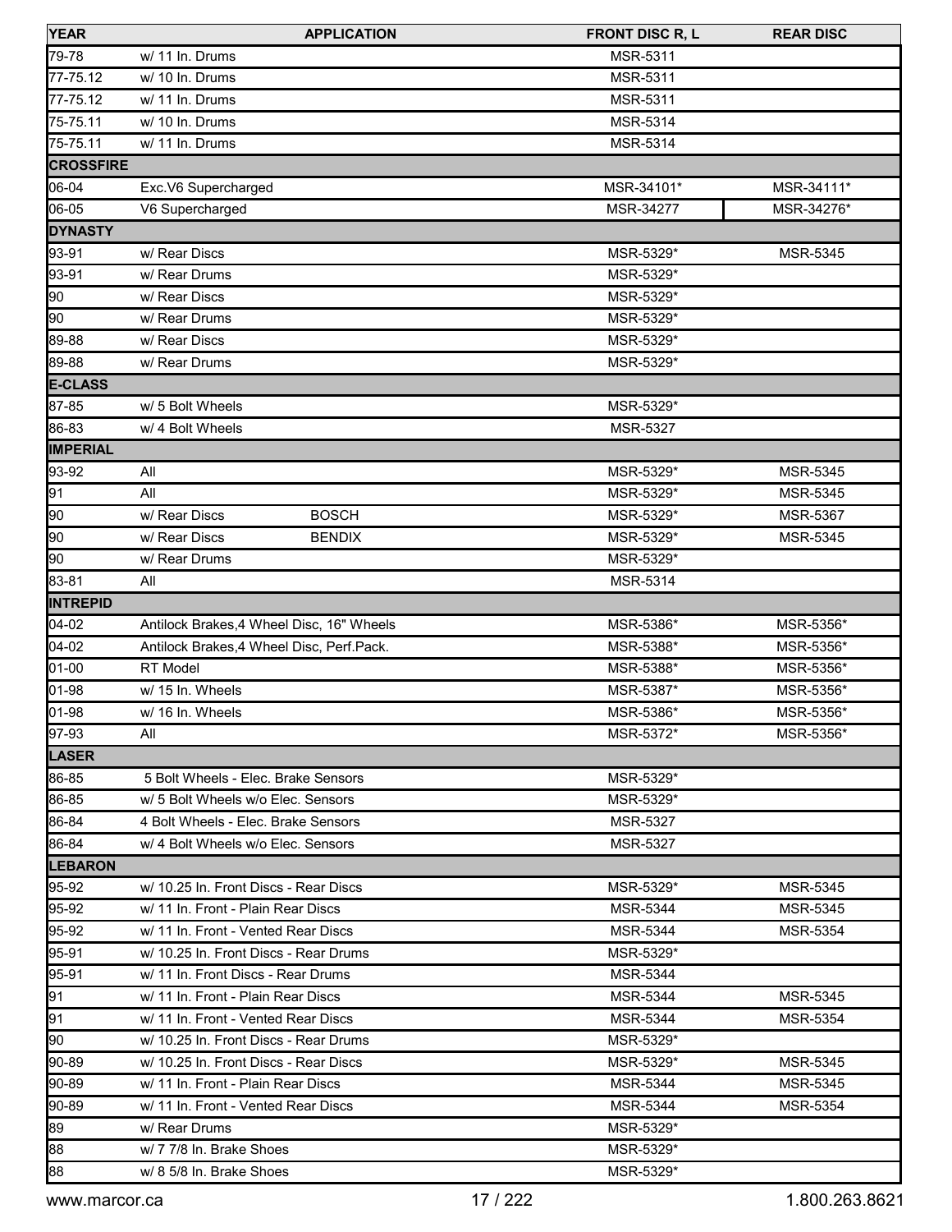| YEAR | APPLICATION | FRONT DISC R, L | REAR DISC |
|---|---|---|---|
| 79-78 | w/ 11 In. Drums | MSR-5311 | |
| 77-75.12 | w/ 10 In. Drums | MSR-5311 | |
| 77-75.12 | w/ 11 In. Drums | MSR-5311 | |
| 75-75.11 | w/ 10 In. Drums | MSR-5314 | |
| 75-75.11 | w/ 11 In. Drums | MSR-5314 | |
| **CROSSFIRE** | | | |
| 06-04 | Exc.V6 Supercharged | MSR-34101* | MSR-34111* |
| 06-05 | V6 Supercharged | MSR-34277 | MSR-34276* |
| **DYNASTY** | | | |
| 93-91 | w/ Rear Discs | MSR-5329* | MSR-5345 |
| 93-91 | w/ Rear Drums | MSR-5329* | |
| 90 | w/ Rear Discs | MSR-5329* | |
| 90 | w/ Rear Drums | MSR-5329* | |
| 89-88 | w/ Rear Discs | MSR-5329* | |
| 89-88 | w/ Rear Drums | MSR-5329* | |
| **E-CLASS** | | | |
| 87-85 | w/ 5 Bolt Wheels | MSR-5329* | |
| 86-83 | w/ 4 Bolt Wheels | MSR-5327 | |
| **IMPERIAL** | | | |
| 93-92 | All | MSR-5329* | MSR-5345 |
| 91 | All | MSR-5329* | MSR-5345 |
| 90 | w/ Rear Discs BOSCH | MSR-5329* | MSR-5367 |
| 90 | w/ Rear Discs BENDIX | MSR-5329* | MSR-5345 |
| 90 | w/ Rear Drums | MSR-5329* | |
| 83-81 | All | MSR-5314 | |
| **INTREPID** | | | |
| 04-02 | Antilock Brakes,4 Wheel Disc, 16" Wheels | MSR-5386* | MSR-5356* |
| 04-02 | Antilock Brakes,4 Wheel Disc, Perf.Pack. | MSR-5388* | MSR-5356* |
| 01-00 | RT Model | MSR-5388* | MSR-5356* |
| 01-98 | w/ 15 In. Wheels | MSR-5387* | MSR-5356* |
| 01-98 | w/ 16 In. Wheels | MSR-5386* | MSR-5356* |
| 97-93 | All | MSR-5372* | MSR-5356* |
| **LASER** | | | |
| 86-85 | 5 Bolt Wheels - Elec. Brake Sensors | MSR-5329* | |
| 86-85 | w/ 5 Bolt Wheels w/o Elec. Sensors | MSR-5329* | |
| 86-84 | 4 Bolt Wheels - Elec. Brake Sensors | MSR-5327 | |
| 86-84 | w/ 4 Bolt Wheels w/o Elec. Sensors | MSR-5327 | |
| **LEBARON** | | | |
| 95-92 | w/ 10.25 In. Front Discs - Rear Discs | MSR-5329* | MSR-5345 |
| 95-92 | w/ 11 In. Front - Plain Rear Discs | MSR-5344 | MSR-5345 |
| 95-92 | w/ 11 In. Front - Vented Rear Discs | MSR-5344 | MSR-5354 |
| 95-91 | w/ 10.25 In. Front Discs - Rear Drums | MSR-5329* | |
| 95-91 | w/ 11 In. Front Discs - Rear Drums | MSR-5344 | |
| 91 | w/ 11 In. Front - Plain Rear Discs | MSR-5344 | MSR-5345 |
| 91 | w/ 11 In. Front - Vented Rear Discs | MSR-5344 | MSR-5354 |
| 90 | w/ 10.25 In. Front Discs - Rear Drums | MSR-5329* | |
| 90-89 | w/ 10.25 In. Front Discs - Rear Discs | MSR-5329* | MSR-5345 |
| 90-89 | w/ 11 In. Front - Plain Rear Discs | MSR-5344 | MSR-5345 |
| 90-89 | w/ 11 In. Front - Vented Rear Discs | MSR-5344 | MSR-5354 |
| 89 | w/ Rear Drums | MSR-5329* | |
| 88 | w/ 7 7/8 In. Brake Shoes | MSR-5329* | |
| 88 | w/ 8 5/8 In. Brake Shoes | MSR-5329* | |

www.marcor.ca 1.800.263.8621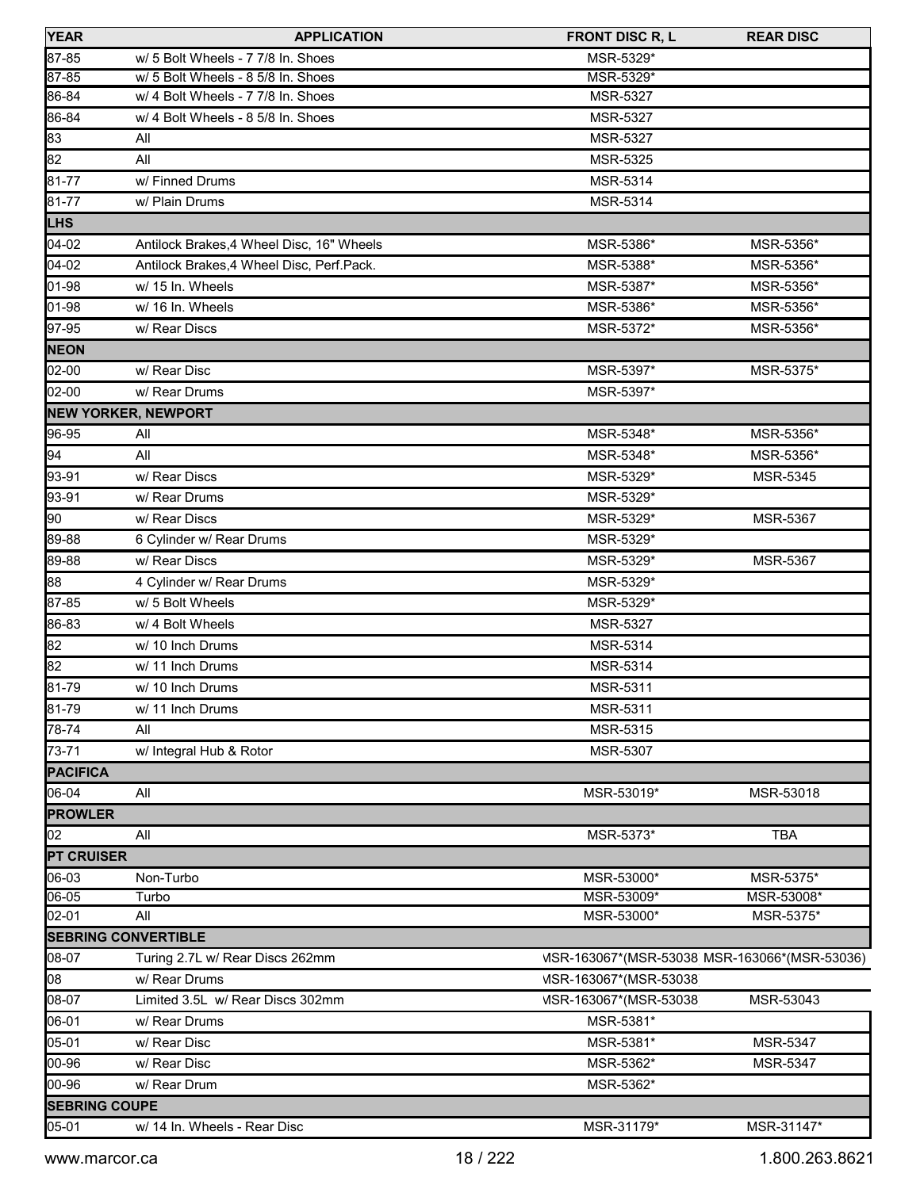| YEAR | APPLICATION | FRONT DISC R, L | REAR DISC |
|---|---|---|---|
| 87-85 | w/ 5 Bolt Wheels - 7 7/8 In. Shoes | MSR-5329* | |
| 87-85 | w/ 5 Bolt Wheels - 8 5/8 In. Shoes | MSR-5329* | |
| 86-84 | w/ 4 Bolt Wheels - 7 7/8 In. Shoes | MSR-5327 | |
| 86-84 | w/ 4 Bolt Wheels - 8 5/8 In. Shoes | MSR-5327 | |
| 83 | All | MSR-5327 | |
| 82 | All | MSR-5325 | |
| 81-77 | w/ Finned Drums | MSR-5314 | |
| 81-77 | w/ Plain Drums | MSR-5314 | |
| **LHS** | | | |
| 04-02 | Antilock Brakes,4 Wheel Disc, 16" Wheels | MSR-5386* | MSR-5356* |
| 04-02 | Antilock Brakes,4 Wheel Disc, Perf.Pack. | MSR-5388* | MSR-5356* |
| 01-98 | w/ 15 In. Wheels | MSR-5387* | MSR-5356* |
| 01-98 | w/ 16 In. Wheels | MSR-5386* | MSR-5356* |
| 97-95 | w/ Rear Discs | MSR-5372* | MSR-5356* |
| **NEON** | | | |
| 02-00 | w/ Rear Disc | MSR-5397* | MSR-5375* |
| 02-00 | w/ Rear Drums | MSR-5397* | |
| **NEW YORKER, NEWPORT** | | | |
| 96-95 | All | MSR-5348* | MSR-5356* |
| 94 | All | MSR-5348* | MSR-5356* |
| 93-91 | w/ Rear Discs | MSR-5329* | MSR-5345 |
| 93-91 | w/ Rear Drums | MSR-5329* | |
| 90 | w/ Rear Discs | MSR-5329* | MSR-5367 |
| 89-88 | 6 Cylinder w/ Rear Drums | MSR-5329* | |
| 89-88 | w/ Rear Discs | MSR-5329* | MSR-5367 |
| 88 | 4 Cylinder w/ Rear Drums | MSR-5329* | |
| 87-85 | w/ 5 Bolt Wheels | MSR-5329* | |
| 86-83 | w/ 4 Bolt Wheels | MSR-5327 | |
| 82 | w/ 10 Inch Drums | MSR-5314 | |
| 82 | w/ 11 Inch Drums | MSR-5314 | |
| 81-79 | w/ 10 Inch Drums | MSR-5311 | |
| 81-79 | w/ 11 Inch Drums | MSR-5311 | |
| 78-74 | All | MSR-5315 | |
| 73-71 | w/ Integral Hub & Rotor | MSR-5307 | |
| **PACIFICA** | | | |
| 06-04 | All | MSR-53019* | MSR-53018 |
| **PROWLER** | | | |
| 02 | All | MSR-5373* | TBA |
| **PT CRUISER** | | | |
| 06-03 | Non-Turbo | MSR-53000* | MSR-5375* |
| 06-05 | Turbo | MSR-53009* | MSR-53008* |
| 02-01 | All | MSR-53000* | MSR-5375* |
| **SEBRING CONVERTIBLE** | | | |
| 08-07 | Turing 2.7L w/ Rear Discs 262mm | MSR-163067*(MSR-53038 | MSR-163066*(MSR-53036) |
| 08 | w/ Rear Drums | MSR-163067*(MSR-53038 | |
| 08-07 | Limited 3.5L w/ Rear Discs 302mm | MSR-163067*(MSR-53038 | MSR-53043 |
| 06-01 | w/ Rear Drums | MSR-5381* | |
| 05-01 | w/ Rear Disc | MSR-5381* | MSR-5347 |
| 00-96 | w/ Rear Disc | MSR-5362* | MSR-5347 |
| 00-96 | w/ Rear Drum | MSR-5362* | |
| **SEBRING COUPE** | | | |
| 05-01 | w/ 14 In. Wheels - Rear Disc | MSR-31179* | MSR-31147* |

www.marcor.ca 1.800.263.8621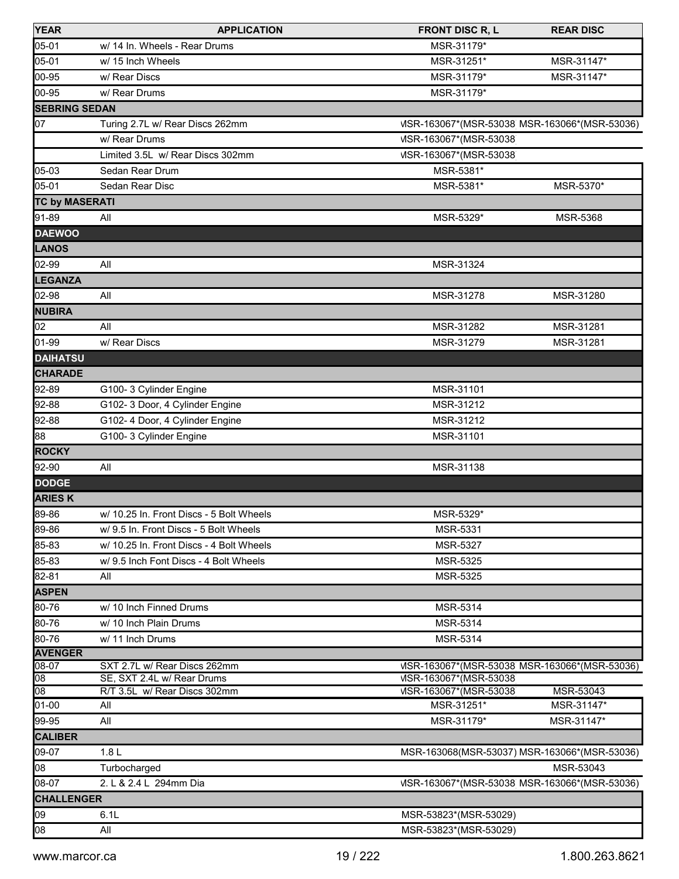| YEAR | APPLICATION | FRONT DISC R, L | REAR DISC |
|---|---|---|---|
| 05-01 | w/ 14 In. Wheels - Rear Drums | MSR-31179* | |
| 05-01 | w/ 15 Inch Wheels | MSR-31251* | MSR-31147* |
| 00-95 | w/ Rear Discs | MSR-31179* | MSR-31147* |
| 00-95 | w/ Rear Drums | MSR-31179* | |
| **SEBRING SEDAN** | | | |
| 07 | Turing 2.7L w/ Rear Discs 262mm | MSR-163067*(MSR-53038 | MSR-163066*(MSR-53036) |
| | w/ Rear Drums | MSR-163067*(MSR-53038 | |
| | Limited 3.5L w/ Rear Discs 302mm | MSR-163067*(MSR-53038 | |
| 05-03 | Sedan Rear Drum | MSR-5381* | |
| 05-01 | Sedan Rear Disc | MSR-5381* | MSR-5370* |
| **TC by MASERATI** | | | |
| 91-89 | All | MSR-5329* | MSR-5368 |
| **DAEWOO** | | | |
| **LANOS** | | | |
| 02-99 | All | MSR-31324 | |
| **LEGANZA** | | | |
| 02-98 | All | MSR-31278 | MSR-31280 |
| **NUBIRA** | | | |
| 02 | All | MSR-31282 | MSR-31281 |
| 01-99 | w/ Rear Discs | MSR-31279 | MSR-31281 |
| **DAIHATSU** | | | |
| **CHARADE** | | | |
| 92-89 | G100- 3 Cylinder Engine | MSR-31101 | |
| 92-88 | G102- 3 Door, 4 Cylinder Engine | MSR-31212 | |
| 92-88 | G102- 4 Door, 4 Cylinder Engine | MSR-31212 | |
| 88 | G100- 3 Cylinder Engine | MSR-31101 | |
| **ROCKY** | | | |
| 92-90 | All | MSR-31138 | |
| **DODGE** | | | |
| **ARIES K** | | | |
| 89-86 | w/ 10.25 In. Front Discs - 5 Bolt Wheels | MSR-5329* | |
| 89-86 | w/ 9.5 In. Front Discs - 5 Bolt Wheels | MSR-5331 | |
| 85-83 | w/ 10.25 In. Front Discs - 4 Bolt Wheels | MSR-5327 | |
| 85-83 | w/ 9.5 Inch Font Discs - 4 Bolt Wheels | MSR-5325 | |
| 82-81 | All | MSR-5325 | |
| **ASPEN** | | | |
| 80-76 | w/ 10 Inch Finned Drums | MSR-5314 | |
| 80-76 | w/ 10 Inch Plain Drums | MSR-5314 | |
| 80-76 | w/ 11 Inch Drums | MSR-5314 | |
| **AVENGER** | | | |
| 08-07 | SXT 2.7L w/ Rear Discs 262mm | MSR-163067*(MSR-53038 | MSR-163066*(MSR-53036) |
| 08 | SE, SXT 2.4L w/ Rear Drums | MSR-163067*(MSR-53038 | |
| 08 | R/T 3.5L w/ Rear Discs 302mm | MSR-163067*(MSR-53038 | MSR-53043 |
| 01-00 | All | MSR-31251* | MSR-31147* |
| 99-95 | All | MSR-31179* | MSR-31147* |
| **CALIBER** | | | |
| 09-07 | 1.8 L | MSR-163068(MSR-53037) | MSR-163066*(MSR-53036) |
| 08 | Turbocharged | | MSR-53043 |
| 08-07 | 2. L & 2.4 L 294mm Dia | MSR-163067*(MSR-53038 | MSR-163066*(MSR-53036) |
| **CHALLENGER** | | | |
| 09 | 6.1L | MSR-53823*(MSR-53029) | |
| 08 | All | MSR-53823*(MSR-53029) | |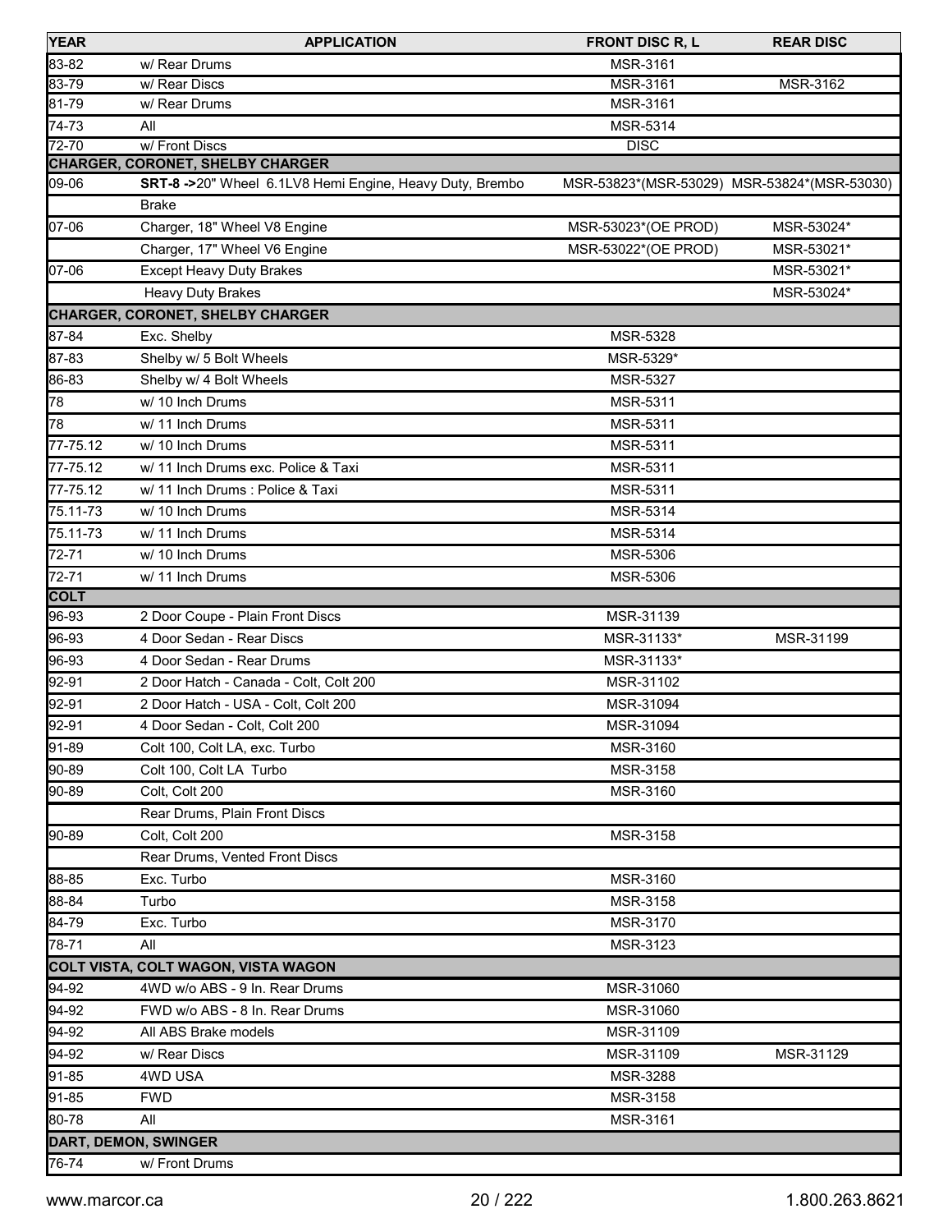| YEAR | APPLICATION | FRONT DISC R, L | REAR DISC |
|---|---|---|---|
| 83-82 | w/ Rear Drums | MSR-3161 | |
| 83-79 | w/ Rear Discs | MSR-3161 | MSR-3162 |
| 81-79 | w/ Rear Drums | MSR-3161 | |
| 74-73 | All | MSR-5314 | |
| 72-70 | w/ Front Discs | DISC | |
| **CHARGER, CORONET, SHELBY CHARGER** | | | |
| 09-06 | **SRT-8 ->**20" Wheel 6.1LV8 Hemi Engine, Heavy Duty, Brembo | MSR-53823*(MSR-53029) | MSR-53824*(MSR-53030) |
| | Brake | | |
| 07-06 | Charger, 18" Wheel V8 Engine | MSR-53023*(OE PROD) | MSR-53024* |
| | Charger, 17" Wheel V6 Engine | MSR-53022*(OE PROD) | MSR-53021* |
| 07-06 | Except Heavy Duty Brakes | | MSR-53021* |
| | Heavy Duty Brakes | | MSR-53024* |
| **CHARGER, CORONET, SHELBY CHARGER** | | | |
| 87-84 | Exc. Shelby | MSR-5328 | |
| 87-83 | Shelby w/ 5 Bolt Wheels | MSR-5329* | |
| 86-83 | Shelby w/ 4 Bolt Wheels | MSR-5327 | |
| 78 | w/ 10 Inch Drums | MSR-5311 | |
| 78 | w/ 11 Inch Drums | MSR-5311 | |
| 77-75.12 | w/ 10 Inch Drums | MSR-5311 | |
| 77-75.12 | w/ 11 Inch Drums exc. Police & Taxi | MSR-5311 | |
| 77-75.12 | w/ 11 Inch Drums : Police & Taxi | MSR-5311 | |
| 75.11-73 | w/ 10 Inch Drums | MSR-5314 | |
| 75.11-73 | w/ 11 Inch Drums | MSR-5314 | |
| 72-71 | w/ 10 Inch Drums | MSR-5306 | |
| 72-71 | w/ 11 Inch Drums | MSR-5306 | |
| **COLT** | | | |
| 96-93 | 2 Door Coupe - Plain Front Discs | MSR-31139 | |
| 96-93 | 4 Door Sedan - Rear Discs | MSR-31133* | MSR-31199 |
| 96-93 | 4 Door Sedan - Rear Drums | MSR-31133* | |
| 92-91 | 2 Door Hatch - Canada - Colt, Colt 200 | MSR-31102 | |
| 92-91 | 2 Door Hatch - USA - Colt, Colt 200 | MSR-31094 | |
| 92-91 | 4 Door Sedan - Colt, Colt 200 | MSR-31094 | |
| 91-89 | Colt 100, Colt LA, exc. Turbo | MSR-3160 | |
| 90-89 | Colt 100, Colt LA Turbo | MSR-3158 | |
| 90-89 | Colt, Colt 200 | MSR-3160 | |
| | Rear Drums, Plain Front Discs | | |
| 90-89 | Colt, Colt 200 | MSR-3158 | |
| | Rear Drums, Vented Front Discs | | |
| 88-85 | Exc. Turbo | MSR-3160 | |
| 88-84 | Turbo | MSR-3158 | |
| 84-79 | Exc. Turbo | MSR-3170 | |
| 78-71 | All | MSR-3123 | |
| **COLT VISTA, COLT WAGON, VISTA WAGON** | | | |
| 94-92 | 4WD w/o ABS - 9 In. Rear Drums | MSR-31060 | |
| 94-92 | FWD w/o ABS - 8 In. Rear Drums | MSR-31060 | |
| 94-92 | All ABS Brake models | MSR-31109 | |
| 94-92 | w/ Rear Discs | MSR-31109 | MSR-31129 |
| 91-85 | 4WD USA | MSR-3288 | |
| 91-85 | FWD | MSR-3158 | |
| 80-78 | All | MSR-3161 | |
| **DART, DEMON, SWINGER** | | | |
| 76-74 | w/ Front Drums | | |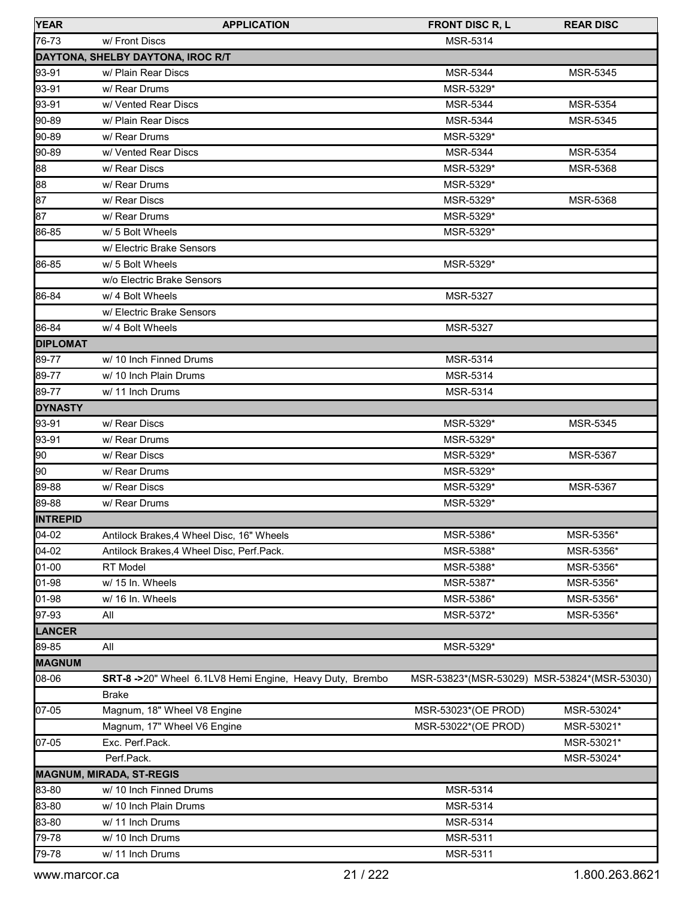| YEAR | APPLICATION | FRONT DISC R, L | REAR DISC |
|---|---|---|---|
| 76-73 | w/ Front Discs | MSR-5314 | |
| **DAYTONA, SHELBY DAYTONA, IROC R/T** | | | |
| 93-91 | w/ Plain Rear Discs | MSR-5344 | MSR-5345 |
| 93-91 | w/ Rear Drums | MSR-5329* | |
| 93-91 | w/ Vented Rear Discs | MSR-5344 | MSR-5354 |
| 90-89 | w/ Plain Rear Discs | MSR-5344 | MSR-5345 |
| 90-89 | w/ Rear Drums | MSR-5329* | |
| 90-89 | w/ Vented Rear Discs | MSR-5344 | MSR-5354 |
| 88 | w/ Rear Discs | MSR-5329* | MSR-5368 |
| 88 | w/ Rear Drums | MSR-5329* | |
| 87 | w/ Rear Discs | MSR-5329* | MSR-5368 |
| 87 | w/ Rear Drums | MSR-5329* | |
| 86-85 | w/ 5 Bolt Wheels | MSR-5329* | |
| | w/ Electric Brake Sensors | | |
| 86-85 | w/ 5 Bolt Wheels | MSR-5329* | |
| | w/o Electric Brake Sensors | | |
| 86-84 | w/ 4 Bolt Wheels | MSR-5327 | |
| | w/ Electric Brake Sensors | | |
| 86-84 | w/ 4 Bolt Wheels | MSR-5327 | |
| **DIPLOMAT** | | | |
| 89-77 | w/ 10 Inch Finned Drums | MSR-5314 | |
| 89-77 | w/ 10 Inch Plain Drums | MSR-5314 | |
| 89-77 | w/ 11 Inch Drums | MSR-5314 | |
| **DYNASTY** | | | |
| 93-91 | w/ Rear Discs | MSR-5329* | MSR-5345 |
| 93-91 | w/ Rear Drums | MSR-5329* | |
| 90 | w/ Rear Discs | MSR-5329* | MSR-5367 |
| 90 | w/ Rear Drums | MSR-5329* | |
| 89-88 | w/ Rear Discs | MSR-5329* | MSR-5367 |
| 89-88 | w/ Rear Drums | MSR-5329* | |
| **INTREPID** | | | |
| 04-02 | Antilock Brakes,4 Wheel Disc, 16" Wheels | MSR-5386* | MSR-5356* |
| 04-02 | Antilock Brakes,4 Wheel Disc, Perf.Pack. | MSR-5388* | MSR-5356* |
| 01-00 | RT Model | MSR-5388* | MSR-5356* |
| 01-98 | w/ 15 In. Wheels | MSR-5387* | MSR-5356* |
| 01-98 | w/ 16 In. Wheels | MSR-5386* | MSR-5356* |
| 97-93 | All | MSR-5372* | MSR-5356* |
| **LANCER** | | | |
| 89-85 | All | MSR-5329* | |
| **MAGNUM** | | | |
| 08-06 | **SRT-8 ->**20" Wheel 6.1LV8 Hemi Engine, Heavy Duty, Brembo | MSR-53823*(MSR-53029) | MSR-53824*(MSR-53030) |
| | Brake | | |
| 07-05 | Magnum, 18" Wheel V8 Engine | MSR-53023*(OE PROD) | MSR-53024* |
| | Magnum, 17" Wheel V6 Engine | MSR-53022*(OE PROD) | MSR-53021* |
| 07-05 | Exc. Perf.Pack. | | MSR-53021* |
| | Perf.Pack. | | MSR-53024* |
| **MAGNUM, MIRADA, ST-REGIS** | | | |
| 83-80 | w/ 10 Inch Finned Drums | MSR-5314 | |
| 83-80 | w/ 10 Inch Plain Drums | MSR-5314 | |
| 83-80 | w/ 11 Inch Drums | MSR-5314 | |
| 79-78 | w/ 10 Inch Drums | MSR-5311 | |
| 79-78 | w/ 11 Inch Drums | MSR-5311 | |

www.marcor.ca 1.800.263.8621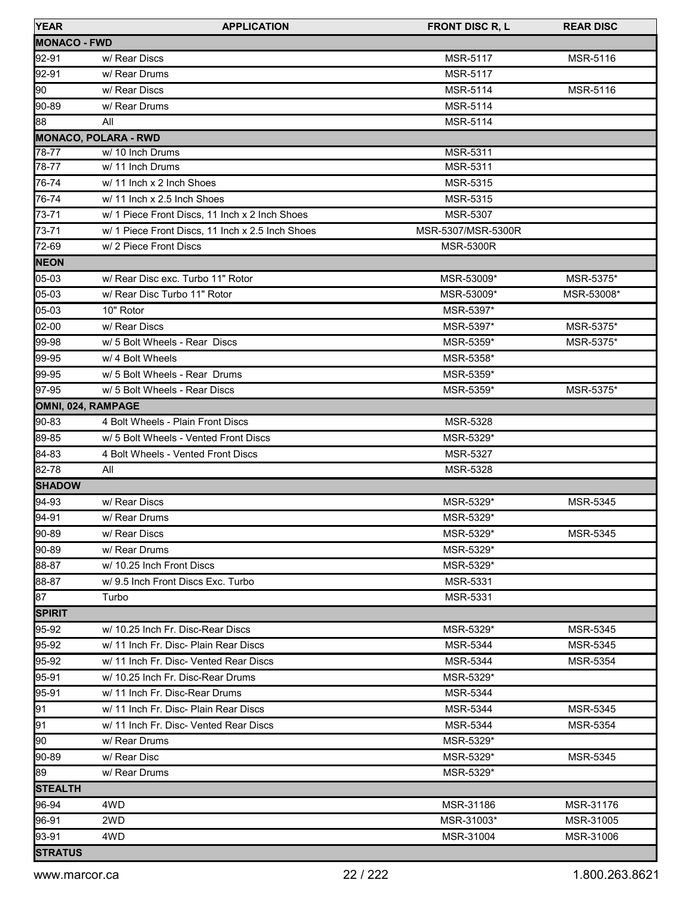| YEAR | APPLICATION | FRONT DISC R, L | REAR DISC |
|---|---|---|---|
| **MONACO - FWD** | | | |
| 92-91 | w/ Rear Discs | MSR-5117 | MSR-5116 |
| 92-91 | w/ Rear Drums | MSR-5117 | |
| 90 | w/ Rear Discs | MSR-5114 | MSR-5116 |
| 90-89 | w/ Rear Drums | MSR-5114 | |
| 88 | All | MSR-5114 | |
| **MONACO, POLARA - RWD** | | | |
| 78-77 | w/ 10 Inch Drums | MSR-5311 | |
| 78-77 | w/ 11 Inch Drums | MSR-5311 | |
| 76-74 | w/ 11 Inch x 2 Inch Shoes | MSR-5315 | |
| 76-74 | w/ 11 Inch x 2.5 Inch Shoes | MSR-5315 | |
| 73-71 | w/ 1 Piece Front Discs, 11 Inch x 2 Inch Shoes | MSR-5307 | |
| 73-71 | w/ 1 Piece Front Discs, 11 Inch x 2.5 Inch Shoes | MSR-5307/MSR-5300R | |
| 72-69 | w/ 2 Piece Front Discs | MSR-5300R | |
| **NEON** | | | |
| 05-03 | w/ Rear Disc exc. Turbo 11" Rotor | MSR-53009* | MSR-5375* |
| 05-03 | w/ Rear Disc Turbo 11" Rotor | MSR-53009* | MSR-53008* |
| 05-03 | 10" Rotor | MSR-5397* | |
| 02-00 | w/ Rear Discs | MSR-5397* | MSR-5375* |
| 99-98 | w/ 5 Bolt Wheels - Rear Discs | MSR-5359* | MSR-5375* |
| 99-95 | w/ 4 Bolt Wheels | MSR-5358* | |
| 99-95 | w/ 5 Bolt Wheels - Rear Drums | MSR-5359* | |
| 97-95 | w/ 5 Bolt Wheels - Rear Discs | MSR-5359* | MSR-5375* |
| **OMNI, 024, RAMPAGE** | | | |
| 90-83 | 4 Bolt Wheels - Plain Front Discs | MSR-5328 | |
| 89-85 | w/ 5 Bolt Wheels - Vented Front Discs | MSR-5329* | |
| 84-83 | 4 Bolt Wheels - Vented Front Discs | MSR-5327 | |
| 82-78 | All | MSR-5328 | |
| **SHADOW** | | | |
| 94-93 | w/ Rear Discs | MSR-5329* | MSR-5345 |
| 94-91 | w/ Rear Drums | MSR-5329* | |
| 90-89 | w/ Rear Discs | MSR-5329* | MSR-5345 |
| 90-89 | w/ Rear Drums | MSR-5329* | |
| 88-87 | w/ 10.25 Inch Front Discs | MSR-5329* | |
| 88-87 | w/ 9.5 Inch Front Discs Exc. Turbo | MSR-5331 | |
| 87 | Turbo | MSR-5331 | |
| **SPIRIT** | | | |
| 95-92 | w/ 10.25 Inch Fr. Disc-Rear Discs | MSR-5329* | MSR-5345 |
| 95-92 | w/ 11 Inch Fr. Disc- Plain Rear Discs | MSR-5344 | MSR-5345 |
| 95-92 | w/ 11 Inch Fr. Disc- Vented Rear Discs | MSR-5344 | MSR-5354 |
| 95-91 | w/ 10.25 Inch Fr. Disc-Rear Drums | MSR-5329* | |
| 95-91 | w/ 11 Inch Fr. Disc-Rear Drums | MSR-5344 | |
| 91 | w/ 11 Inch Fr. Disc- Plain Rear Discs | MSR-5344 | MSR-5345 |
| 91 | w/ 11 Inch Fr. Disc- Vented Rear Discs | MSR-5344 | MSR-5354 |
| 90 | w/ Rear Drums | MSR-5329* | |
| 90-89 | w/ Rear Disc | MSR-5329* | MSR-5345 |
| 89 | w/ Rear Drums | MSR-5329* | |
| **STEALTH** | | | |
| 96-94 | 4WD | MSR-31186 | MSR-31176 |
| 96-91 | 2WD | MSR-31003* | MSR-31005 |
| 93-91 | 4WD | MSR-31004 | MSR-31006 |
| **STRATUS** | | | |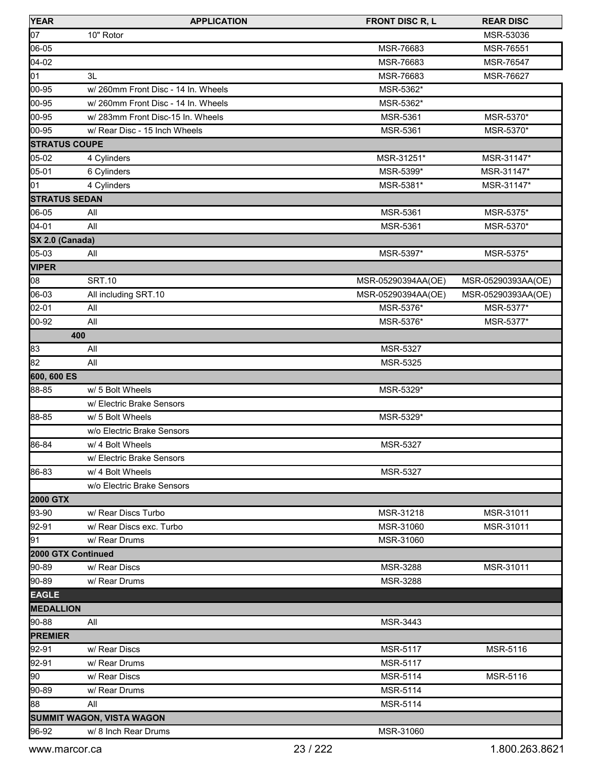| YEAR | APPLICATION | FRONT DISC R, L | REAR DISC |
|---|---|---|---|
| 07 | 10" Rotor | | MSR-53036 |
| 06-05 | | MSR-76683 | MSR-76551 |
| 04-02 | | MSR-76683 | MSR-76547 |
| 01 | 3L | MSR-76683 | MSR-76627 |
| 00-95 | w/ 260mm Front Disc - 14 In. Wheels | MSR-5362* | |
| 00-95 | w/ 260mm Front Disc - 14 In. Wheels | MSR-5362* | |
| 00-95 | w/ 283mm Front Disc-15 In. Wheels | MSR-5361 | MSR-5370* |
| 00-95 | w/ Rear Disc - 15 Inch Wheels | MSR-5361 | MSR-5370* |
| **STRATUS COUPE** | | | |
| 05-02 | 4 Cylinders | MSR-31251* | MSR-31147* |
| 05-01 | 6 Cylinders | MSR-5399* | MSR-31147* |
| 01 | 4 Cylinders | MSR-5381* | MSR-31147* |
| **STRATUS SEDAN** | | | |
| 06-05 | All | MSR-5361 | MSR-5375* |
| 04-01 | All | MSR-5361 | MSR-5370* |
| **SX 2.0 (Canada)** | | | |
| 05-03 | All | MSR-5397* | MSR-5375* |
| **VIPER** | | | |
| 08 | SRT.10 | MSR-05290394AA(OE) | MSR-05290393AA(OE) |
| 06-03 | All including SRT.10 | MSR-05290394AA(OE) | MSR-05290393AA(OE) |
| 02-01 | All | MSR-5376* | MSR-5377* |
| 00-92 | All | MSR-5376* | MSR-5377* |
| **400** | | | |
| 83 | All | MSR-5327 | |
| 82 | All | MSR-5325 | |
| **600, 600 ES** | | | |
| 88-85 | w/ 5 Bolt Wheels | MSR-5329* | |
| | w/ Electric Brake Sensors | | |
| 88-85 | w/ 5 Bolt Wheels | MSR-5329* | |
| | w/o Electric Brake Sensors | | |
| 86-84 | w/ 4 Bolt Wheels | MSR-5327 | |
| | w/ Electric Brake Sensors | | |
| 86-83 | w/ 4 Bolt Wheels | MSR-5327 | |
| | w/o Electric Brake Sensors | | |
| **2000 GTX** | | | |
| 93-90 | w/ Rear Discs Turbo | MSR-31218 | MSR-31011 |
| 92-91 | w/ Rear Discs exc. Turbo | MSR-31060 | MSR-31011 |
| 91 | w/ Rear Drums | MSR-31060 | |
| **2000 GTX Continued** | | | |
| 90-89 | w/ Rear Discs | MSR-3288 | MSR-31011 |
| 90-89 | w/ Rear Drums | MSR-3288 | |
| **EAGLE** | | | |
| **MEDALLION** | | | |
| 90-88 | All | MSR-3443 | |
| **PREMIER** | | | |
| 92-91 | w/ Rear Discs | MSR-5117 | MSR-5116 |
| 92-91 | w/ Rear Drums | MSR-5117 | |
| 90 | w/ Rear Discs | MSR-5114 | MSR-5116 |
| 90-89 | w/ Rear Drums | MSR-5114 | |
| 88 | All | MSR-5114 | |
| **SUMMIT WAGON, VISTA WAGON** | | | |
| 96-92 | w/ 8 Inch Rear Drums | MSR-31060 | |

www.marcor.ca 1.800.263.8621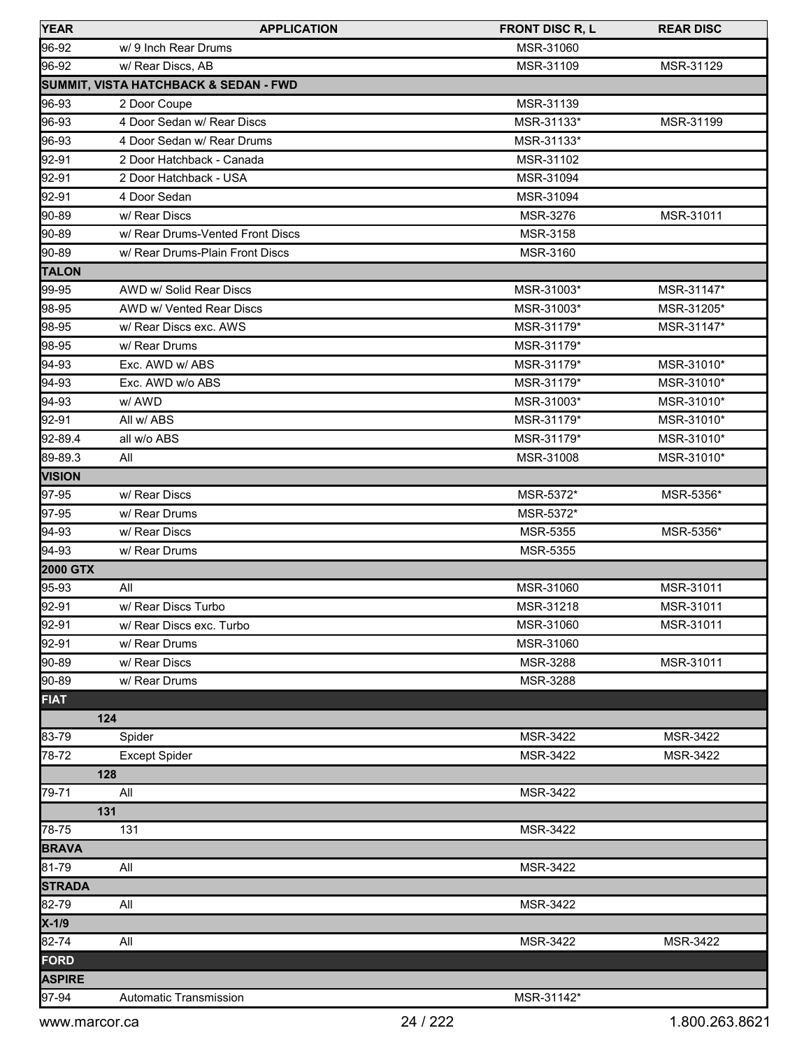| YEAR | APPLICATION | FRONT DISC R, L | REAR DISC |
|---|---|---|---|
| 96-92 | w/ 9 Inch Rear Drums | MSR-31060 | |
| 96-92 | w/ Rear Discs, AB | MSR-31109 | MSR-31129 |
| **SUMMIT, VISTA HATCHBACK & SEDAN - FWD** | | | |
| 96-93 | 2 Door Coupe | MSR-31139 | |
| 96-93 | 4 Door Sedan w/ Rear Discs | MSR-31133* | MSR-31199 |
| 96-93 | 4 Door Sedan w/ Rear Drums | MSR-31133* | |
| 92-91 | 2 Door Hatchback - Canada | MSR-31102 | |
| 92-91 | 2 Door Hatchback - USA | MSR-31094 | |
| 92-91 | 4 Door Sedan | MSR-31094 | |
| 90-89 | w/ Rear Discs | MSR-3276 | MSR-31011 |
| 90-89 | w/ Rear Drums-Vented Front Discs | MSR-3158 | |
| 90-89 | w/ Rear Drums-Plain Front Discs | MSR-3160 | |
| **TALON** | | | |
| 99-95 | AWD w/ Solid Rear Discs | MSR-31003* | MSR-31147* |
| 98-95 | AWD w/ Vented Rear Discs | MSR-31003* | MSR-31205* |
| 98-95 | w/ Rear Discs exc. AWS | MSR-31179* | MSR-31147* |
| 98-95 | w/ Rear Drums | MSR-31179* | |
| 94-93 | Exc. AWD w/ ABS | MSR-31179* | MSR-31010* |
| 94-93 | Exc. AWD w/o ABS | MSR-31179* | MSR-31010* |
| 94-93 | w/ AWD | MSR-31003* | MSR-31010* |
| 92-91 | All w/ ABS | MSR-31179* | MSR-31010* |
| 92-89.4 | all w/o ABS | MSR-31179* | MSR-31010* |
| 89-89.3 | All | MSR-31008 | MSR-31010* |
| **VISION** | | | |
| 97-95 | w/ Rear Discs | MSR-5372* | MSR-5356* |
| 97-95 | w/ Rear Drums | MSR-5372* | |
| 94-93 | w/ Rear Discs | MSR-5355 | MSR-5356* |
| 94-93 | w/ Rear Drums | MSR-5355 | |
| **2000 GTX** | | | |
| 95-93 | All | MSR-31060 | MSR-31011 |
| 92-91 | w/ Rear Discs Turbo | MSR-31218 | MSR-31011 |
| 92-91 | w/ Rear Discs exc. Turbo | MSR-31060 | MSR-31011 |
| 92-91 | w/ Rear Drums | MSR-31060 | |
| 90-89 | w/ Rear Discs | MSR-3288 | MSR-31011 |
| 90-89 | w/ Rear Drums | MSR-3288 | |
| **FIAT** | | | |
| **124** | | | |
| 83-79 | Spider | MSR-3422 | MSR-3422 |
| 78-72 | Except Spider | MSR-3422 | MSR-3422 |
| **128** | | | |
| 79-71 | All | MSR-3422 | |
| **131** | | | |
| 78-75 | 131 | MSR-3422 | |
| **BRAVA** | | | |
| 81-79 | All | MSR-3422 | |
| **STRADA** | | | |
| 82-79 | All | MSR-3422 | |
| **X-1/9** | | | |
| 82-74 | All | MSR-3422 | MSR-3422 |
| **FORD** | | | |
| **ASPIRE** | | | |
| 97-94 | Automatic Transmission | MSR-31142* | |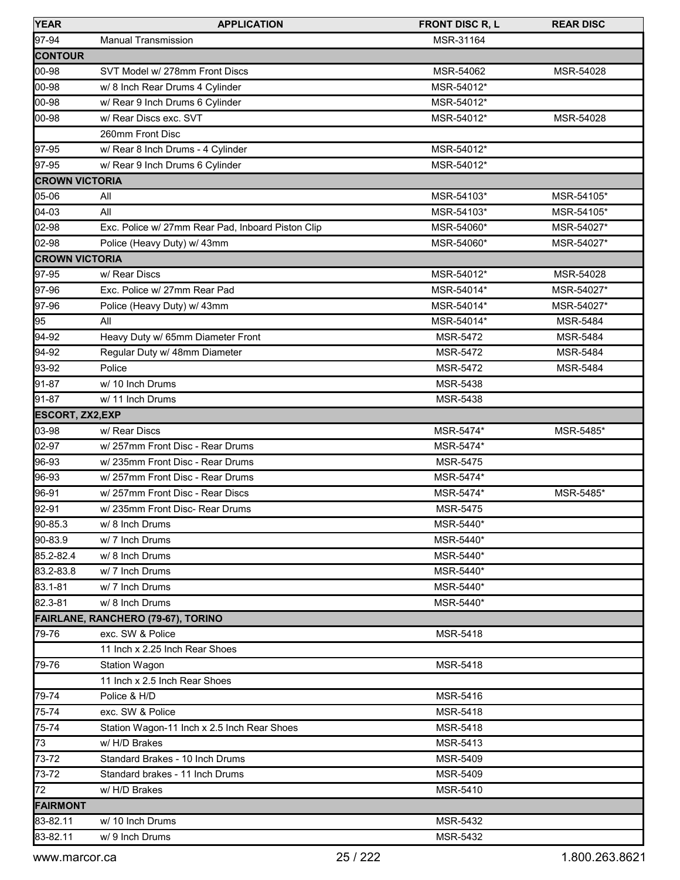| YEAR | APPLICATION | FRONT DISC R, L | REAR DISC |
|---|---|---|---|
| 97-94 | Manual Transmission | MSR-31164 | |
| **CONTOUR** | | | |
| 00-98 | SVT Model w/ 278mm Front Discs | MSR-54062 | MSR-54028 |
| 00-98 | w/ 8 Inch Rear Drums 4 Cylinder | MSR-54012* | |
| 00-98 | w/ Rear 9 Inch Drums 6 Cylinder | MSR-54012* | |
| 00-98 | w/ Rear Discs exc. SVT | MSR-54012* | MSR-54028 |
| | 260mm Front Disc | | |
| 97-95 | w/ Rear 8 Inch Drums - 4 Cylinder | MSR-54012* | |
| 97-95 | w/ Rear 9 Inch Drums 6 Cylinder | MSR-54012* | |
| **CROWN VICTORIA** | | | |
| 05-06 | All | MSR-54103* | MSR-54105* |
| 04-03 | All | MSR-54103* | MSR-54105* |
| 02-98 | Exc. Police w/ 27mm Rear Pad, Inboard Piston Clip | MSR-54060* | MSR-54027* |
| 02-98 | Police (Heavy Duty) w/ 43mm | MSR-54060* | MSR-54027* |
| **CROWN VICTORIA** | | | |
| 97-95 | w/ Rear Discs | MSR-54012* | MSR-54028 |
| 97-96 | Exc. Police w/ 27mm Rear Pad | MSR-54014* | MSR-54027* |
| 97-96 | Police (Heavy Duty) w/ 43mm | MSR-54014* | MSR-54027* |
| 95 | All | MSR-54014* | MSR-5484 |
| 94-92 | Heavy Duty w/ 65mm Diameter Front | MSR-5472 | MSR-5484 |
| 94-92 | Regular Duty w/ 48mm Diameter | MSR-5472 | MSR-5484 |
| 93-92 | Police | MSR-5472 | MSR-5484 |
| 91-87 | w/ 10 Inch Drums | MSR-5438 | |
| 91-87 | w/ 11 Inch Drums | MSR-5438 | |
| **ESCORT, ZX2,EXP** | | | |
| 03-98 | w/ Rear Discs | MSR-5474* | MSR-5485* |
| 02-97 | w/ 257mm Front Disc - Rear Drums | MSR-5474* | |
| 96-93 | w/ 235mm Front Disc - Rear Drums | MSR-5475 | |
| 96-93 | w/ 257mm Front Disc - Rear Drums | MSR-5474* | |
| 96-91 | w/ 257mm Front Disc - Rear Discs | MSR-5474* | MSR-5485* |
| 92-91 | w/ 235mm Front Disc- Rear Drums | MSR-5475 | |
| 90-85.3 | w/ 8 Inch Drums | MSR-5440* | |
| 90-83.9 | w/ 7 Inch Drums | MSR-5440* | |
| 85.2-82.4 | w/ 8 Inch Drums | MSR-5440* | |
| 83.2-83.8 | w/ 7 Inch Drums | MSR-5440* | |
| 83.1-81 | w/ 7 Inch Drums | MSR-5440* | |
| 82.3-81 | w/ 8 Inch Drums | MSR-5440* | |
| **FAIRLANE, RANCHERO (79-67), TORINO** | | | |
| 79-76 | exc. SW & Police | MSR-5418 | |
| | 11 Inch x 2.25 Inch Rear Shoes | | |
| 79-76 | Station Wagon | MSR-5418 | |
| | 11 Inch x 2.5 Inch Rear Shoes | | |
| 79-74 | Police & H/D | MSR-5416 | |
| 75-74 | exc. SW & Police | MSR-5418 | |
| 75-74 | Station Wagon-11 Inch x 2.5 Inch Rear Shoes | MSR-5418 | |
| 73 | w/ H/D Brakes | MSR-5413 | |
| 73-72 | Standard Brakes - 10 Inch Drums | MSR-5409 | |
| 73-72 | Standard brakes - 11 Inch Drums | MSR-5409 | |
| 72 | w/ H/D Brakes | MSR-5410 | |
| **FAIRMONT** | | | |
| 83-82.11 | w/ 10 Inch Drums | MSR-5432 | |
| 83-82.11 | w/ 9 Inch Drums | MSR-5432 | |

www.marcor.ca 1.800.263.8621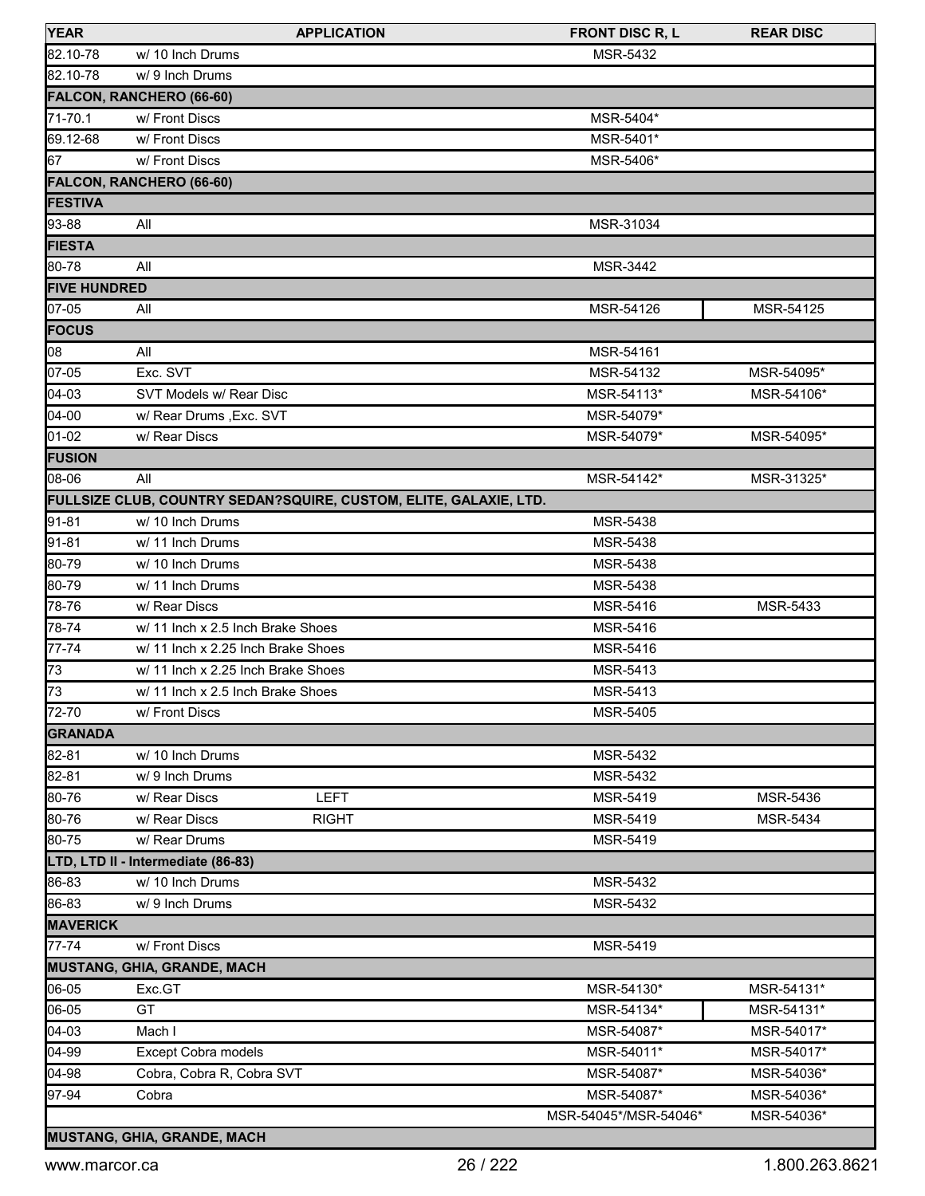| YEAR | APPLICATION | | FRONT DISC R, L | REAR DISC |
|---|---|---|---|---|
| 82.10-78 | w/ 10 Inch Drums | | MSR-5432 | |
| 82.10-78 | w/ 9 Inch Drums | | | |
| **FALCON, RANCHERO (66-60)** | | | | |
| 71-70.1 | w/ Front Discs | | MSR-5404* | |
| 69.12-68 | w/ Front Discs | | MSR-5401* | |
| 67 | w/ Front Discs | | MSR-5406* | |
| **FALCON, RANCHERO (66-60)** | | | | |
| **FESTIVA** | | | | |
| 93-88 | All | | MSR-31034 | |
| **FIESTA** | | | | |
| 80-78 | All | | MSR-3442 | |
| **FIVE HUNDRED** | | | | |
| 07-05 | All | | MSR-54126 | MSR-54125 |
| **FOCUS** | | | | |
| 08 | All | | MSR-54161 | |
| 07-05 | Exc. SVT | | MSR-54132 | MSR-54095* |
| 04-03 | SVT Models w/ Rear Disc | | MSR-54113* | MSR-54106* |
| 04-00 | w/ Rear Drums ,Exc. SVT | | MSR-54079* | |
| 01-02 | w/ Rear Discs | | MSR-54079* | MSR-54095* |
| **FUSION** | | | | |
| 08-06 | All | | MSR-54142* | MSR-31325* |
| **FULLSIZE CLUB, COUNTRY SEDAN?SQUIRE, CUSTOM, ELITE, GALAXIE, LTD.** | | | | |
| 91-81 | w/ 10 Inch Drums | | MSR-5438 | |
| 91-81 | w/ 11 Inch Drums | | MSR-5438 | |
| 80-79 | w/ 10 Inch Drums | | MSR-5438 | |
| 80-79 | w/ 11 Inch Drums | | MSR-5438 | |
| 78-76 | w/ Rear Discs | | MSR-5416 | MSR-5433 |
| 78-74 | w/ 11 Inch x 2.5 Inch Brake Shoes | | MSR-5416 | |
| 77-74 | w/ 11 Inch x 2.25 Inch Brake Shoes | | MSR-5416 | |
| 73 | w/ 11 Inch x 2.25 Inch Brake Shoes | | MSR-5413 | |
| 73 | w/ 11 Inch x 2.5 Inch Brake Shoes | | MSR-5413 | |
| 72-70 | w/ Front Discs | | MSR-5405 | |
| **GRANADA** | | | | |
| 82-81 | w/ 10 Inch Drums | | MSR-5432 | |
| 82-81 | w/ 9 Inch Drums | | MSR-5432 | |
| 80-76 | w/ Rear Discs | LEFT | MSR-5419 | MSR-5436 |
| 80-76 | w/ Rear Discs | RIGHT | MSR-5419 | MSR-5434 |
| 80-75 | w/ Rear Drums | | MSR-5419 | |
| **LTD, LTD II - Intermediate (86-83)** | | | | |
| 86-83 | w/ 10 Inch Drums | | MSR-5432 | |
| 86-83 | w/ 9 Inch Drums | | MSR-5432 | |
| **MAVERICK** | | | | |
| 77-74 | w/ Front Discs | | MSR-5419 | |
| **MUSTANG, GHIA, GRANDE, MACH** | | | | |
| 06-05 | Exc.GT | | MSR-54130* | MSR-54131* |
| 06-05 | GT | | MSR-54134* | MSR-54131* |
| 04-03 | Mach I | | MSR-54087* | MSR-54017* |
| 04-99 | Except Cobra models | | MSR-54011* | MSR-54017* |
| 04-98 | Cobra, Cobra R, Cobra SVT | | MSR-54087* | MSR-54036* |
| 97-94 | Cobra | | MSR-54087* | MSR-54036* |
| | | | MSR-54045*/MSR-54046* | MSR-54036* |
| **MUSTANG, GHIA, GRANDE, MACH** | | | | |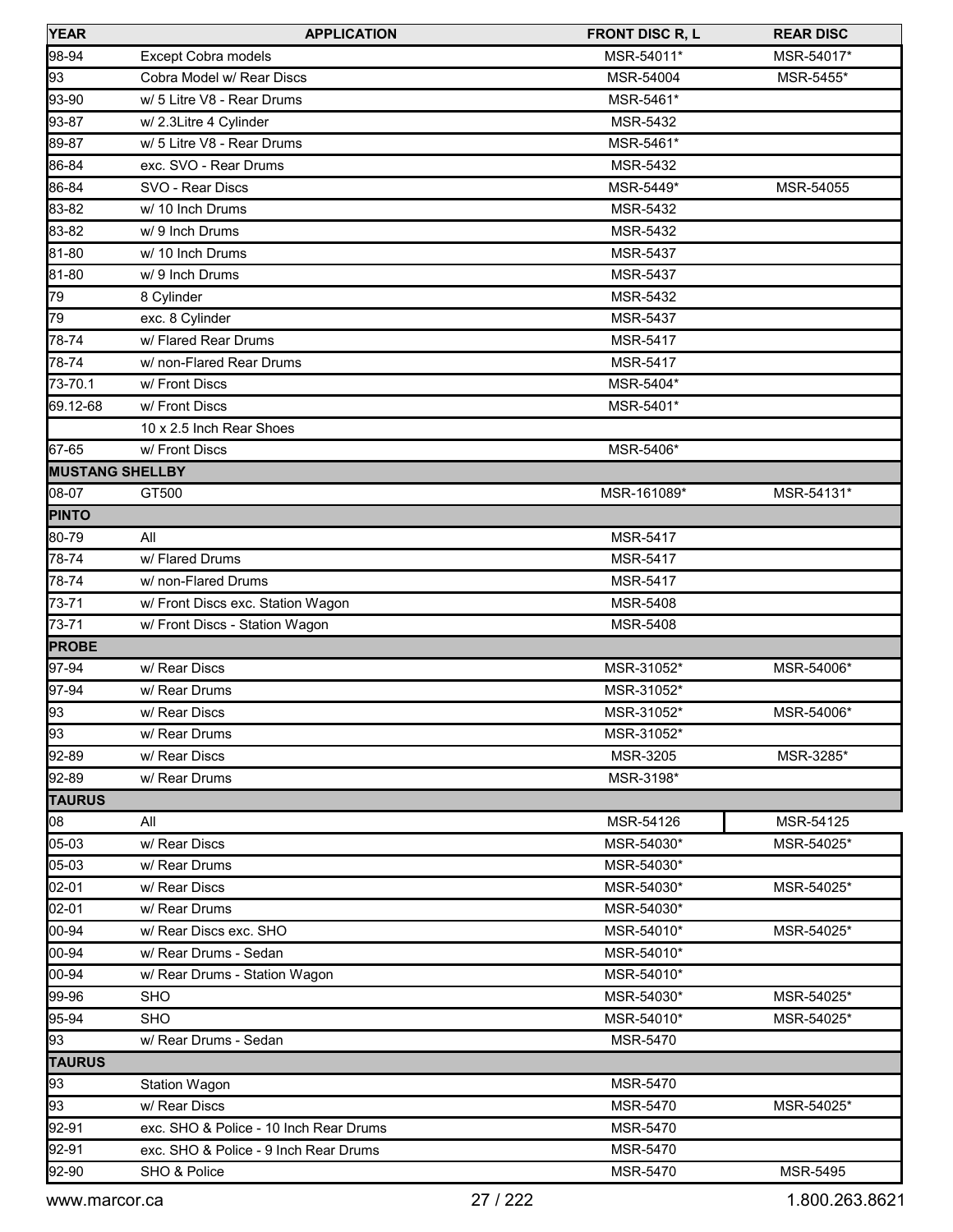| YEAR | APPLICATION | FRONT DISC R, L | REAR DISC |
|---|---|---|---|
| 98-94 | Except Cobra models | MSR-54011* | MSR-54017* |
| 93 | Cobra Model w/ Rear Discs | MSR-54004 | MSR-5455* |
| 93-90 | w/ 5 Litre V8 - Rear Drums | MSR-5461* | |
| 93-87 | w/ 2.3Litre 4 Cylinder | MSR-5432 | |
| 89-87 | w/ 5 Litre V8 - Rear Drums | MSR-5461* | |
| 86-84 | exc. SVO - Rear Drums | MSR-5432 | |
| 86-84 | SVO - Rear Discs | MSR-5449* | MSR-54055 |
| 83-82 | w/ 10 Inch Drums | MSR-5432 | |
| 83-82 | w/ 9 Inch Drums | MSR-5432 | |
| 81-80 | w/ 10 Inch Drums | MSR-5437 | |
| 81-80 | w/ 9 Inch Drums | MSR-5437 | |
| 79 | 8 Cylinder | MSR-5432 | |
| 79 | exc. 8 Cylinder | MSR-5437 | |
| 78-74 | w/ Flared Rear Drums | MSR-5417 | |
| 78-74 | w/ non-Flared Rear Drums | MSR-5417 | |
| 73-70.1 | w/ Front Discs | MSR-5404* | |
| 69.12-68 | w/ Front Discs | MSR-5401* | |
| | 10 x 2.5 Inch Rear Shoes | | |
| 67-65 | w/ Front Discs | MSR-5406* | |
| **MUSTANG SHELLBY** | | | |
| 08-07 | GT500 | MSR-161089* | MSR-54131* |
| **PINTO** | | | |
| 80-79 | All | MSR-5417 | |
| 78-74 | w/ Flared Drums | MSR-5417 | |
| 78-74 | w/ non-Flared Drums | MSR-5417 | |
| 73-71 | w/ Front Discs exc. Station Wagon | MSR-5408 | |
| 73-71 | w/ Front Discs - Station Wagon | MSR-5408 | |
| **PROBE** | | | |
| 97-94 | w/ Rear Discs | MSR-31052* | MSR-54006* |
| 97-94 | w/ Rear Drums | MSR-31052* | |
| 93 | w/ Rear Discs | MSR-31052* | MSR-54006* |
| 93 | w/ Rear Drums | MSR-31052* | |
| 92-89 | w/ Rear Discs | MSR-3205 | MSR-3285* |
| 92-89 | w/ Rear Drums | MSR-3198* | |
| **TAURUS** | | | |
| 08 | All | MSR-54126 | MSR-54125 |
| 05-03 | w/ Rear Discs | MSR-54030* | MSR-54025* |
| 05-03 | w/ Rear Drums | MSR-54030* | |
| 02-01 | w/ Rear Discs | MSR-54030* | MSR-54025* |
| 02-01 | w/ Rear Drums | MSR-54030* | |
| 00-94 | w/ Rear Discs exc. SHO | MSR-54010* | MSR-54025* |
| 00-94 | w/ Rear Drums - Sedan | MSR-54010* | |
| 00-94 | w/ Rear Drums - Station Wagon | MSR-54010* | |
| 99-96 | SHO | MSR-54030* | MSR-54025* |
| 95-94 | SHO | MSR-54010* | MSR-54025* |
| 93 | w/ Rear Drums - Sedan | MSR-5470 | |
| **TAURUS** | | | |
| 93 | Station Wagon | MSR-5470 | |
| 93 | w/ Rear Discs | MSR-5470 | MSR-54025* |
| 92-91 | exc. SHO & Police - 10 Inch Rear Drums | MSR-5470 | |
| 92-91 | exc. SHO & Police - 9 Inch Rear Drums | MSR-5470 | |
| 92-90 | SHO & Police | MSR-5470 | MSR-5495 |

www.marcor.ca 1.800.263.8621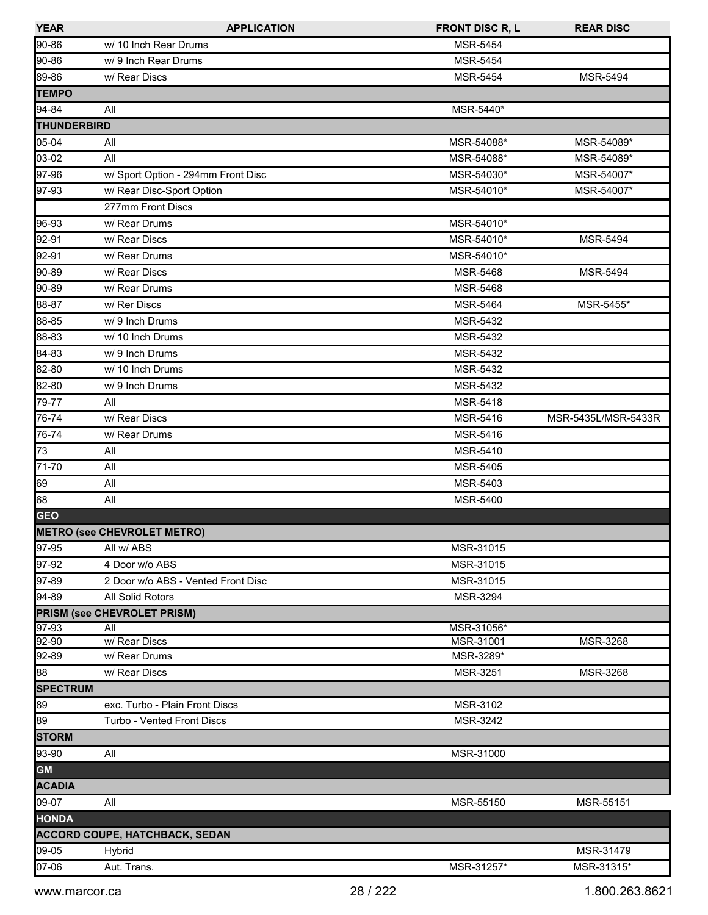| YEAR | APPLICATION | FRONT DISC R, L | REAR DISC |
|---|---|---|---|
| 90-86 | w/ 10 Inch Rear Drums | MSR-5454 | |
| 90-86 | w/ 9 Inch Rear Drums | MSR-5454 | |
| 89-86 | w/ Rear Discs | MSR-5454 | MSR-5494 |
| **TEMPO** | | | |
| 94-84 | All | MSR-5440* | |
| **THUNDERBIRD** | | | |
| 05-04 | All | MSR-54088* | MSR-54089* |
| 03-02 | All | MSR-54088* | MSR-54089* |
| 97-96 | w/ Sport Option - 294mm Front Disc | MSR-54030* | MSR-54007* |
| 97-93 | w/ Rear Disc-Sport Option | MSR-54010* | MSR-54007* |
| | 277mm Front Discs | | |
| 96-93 | w/ Rear Drums | MSR-54010* | |
| 92-91 | w/ Rear Discs | MSR-54010* | MSR-5494 |
| 92-91 | w/ Rear Drums | MSR-54010* | |
| 90-89 | w/ Rear Discs | MSR-5468 | MSR-5494 |
| 90-89 | w/ Rear Drums | MSR-5468 | |
| 88-87 | w/ Rer Discs | MSR-5464 | MSR-5455* |
| 88-85 | w/ 9 Inch Drums | MSR-5432 | |
| 88-83 | w/ 10 Inch Drums | MSR-5432 | |
| 84-83 | w/ 9 Inch Drums | MSR-5432 | |
| 82-80 | w/ 10 Inch Drums | MSR-5432 | |
| 82-80 | w/ 9 Inch Drums | MSR-5432 | |
| 79-77 | All | MSR-5418 | |
| 76-74 | w/ Rear Discs | MSR-5416 | MSR-5435L/MSR-5433R |
| 76-74 | w/ Rear Drums | MSR-5416 | |
| 73 | All | MSR-5410 | |
| 71-70 | All | MSR-5405 | |
| 69 | All | MSR-5403 | |
| 68 | All | MSR-5400 | |
| **GEO** | | | |
| **METRO (see CHEVROLET METRO)** | | | |
| 97-95 | All w/ ABS | MSR-31015 | |
| 97-92 | 4 Door w/o ABS | MSR-31015 | |
| 97-89 | 2 Door w/o ABS - Vented Front Disc | MSR-31015 | |
| 94-89 | All Solid Rotors | MSR-3294 | |
| **PRISM (see CHEVROLET PRISM)** | | | |
| 97-93 | All | MSR-31056* | |
| 92-90 | w/ Rear Discs | MSR-31001 | MSR-3268 |
| 92-89 | w/ Rear Drums | MSR-3289* | |
| 88 | w/ Rear Discs | MSR-3251 | MSR-3268 |
| **SPECTRUM** | | | |
| 89 | exc. Turbo - Plain Front Discs | MSR-3102 | |
| 89 | Turbo - Vented Front Discs | MSR-3242 | |
| **STORM** | | | |
| 93-90 | All | MSR-31000 | |
| **GM** | | | |
| **ACADIA** | | | |
| 09-07 | All | MSR-55150 | MSR-55151 |
| **HONDA** | | | |
| **ACCORD COUPE, HATCHBACK, SEDAN** | | | |
| 09-05 | Hybrid | | MSR-31479 |
| 07-06 | Aut. Trans. | MSR-31257* | MSR-31315* |

www.marcor.ca 1.800.263.8621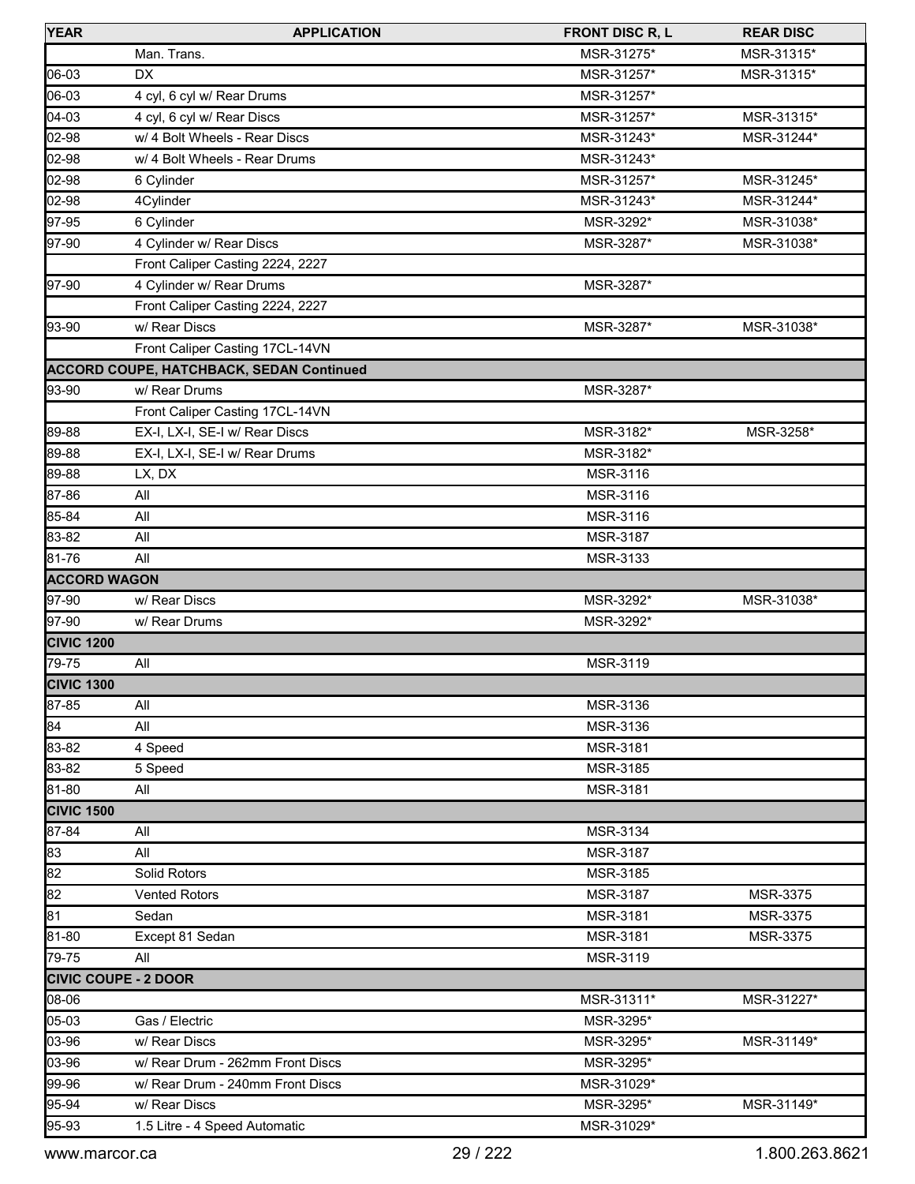| YEAR | APPLICATION | FRONT DISC R, L | REAR DISC |
|---|---|---|---|
| | Man. Trans. | MSR-31275* | MSR-31315* |
| 06-03 | DX | MSR-31257* | MSR-31315* |
| 06-03 | 4 cyl, 6 cyl w/ Rear Drums | MSR-31257* | |
| 04-03 | 4 cyl, 6 cyl w/ Rear Discs | MSR-31257* | MSR-31315* |
| 02-98 | w/ 4 Bolt Wheels - Rear Discs | MSR-31243* | MSR-31244* |
| 02-98 | w/ 4 Bolt Wheels - Rear Drums | MSR-31243* | |
| 02-98 | 6 Cylinder | MSR-31257* | MSR-31245* |
| 02-98 | 4Cylinder | MSR-31243* | MSR-31244* |
| 97-95 | 6 Cylinder | MSR-3292* | MSR-31038* |
| 97-90 | 4 Cylinder w/ Rear Discs | MSR-3287* | MSR-31038* |
| | Front Caliper Casting 2224, 2227 | | |
| 97-90 | 4 Cylinder w/ Rear Drums | MSR-3287* | |
| | Front Caliper Casting 2224, 2227 | | |
| 93-90 | w/ Rear Discs | MSR-3287* | MSR-31038* |
| | Front Caliper Casting 17CL-14VN | | |
| **ACCORD COUPE, HATCHBACK, SEDAN Continued** | | | |
| 93-90 | w/ Rear Drums | MSR-3287* | |
| | Front Caliper Casting 17CL-14VN | | |
| 89-88 | EX-I, LX-I, SE-I w/ Rear Discs | MSR-3182* | MSR-3258* |
| 89-88 | EX-I, LX-I, SE-I w/ Rear Drums | MSR-3182* | |
| 89-88 | LX, DX | MSR-3116 | |
| 87-86 | All | MSR-3116 | |
| 85-84 | All | MSR-3116 | |
| 83-82 | All | MSR-3187 | |
| 81-76 | All | MSR-3133 | |
| **ACCORD WAGON** | | | |
| 97-90 | w/ Rear Discs | MSR-3292* | MSR-31038* |
| 97-90 | w/ Rear Drums | MSR-3292* | |
| **CIVIC 1200** | | | |
| 79-75 | All | MSR-3119 | |
| **CIVIC 1300** | | | |
| 87-85 | All | MSR-3136 | |
| 84 | All | MSR-3136 | |
| 83-82 | 4 Speed | MSR-3181 | |
| 83-82 | 5 Speed | MSR-3185 | |
| 81-80 | All | MSR-3181 | |
| **CIVIC 1500** | | | |
| 87-84 | All | MSR-3134 | |
| 83 | All | MSR-3187 | |
| 82 | Solid Rotors | MSR-3185 | |
| 82 | Vented Rotors | MSR-3187 | MSR-3375 |
| 81 | Sedan | MSR-3181 | MSR-3375 |
| 81-80 | Except 81 Sedan | MSR-3181 | MSR-3375 |
| 79-75 | All | MSR-3119 | |
| **CIVIC COUPE - 2 DOOR** | | | |
| 08-06 | | MSR-31311* | MSR-31227* |
| 05-03 | Gas / Electric | MSR-3295* | |
| 03-96 | w/ Rear Discs | MSR-3295* | MSR-31149* |
| 03-96 | w/ Rear Drum - 262mm Front Discs | MSR-3295* | |
| 99-96 | w/ Rear Drum - 240mm Front Discs | MSR-31029* | |
| 95-94 | w/ Rear Discs | MSR-3295* | MSR-31149* |
| 95-93 | 1.5 Litre - 4 Speed Automatic | MSR-31029* | |

www.marcor.ca 1.800.263.8621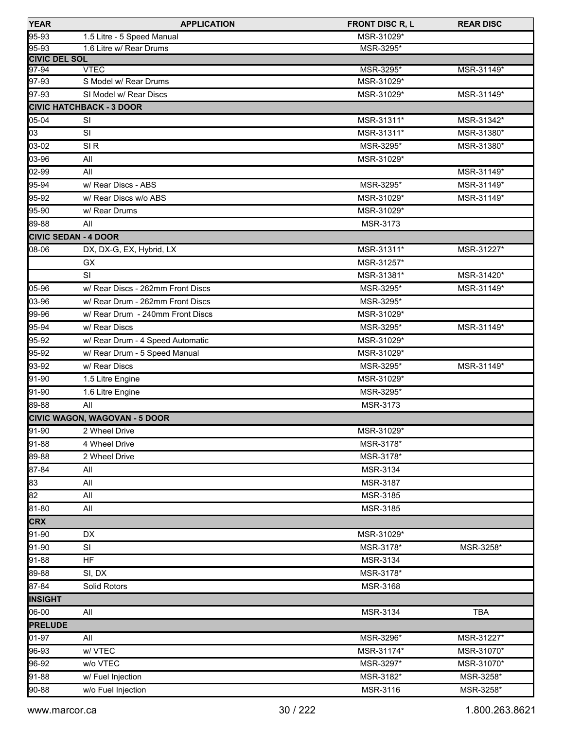| YEAR | APPLICATION | FRONT DISC R, L | REAR DISC |
|---|---|---|---|
| 95-93 | 1.5 Litre - 5 Speed Manual | MSR-31029* | |
| 95-93 | 1.6 Litre w/ Rear Drums | MSR-3295* | |
| **CIVIC DEL SOL** | | | |
| 97-94 | VTEC | MSR-3295* | MSR-31149* |
| 97-93 | S Model w/ Rear Drums | MSR-31029* | |
| 97-93 | SI Model w/ Rear Discs | MSR-31029* | MSR-31149* |
| **CIVIC HATCHBACK - 3 DOOR** | | | |
| 05-04 | SI | MSR-31311* | MSR-31342* |
| 03 | SI | MSR-31311* | MSR-31380* |
| 03-02 | SI R | MSR-3295* | MSR-31380* |
| 03-96 | All | MSR-31029* | |
| 02-99 | All | | MSR-31149* |
| 95-94 | w/ Rear Discs - ABS | MSR-3295* | MSR-31149* |
| 95-92 | w/ Rear Discs w/o ABS | MSR-31029* | MSR-31149* |
| 95-90 | w/ Rear Drums | MSR-31029* | |
| 89-88 | All | MSR-3173 | |
| **CIVIC SEDAN - 4 DOOR** | | | |
| 08-06 | DX, DX-G, EX, Hybrid, LX | MSR-31311* | MSR-31227* |
| | GX | MSR-31257* | |
| | SI | MSR-31381* | MSR-31420* |
| 05-96 | w/ Rear Discs - 262mm Front Discs | MSR-3295* | MSR-31149* |
| 03-96 | w/ Rear Drum - 262mm Front Discs | MSR-3295* | |
| 99-96 | w/ Rear Drum - 240mm Front Discs | MSR-31029* | |
| 95-94 | w/ Rear Discs | MSR-3295* | MSR-31149* |
| 95-92 | w/ Rear Drum - 4 Speed Automatic | MSR-31029* | |
| 95-92 | w/ Rear Drum - 5 Speed Manual | MSR-31029* | |
| 93-92 | w/ Rear Discs | MSR-3295* | MSR-31149* |
| 91-90 | 1.5 Litre Engine | MSR-31029* | |
| 91-90 | 1.6 Litre Engine | MSR-3295* | |
| 89-88 | All | MSR-3173 | |
| **CIVIC WAGON, WAGOVAN - 5 DOOR** | | | |
| 91-90 | 2 Wheel Drive | MSR-31029* | |
| 91-88 | 4 Wheel Drive | MSR-3178* | |
| 89-88 | 2 Wheel Drive | MSR-3178* | |
| 87-84 | All | MSR-3134 | |
| 83 | All | MSR-3187 | |
| 82 | All | MSR-3185 | |
| 81-80 | All | MSR-3185 | |
| **CRX** | | | |
| 91-90 | DX | MSR-31029* | |
| 91-90 | SI | MSR-3178* | MSR-3258* |
| 91-88 | HF | MSR-3134 | |
| 89-88 | SI, DX | MSR-3178* | |
| 87-84 | Solid Rotors | MSR-3168 | |
| **INSIGHT** | | | |
| 06-00 | All | MSR-3134 | TBA |
| **PRELUDE** | | | |
| 01-97 | All | MSR-3296* | MSR-31227* |
| 96-93 | w/ VTEC | MSR-31174* | MSR-31070* |
| 96-92 | w/o VTEC | MSR-3297* | MSR-31070* |
| 91-88 | w/ Fuel Injection | MSR-3182* | MSR-3258* |
| 90-88 | w/o Fuel Injection | MSR-3116 | MSR-3258* |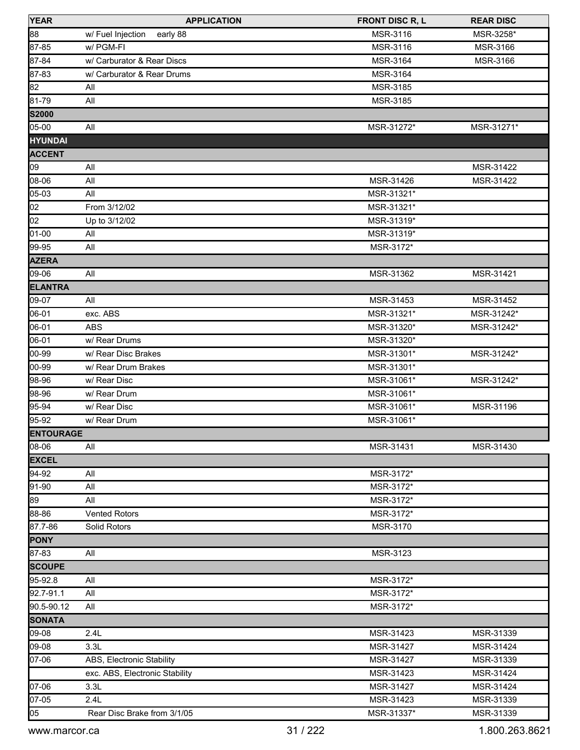| YEAR | APPLICATION | FRONT DISC R, L | REAR DISC |
| --- | --- | --- | --- |
| 88 | w/ Fuel Injection early 88 | MSR-3116 | MSR-3258* |
| 87-85 | w/ PGM-FI | MSR-3116 | MSR-3166 |
| 87-84 | w/ Carburator & Rear Discs | MSR-3164 | MSR-3166 |
| 87-83 | w/ Carburator & Rear Drums | MSR-3164 | |
| 82 | All | MSR-3185 | |
| 81-79 | All | MSR-3185 | |
| **S2000** | | | |
| 05-00 | All | MSR-31272* | MSR-31271* |
| **HYUNDAI** | | | |
| **ACCENT** | | | |
| 09 | All | | MSR-31422 |
| 08-06 | All | MSR-31426 | MSR-31422 |
| 05-03 | All | MSR-31321* | |
| 02 | From 3/12/02 | MSR-31321* | |
| 02 | Up to 3/12/02 | MSR-31319* | |
| 01-00 | All | MSR-31319* | |
| 99-95 | All | MSR-3172* | |
| **AZERA** | | | |
| 09-06 | All | MSR-31362 | MSR-31421 |
| **ELANTRA** | | | |
| 09-07 | All | MSR-31453 | MSR-31452 |
| 06-01 | exc. ABS | MSR-31321* | MSR-31242* |
| 06-01 | ABS | MSR-31320* | MSR-31242* |
| 06-01 | w/ Rear Drums | MSR-31320* | |
| 00-99 | w/ Rear Disc Brakes | MSR-31301* | MSR-31242* |
| 00-99 | w/ Rear Drum Brakes | MSR-31301* | |
| 98-96 | w/ Rear Disc | MSR-31061* | MSR-31242* |
| 98-96 | w/ Rear Drum | MSR-31061* | |
| 95-94 | w/ Rear Disc | MSR-31061* | MSR-31196 |
| 95-92 | w/ Rear Drum | MSR-31061* | |
| **ENTOURAGE** | | | |
| 08-06 | All | MSR-31431 | MSR-31430 |
| **EXCEL** | | | |
| 94-92 | All | MSR-3172* | |
| 91-90 | All | MSR-3172* | |
| 89 | All | MSR-3172* | |
| 88-86 | Vented Rotors | MSR-3172* | |
| 87.7-86 | Solid Rotors | MSR-3170 | |
| **PONY** | | | |
| 87-83 | All | MSR-3123 | |
| **SCOUPE** | | | |
| 95-92.8 | All | MSR-3172* | |
| 92.7-91.1 | All | MSR-3172* | |
| 90.5-90.12 | All | MSR-3172* | |
| **SONATA** | | | |
| 09-08 | 2.4L | MSR-31423 | MSR-31339 |
| 09-08 | 3.3L | MSR-31427 | MSR-31424 |
| 07-06 | ABS, Electronic Stability | MSR-31427 | MSR-31339 |
| | exc. ABS, Electronic Stability | MSR-31423 | MSR-31424 |
| 07-06 | 3.3L | MSR-31427 | MSR-31424 |
| 07-05 | 2.4L | MSR-31423 | MSR-31339 |
| 05 | Rear Disc Brake from 3/1/05 | MSR-31337* | MSR-31339 |

www.marcor.ca 1.800.263.8621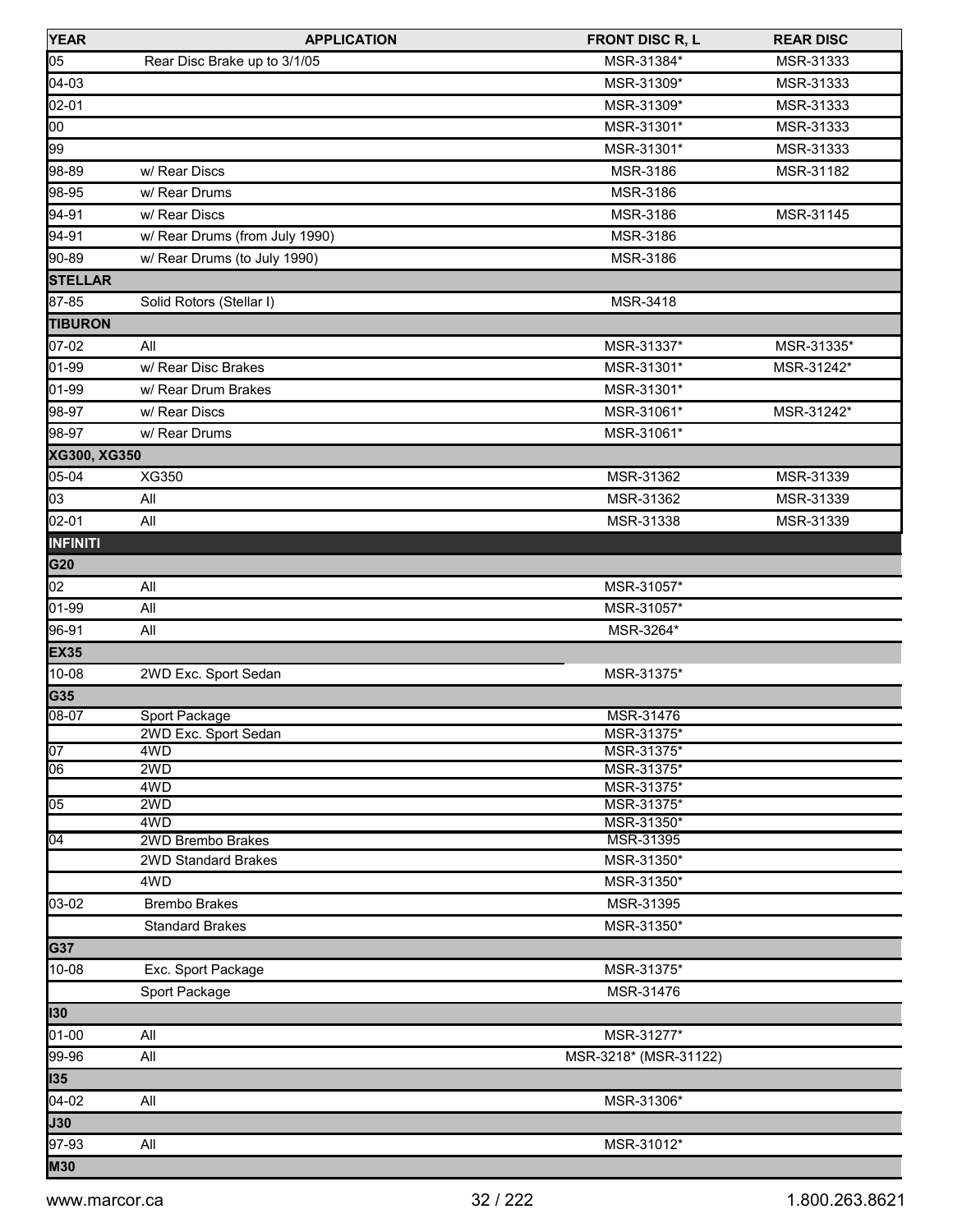| YEAR | APPLICATION | FRONT DISC R, L | REAR DISC |
|---|---|---|---|
| 05 | Rear Disc Brake up to 3/1/05 | MSR-31384* | MSR-31333 |
| 04-03 | | MSR-31309* | MSR-31333 |
| 02-01 | | MSR-31309* | MSR-31333 |
| 00 | | MSR-31301* | MSR-31333 |
| 99 | | MSR-31301* | MSR-31333 |
| 98-89 | w/ Rear Discs | MSR-3186 | MSR-31182 |
| 98-95 | w/ Rear Drums | MSR-3186 | |
| 94-91 | w/ Rear Discs | MSR-3186 | MSR-31145 |
| 94-91 | w/ Rear Drums (from July 1990) | MSR-3186 | |
| 90-89 | w/ Rear Drums (to July 1990) | MSR-3186 | |
| **STELLAR** | | | |
| 87-85 | Solid Rotors (Stellar I) | MSR-3418 | |
| **TIBURON** | | | |
| 07-02 | All | MSR-31337* | MSR-31335* |
| 01-99 | w/ Rear Disc Brakes | MSR-31301* | MSR-31242* |
| 01-99 | w/ Rear Drum Brakes | MSR-31301* | |
| 98-97 | w/ Rear Discs | MSR-31061* | MSR-31242* |
| 98-97 | w/ Rear Drums | MSR-31061* | |
| **XG300, XG350** | | | |
| 05-04 | XG350 | MSR-31362 | MSR-31339 |
| 03 | All | MSR-31362 | MSR-31339 |
| 02-01 | All | MSR-31338 | MSR-31339 |
| **INFINITI** | | | |
| **G20** | | | |
| 02 | All | MSR-31057* | |
| 01-99 | All | MSR-31057* | |
| 96-91 | All | MSR-3264* | |
| **EX35** | | | |
| 10-08 | 2WD Exc. Sport Sedan | MSR-31375* | |
| **G35** | | | |
| 08-07 | Sport Package | MSR-31476 | |
| | 2WD Exc. Sport Sedan | MSR-31375* | |
| 07 | 4WD | MSR-31375* | |
| 06 | 2WD | MSR-31375* | |
| | 4WD | MSR-31375* | |
| 05 | 2WD | MSR-31375* | |
| | 4WD | MSR-31350* | |
| 04 | 2WD Brembo Brakes | MSR-31395 | |
| | 2WD Standard Brakes | MSR-31350* | |
| | 4WD | MSR-31350* | |
| 03-02 | Brembo Brakes | MSR-31395 | |
| | Standard Brakes | MSR-31350* | |
| **G37** | | | |
| 10-08 | Exc. Sport Package | MSR-31375* | |
| | Sport Package | MSR-31476 | |
| **I30** | | | |
| 01-00 | All | MSR-31277* | |
| 99-96 | All | MSR-3218* (MSR-31122) | |
| **I35** | | | |
| 04-02 | All | MSR-31306* | |
| **J30** | | | |
| 97-93 | All | MSR-31012* | |
| **M30** | | | |

www.marcor.ca — 1.800.263.8621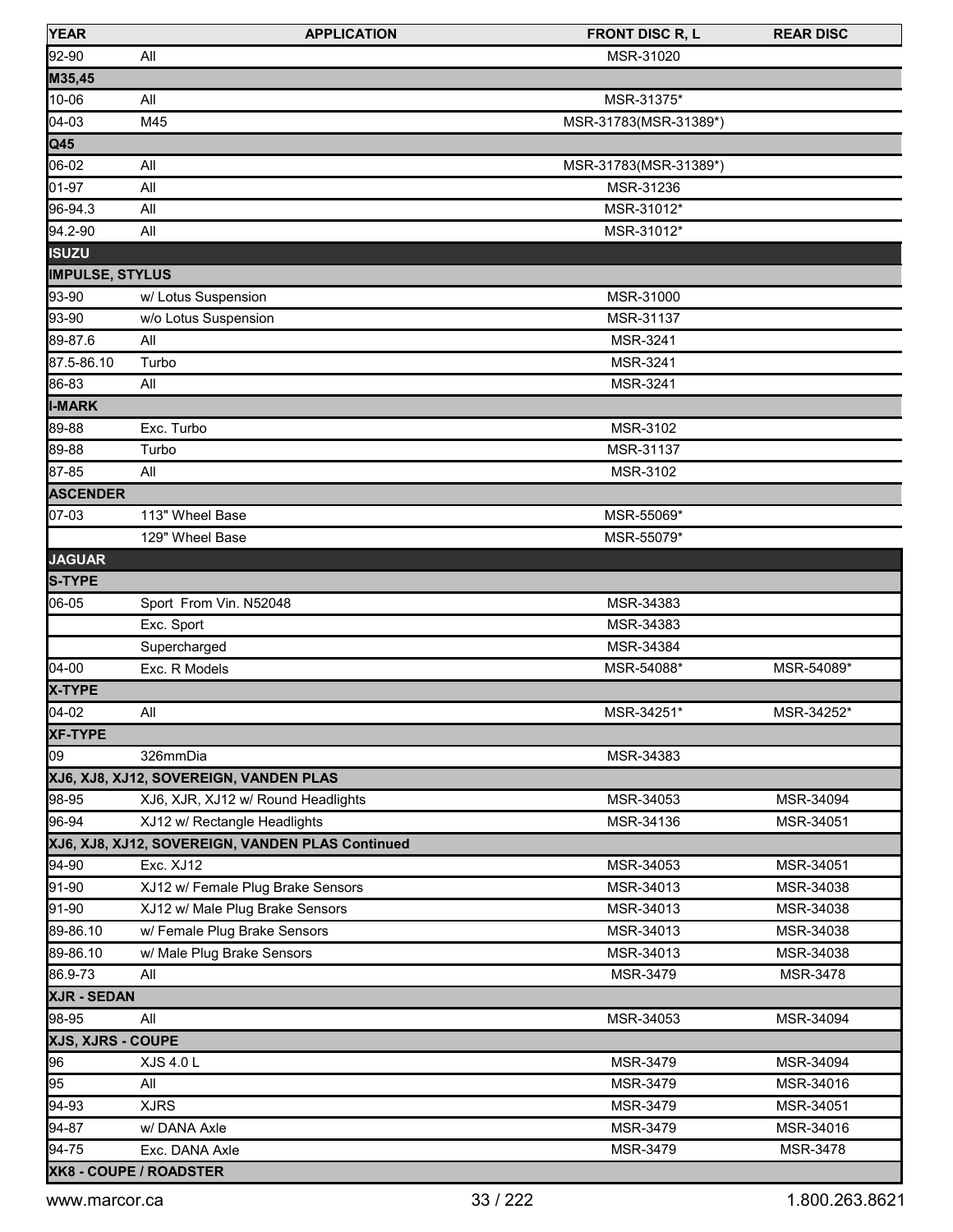| YEAR | APPLICATION | FRONT DISC R, L | REAR DISC |
|---|---|---|---|
| 92-90 | All | MSR-31020 | |
| **M35,45** | | | |
| 10-06 | All | MSR-31375* | |
| 04-03 | M45 | MSR-31783(MSR-31389*) | |
| **Q45** | | | |
| 06-02 | All | MSR-31783(MSR-31389*) | |
| 01-97 | All | MSR-31236 | |
| 96-94.3 | All | MSR-31012* | |
| 94.2-90 | All | MSR-31012* | |
| **ISUZU** | | | |
| **IMPULSE, STYLUS** | | | |
| 93-90 | w/ Lotus Suspension | MSR-31000 | |
| 93-90 | w/o Lotus Suspension | MSR-31137 | |
| 89-87.6 | All | MSR-3241 | |
| 87.5-86.10 | Turbo | MSR-3241 | |
| 86-83 | All | MSR-3241 | |
| **I-MARK** | | | |
| 89-88 | Exc. Turbo | MSR-3102 | |
| 89-88 | Turbo | MSR-31137 | |
| 87-85 | All | MSR-3102 | |
| **ASCENDER** | | | |
| 07-03 | 113" Wheel Base | MSR-55069* | |
| | 129" Wheel Base | MSR-55079* | |
| **JAGUAR** | | | |
| **S-TYPE** | | | |
| 06-05 | Sport From Vin. N52048 | MSR-34383 | |
| | Exc. Sport | MSR-34383 | |
| | Supercharged | MSR-34384 | |
| 04-00 | Exc. R Models | MSR-54088* | MSR-54089* |
| **X-TYPE** | | | |
| 04-02 | All | MSR-34251* | MSR-34252* |
| **XF-TYPE** | | | |
| 09 | 326mmDia | MSR-34383 | |
| **XJ6, XJ8, XJ12, SOVEREIGN, VANDEN PLAS** | | | |
| 98-95 | XJ6, XJR, XJ12 w/ Round Headlights | MSR-34053 | MSR-34094 |
| 96-94 | XJ12 w/ Rectangle Headlights | MSR-34136 | MSR-34051 |
| **XJ6, XJ8, XJ12, SOVEREIGN, VANDEN PLAS Continued** | | | |
| 94-90 | Exc. XJ12 | MSR-34053 | MSR-34051 |
| 91-90 | XJ12 w/ Female Plug Brake Sensors | MSR-34013 | MSR-34038 |
| 91-90 | XJ12 w/ Male Plug Brake Sensors | MSR-34013 | MSR-34038 |
| 89-86.10 | w/ Female Plug Brake Sensors | MSR-34013 | MSR-34038 |
| 89-86.10 | w/ Male Plug Brake Sensors | MSR-34013 | MSR-34038 |
| 86.9-73 | All | MSR-3479 | MSR-3478 |
| **XJR - SEDAN** | | | |
| 98-95 | All | MSR-34053 | MSR-34094 |
| **XJS, XJRS - COUPE** | | | |
| 96 | XJS 4.0 L | MSR-3479 | MSR-34094 |
| 95 | All | MSR-3479 | MSR-34016 |
| 94-93 | XJRS | MSR-3479 | MSR-34051 |
| 94-87 | w/ DANA Axle | MSR-3479 | MSR-34016 |
| 94-75 | Exc. DANA Axle | MSR-3479 | MSR-3478 |
| **XK8 - COUPE / ROADSTER** | | | |

www.marcor.ca 1.800.263.8621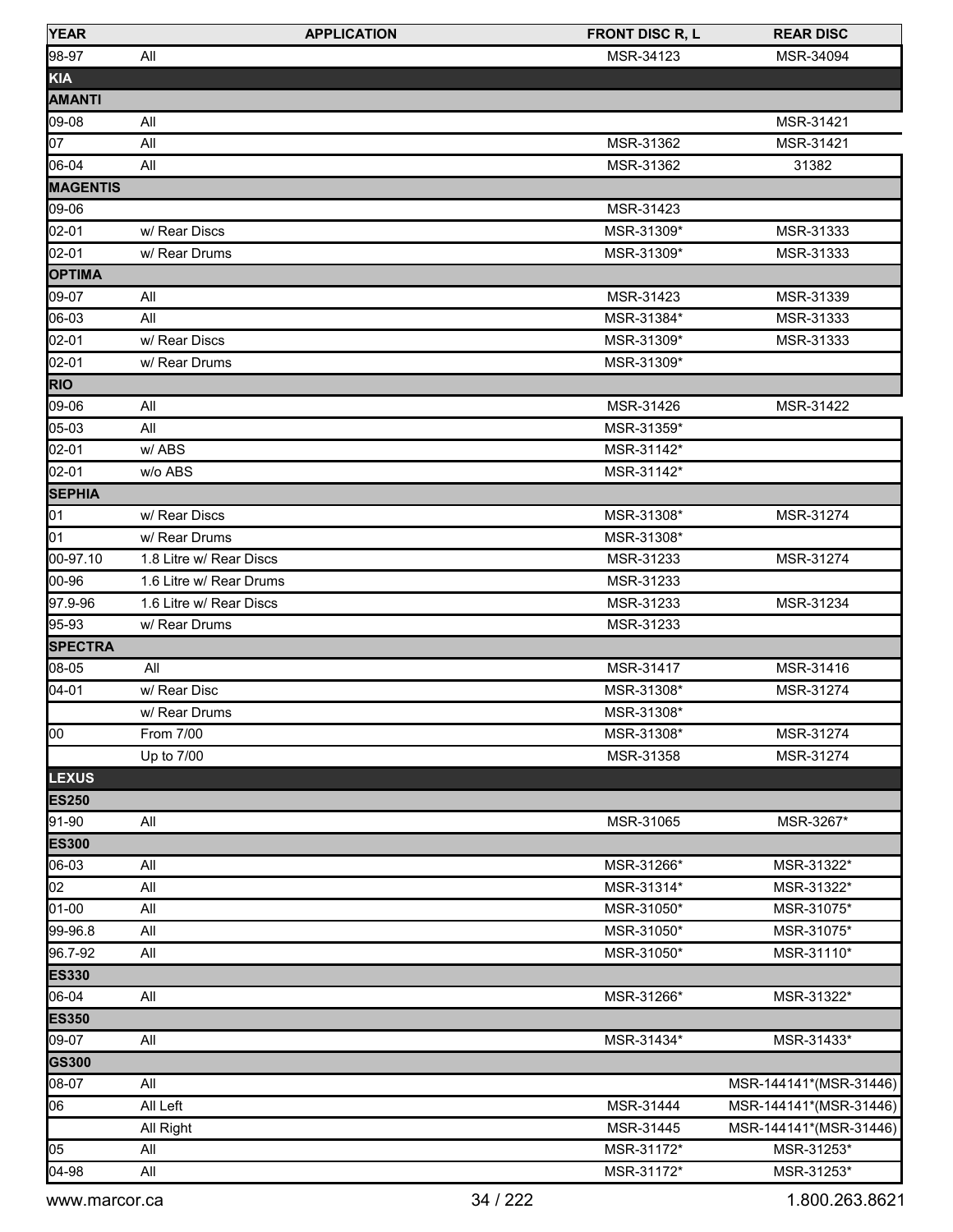| YEAR | APPLICATION | FRONT DISC R, L | REAR DISC |
| --- | --- | --- | --- |
| 98-97 | All | MSR-34123 | MSR-34094 |
| **KIA** | | | |
| **AMANTI** | | | |
| 09-08 | All | | MSR-31421 |
| 07 | All | MSR-31362 | MSR-31421 |
| 06-04 | All | MSR-31362 | 31382 |
| **MAGENTIS** | | | |
| 09-06 | | MSR-31423 | |
| 02-01 | w/ Rear Discs | MSR-31309* | MSR-31333 |
| 02-01 | w/ Rear Drums | MSR-31309* | MSR-31333 |
| **OPTIMA** | | | |
| 09-07 | All | MSR-31423 | MSR-31339 |
| 06-03 | All | MSR-31384* | MSR-31333 |
| 02-01 | w/ Rear Discs | MSR-31309* | MSR-31333 |
| 02-01 | w/ Rear Drums | MSR-31309* | |
| **RIO** | | | |
| 09-06 | All | MSR-31426 | MSR-31422 |
| 05-03 | All | MSR-31359* | |
| 02-01 | w/ ABS | MSR-31142* | |
| 02-01 | w/o ABS | MSR-31142* | |
| **SEPHIA** | | | |
| 01 | w/ Rear Discs | MSR-31308* | MSR-31274 |
| 01 | w/ Rear Drums | MSR-31308* | |
| 00-97.10 | 1.8 Litre w/ Rear Discs | MSR-31233 | MSR-31274 |
| 00-96 | 1.6 Litre w/ Rear Drums | MSR-31233 | |
| 97.9-96 | 1.6 Litre w/ Rear Discs | MSR-31233 | MSR-31234 |
| 95-93 | w/ Rear Drums | MSR-31233 | |
| **SPECTRA** | | | |
| 08-05 | All | MSR-31417 | MSR-31416 |
| 04-01 | w/ Rear Disc | MSR-31308* | MSR-31274 |
| | w/ Rear Drums | MSR-31308* | |
| 00 | From 7/00 | MSR-31308* | MSR-31274 |
| | Up to 7/00 | MSR-31358 | MSR-31274 |
| **LEXUS** | | | |
| **ES250** | | | |
| 91-90 | All | MSR-31065 | MSR-3267* |
| **ES300** | | | |
| 06-03 | All | MSR-31266* | MSR-31322* |
| 02 | All | MSR-31314* | MSR-31322* |
| 01-00 | All | MSR-31050* | MSR-31075* |
| 99-96.8 | All | MSR-31050* | MSR-31075* |
| 96.7-92 | All | MSR-31050* | MSR-31110* |
| **ES330** | | | |
| 06-04 | All | MSR-31266* | MSR-31322* |
| **ES350** | | | |
| 09-07 | All | MSR-31434* | MSR-31433* |
| **GS300** | | | |
| 08-07 | All | | MSR-144141*(MSR-31446) |
| 06 | All Left | MSR-31444 | MSR-144141*(MSR-31446) |
| | All Right | MSR-31445 | MSR-144141*(MSR-31446) |
| 05 | All | MSR-31172* | MSR-31253* |
| 04-98 | All | MSR-31172* | MSR-31253* |

www.marcor.ca 1.800.263.8621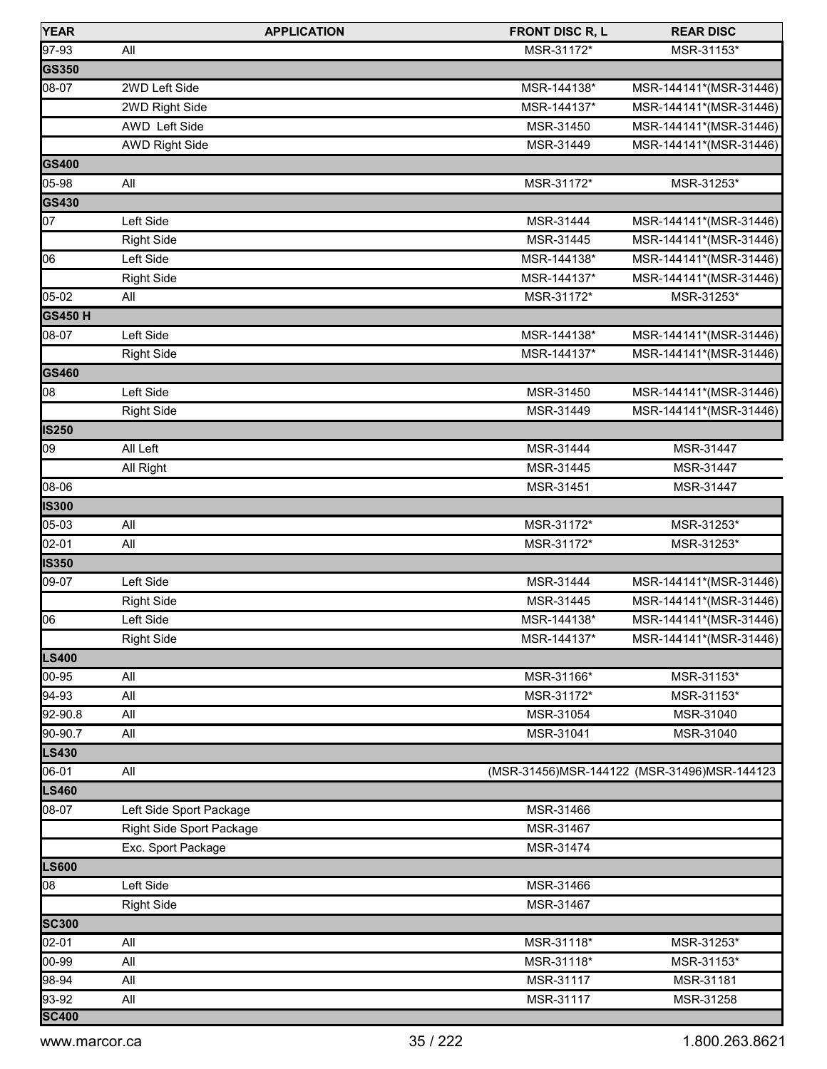| YEAR | APPLICATION | FRONT DISC R, L | REAR DISC |
|---|---|---|---|
| 97-93 | All | MSR-31172* | MSR-31153* |
| **GS350** | | | |
| 08-07 | 2WD Left Side | MSR-144138* | MSR-144141*(MSR-31446) |
| | 2WD Right Side | MSR-144137* | MSR-144141*(MSR-31446) |
| | AWD Left Side | MSR-31450 | MSR-144141*(MSR-31446) |
| | AWD Right Side | MSR-31449 | MSR-144141*(MSR-31446) |
| **GS400** | | | |
| 05-98 | All | MSR-31172* | MSR-31253* |
| **GS430** | | | |
| 07 | Left Side | MSR-31444 | MSR-144141*(MSR-31446) |
| | Right Side | MSR-31445 | MSR-144141*(MSR-31446) |
| 06 | Left Side | MSR-144138* | MSR-144141*(MSR-31446) |
| | Right Side | MSR-144137* | MSR-144141*(MSR-31446) |
| 05-02 | All | MSR-31172* | MSR-31253* |
| **GS450 H** | | | |
| 08-07 | Left Side | MSR-144138* | MSR-144141*(MSR-31446) |
| | Right Side | MSR-144137* | MSR-144141*(MSR-31446) |
| **GS460** | | | |
| 08 | Left Side | MSR-31450 | MSR-144141*(MSR-31446) |
| | Right Side | MSR-31449 | MSR-144141*(MSR-31446) |
| **IS250** | | | |
| 09 | All Left | MSR-31444 | MSR-31447 |
| | All Right | MSR-31445 | MSR-31447 |
| 08-06 | | MSR-31451 | MSR-31447 |
| **IS300** | | | |
| 05-03 | All | MSR-31172* | MSR-31253* |
| 02-01 | All | MSR-31172* | MSR-31253* |
| **IS350** | | | |
| 09-07 | Left Side | MSR-31444 | MSR-144141*(MSR-31446) |
| | Right Side | MSR-31445 | MSR-144141*(MSR-31446) |
| 06 | Left Side | MSR-144138* | MSR-144141*(MSR-31446) |
| | Right Side | MSR-144137* | MSR-144141*(MSR-31446) |
| **LS400** | | | |
| 00-95 | All | MSR-31166* | MSR-31153* |
| 94-93 | All | MSR-31172* | MSR-31153* |
| 92-90.8 | All | MSR-31054 | MSR-31040 |
| 90-90.7 | All | MSR-31041 | MSR-31040 |
| **LS430** | | | |
| 06-01 | All | (MSR-31456)MSR-144122 | (MSR-31496)MSR-144123 |
| **LS460** | | | |
| 08-07 | Left Side Sport Package | MSR-31466 | |
| | Right Side Sport Package | MSR-31467 | |
| | Exc. Sport Package | MSR-31474 | |
| **LS600** | | | |
| 08 | Left Side | MSR-31466 | |
| | Right Side | MSR-31467 | |
| **SC300** | | | |
| 02-01 | All | MSR-31118* | MSR-31253* |
| 00-99 | All | MSR-31118* | MSR-31153* |
| 98-94 | All | MSR-31117 | MSR-31181 |
| 93-92 | All | MSR-31117 | MSR-31258 |
| **SC400** | | | |

www.marcor.ca 1.800.263.8621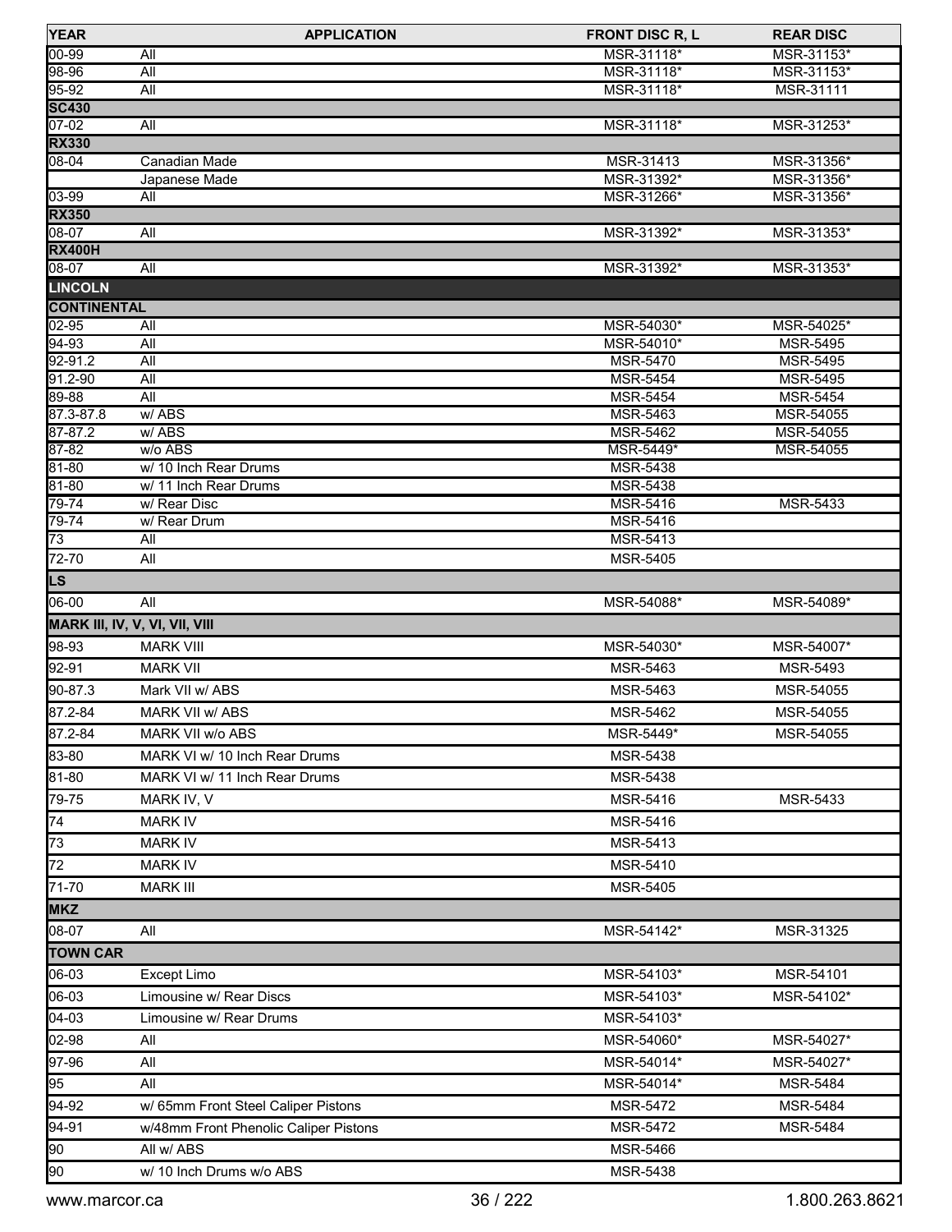| YEAR | APPLICATION | FRONT DISC R, L | REAR DISC |
|---|---|---|---|
| 00-99 | All | MSR-31118* | MSR-31153* |
| 98-96 | All | MSR-31118* | MSR-31153* |
| 95-92 | All | MSR-31118* | MSR-31111 |
| **SC430** | | | |
| 07-02 | All | MSR-31118* | MSR-31253* |
| **RX330** | | | |
| 08-04 | Canadian Made | MSR-31413 | MSR-31356* |
| | Japanese Made | MSR-31392* | MSR-31356* |
| 03-99 | All | MSR-31266* | MSR-31356* |
| **RX350** | | | |
| 08-07 | All | MSR-31392* | MSR-31353* |
| **RX400H** | | | |
| 08-07 | All | MSR-31392* | MSR-31353* |
| **LINCOLN** | | | |
| **CONTINENTAL** | | | |
| 02-95 | All | MSR-54030* | MSR-54025* |
| 94-93 | All | MSR-54010* | MSR-5495 |
| 92-91.2 | All | MSR-5470 | MSR-5495 |
| 91.2-90 | All | MSR-5454 | MSR-5495 |
| 89-88 | All | MSR-5454 | MSR-5454 |
| 87.3-87.8 | w/ ABS | MSR-5463 | MSR-54055 |
| 87-87.2 | w/ ABS | MSR-5462 | MSR-54055 |
| 87-82 | w/o ABS | MSR-5449* | MSR-54055 |
| 81-80 | w/ 10 Inch Rear Drums | MSR-5438 | |
| 81-80 | w/ 11 Inch Rear Drums | MSR-5438 | |
| 79-74 | w/ Rear Disc | MSR-5416 | MSR-5433 |
| 79-74 | w/ Rear Drum | MSR-5416 | |
| 73 | All | MSR-5413 | |
| 72-70 | All | MSR-5405 | |
| **LS** | | | |
| 06-00 | All | MSR-54088* | MSR-54089* |
| **MARK III, IV, V, VI, VII, VIII** | | | |
| 98-93 | MARK VIII | MSR-54030* | MSR-54007* |
| 92-91 | MARK VII | MSR-5463 | MSR-5493 |
| 90-87.3 | Mark VII w/ ABS | MSR-5463 | MSR-54055 |
| 87.2-84 | MARK VII w/ ABS | MSR-5462 | MSR-54055 |
| 87.2-84 | MARK VII w/o ABS | MSR-5449* | MSR-54055 |
| 83-80 | MARK VI w/ 10 Inch Rear Drums | MSR-5438 | |
| 81-80 | MARK VI w/ 11 Inch Rear Drums | MSR-5438 | |
| 79-75 | MARK IV, V | MSR-5416 | MSR-5433 |
| 74 | MARK IV | MSR-5416 | |
| 73 | MARK IV | MSR-5413 | |
| 72 | MARK IV | MSR-5410 | |
| 71-70 | MARK III | MSR-5405 | |
| **MKZ** | | | |
| 08-07 | All | MSR-54142* | MSR-31325 |
| **TOWN CAR** | | | |
| 06-03 | Except Limo | MSR-54103* | MSR-54101 |
| 06-03 | Limousine w/ Rear Discs | MSR-54103* | MSR-54102* |
| 04-03 | Limousine w/ Rear Drums | MSR-54103* | |
| 02-98 | All | MSR-54060* | MSR-54027* |
| 97-96 | All | MSR-54014* | MSR-54027* |
| 95 | All | MSR-54014* | MSR-5484 |
| 94-92 | w/ 65mm Front Steel Caliper Pistons | MSR-5472 | MSR-5484 |
| 94-91 | w/48mm Front Phenolic Caliper Pistons | MSR-5472 | MSR-5484 |
| 90 | All w/ ABS | MSR-5466 | |
| 90 | w/ 10 Inch Drums w/o ABS | MSR-5438 | |

www.marcor.ca 1.800.263.8621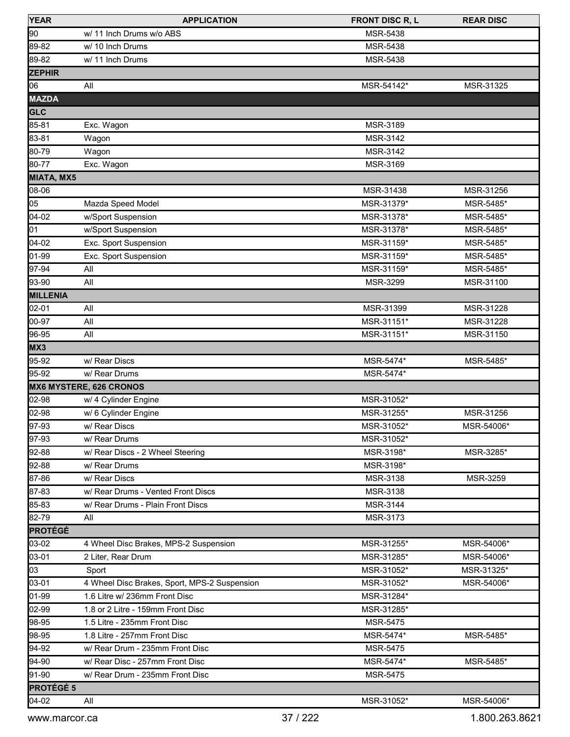| YEAR | APPLICATION | FRONT DISC R, L | REAR DISC |
|---|---|---|---|
| 90 | w/ 11 Inch Drums w/o ABS | MSR-5438 | |
| 89-82 | w/ 10 Inch Drums | MSR-5438 | |
| 89-82 | w/ 11 Inch Drums | MSR-5438 | |
| **ZEPHIR** | | | |
| 06 | All | MSR-54142* | MSR-31325 |
| **MAZDA** | | | |
| **GLC** | | | |
| 85-81 | Exc. Wagon | MSR-3189 | |
| 83-81 | Wagon | MSR-3142 | |
| 80-79 | Wagon | MSR-3142 | |
| 80-77 | Exc. Wagon | MSR-3169 | |
| **MIATA, MX5** | | | |
| 08-06 | | MSR-31438 | MSR-31256 |
| 05 | Mazda Speed Model | MSR-31379* | MSR-5485* |
| 04-02 | w/Sport Suspension | MSR-31378* | MSR-5485* |
| 01 | w/Sport Suspension | MSR-31378* | MSR-5485* |
| 04-02 | Exc. Sport Suspension | MSR-31159* | MSR-5485* |
| 01-99 | Exc. Sport Suspension | MSR-31159* | MSR-5485* |
| 97-94 | All | MSR-31159* | MSR-5485* |
| 93-90 | All | MSR-3299 | MSR-31100 |
| **MILLENIA** | | | |
| 02-01 | All | MSR-31399 | MSR-31228 |
| 00-97 | All | MSR-31151* | MSR-31228 |
| 96-95 | All | MSR-31151* | MSR-31150 |
| **MX3** | | | |
| 95-92 | w/ Rear Discs | MSR-5474* | MSR-5485* |
| 95-92 | w/ Rear Drums | MSR-5474* | |
| **MX6 MYSTERE, 626 CRONOS** | | | |
| 02-98 | w/ 4 Cylinder Engine | MSR-31052* | |
| 02-98 | w/ 6 Cylinder Engine | MSR-31255* | MSR-31256 |
| 97-93 | w/ Rear Discs | MSR-31052* | MSR-54006* |
| 97-93 | w/ Rear Drums | MSR-31052* | |
| 92-88 | w/ Rear Discs - 2 Wheel Steering | MSR-3198* | MSR-3285* |
| 92-88 | w/ Rear Drums | MSR-3198* | |
| 87-86 | w/ Rear Discs | MSR-3138 | MSR-3259 |
| 87-83 | w/ Rear Drums - Vented Front Discs | MSR-3138 | |
| 85-83 | w/ Rear Drums - Plain Front Discs | MSR-3144 | |
| 82-79 | All | MSR-3173 | |
| **PROTÉGÉ** | | | |
| 03-02 | 4 Wheel Disc Brakes, MPS-2 Suspension | MSR-31255* | MSR-54006* |
| 03-01 | 2 Liter, Rear Drum | MSR-31285* | MSR-54006* |
| 03 | Sport | MSR-31052* | MSR-31325* |
| 03-01 | 4 Wheel Disc Brakes, Sport, MPS-2 Suspension | MSR-31052* | MSR-54006* |
| 01-99 | 1.6 Litre w/ 236mm Front Disc | MSR-31284* | |
| 02-99 | 1.8 or 2 Litre - 159mm Front Disc | MSR-31285* | |
| 98-95 | 1.5 Litre - 235mm Front Disc | MSR-5475 | |
| 98-95 | 1.8 Litre - 257mm Front Disc | MSR-5474* | MSR-5485* |
| 94-92 | w/ Rear Drum - 235mm Front Disc | MSR-5475 | |
| 94-90 | w/ Rear Disc - 257mm Front Disc | MSR-5474* | MSR-5485* |
| 91-90 | w/ Rear Drum - 235mm Front Disc | MSR-5475 | |
| **PROTÉGÉ 5** | | | |
| 04-02 | All | MSR-31052* | MSR-54006* |

www.marcor.ca 1.800.263.8621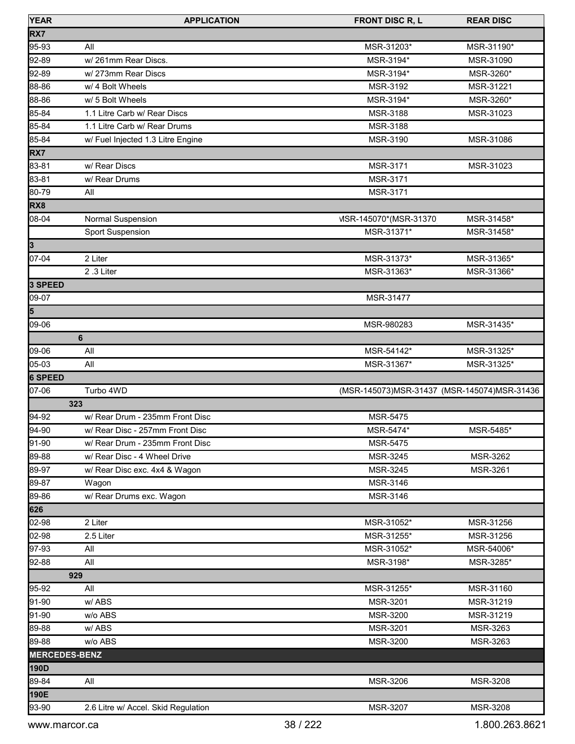| YEAR | APPLICATION | FRONT DISC R, L | REAR DISC |
|---|---|---|---|
| **RX7** | | | |
| 95-93 | All | MSR-31203* | MSR-31190* |
| 92-89 | w/ 261mm Rear Discs. | MSR-3194* | MSR-31090 |
| 92-89 | w/ 273mm Rear Discs | MSR-3194* | MSR-3260* |
| 88-86 | w/ 4 Bolt Wheels | MSR-3192 | MSR-31221 |
| 88-86 | w/ 5 Bolt Wheels | MSR-3194* | MSR-3260* |
| 85-84 | 1.1 Litre Carb w/ Rear Discs | MSR-3188 | MSR-31023 |
| 85-84 | 1.1 Litre Carb w/ Rear Drums | MSR-3188 | |
| 85-84 | w/ Fuel Injected 1.3 Litre Engine | MSR-3190 | MSR-31086 |
| **RX7** | | | |
| 83-81 | w/ Rear Discs | MSR-3171 | MSR-31023 |
| 83-81 | w/ Rear Drums | MSR-3171 | |
| 80-79 | All | MSR-3171 | |
| **RX8** | | | |
| 08-04 | Normal Suspension | MSR-145070*(MSR-31370 | MSR-31458* |
| | Sport Suspension | MSR-31371* | MSR-31458* |
| **3** | | | |
| 07-04 | 2 Liter | MSR-31373* | MSR-31365* |
| | 2 .3 Liter | MSR-31363* | MSR-31366* |
| **3 SPEED** | | | |
| 09-07 | | MSR-31477 | |
| **5** | | | |
| 09-06 | | MSR-980283 | MSR-31435* |
| **6** | | | |
| 09-06 | All | MSR-54142* | MSR-31325* |
| 05-03 | All | MSR-31367* | MSR-31325* |
| **6 SPEED** | | | |
| 07-06 | Turbo 4WD | (MSR-145073)MSR-31437 | (MSR-145074)MSR-31436 |
| **323** | | | |
| 94-92 | w/ Rear Drum - 235mm Front Disc | MSR-5475 | |
| 94-90 | w/ Rear Disc - 257mm Front Disc | MSR-5474* | MSR-5485* |
| 91-90 | w/ Rear Drum - 235mm Front Disc | MSR-5475 | |
| 89-88 | w/ Rear Disc - 4 Wheel Drive | MSR-3245 | MSR-3262 |
| 89-97 | w/ Rear Disc exc. 4x4 & Wagon | MSR-3245 | MSR-3261 |
| 89-87 | Wagon | MSR-3146 | |
| 89-86 | w/ Rear Drums exc. Wagon | MSR-3146 | |
| **626** | | | |
| 02-98 | 2 Liter | MSR-31052* | MSR-31256 |
| 02-98 | 2.5 Liter | MSR-31255* | MSR-31256 |
| 97-93 | All | MSR-31052* | MSR-54006* |
| 92-88 | All | MSR-3198* | MSR-3285* |
| **929** | | | |
| 95-92 | All | MSR-31255* | MSR-31160 |
| 91-90 | w/ ABS | MSR-3201 | MSR-31219 |
| 91-90 | w/o ABS | MSR-3200 | MSR-31219 |
| 89-88 | w/ ABS | MSR-3201 | MSR-3263 |
| 89-88 | w/o ABS | MSR-3200 | MSR-3263 |
| **MERCEDES-BENZ** | | | |
| **190D** | | | |
| 89-84 | All | MSR-3206 | MSR-3208 |
| **190E** | | | |
| 93-90 | 2.6 Litre w/ Accel. Skid Regulation | MSR-3207 | MSR-3208 |

www.marcor.ca 1.800.263.8621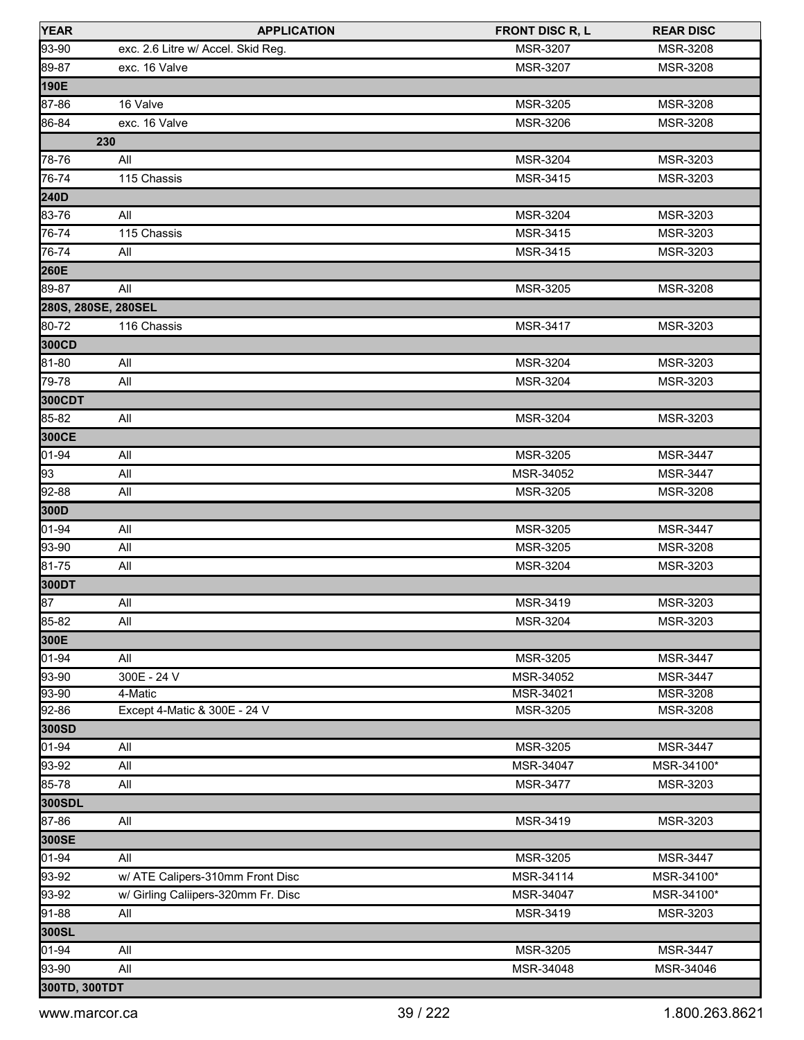| YEAR | APPLICATION | FRONT DISC R, L | REAR DISC |
|---|---|---|---|
| 93-90 | exc. 2.6 Litre w/ Accel. Skid Reg. | MSR-3207 | MSR-3208 |
| 89-87 | exc. 16 Valve | MSR-3207 | MSR-3208 |
| **190E** | | | |
| 87-86 | 16 Valve | MSR-3205 | MSR-3208 |
| 86-84 | exc. 16 Valve | MSR-3206 | MSR-3208 |
| **230** | | | |
| 78-76 | All | MSR-3204 | MSR-3203 |
| 76-74 | 115 Chassis | MSR-3415 | MSR-3203 |
| **240D** | | | |
| 83-76 | All | MSR-3204 | MSR-3203 |
| 76-74 | 115 Chassis | MSR-3415 | MSR-3203 |
| 76-74 | All | MSR-3415 | MSR-3203 |
| **260E** | | | |
| 89-87 | All | MSR-3205 | MSR-3208 |
| **280S, 280SE, 280SEL** | | | |
| 80-72 | 116 Chassis | MSR-3417 | MSR-3203 |
| **300CD** | | | |
| 81-80 | All | MSR-3204 | MSR-3203 |
| 79-78 | All | MSR-3204 | MSR-3203 |
| **300CDT** | | | |
| 85-82 | All | MSR-3204 | MSR-3203 |
| **300CE** | | | |
| 01-94 | All | MSR-3205 | MSR-3447 |
| 93 | All | MSR-34052 | MSR-3447 |
| 92-88 | All | MSR-3205 | MSR-3208 |
| **300D** | | | |
| 01-94 | All | MSR-3205 | MSR-3447 |
| 93-90 | All | MSR-3205 | MSR-3208 |
| 81-75 | All | MSR-3204 | MSR-3203 |
| **300DT** | | | |
| 87 | All | MSR-3419 | MSR-3203 |
| 85-82 | All | MSR-3204 | MSR-3203 |
| **300E** | | | |
| 01-94 | All | MSR-3205 | MSR-3447 |
| 93-90 | 300E - 24 V | MSR-34052 | MSR-3447 |
| 93-90 | 4-Matic | MSR-34021 | MSR-3208 |
| 92-86 | Except 4-Matic & 300E - 24 V | MSR-3205 | MSR-3208 |
| **300SD** | | | |
| 01-94 | All | MSR-3205 | MSR-3447 |
| 93-92 | All | MSR-34047 | MSR-34100* |
| 85-78 | All | MSR-3477 | MSR-3203 |
| **300SDL** | | | |
| 87-86 | All | MSR-3419 | MSR-3203 |
| **300SE** | | | |
| 01-94 | All | MSR-3205 | MSR-3447 |
| 93-92 | w/ ATE Calipers-310mm Front Disc | MSR-34114 | MSR-34100* |
| 93-92 | w/ Girling Caliipers-320mm Fr. Disc | MSR-34047 | MSR-34100* |
| 91-88 | All | MSR-3419 | MSR-3203 |
| **300SL** | | | |
| 01-94 | All | MSR-3205 | MSR-3447 |
| 93-90 | All | MSR-34048 | MSR-34046 |
| **300TD, 300TDT** | | | |

www.marcor.ca 1.800.263.8621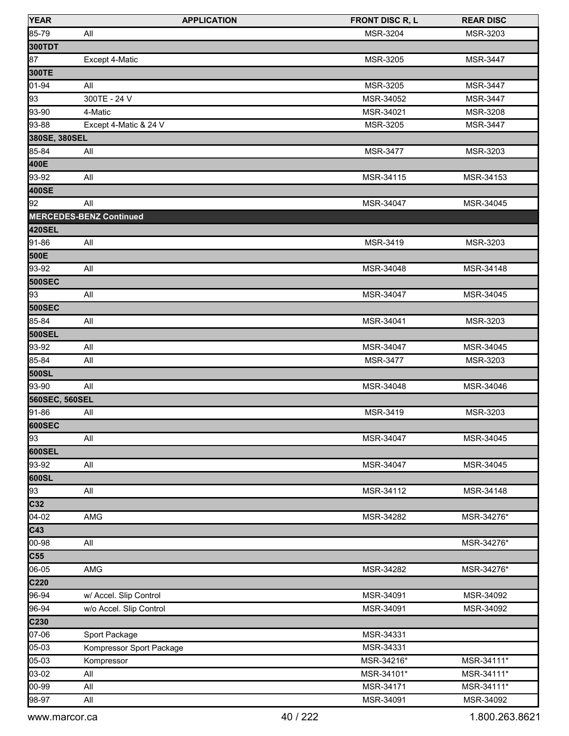| YEAR | APPLICATION | FRONT DISC R, L | REAR DISC |
|---|---|---|---|
| 85-79 | All | MSR-3204 | MSR-3203 |
| **300TDT** | | | |
| 87 | Except 4-Matic | MSR-3205 | MSR-3447 |
| **300TE** | | | |
| 01-94 | All | MSR-3205 | MSR-3447 |
| 93 | 300TE - 24 V | MSR-34052 | MSR-3447 |
| 93-90 | 4-Matic | MSR-34021 | MSR-3208 |
| 93-88 | Except 4-Matic & 24 V | MSR-3205 | MSR-3447 |
| **380SE, 380SEL** | | | |
| 85-84 | All | MSR-3477 | MSR-3203 |
| **400E** | | | |
| 93-92 | All | MSR-34115 | MSR-34153 |
| **400SE** | | | |
| 92 | All | MSR-34047 | MSR-34045 |
| **MERCEDES-BENZ Continued** | | | |
| **420SEL** | | | |
| 91-86 | All | MSR-3419 | MSR-3203 |
| **500E** | | | |
| 93-92 | All | MSR-34048 | MSR-34148 |
| **500SEC** | | | |
| 93 | All | MSR-34047 | MSR-34045 |
| **500SEC** | | | |
| 85-84 | All | MSR-34041 | MSR-3203 |
| **500SEL** | | | |
| 93-92 | All | MSR-34047 | MSR-34045 |
| 85-84 | All | MSR-3477 | MSR-3203 |
| **500SL** | | | |
| 93-90 | All | MSR-34048 | MSR-34046 |
| **560SEC, 560SEL** | | | |
| 91-86 | All | MSR-3419 | MSR-3203 |
| **600SEC** | | | |
| 93 | All | MSR-34047 | MSR-34045 |
| **600SEL** | | | |
| 93-92 | All | MSR-34047 | MSR-34045 |
| **600SL** | | | |
| 93 | All | MSR-34112 | MSR-34148 |
| **C32** | | | |
| 04-02 | AMG | MSR-34282 | MSR-34276* |
| **C43** | | | |
| 00-98 | All | | MSR-34276* |
| **C55** | | | |
| 06-05 | AMG | MSR-34282 | MSR-34276* |
| **C220** | | | |
| 96-94 | w/ Accel. Slip Control | MSR-34091 | MSR-34092 |
| 96-94 | w/o Accel. Slip Control | MSR-34091 | MSR-34092 |
| **C230** | | | |
| 07-06 | Sport Package | MSR-34331 | |
| 05-03 | Kompressor Sport Package | MSR-34331 | |
| 05-03 | Kompressor | MSR-34216* | MSR-34111* |
| 03-02 | All | MSR-34101* | MSR-34111* |
| 00-99 | All | MSR-34171 | MSR-34111* |
| 98-97 | All | MSR-34091 | MSR-34092 |

www.marcor.ca 1.800.263.8621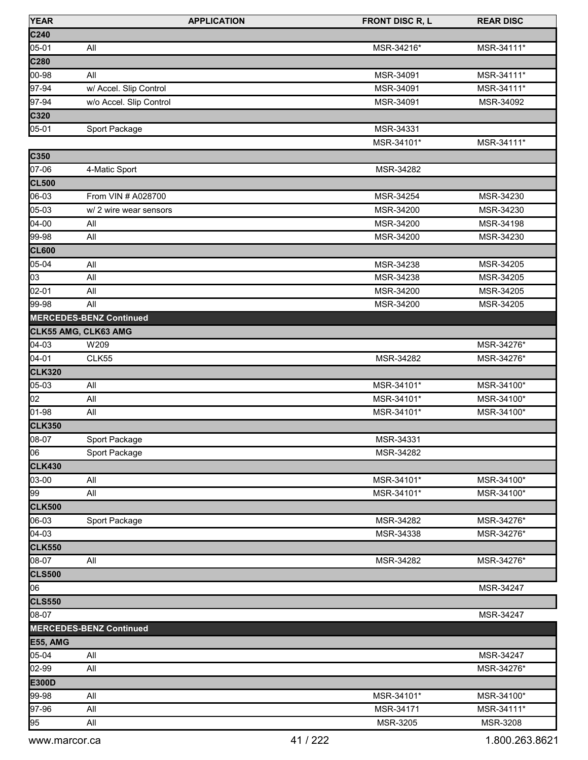| YEAR | APPLICATION | FRONT DISC R, L | REAR DISC |
|---|---|---|---|
| **C240** | | | |
| 05-01 | All | MSR-34216* | MSR-34111* |
| **C280** | | | |
| 00-98 | All | MSR-34091 | MSR-34111* |
| 97-94 | w/ Accel. Slip Control | MSR-34091 | MSR-34111* |
| 97-94 | w/o Accel. Slip Control | MSR-34091 | MSR-34092 |
| **C320** | | | |
| 05-01 | Sport Package | MSR-34331 | |
| | | MSR-34101* | MSR-34111* |
| **C350** | | | |
| 07-06 | 4-Matic Sport | MSR-34282 | |
| **CL500** | | | |
| 06-03 | From VIN # A028700 | MSR-34254 | MSR-34230 |
| 05-03 | w/ 2 wire wear sensors | MSR-34200 | MSR-34230 |
| 04-00 | All | MSR-34200 | MSR-34198 |
| 99-98 | All | MSR-34200 | MSR-34230 |
| **CL600** | | | |
| 05-04 | All | MSR-34238 | MSR-34205 |
| 03 | All | MSR-34238 | MSR-34205 |
| 02-01 | All | MSR-34200 | MSR-34205 |
| 99-98 | All | MSR-34200 | MSR-34205 |
| **MERCEDES-BENZ Continued** | | | |
| **CLK55 AMG, CLK63 AMG** | | | |
| 04-03 | W209 | | MSR-34276* |
| 04-01 | CLK55 | MSR-34282 | MSR-34276* |
| **CLK320** | | | |
| 05-03 | All | MSR-34101* | MSR-34100* |
| 02 | All | MSR-34101* | MSR-34100* |
| 01-98 | All | MSR-34101* | MSR-34100* |
| **CLK350** | | | |
| 08-07 | Sport Package | MSR-34331 | |
| 06 | Sport Package | MSR-34282 | |
| **CLK430** | | | |
| 03-00 | All | MSR-34101* | MSR-34100* |
| 99 | All | MSR-34101* | MSR-34100* |
| **CLK500** | | | |
| 06-03 | Sport Package | MSR-34282 | MSR-34276* |
| 04-03 | | MSR-34338 | MSR-34276* |
| **CLK550** | | | |
| 08-07 | All | MSR-34282 | MSR-34276* |
| **CLS500** | | | |
| 06 | | | MSR-34247 |
| **CLS550** | | | |
| 08-07 | | | MSR-34247 |
| **MERCEDES-BENZ Continued** | | | |
| **E55, AMG** | | | |
| 05-04 | All | | MSR-34247 |
| 02-99 | All | | MSR-34276* |
| **E300D** | | | |
| 99-98 | All | MSR-34101* | MSR-34100* |
| 97-96 | All | MSR-34171 | MSR-34111* |
| 95 | All | MSR-3205 | MSR-3208 |

www.marcor.ca 1.800.263.8621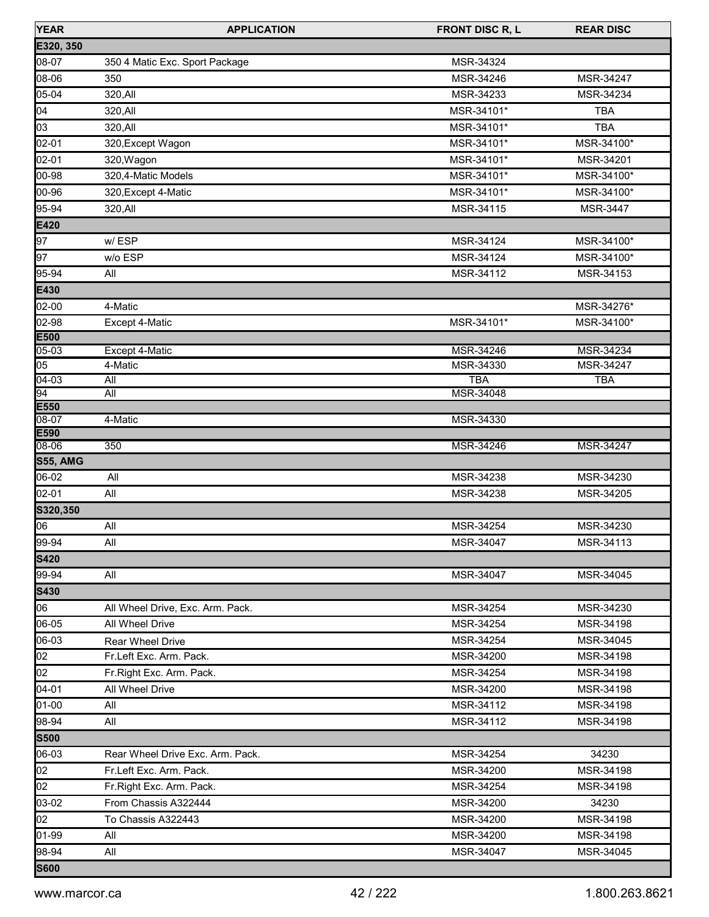| YEAR | APPLICATION | FRONT DISC R, L | REAR DISC |
|---|---|---|---|
| **E320, 350** | | | |
| 08-07 | 350 4 Matic Exc. Sport Package | MSR-34324 | |
| 08-06 | 350 | MSR-34246 | MSR-34247 |
| 05-04 | 320,All | MSR-34233 | MSR-34234 |
| 04 | 320,All | MSR-34101* | TBA |
| 03 | 320,All | MSR-34101* | TBA |
| 02-01 | 320,Except Wagon | MSR-34101* | MSR-34100* |
| 02-01 | 320,Wagon | MSR-34101* | MSR-34201 |
| 00-98 | 320,4-Matic Models | MSR-34101* | MSR-34100* |
| 00-96 | 320,Except 4-Matic | MSR-34101* | MSR-34100* |
| 95-94 | 320,All | MSR-34115 | MSR-3447 |
| **E420** | | | |
| 97 | w/ ESP | MSR-34124 | MSR-34100* |
| 97 | w/o ESP | MSR-34124 | MSR-34100* |
| 95-94 | All | MSR-34112 | MSR-34153 |
| **E430** | | | |
| 02-00 | 4-Matic | | MSR-34276* |
| 02-98 | Except 4-Matic | MSR-34101* | MSR-34100* |
| **E500** | | | |
| 05-03 | Except 4-Matic | MSR-34246 | MSR-34234 |
| 05 | 4-Matic | MSR-34330 | MSR-34247 |
| 04-03 | All | TBA | TBA |
| 94 | All | MSR-34048 | |
| **E550** | | | |
| 08-07 | 4-Matic | MSR-34330 | |
| **E590** | | | |
| 08-06 | 350 | MSR-34246 | MSR-34247 |
| **S55, AMG** | | | |
| 06-02 | All | MSR-34238 | MSR-34230 |
| 02-01 | All | MSR-34238 | MSR-34205 |
| **S320,350** | | | |
| 06 | All | MSR-34254 | MSR-34230 |
| 99-94 | All | MSR-34047 | MSR-34113 |
| **S420** | | | |
| 99-94 | All | MSR-34047 | MSR-34045 |
| **S430** | | | |
| 06 | All Wheel Drive, Exc. Arm. Pack. | MSR-34254 | MSR-34230 |
| 06-05 | All Wheel Drive | MSR-34254 | MSR-34198 |
| 06-03 | Rear Wheel Drive | MSR-34254 | MSR-34045 |
| 02 | Fr.Left Exc. Arm. Pack. | MSR-34200 | MSR-34198 |
| 02 | Fr.Right Exc. Arm. Pack. | MSR-34254 | MSR-34198 |
| 04-01 | All Wheel Drive | MSR-34200 | MSR-34198 |
| 01-00 | All | MSR-34112 | MSR-34198 |
| 98-94 | All | MSR-34112 | MSR-34198 |
| **S500** | | | |
| 06-03 | Rear Wheel Drive Exc. Arm. Pack. | MSR-34254 | 34230 |
| 02 | Fr.Left Exc. Arm. Pack. | MSR-34200 | MSR-34198 |
| 02 | Fr.Right Exc. Arm. Pack. | MSR-34254 | MSR-34198 |
| 03-02 | From Chassis A322444 | MSR-34200 | 34230 |
| 02 | To Chassis A322443 | MSR-34200 | MSR-34198 |
| 01-99 | All | MSR-34200 | MSR-34198 |
| 98-94 | All | MSR-34047 | MSR-34045 |
| **S600** | | | |

www.marcor.ca 1.800.263.8621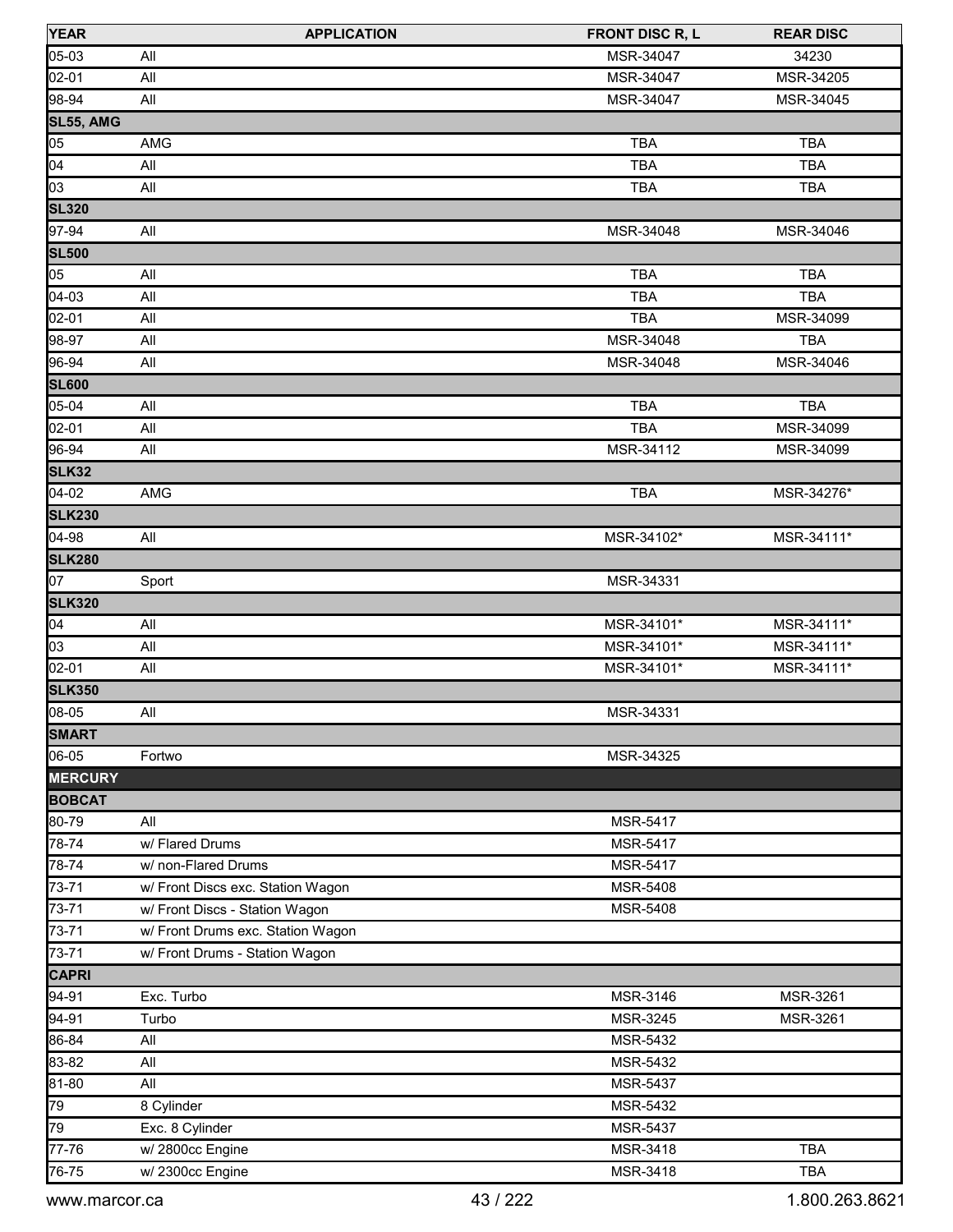| YEAR | APPLICATION | FRONT DISC R, L | REAR DISC |
|---|---|---|---|
| 05-03 | All | MSR-34047 | 34230 |
| 02-01 | All | MSR-34047 | MSR-34205 |
| 98-94 | All | MSR-34047 | MSR-34045 |
| **SL55, AMG** | | | |
| 05 | AMG | TBA | TBA |
| 04 | All | TBA | TBA |
| 03 | All | TBA | TBA |
| **SL320** | | | |
| 97-94 | All | MSR-34048 | MSR-34046 |
| **SL500** | | | |
| 05 | All | TBA | TBA |
| 04-03 | All | TBA | TBA |
| 02-01 | All | TBA | MSR-34099 |
| 98-97 | All | MSR-34048 | TBA |
| 96-94 | All | MSR-34048 | MSR-34046 |
| **SL600** | | | |
| 05-04 | All | TBA | TBA |
| 02-01 | All | TBA | MSR-34099 |
| 96-94 | All | MSR-34112 | MSR-34099 |
| **SLK32** | | | |
| 04-02 | AMG | TBA | MSR-34276* |
| **SLK230** | | | |
| 04-98 | All | MSR-34102* | MSR-34111* |
| **SLK280** | | | |
| 07 | Sport | MSR-34331 | |
| **SLK320** | | | |
| 04 | All | MSR-34101* | MSR-34111* |
| 03 | All | MSR-34101* | MSR-34111* |
| 02-01 | All | MSR-34101* | MSR-34111* |
| **SLK350** | | | |
| 08-05 | All | MSR-34331 | |
| **SMART** | | | |
| 06-05 | Fortwo | MSR-34325 | |
| **MERCURY** | | | |
| **BOBCAT** | | | |
| 80-79 | All | MSR-5417 | |
| 78-74 | w/ Flared Drums | MSR-5417 | |
| 78-74 | w/ non-Flared Drums | MSR-5417 | |
| 73-71 | w/ Front Discs exc. Station Wagon | MSR-5408 | |
| 73-71 | w/ Front Discs - Station Wagon | MSR-5408 | |
| 73-71 | w/ Front Drums exc. Station Wagon | | |
| 73-71 | w/ Front Drums - Station Wagon | | |
| **CAPRI** | | | |
| 94-91 | Exc. Turbo | MSR-3146 | MSR-3261 |
| 94-91 | Turbo | MSR-3245 | MSR-3261 |
| 86-84 | All | MSR-5432 | |
| 83-82 | All | MSR-5432 | |
| 81-80 | All | MSR-5437 | |
| 79 | 8 Cylinder | MSR-5432 | |
| 79 | Exc. 8 Cylinder | MSR-5437 | |
| 77-76 | w/ 2800cc Engine | MSR-3418 | TBA |
| 76-75 | w/ 2300cc Engine | MSR-3418 | TBA |

www.marcor.ca 1.800.263.8621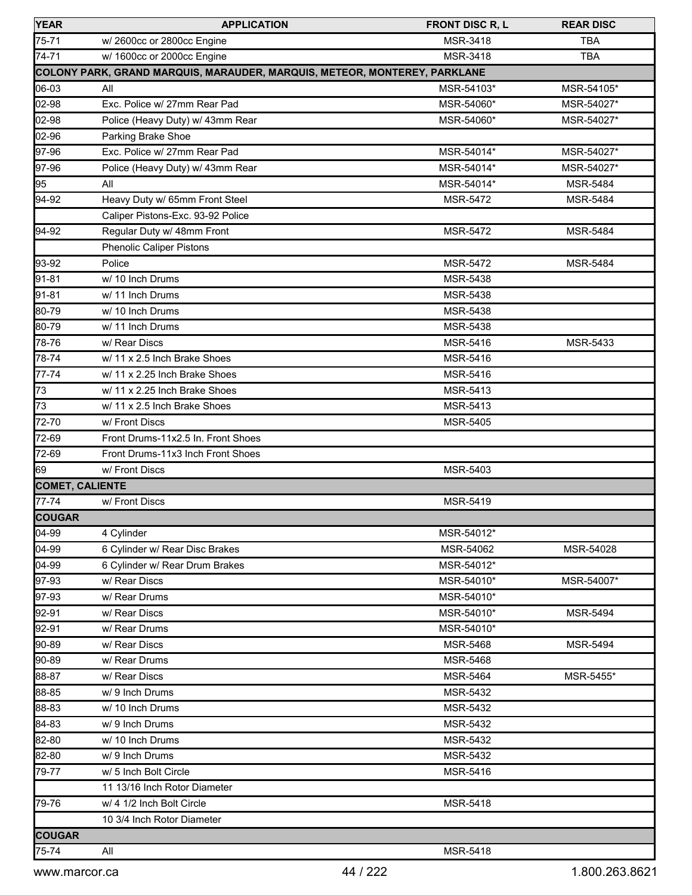| YEAR | APPLICATION | FRONT DISC R, L | REAR DISC |
|---|---|---|---|
| 75-71 | w/ 2600cc or 2800cc Engine | MSR-3418 | TBA |
| 74-71 | w/ 1600cc or 2000cc Engine | MSR-3418 | TBA |
| **COLONY PARK, GRAND MARQUIS, MARAUDER, MARQUIS, METEOR, MONTEREY, PARKLANE** | | | |
| 06-03 | All | MSR-54103* | MSR-54105* |
| 02-98 | Exc. Police w/ 27mm Rear Pad | MSR-54060* | MSR-54027* |
| 02-98 | Police (Heavy Duty) w/ 43mm Rear | MSR-54060* | MSR-54027* |
| 02-96 | Parking Brake Shoe | | |
| 97-96 | Exc. Police w/ 27mm Rear Pad | MSR-54014* | MSR-54027* |
| 97-96 | Police (Heavy Duty) w/ 43mm Rear | MSR-54014* | MSR-54027* |
| 95 | All | MSR-54014* | MSR-5484 |
| 94-92 | Heavy Duty w/ 65mm Front Steel | MSR-5472 | MSR-5484 |
| | Caliper Pistons-Exc. 93-92 Police | | |
| 94-92 | Regular Duty w/ 48mm Front | MSR-5472 | MSR-5484 |
| | Phenolic Caliper Pistons | | |
| 93-92 | Police | MSR-5472 | MSR-5484 |
| 91-81 | w/ 10 Inch Drums | MSR-5438 | |
| 91-81 | w/ 11 Inch Drums | MSR-5438 | |
| 80-79 | w/ 10 Inch Drums | MSR-5438 | |
| 80-79 | w/ 11 Inch Drums | MSR-5438 | |
| 78-76 | w/ Rear Discs | MSR-5416 | MSR-5433 |
| 78-74 | w/ 11 x 2.5 Inch Brake Shoes | MSR-5416 | |
| 77-74 | w/ 11 x 2.25 Inch Brake Shoes | MSR-5416 | |
| 73 | w/ 11 x 2.25 Inch Brake Shoes | MSR-5413 | |
| 73 | w/ 11 x 2.5 Inch Brake Shoes | MSR-5413 | |
| 72-70 | w/ Front Discs | MSR-5405 | |
| 72-69 | Front Drums-11x2.5 In. Front Shoes | | |
| 72-69 | Front Drums-11x3 Inch Front Shoes | | |
| 69 | w/ Front Discs | MSR-5403 | |
| **COMET, CALIENTE** | | | |
| 77-74 | w/ Front Discs | MSR-5419 | |
| **COUGAR** | | | |
| 04-99 | 4 Cylinder | MSR-54012* | |
| 04-99 | 6 Cylinder w/ Rear Disc Brakes | MSR-54062 | MSR-54028 |
| 04-99 | 6 Cylinder w/ Rear Drum Brakes | MSR-54012* | |
| 97-93 | w/ Rear Discs | MSR-54010* | MSR-54007* |
| 97-93 | w/ Rear Drums | MSR-54010* | |
| 92-91 | w/ Rear Discs | MSR-54010* | MSR-5494 |
| 92-91 | w/ Rear Drums | MSR-54010* | |
| 90-89 | w/ Rear Discs | MSR-5468 | MSR-5494 |
| 90-89 | w/ Rear Drums | MSR-5468 | |
| 88-87 | w/ Rear Discs | MSR-5464 | MSR-5455* |
| 88-85 | w/ 9 Inch Drums | MSR-5432 | |
| 88-83 | w/ 10 Inch Drums | MSR-5432 | |
| 84-83 | w/ 9 Inch Drums | MSR-5432 | |
| 82-80 | w/ 10 Inch Drums | MSR-5432 | |
| 82-80 | w/ 9 Inch Drums | MSR-5432 | |
| 79-77 | w/ 5 Inch Bolt Circle | MSR-5416 | |
| | 11 13/16 Inch Rotor Diameter | | |
| 79-76 | w/ 4 1/2 Inch Bolt Circle | MSR-5418 | |
| | 10 3/4 Inch Rotor Diameter | | |
| **COUGAR** | | | |
| 75-74 | All | MSR-5418 | |

www.marcor.ca 1.800.263.8621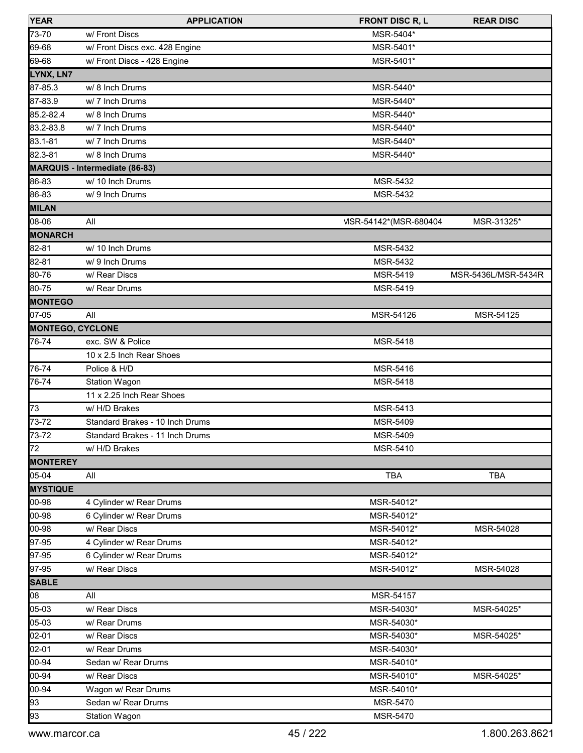| YEAR | APPLICATION | FRONT DISC R, L | REAR DISC |
|---|---|---|---|
| 73-70 | w/ Front Discs | MSR-5404* | |
| 69-68 | w/ Front Discs exc. 428 Engine | MSR-5401* | |
| 69-68 | w/ Front Discs - 428 Engine | MSR-5401* | |
| **LYNX, LN7** | | | |
| 87-85.3 | w/ 8 Inch Drums | MSR-5440* | |
| 87-83.9 | w/ 7 Inch Drums | MSR-5440* | |
| 85.2-82.4 | w/ 8 Inch Drums | MSR-5440* | |
| 83.2-83.8 | w/ 7 Inch Drums | MSR-5440* | |
| 83.1-81 | w/ 7 Inch Drums | MSR-5440* | |
| 82.3-81 | w/ 8 Inch Drums | MSR-5440* | |
| **MARQUIS - Intermediate (86-83)** | | | |
| 86-83 | w/ 10 Inch Drums | MSR-5432 | |
| 86-83 | w/ 9 Inch Drums | MSR-5432 | |
| **MILAN** | | | |
| 08-06 | All | MSR-54142*(MSR-680404 | MSR-31325* |
| **MONARCH** | | | |
| 82-81 | w/ 10 Inch Drums | MSR-5432 | |
| 82-81 | w/ 9 Inch Drums | MSR-5432 | |
| 80-76 | w/ Rear Discs | MSR-5419 | MSR-5436L/MSR-5434R |
| 80-75 | w/ Rear Drums | MSR-5419 | |
| **MONTEGO** | | | |
| 07-05 | All | MSR-54126 | MSR-54125 |
| **MONTEGO, CYCLONE** | | | |
| 76-74 | exc. SW & Police | MSR-5418 | |
| | 10 x 2.5 Inch Rear Shoes | | |
| 76-74 | Police & H/D | MSR-5416 | |
| 76-74 | Station Wagon | MSR-5418 | |
| | 11 x 2.25 Inch Rear Shoes | | |
| 73 | w/ H/D Brakes | MSR-5413 | |
| 73-72 | Standard Brakes - 10 Inch Drums | MSR-5409 | |
| 73-72 | Standard Brakes - 11 Inch Drums | MSR-5409 | |
| 72 | w/ H/D Brakes | MSR-5410 | |
| **MONTEREY** | | | |
| 05-04 | All | TBA | TBA |
| **MYSTIQUE** | | | |
| 00-98 | 4 Cylinder w/ Rear Drums | MSR-54012* | |
| 00-98 | 6 Cylinder w/ Rear Drums | MSR-54012* | |
| 00-98 | w/ Rear Discs | MSR-54012* | MSR-54028 |
| 97-95 | 4 Cylinder w/ Rear Drums | MSR-54012* | |
| 97-95 | 6 Cylinder w/ Rear Drums | MSR-54012* | |
| 97-95 | w/ Rear Discs | MSR-54012* | MSR-54028 |
| **SABLE** | | | |
| 08 | All | MSR-54157 | |
| 05-03 | w/ Rear Discs | MSR-54030* | MSR-54025* |
| 05-03 | w/ Rear Drums | MSR-54030* | |
| 02-01 | w/ Rear Discs | MSR-54030* | MSR-54025* |
| 02-01 | w/ Rear Drums | MSR-54030* | |
| 00-94 | Sedan w/ Rear Drums | MSR-54010* | |
| 00-94 | w/ Rear Discs | MSR-54010* | MSR-54025* |
| 00-94 | Wagon w/ Rear Drums | MSR-54010* | |
| 93 | Sedan w/ Rear Drums | MSR-5470 | |
| 93 | Station Wagon | MSR-5470 | |

www.marcor.ca 1.800.263.8621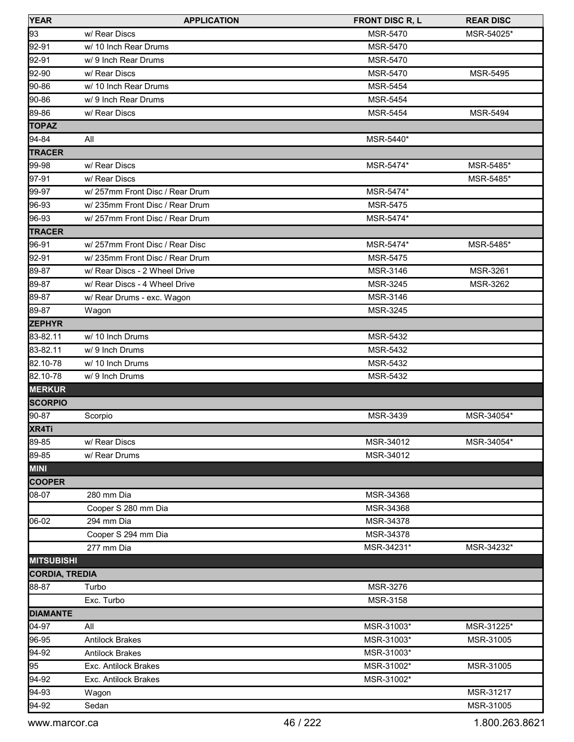| YEAR | APPLICATION | FRONT DISC R, L | REAR DISC |
| --- | --- | --- | --- |
| 93 | w/ Rear Discs | MSR-5470 | MSR-54025* |
| 92-91 | w/ 10 Inch Rear Drums | MSR-5470 | |
| 92-91 | w/ 9 Inch Rear Drums | MSR-5470 | |
| 92-90 | w/ Rear Discs | MSR-5470 | MSR-5495 |
| 90-86 | w/ 10 Inch Rear Drums | MSR-5454 | |
| 90-86 | w/ 9 Inch Rear Drums | MSR-5454 | |
| 89-86 | w/ Rear Discs | MSR-5454 | MSR-5494 |
| **TOPAZ** | | | |
| 94-84 | All | MSR-5440* | |
| **TRACER** | | | |
| 99-98 | w/ Rear Discs | MSR-5474* | MSR-5485* |
| 97-91 | w/ Rear Discs | | MSR-5485* |
| 99-97 | w/ 257mm Front Disc / Rear Drum | MSR-5474* | |
| 96-93 | w/ 235mm Front Disc / Rear Drum | MSR-5475 | |
| 96-93 | w/ 257mm Front Disc / Rear Drum | MSR-5474* | |
| **TRACER** | | | |
| 96-91 | w/ 257mm Front Disc / Rear Disc | MSR-5474* | MSR-5485* |
| 92-91 | w/ 235mm Front Disc / Rear Drum | MSR-5475 | |
| 89-87 | w/ Rear Discs - 2 Wheel Drive | MSR-3146 | MSR-3261 |
| 89-87 | w/ Rear Discs - 4 Wheel Drive | MSR-3245 | MSR-3262 |
| 89-87 | w/ Rear Drums - exc. Wagon | MSR-3146 | |
| 89-87 | Wagon | MSR-3245 | |
| **ZEPHYR** | | | |
| 83-82.11 | w/ 10 Inch Drums | MSR-5432 | |
| 83-82.11 | w/ 9 Inch Drums | MSR-5432 | |
| 82.10-78 | w/ 10 Inch Drums | MSR-5432 | |
| 82.10-78 | w/ 9 Inch Drums | MSR-5432 | |
| **MERKUR** | | | |
| **SCORPIO** | | | |
| 90-87 | Scorpio | MSR-3439 | MSR-34054* |
| **XR4Ti** | | | |
| 89-85 | w/ Rear Discs | MSR-34012 | MSR-34054* |
| 89-85 | w/ Rear Drums | MSR-34012 | |
| **MINI** | | | |
| **COOPER** | | | |
| 08-07 | 280 mm Dia | MSR-34368 | |
| | Cooper S 280 mm Dia | MSR-34368 | |
| 06-02 | 294 mm Dia | MSR-34378 | |
| | Cooper S 294 mm Dia | MSR-34378 | |
| | 277 mm Dia | MSR-34231* | MSR-34232* |
| **MITSUBISHI** | | | |
| **CORDIA, TREDIA** | | | |
| 88-87 | Turbo | MSR-3276 | |
| | Exc. Turbo | MSR-3158 | |
| **DIAMANTE** | | | |
| 04-97 | All | MSR-31003* | MSR-31225* |
| 96-95 | Antilock Brakes | MSR-31003* | MSR-31005 |
| 94-92 | Antilock Brakes | MSR-31003* | |
| 95 | Exc. Antilock Brakes | MSR-31002* | MSR-31005 |
| 94-92 | Exc. Antilock Brakes | MSR-31002* | |
| 94-93 | Wagon | | MSR-31217 |
| 94-92 | Sedan | | MSR-31005 |

www.marcor.ca 1.800.263.8621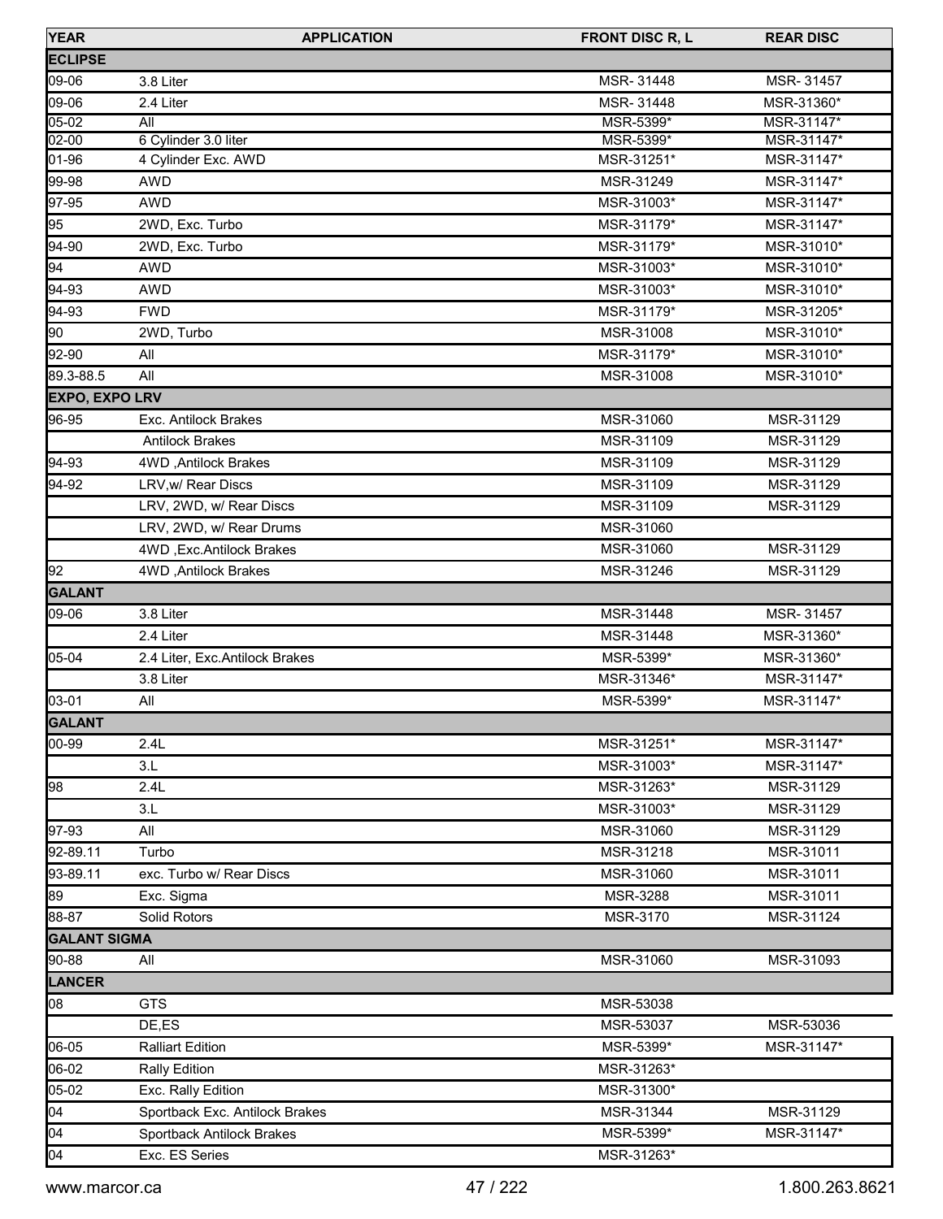| YEAR | APPLICATION | FRONT DISC R, L | REAR DISC |
|---|---|---|---|
| **ECLIPSE** | | | |
| 09-06 | 3.8 Liter | MSR- 31448 | MSR- 31457 |
| 09-06 | 2.4 Liter | MSR- 31448 | MSR-31360* |
| 05-02 | All | MSR-5399* | MSR-31147* |
| 02-00 | 6 Cylinder 3.0 liter | MSR-5399* | MSR-31147* |
| 01-96 | 4 Cylinder Exc. AWD | MSR-31251* | MSR-31147* |
| 99-98 | AWD | MSR-31249 | MSR-31147* |
| 97-95 | AWD | MSR-31003* | MSR-31147* |
| 95 | 2WD, Exc. Turbo | MSR-31179* | MSR-31147* |
| 94-90 | 2WD, Exc. Turbo | MSR-31179* | MSR-31010* |
| 94 | AWD | MSR-31003* | MSR-31010* |
| 94-93 | AWD | MSR-31003* | MSR-31010* |
| 94-93 | FWD | MSR-31179* | MSR-31205* |
| 90 | 2WD, Turbo | MSR-31008 | MSR-31010* |
| 92-90 | All | MSR-31179* | MSR-31010* |
| 89.3-88.5 | All | MSR-31008 | MSR-31010* |
| **EXPO, EXPO LRV** | | | |
| 96-95 | Exc. Antilock Brakes | MSR-31060 | MSR-31129 |
| | Antilock Brakes | MSR-31109 | MSR-31129 |
| 94-93 | 4WD ,Antilock Brakes | MSR-31109 | MSR-31129 |
| 94-92 | LRV,w/ Rear Discs | MSR-31109 | MSR-31129 |
| | LRV, 2WD, w/ Rear Discs | MSR-31109 | MSR-31129 |
| | LRV, 2WD, w/ Rear Drums | MSR-31060 | |
| | 4WD ,Exc.Antilock Brakes | MSR-31060 | MSR-31129 |
| 92 | 4WD ,Antilock Brakes | MSR-31246 | MSR-31129 |
| **GALANT** | | | |
| 09-06 | 3.8 Liter | MSR-31448 | MSR- 31457 |
| | 2.4 Liter | MSR-31448 | MSR-31360* |
| 05-04 | 2.4 Liter, Exc.Antilock Brakes | MSR-5399* | MSR-31360* |
| | 3.8 Liter | MSR-31346* | MSR-31147* |
| 03-01 | All | MSR-5399* | MSR-31147* |
| **GALANT** | | | |
| 00-99 | 2.4L | MSR-31251* | MSR-31147* |
| | 3.L | MSR-31003* | MSR-31147* |
| 98 | 2.4L | MSR-31263* | MSR-31129 |
| | 3.L | MSR-31003* | MSR-31129 |
| 97-93 | All | MSR-31060 | MSR-31129 |
| 92-89.11 | Turbo | MSR-31218 | MSR-31011 |
| 93-89.11 | exc. Turbo w/ Rear Discs | MSR-31060 | MSR-31011 |
| 89 | Exc. Sigma | MSR-3288 | MSR-31011 |
| 88-87 | Solid Rotors | MSR-3170 | MSR-31124 |
| **GALANT SIGMA** | | | |
| 90-88 | All | MSR-31060 | MSR-31093 |
| **LANCER** | | | |
| 08 | GTS | MSR-53038 | |
| | DE,ES | MSR-53037 | MSR-53036 |
| 06-05 | Ralliart Edition | MSR-5399* | MSR-31147* |
| 06-02 | Rally Edition | MSR-31263* | |
| 05-02 | Exc. Rally Edition | MSR-31300* | |
| 04 | Sportback Exc. Antilock Brakes | MSR-31344 | MSR-31129 |
| 04 | Sportback Antilock Brakes | MSR-5399* | MSR-31147* |
| 04 | Exc. ES Series | MSR-31263* | |

www.marcor.ca 1.800.263.8621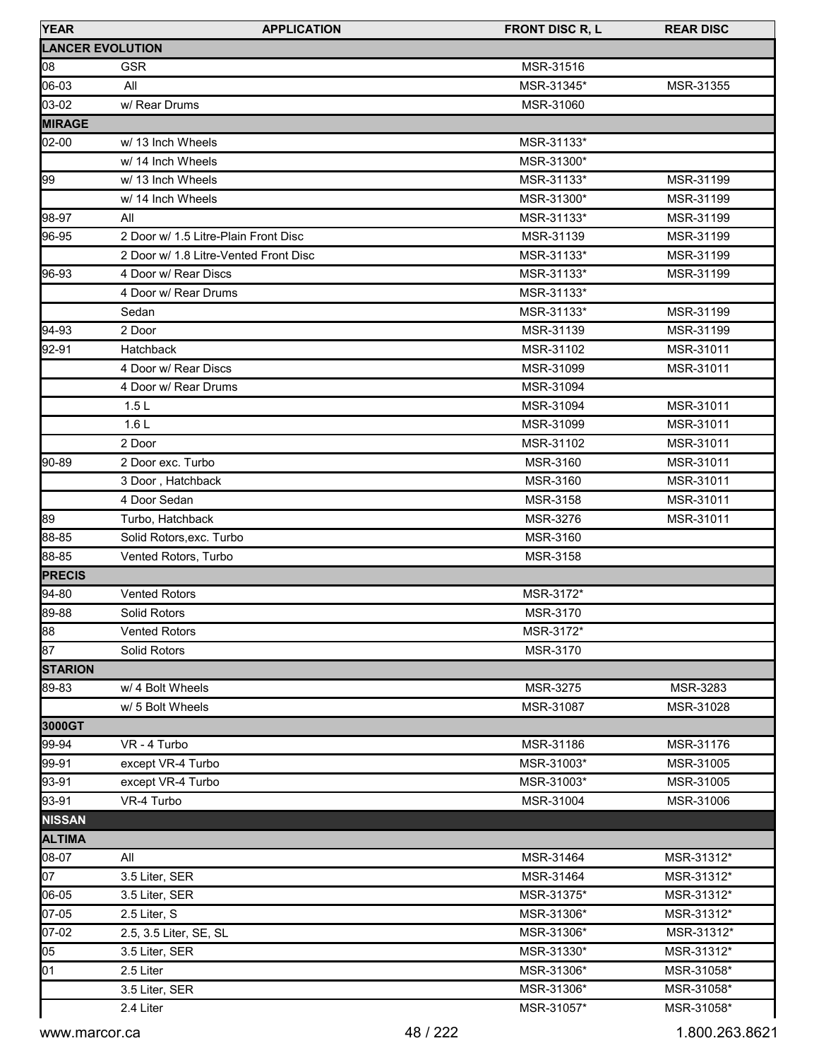| YEAR | APPLICATION | FRONT DISC R, L | REAR DISC |
|---|---|---|---|
| **LANCER EVOLUTION** | | | |
| 08 | GSR | MSR-31516 | |
| 06-03 | All | MSR-31345* | MSR-31355 |
| 03-02 | w/ Rear Drums | MSR-31060 | |
| **MIRAGE** | | | |
| 02-00 | w/ 13 Inch Wheels | MSR-31133* | |
| | w/ 14 Inch Wheels | MSR-31300* | |
| 99 | w/ 13 Inch Wheels | MSR-31133* | MSR-31199 |
| | w/ 14 Inch Wheels | MSR-31300* | MSR-31199 |
| 98-97 | All | MSR-31133* | MSR-31199 |
| 96-95 | 2 Door w/ 1.5 Litre-Plain Front Disc | MSR-31139 | MSR-31199 |
| | 2 Door w/ 1.8 Litre-Vented Front Disc | MSR-31133* | MSR-31199 |
| 96-93 | 4 Door w/ Rear Discs | MSR-31133* | MSR-31199 |
| | 4 Door w/ Rear Drums | MSR-31133* | |
| | Sedan | MSR-31133* | MSR-31199 |
| 94-93 | 2 Door | MSR-31139 | MSR-31199 |
| 92-91 | Hatchback | MSR-31102 | MSR-31011 |
| | 4 Door w/ Rear Discs | MSR-31099 | MSR-31011 |
| | 4 Door w/ Rear Drums | MSR-31094 | |
| | 1.5 L | MSR-31094 | MSR-31011 |
| | 1.6 L | MSR-31099 | MSR-31011 |
| | 2 Door | MSR-31102 | MSR-31011 |
| 90-89 | 2 Door exc. Turbo | MSR-3160 | MSR-31011 |
| | 3 Door , Hatchback | MSR-3160 | MSR-31011 |
| | 4 Door Sedan | MSR-3158 | MSR-31011 |
| 89 | Turbo, Hatchback | MSR-3276 | MSR-31011 |
| 88-85 | Solid Rotors,exc. Turbo | MSR-3160 | |
| 88-85 | Vented Rotors, Turbo | MSR-3158 | |
| **PRECIS** | | | |
| 94-80 | Vented Rotors | MSR-3172* | |
| 89-88 | Solid Rotors | MSR-3170 | |
| 88 | Vented Rotors | MSR-3172* | |
| 87 | Solid Rotors | MSR-3170 | |
| **STARION** | | | |
| 89-83 | w/ 4 Bolt Wheels | MSR-3275 | MSR-3283 |
| | w/ 5 Bolt Wheels | MSR-31087 | MSR-31028 |
| **3000GT** | | | |
| 99-94 | VR - 4 Turbo | MSR-31186 | MSR-31176 |
| 99-91 | except VR-4 Turbo | MSR-31003* | MSR-31005 |
| 93-91 | except VR-4 Turbo | MSR-31003* | MSR-31005 |
| 93-91 | VR-4 Turbo | MSR-31004 | MSR-31006 |
| **NISSAN** | | | |
| **ALTIMA** | | | |
| 08-07 | All | MSR-31464 | MSR-31312* |
| 07 | 3.5 Liter, SER | MSR-31464 | MSR-31312* |
| 06-05 | 3.5 Liter, SER | MSR-31375* | MSR-31312* |
| 07-05 | 2.5 Liter, S | MSR-31306* | MSR-31312* |
| 07-02 | 2.5, 3.5 Liter, SE, SL | MSR-31306* | MSR-31312* |
| 05 | 3.5 Liter, SER | MSR-31330* | MSR-31312* |
| 01 | 2.5 Liter | MSR-31306* | MSR-31058* |
| | 3.5 Liter, SER | MSR-31306* | MSR-31058* |
| | 2.4 Liter | MSR-31057* | MSR-31058* |

www.marcor.ca 1.800.263.8621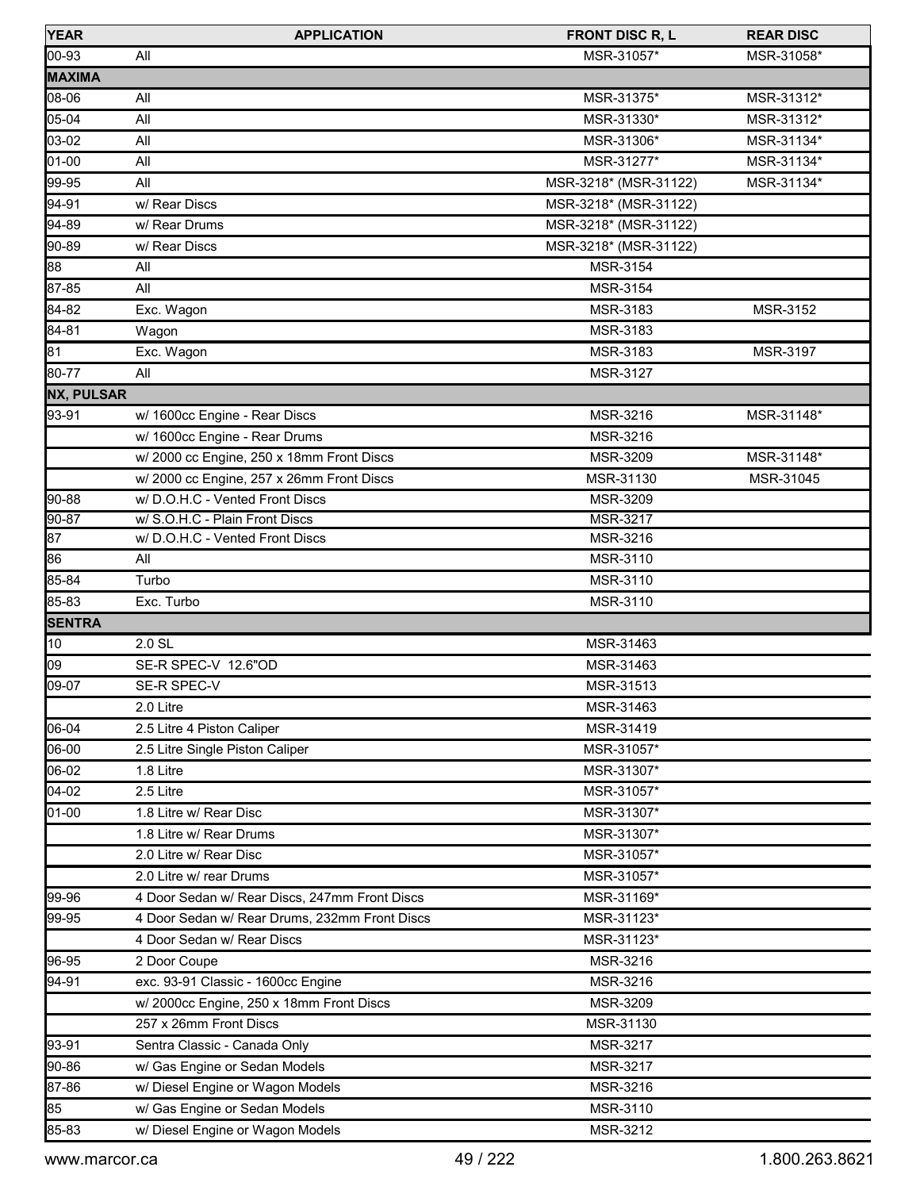| YEAR | APPLICATION | FRONT DISC R, L | REAR DISC |
|---|---|---|---|
| 00-93 | All | MSR-31057* | MSR-31058* |
| **MAXIMA** | | | |
| 08-06 | All | MSR-31375* | MSR-31312* |
| 05-04 | All | MSR-31330* | MSR-31312* |
| 03-02 | All | MSR-31306* | MSR-31134* |
| 01-00 | All | MSR-31277* | MSR-31134* |
| 99-95 | All | MSR-3218* (MSR-31122) | MSR-31134* |
| 94-91 | w/ Rear Discs | MSR-3218* (MSR-31122) | |
| 94-89 | w/ Rear Drums | MSR-3218* (MSR-31122) | |
| 90-89 | w/ Rear Discs | MSR-3218* (MSR-31122) | |
| 88 | All | MSR-3154 | |
| 87-85 | All | MSR-3154 | |
| 84-82 | Exc. Wagon | MSR-3183 | MSR-3152 |
| 84-81 | Wagon | MSR-3183 | |
| 81 | Exc. Wagon | MSR-3183 | MSR-3197 |
| 80-77 | All | MSR-3127 | |
| **NX, PULSAR** | | | |
| 93-91 | w/ 1600cc Engine - Rear Discs | MSR-3216 | MSR-31148* |
| | w/ 1600cc Engine - Rear Drums | MSR-3216 | |
| | w/ 2000 cc Engine, 250 x 18mm Front Discs | MSR-3209 | MSR-31148* |
| | w/ 2000 cc Engine, 257 x 26mm Front Discs | MSR-31130 | MSR-31045 |
| 90-88 | w/ D.O.H.C - Vented Front Discs | MSR-3209 | |
| 90-87 | w/ S.O.H.C - Plain Front Discs | MSR-3217 | |
| 87 | w/ D.O.H.C - Vented Front Discs | MSR-3216 | |
| 86 | All | MSR-3110 | |
| 85-84 | Turbo | MSR-3110 | |
| 85-83 | Exc. Turbo | MSR-3110 | |
| **SENTRA** | | | |
| 10 | 2.0 SL | MSR-31463 | |
| 09 | SE-R SPEC-V 12.6"OD | MSR-31463 | |
| 09-07 | SE-R SPEC-V | MSR-31513 | |
| | 2.0 Litre | MSR-31463 | |
| 06-04 | 2.5 Litre 4 Piston Caliper | MSR-31419 | |
| 06-00 | 2.5 Litre Single Piston Caliper | MSR-31057* | |
| 06-02 | 1.8 Litre | MSR-31307* | |
| 04-02 | 2.5 Litre | MSR-31057* | |
| 01-00 | 1.8 Litre w/ Rear Disc | MSR-31307* | |
| | 1.8 Litre w/ Rear Drums | MSR-31307* | |
| | 2.0 Litre w/ Rear Disc | MSR-31057* | |
| | 2.0 Litre w/ rear Drums | MSR-31057* | |
| 99-96 | 4 Door Sedan w/ Rear Discs, 247mm Front Discs | MSR-31169* | |
| 99-95 | 4 Door Sedan w/ Rear Drums, 232mm Front Discs | MSR-31123* | |
| | 4 Door Sedan w/ Rear Discs | MSR-31123* | |
| 96-95 | 2 Door Coupe | MSR-3216 | |
| 94-91 | exc. 93-91 Classic - 1600cc Engine | MSR-3216 | |
| | w/ 2000cc Engine, 250 x 18mm Front Discs | MSR-3209 | |
| | 257 x 26mm Front Discs | MSR-31130 | |
| 93-91 | Sentra Classic - Canada Only | MSR-3217 | |
| 90-86 | w/ Gas Engine or Sedan Models | MSR-3217 | |
| 87-86 | w/ Diesel Engine or Wagon Models | MSR-3216 | |
| 85 | w/ Gas Engine or Sedan Models | MSR-3110 | |
| 85-83 | w/ Diesel Engine or Wagon Models | MSR-3212 | |

www.marcor.ca 1.800.263.8621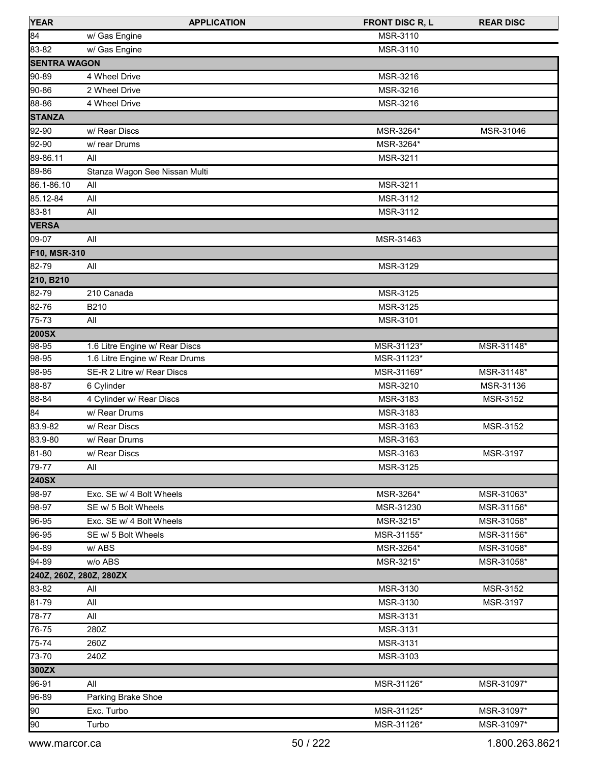| YEAR | APPLICATION | FRONT DISC R, L | REAR DISC |
|---|---|---|---|
| 84 | w/ Gas Engine | MSR-3110 | |
| 83-82 | w/ Gas Engine | MSR-3110 | |
| **SENTRA WAGON** | | | |
| 90-89 | 4 Wheel Drive | MSR-3216 | |
| 90-86 | 2 Wheel Drive | MSR-3216 | |
| 88-86 | 4 Wheel Drive | MSR-3216 | |
| **STANZA** | | | |
| 92-90 | w/ Rear Discs | MSR-3264* | MSR-31046 |
| 92-90 | w/ rear Drums | MSR-3264* | |
| 89-86.11 | All | MSR-3211 | |
| 89-86 | Stanza Wagon See Nissan Multi | | |
| 86.1-86.10 | All | MSR-3211 | |
| 85.12-84 | All | MSR-3112 | |
| 83-81 | All | MSR-3112 | |
| **VERSA** | | | |
| 09-07 | All | MSR-31463 | |
| **F10, MSR-310** | | | |
| 82-79 | All | MSR-3129 | |
| **210, B210** | | | |
| 82-79 | 210 Canada | MSR-3125 | |
| 82-76 | B210 | MSR-3125 | |
| 75-73 | All | MSR-3101 | |
| **200SX** | | | |
| 98-95 | 1.6 Litre Engine w/ Rear Discs | MSR-31123* | MSR-31148* |
| 98-95 | 1.6 Litre Engine w/ Rear Drums | MSR-31123* | |
| 98-95 | SE-R 2 Litre w/ Rear Discs | MSR-31169* | MSR-31148* |
| 88-87 | 6 Cylinder | MSR-3210 | MSR-31136 |
| 88-84 | 4 Cylinder w/ Rear Discs | MSR-3183 | MSR-3152 |
| 84 | w/ Rear Drums | MSR-3183 | |
| 83.9-82 | w/ Rear Discs | MSR-3163 | MSR-3152 |
| 83.9-80 | w/ Rear Drums | MSR-3163 | |
| 81-80 | w/ Rear Discs | MSR-3163 | MSR-3197 |
| 79-77 | All | MSR-3125 | |
| **240SX** | | | |
| 98-97 | Exc. SE w/ 4 Bolt Wheels | MSR-3264* | MSR-31063* |
| 98-97 | SE w/ 5 Bolt Wheels | MSR-31230 | MSR-31156* |
| 96-95 | Exc. SE w/ 4 Bolt Wheels | MSR-3215* | MSR-31058* |
| 96-95 | SE w/ 5 Bolt Wheels | MSR-31155* | MSR-31156* |
| 94-89 | w/ ABS | MSR-3264* | MSR-31058* |
| 94-89 | w/o ABS | MSR-3215* | MSR-31058* |
| **240Z, 260Z, 280Z, 280ZX** | | | |
| 83-82 | All | MSR-3130 | MSR-3152 |
| 81-79 | All | MSR-3130 | MSR-3197 |
| 78-77 | All | MSR-3131 | |
| 76-75 | 280Z | MSR-3131 | |
| 75-74 | 260Z | MSR-3131 | |
| 73-70 | 240Z | MSR-3103 | |
| **300ZX** | | | |
| 96-91 | All | MSR-31126* | MSR-31097* |
| 96-89 | Parking Brake Shoe | | |
| 90 | Exc. Turbo | MSR-31125* | MSR-31097* |
| 90 | Turbo | MSR-31126* | MSR-31097* |

www.marcor.ca 1.800.263.8621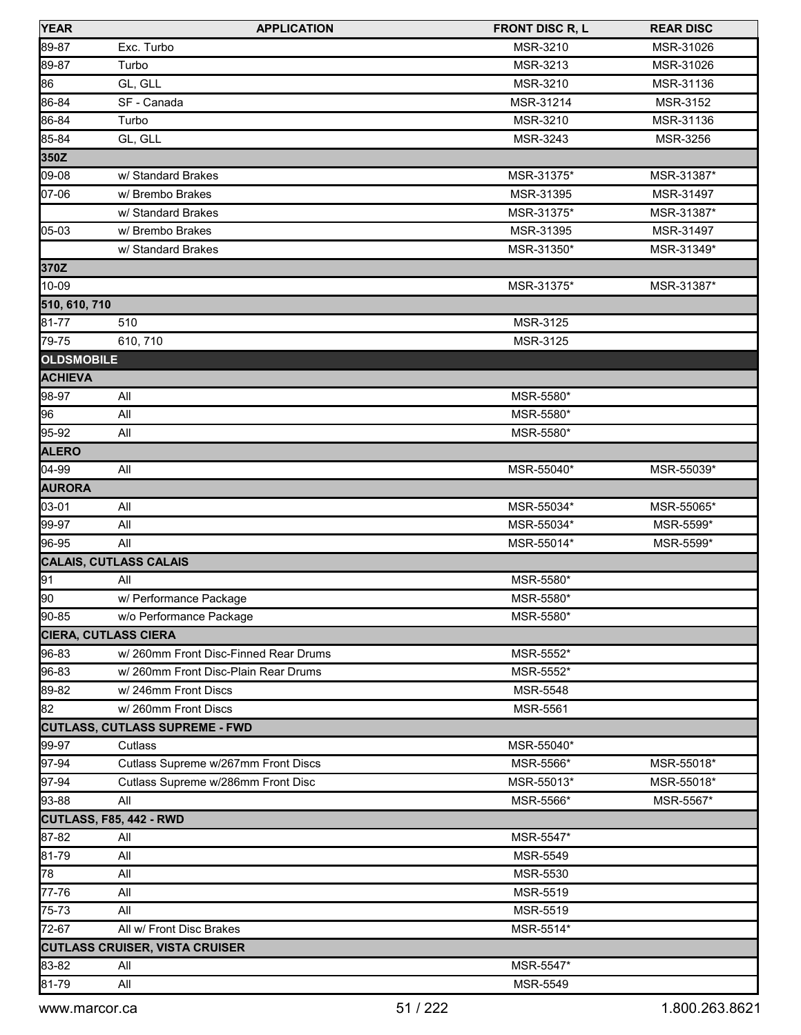| YEAR | APPLICATION | FRONT DISC R, L | REAR DISC |
|---|---|---|---|
| 89-87 | Exc. Turbo | MSR-3210 | MSR-31026 |
| 89-87 | Turbo | MSR-3213 | MSR-31026 |
| 86 | GL, GLL | MSR-3210 | MSR-31136 |
| 86-84 | SF - Canada | MSR-31214 | MSR-3152 |
| 86-84 | Turbo | MSR-3210 | MSR-31136 |
| 85-84 | GL, GLL | MSR-3243 | MSR-3256 |
| **350Z** | | | |
| 09-08 | w/ Standard Brakes | MSR-31375* | MSR-31387* |
| 07-06 | w/ Brembo Brakes | MSR-31395 | MSR-31497 |
| | w/ Standard Brakes | MSR-31375* | MSR-31387* |
| 05-03 | w/ Brembo Brakes | MSR-31395 | MSR-31497 |
| | w/ Standard Brakes | MSR-31350* | MSR-31349* |
| **370Z** | | | |
| 10-09 | | MSR-31375* | MSR-31387* |
| **510, 610, 710** | | | |
| 81-77 | 510 | MSR-3125 | |
| 79-75 | 610, 710 | MSR-3125 | |
| **OLDSMOBILE** | | | |
| **ACHIEVA** | | | |
| 98-97 | All | MSR-5580* | |
| 96 | All | MSR-5580* | |
| 95-92 | All | MSR-5580* | |
| **ALERO** | | | |
| 04-99 | All | MSR-55040* | MSR-55039* |
| **AURORA** | | | |
| 03-01 | All | MSR-55034* | MSR-55065* |
| 99-97 | All | MSR-55034* | MSR-5599* |
| 96-95 | All | MSR-55014* | MSR-5599* |
| **CALAIS, CUTLASS CALAIS** | | | |
| 91 | All | MSR-5580* | |
| 90 | w/ Performance Package | MSR-5580* | |
| 90-85 | w/o Performance Package | MSR-5580* | |
| **CIERA, CUTLASS CIERA** | | | |
| 96-83 | w/ 260mm Front Disc-Finned Rear Drums | MSR-5552* | |
| 96-83 | w/ 260mm Front Disc-Plain Rear Drums | MSR-5552* | |
| 89-82 | w/ 246mm Front Discs | MSR-5548 | |
| 82 | w/ 260mm Front Discs | MSR-5561 | |
| **CUTLASS, CUTLASS SUPREME - FWD** | | | |
| 99-97 | Cutlass | MSR-55040* | |
| 97-94 | Cutlass Supreme w/267mm Front Discs | MSR-5566* | MSR-55018* |
| 97-94 | Cutlass Supreme w/286mm Front Disc | MSR-55013* | MSR-55018* |
| 93-88 | All | MSR-5566* | MSR-5567* |
| **CUTLASS, F85, 442 - RWD** | | | |
| 87-82 | All | MSR-5547* | |
| 81-79 | All | MSR-5549 | |
| 78 | All | MSR-5530 | |
| 77-76 | All | MSR-5519 | |
| 75-73 | All | MSR-5519 | |
| 72-67 | All w/ Front Disc Brakes | MSR-5514* | |
| **CUTLASS CRUISER, VISTA CRUISER** | | | |
| 83-82 | All | MSR-5547* | |
| 81-79 | All | MSR-5549 | |

www.marcor.ca 1.800.263.8621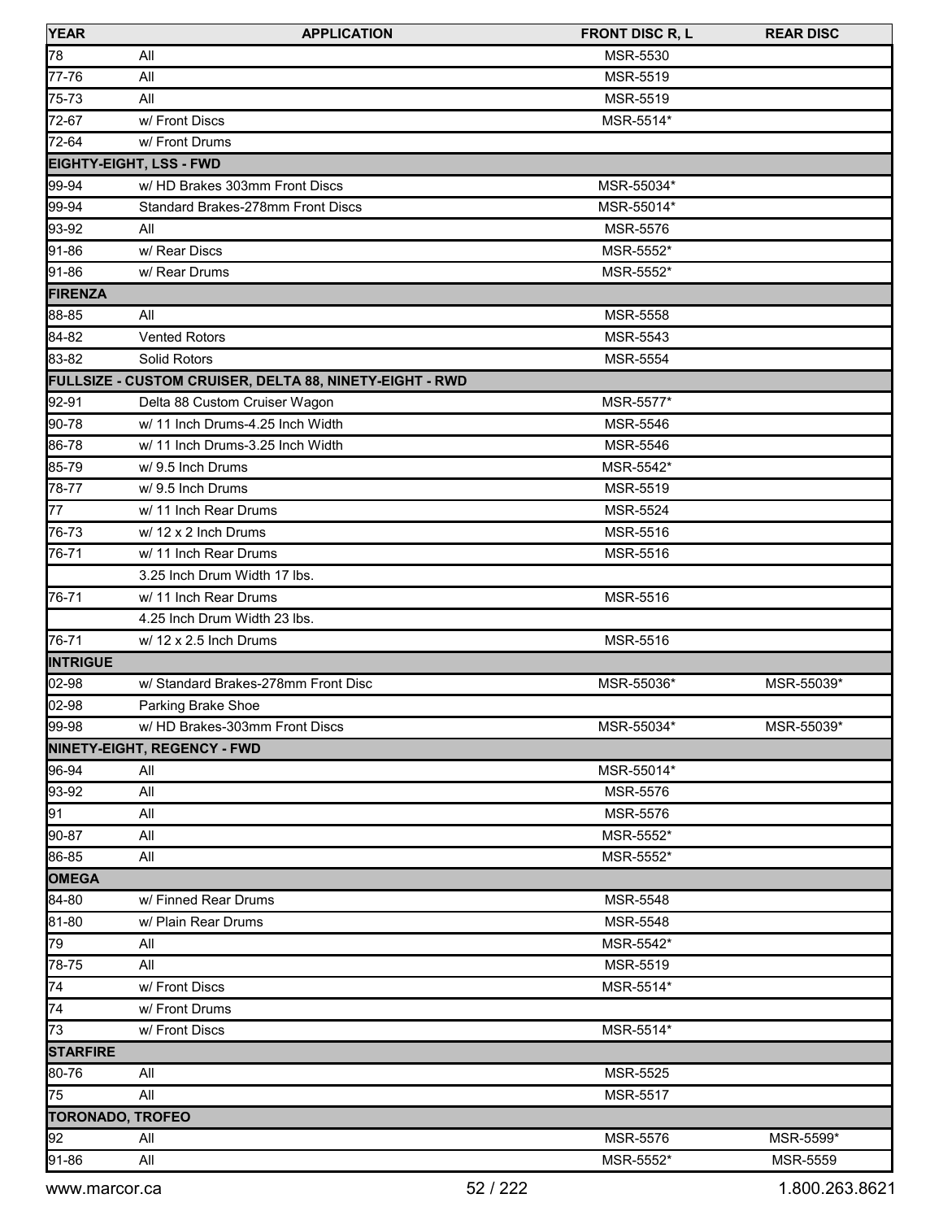| YEAR | APPLICATION | FRONT DISC R, L | REAR DISC |
|---|---|---|---|
| 78 | All | MSR-5530 | |
| 77-76 | All | MSR-5519 | |
| 75-73 | All | MSR-5519 | |
| 72-67 | w/ Front Discs | MSR-5514* | |
| 72-64 | w/ Front Drums | | |
| **EIGHTY-EIGHT, LSS - FWD** | | | |
| 99-94 | w/ HD Brakes 303mm Front Discs | MSR-55034* | |
| 99-94 | Standard Brakes-278mm Front Discs | MSR-55014* | |
| 93-92 | All | MSR-5576 | |
| 91-86 | w/ Rear Discs | MSR-5552* | |
| 91-86 | w/ Rear Drums | MSR-5552* | |
| **FIRENZA** | | | |
| 88-85 | All | MSR-5558 | |
| 84-82 | Vented Rotors | MSR-5543 | |
| 83-82 | Solid Rotors | MSR-5554 | |
| **FULLSIZE - CUSTOM CRUISER, DELTA 88, NINETY-EIGHT - RWD** | | | |
| 92-91 | Delta 88 Custom Cruiser Wagon | MSR-5577* | |
| 90-78 | w/ 11 Inch Drums-4.25 Inch Width | MSR-5546 | |
| 86-78 | w/ 11 Inch Drums-3.25 Inch Width | MSR-5546 | |
| 85-79 | w/ 9.5 Inch Drums | MSR-5542* | |
| 78-77 | w/ 9.5 Inch Drums | MSR-5519 | |
| 77 | w/ 11 Inch Rear Drums | MSR-5524 | |
| 76-73 | w/ 12 x 2 Inch Drums | MSR-5516 | |
| 76-71 | w/ 11 Inch Rear Drums | MSR-5516 | |
| | 3.25 Inch Drum Width 17 lbs. | | |
| 76-71 | w/ 11 Inch Rear Drums | MSR-5516 | |
| | 4.25 Inch Drum Width 23 lbs. | | |
| 76-71 | w/ 12 x 2.5 Inch Drums | MSR-5516 | |
| **INTRIGUE** | | | |
| 02-98 | w/ Standard Brakes-278mm Front Disc | MSR-55036* | MSR-55039* |
| 02-98 | Parking Brake Shoe | | |
| 99-98 | w/ HD Brakes-303mm Front Discs | MSR-55034* | MSR-55039* |
| **NINETY-EIGHT, REGENCY - FWD** | | | |
| 96-94 | All | MSR-55014* | |
| 93-92 | All | MSR-5576 | |
| 91 | All | MSR-5576 | |
| 90-87 | All | MSR-5552* | |
| 86-85 | All | MSR-5552* | |
| **OMEGA** | | | |
| 84-80 | w/ Finned Rear Drums | MSR-5548 | |
| 81-80 | w/ Plain Rear Drums | MSR-5548 | |
| 79 | All | MSR-5542* | |
| 78-75 | All | MSR-5519 | |
| 74 | w/ Front Discs | MSR-5514* | |
| 74 | w/ Front Drums | | |
| 73 | w/ Front Discs | MSR-5514* | |
| **STARFIRE** | | | |
| 80-76 | All | MSR-5525 | |
| 75 | All | MSR-5517 | |
| **TORONADO, TROFEO** | | | |
| 92 | All | MSR-5576 | MSR-5599* |
| 91-86 | All | MSR-5552* | MSR-5559 |

www.marcor.ca 1.800.263.8621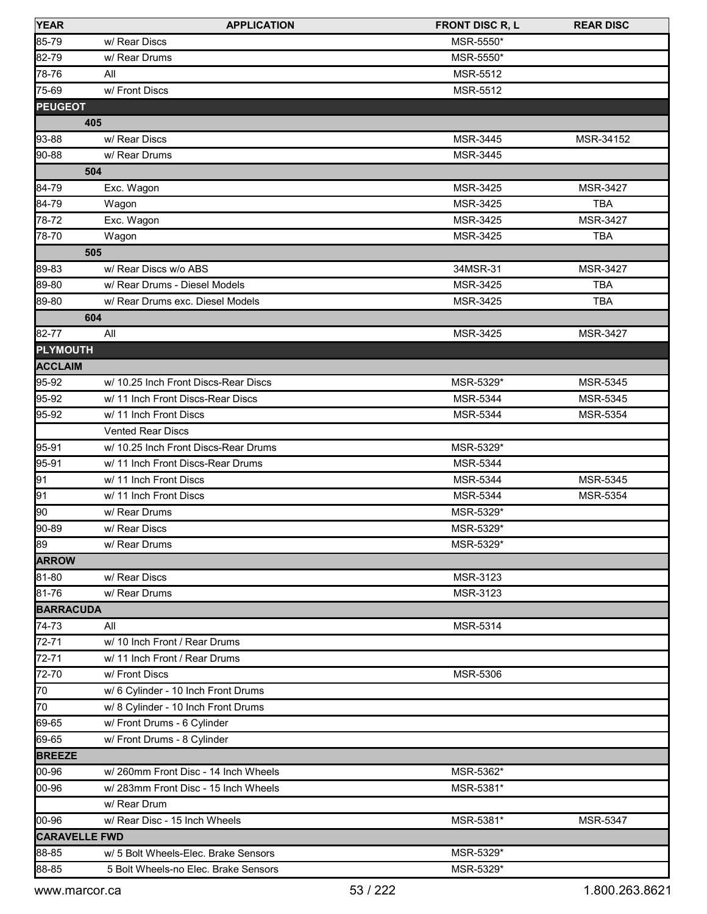| YEAR | APPLICATION | FRONT DISC R, L | REAR DISC |
|---|---|---|---|
| 85-79 | w/ Rear Discs | MSR-5550* | |
| 82-79 | w/ Rear Drums | MSR-5550* | |
| 78-76 | All | MSR-5512 | |
| 75-69 | w/ Front Discs | MSR-5512 | |
| **PEUGEOT** | | | |
| **405** | | | |
| 93-88 | w/ Rear Discs | MSR-3445 | MSR-34152 |
| 90-88 | w/ Rear Drums | MSR-3445 | |
| **504** | | | |
| 84-79 | Exc. Wagon | MSR-3425 | MSR-3427 |
| 84-79 | Wagon | MSR-3425 | TBA |
| 78-72 | Exc. Wagon | MSR-3425 | MSR-3427 |
| 78-70 | Wagon | MSR-3425 | TBA |
| **505** | | | |
| 89-83 | w/ Rear Discs w/o ABS | 34MSR-31 | MSR-3427 |
| 89-80 | w/ Rear Drums - Diesel Models | MSR-3425 | TBA |
| 89-80 | w/ Rear Drums exc. Diesel Models | MSR-3425 | TBA |
| **604** | | | |
| 82-77 | All | MSR-3425 | MSR-3427 |
| **PLYMOUTH** | | | |
| **ACCLAIM** | | | |
| 95-92 | w/ 10.25 Inch Front Discs-Rear Discs | MSR-5329* | MSR-5345 |
| 95-92 | w/ 11 Inch Front Discs-Rear Discs | MSR-5344 | MSR-5345 |
| 95-92 | w/ 11 Inch Front Discs | MSR-5344 | MSR-5354 |
| | Vented Rear Discs | | |
| 95-91 | w/ 10.25 Inch Front Discs-Rear Drums | MSR-5329* | |
| 95-91 | w/ 11 Inch Front Discs-Rear Drums | MSR-5344 | |
| 91 | w/ 11 Inch Front Discs | MSR-5344 | MSR-5345 |
| 91 | w/ 11 Inch Front Discs | MSR-5344 | MSR-5354 |
| 90 | w/ Rear Drums | MSR-5329* | |
| 90-89 | w/ Rear Discs | MSR-5329* | |
| 89 | w/ Rear Drums | MSR-5329* | |
| **ARROW** | | | |
| 81-80 | w/ Rear Discs | MSR-3123 | |
| 81-76 | w/ Rear Drums | MSR-3123 | |
| **BARRACUDA** | | | |
| 74-73 | All | MSR-5314 | |
| 72-71 | w/ 10 Inch Front / Rear Drums | | |
| 72-71 | w/ 11 Inch Front / Rear Drums | | |
| 72-70 | w/ Front Discs | MSR-5306 | |
| 70 | w/ 6 Cylinder - 10 Inch Front Drums | | |
| 70 | w/ 8 Cylinder - 10 Inch Front Drums | | |
| 69-65 | w/ Front Drums - 6 Cylinder | | |
| 69-65 | w/ Front Drums - 8 Cylinder | | |
| **BREEZE** | | | |
| 00-96 | w/ 260mm Front Disc - 14 Inch Wheels | MSR-5362* | |
| 00-96 | w/ 283mm Front Disc - 15 Inch Wheels | MSR-5381* | |
| | w/ Rear Drum | | |
| 00-96 | w/ Rear Disc - 15 Inch Wheels | MSR-5381* | MSR-5347 |
| **CARAVELLE FWD** | | | |
| 88-85 | w/ 5 Bolt Wheels-Elec. Brake Sensors | MSR-5329* | |
| 88-85 | 5 Bolt Wheels-no Elec. Brake Sensors | MSR-5329* | |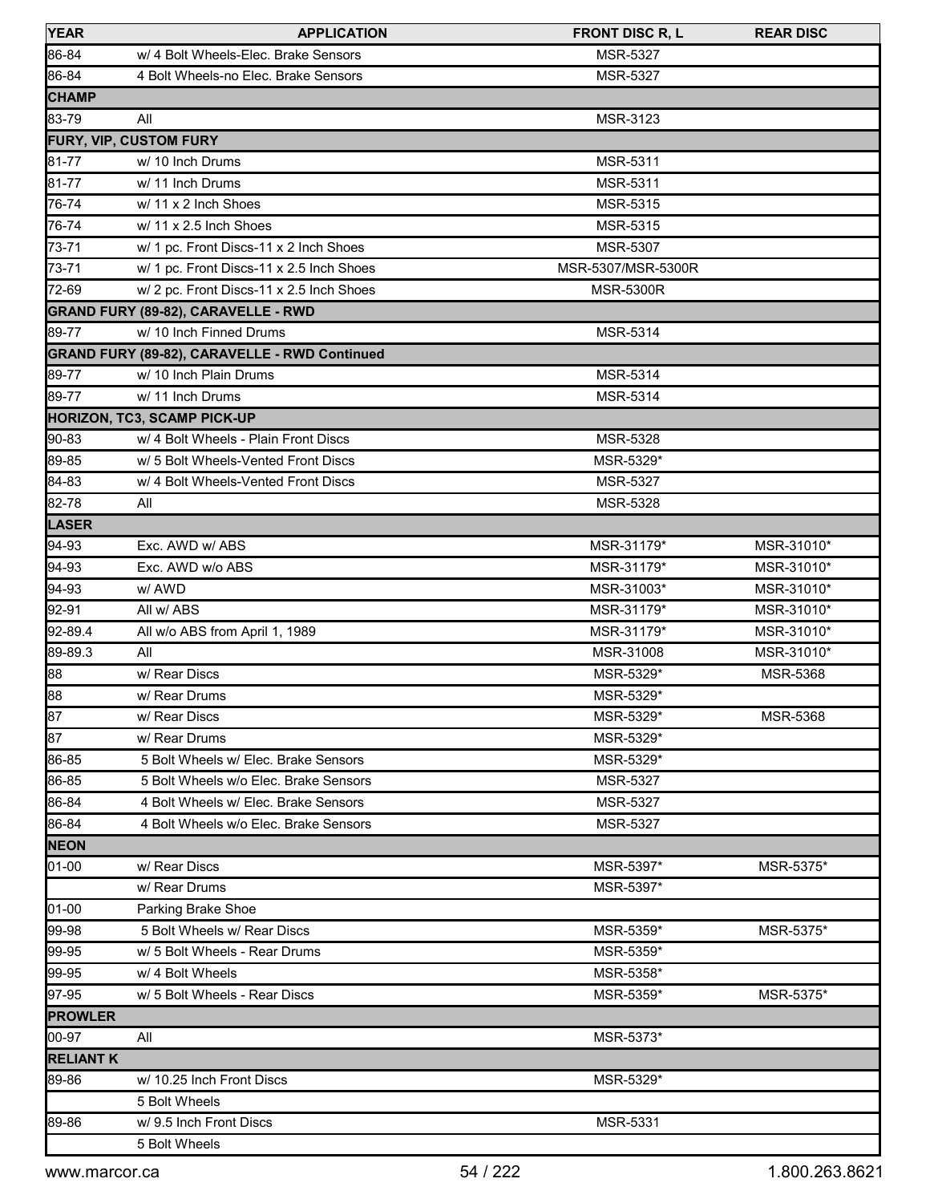| YEAR | APPLICATION | FRONT DISC R, L | REAR DISC |
|---|---|---|---|
| 86-84 | w/ 4 Bolt Wheels-Elec. Brake Sensors | MSR-5327 | |
| 86-84 | 4 Bolt Wheels-no Elec. Brake Sensors | MSR-5327 | |
| **CHAMP** | | | |
| 83-79 | All | MSR-3123 | |
| **FURY, VIP, CUSTOM FURY** | | | |
| 81-77 | w/ 10 Inch Drums | MSR-5311 | |
| 81-77 | w/ 11 Inch Drums | MSR-5311 | |
| 76-74 | w/ 11 x 2 Inch Shoes | MSR-5315 | |
| 76-74 | w/ 11 x 2.5 Inch Shoes | MSR-5315 | |
| 73-71 | w/ 1 pc. Front Discs-11 x 2 Inch Shoes | MSR-5307 | |
| 73-71 | w/ 1 pc. Front Discs-11 x 2.5 Inch Shoes | MSR-5307/MSR-5300R | |
| 72-69 | w/ 2 pc. Front Discs-11 x 2.5 Inch Shoes | MSR-5300R | |
| **GRAND FURY (89-82), CARAVELLE - RWD** | | | |
| 89-77 | w/ 10 Inch Finned Drums | MSR-5314 | |
| **GRAND FURY (89-82), CARAVELLE - RWD Continued** | | | |
| 89-77 | w/ 10 Inch Plain Drums | MSR-5314 | |
| 89-77 | w/ 11 Inch Drums | MSR-5314 | |
| **HORIZON, TC3, SCAMP PICK-UP** | | | |
| 90-83 | w/ 4 Bolt Wheels - Plain Front Discs | MSR-5328 | |
| 89-85 | w/ 5 Bolt Wheels-Vented Front Discs | MSR-5329* | |
| 84-83 | w/ 4 Bolt Wheels-Vented Front Discs | MSR-5327 | |
| 82-78 | All | MSR-5328 | |
| **LASER** | | | |
| 94-93 | Exc. AWD w/ ABS | MSR-31179* | MSR-31010* |
| 94-93 | Exc. AWD w/o ABS | MSR-31179* | MSR-31010* |
| 94-93 | w/ AWD | MSR-31003* | MSR-31010* |
| 92-91 | All w/ ABS | MSR-31179* | MSR-31010* |
| 92-89.4 | All w/o ABS from April 1, 1989 | MSR-31179* | MSR-31010* |
| 89-89.3 | All | MSR-31008 | MSR-31010* |
| 88 | w/ Rear Discs | MSR-5329* | MSR-5368 |
| 88 | w/ Rear Drums | MSR-5329* | |
| 87 | w/ Rear Discs | MSR-5329* | MSR-5368 |
| 87 | w/ Rear Drums | MSR-5329* | |
| 86-85 | 5 Bolt Wheels w/ Elec. Brake Sensors | MSR-5329* | |
| 86-85 | 5 Bolt Wheels w/o Elec. Brake Sensors | MSR-5327 | |
| 86-84 | 4 Bolt Wheels w/ Elec. Brake Sensors | MSR-5327 | |
| 86-84 | 4 Bolt Wheels w/o Elec. Brake Sensors | MSR-5327 | |
| **NEON** | | | |
| 01-00 | w/ Rear Discs | MSR-5397* | MSR-5375* |
| | w/ Rear Drums | MSR-5397* | |
| 01-00 | Parking Brake Shoe | | |
| 99-98 | 5 Bolt Wheels w/ Rear Discs | MSR-5359* | MSR-5375* |
| 99-95 | w/ 5 Bolt Wheels - Rear Drums | MSR-5359* | |
| 99-95 | w/ 4 Bolt Wheels | MSR-5358* | |
| 97-95 | w/ 5 Bolt Wheels - Rear Discs | MSR-5359* | MSR-5375* |
| **PROWLER** | | | |
| 00-97 | All | MSR-5373* | |
| **RELIANT K** | | | |
| 89-86 | w/ 10.25 Inch Front Discs | MSR-5329* | |
| | 5 Bolt Wheels | | |
| 89-86 | w/ 9.5 Inch Front Discs | MSR-5331 | |
| | 5 Bolt Wheels | | |

www.marcor.ca 1.800.263.8621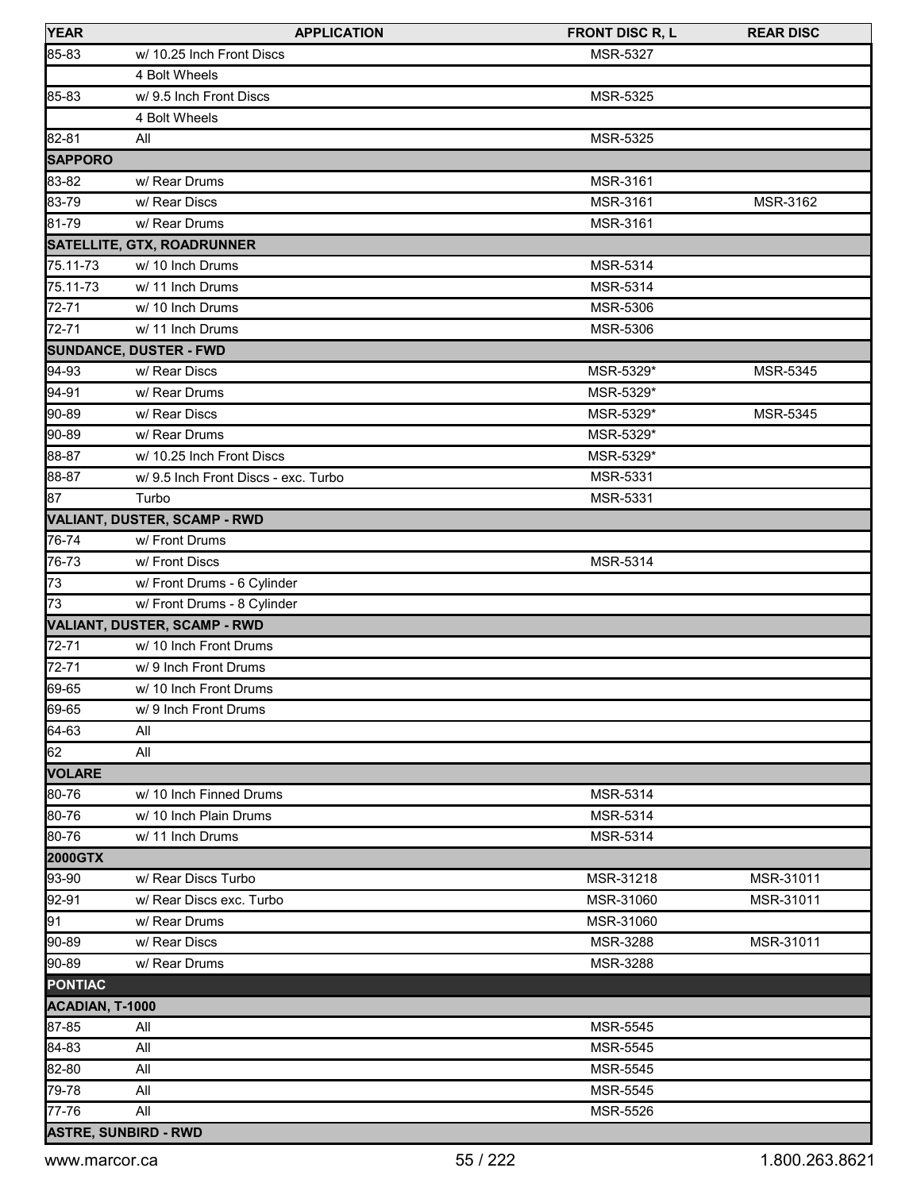| YEAR | APPLICATION | FRONT DISC R, L | REAR DISC |
|---|---|---|---|
| 85-83 | w/ 10.25 Inch Front Discs | MSR-5327 | |
| | 4 Bolt Wheels | | |
| 85-83 | w/ 9.5 Inch Front Discs | MSR-5325 | |
| | 4 Bolt Wheels | | |
| 82-81 | All | MSR-5325 | |
| **SAPPORO** | | | |
| 83-82 | w/ Rear Drums | MSR-3161 | |
| 83-79 | w/ Rear Discs | MSR-3161 | MSR-3162 |
| 81-79 | w/ Rear Drums | MSR-3161 | |
| **SATELLITE, GTX, ROADRUNNER** | | | |
| 75.11-73 | w/ 10 Inch Drums | MSR-5314 | |
| 75.11-73 | w/ 11 Inch Drums | MSR-5314 | |
| 72-71 | w/ 10 Inch Drums | MSR-5306 | |
| 72-71 | w/ 11 Inch Drums | MSR-5306 | |
| **SUNDANCE, DUSTER - FWD** | | | |
| 94-93 | w/ Rear Discs | MSR-5329* | MSR-5345 |
| 94-91 | w/ Rear Drums | MSR-5329* | |
| 90-89 | w/ Rear Discs | MSR-5329* | MSR-5345 |
| 90-89 | w/ Rear Drums | MSR-5329* | |
| 88-87 | w/ 10.25 Inch Front Discs | MSR-5329* | |
| 88-87 | w/ 9.5 Inch Front Discs - exc. Turbo | MSR-5331 | |
| 87 | Turbo | MSR-5331 | |
| **VALIANT, DUSTER, SCAMP - RWD** | | | |
| 76-74 | w/ Front Drums | | |
| 76-73 | w/ Front Discs | MSR-5314 | |
| 73 | w/ Front Drums - 6 Cylinder | | |
| 73 | w/ Front Drums - 8 Cylinder | | |
| **VALIANT, DUSTER, SCAMP - RWD** | | | |
| 72-71 | w/ 10 Inch Front Drums | | |
| 72-71 | w/ 9 Inch Front Drums | | |
| 69-65 | w/ 10 Inch Front Drums | | |
| 69-65 | w/ 9 Inch Front Drums | | |
| 64-63 | All | | |
| 62 | All | | |
| **VOLARE** | | | |
| 80-76 | w/ 10 Inch Finned Drums | MSR-5314 | |
| 80-76 | w/ 10 Inch Plain Drums | MSR-5314 | |
| 80-76 | w/ 11 Inch Drums | MSR-5314 | |
| **2000GTX** | | | |
| 93-90 | w/ Rear Discs Turbo | MSR-31218 | MSR-31011 |
| 92-91 | w/ Rear Discs exc. Turbo | MSR-31060 | MSR-31011 |
| 91 | w/ Rear Drums | MSR-31060 | |
| 90-89 | w/ Rear Discs | MSR-3288 | MSR-31011 |
| 90-89 | w/ Rear Drums | MSR-3288 | |
| **PONTIAC** | | | |
| **ACADIAN, T-1000** | | | |
| 87-85 | All | MSR-5545 | |
| 84-83 | All | MSR-5545 | |
| 82-80 | All | MSR-5545 | |
| 79-78 | All | MSR-5545 | |
| 77-76 | All | MSR-5526 | |
| **ASTRE, SUNBIRD - RWD** | | | |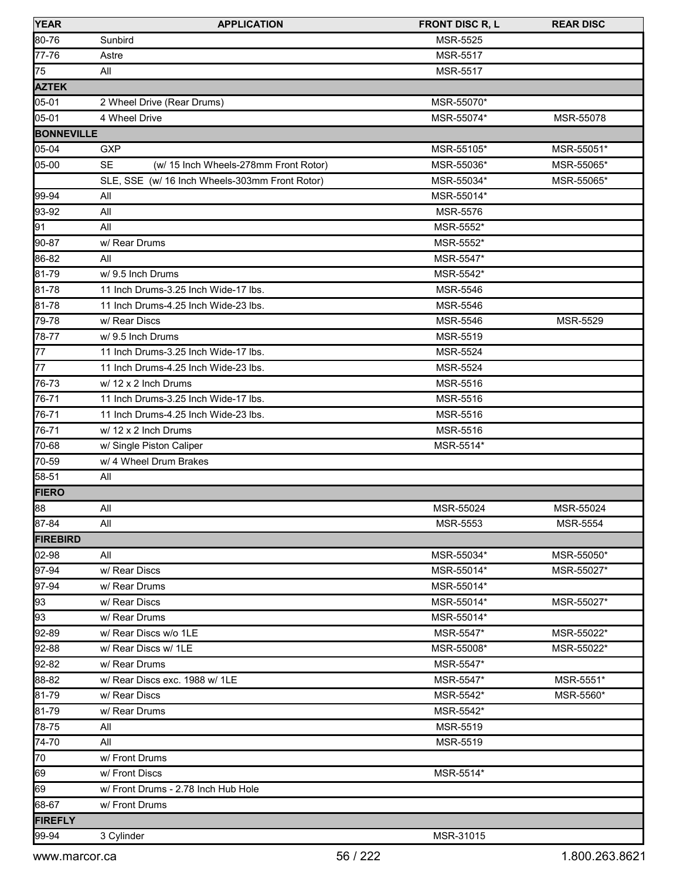| YEAR | APPLICATION | FRONT DISC R, L | REAR DISC |
|---|---|---|---|
| 80-76 | Sunbird | MSR-5525 | |
| 77-76 | Astre | MSR-5517 | |
| 75 | All | MSR-5517 | |
| **AZTEK** | | | |
| 05-01 | 2 Wheel Drive (Rear Drums) | MSR-55070* | |
| 05-01 | 4 Wheel Drive | MSR-55074* | MSR-55078 |
| **BONNEVILLE** | | | |
| 05-04 | GXP | MSR-55105* | MSR-55051* |
| 05-00 | SE (w/ 15 Inch Wheels-278mm Front Rotor) | MSR-55036* | MSR-55065* |
| | SLE, SSE (w/ 16 Inch Wheels-303mm Front Rotor) | MSR-55034* | MSR-55065* |
| 99-94 | All | MSR-55014* | |
| 93-92 | All | MSR-5576 | |
| 91 | All | MSR-5552* | |
| 90-87 | w/ Rear Drums | MSR-5552* | |
| 86-82 | All | MSR-5547* | |
| 81-79 | w/ 9.5 Inch Drums | MSR-5542* | |
| 81-78 | 11 Inch Drums-3.25 Inch Wide-17 lbs. | MSR-5546 | |
| 81-78 | 11 Inch Drums-4.25 Inch Wide-23 lbs. | MSR-5546 | |
| 79-78 | w/ Rear Discs | MSR-5546 | MSR-5529 |
| 78-77 | w/ 9.5 Inch Drums | MSR-5519 | |
| 77 | 11 Inch Drums-3.25 Inch Wide-17 lbs. | MSR-5524 | |
| 77 | 11 Inch Drums-4.25 Inch Wide-23 lbs. | MSR-5524 | |
| 76-73 | w/ 12 x 2 Inch Drums | MSR-5516 | |
| 76-71 | 11 Inch Drums-3.25 Inch Wide-17 lbs. | MSR-5516 | |
| 76-71 | 11 Inch Drums-4.25 Inch Wide-23 lbs. | MSR-5516 | |
| 76-71 | w/ 12 x 2 Inch Drums | MSR-5516 | |
| 70-68 | w/ Single Piston Caliper | MSR-5514* | |
| 70-59 | w/ 4 Wheel Drum Brakes | | |
| 58-51 | All | | |
| **FIERO** | | | |
| 88 | All | MSR-55024 | MSR-55024 |
| 87-84 | All | MSR-5553 | MSR-5554 |
| **FIREBIRD** | | | |
| 02-98 | All | MSR-55034* | MSR-55050* |
| 97-94 | w/ Rear Discs | MSR-55014* | MSR-55027* |
| 97-94 | w/ Rear Drums | MSR-55014* | |
| 93 | w/ Rear Discs | MSR-55014* | MSR-55027* |
| 93 | w/ Rear Drums | MSR-55014* | |
| 92-89 | w/ Rear Discs w/o 1LE | MSR-5547* | MSR-55022* |
| 92-88 | w/ Rear Discs w/ 1LE | MSR-55008* | MSR-55022* |
| 92-82 | w/ Rear Drums | MSR-5547* | |
| 88-82 | w/ Rear Discs exc. 1988 w/ 1LE | MSR-5547* | MSR-5551* |
| 81-79 | w/ Rear Discs | MSR-5542* | MSR-5560* |
| 81-79 | w/ Rear Drums | MSR-5542* | |
| 78-75 | All | MSR-5519 | |
| 74-70 | All | MSR-5519 | |
| 70 | w/ Front Drums | | |
| 69 | w/ Front Discs | MSR-5514* | |
| 69 | w/ Front Drums - 2.78 Inch Hub Hole | | |
| 68-67 | w/ Front Drums | | |
| **FIREFLY** | | | |
| 99-94 | 3 Cylinder | MSR-31015 | |

www.marcor.ca 1.800.263.8621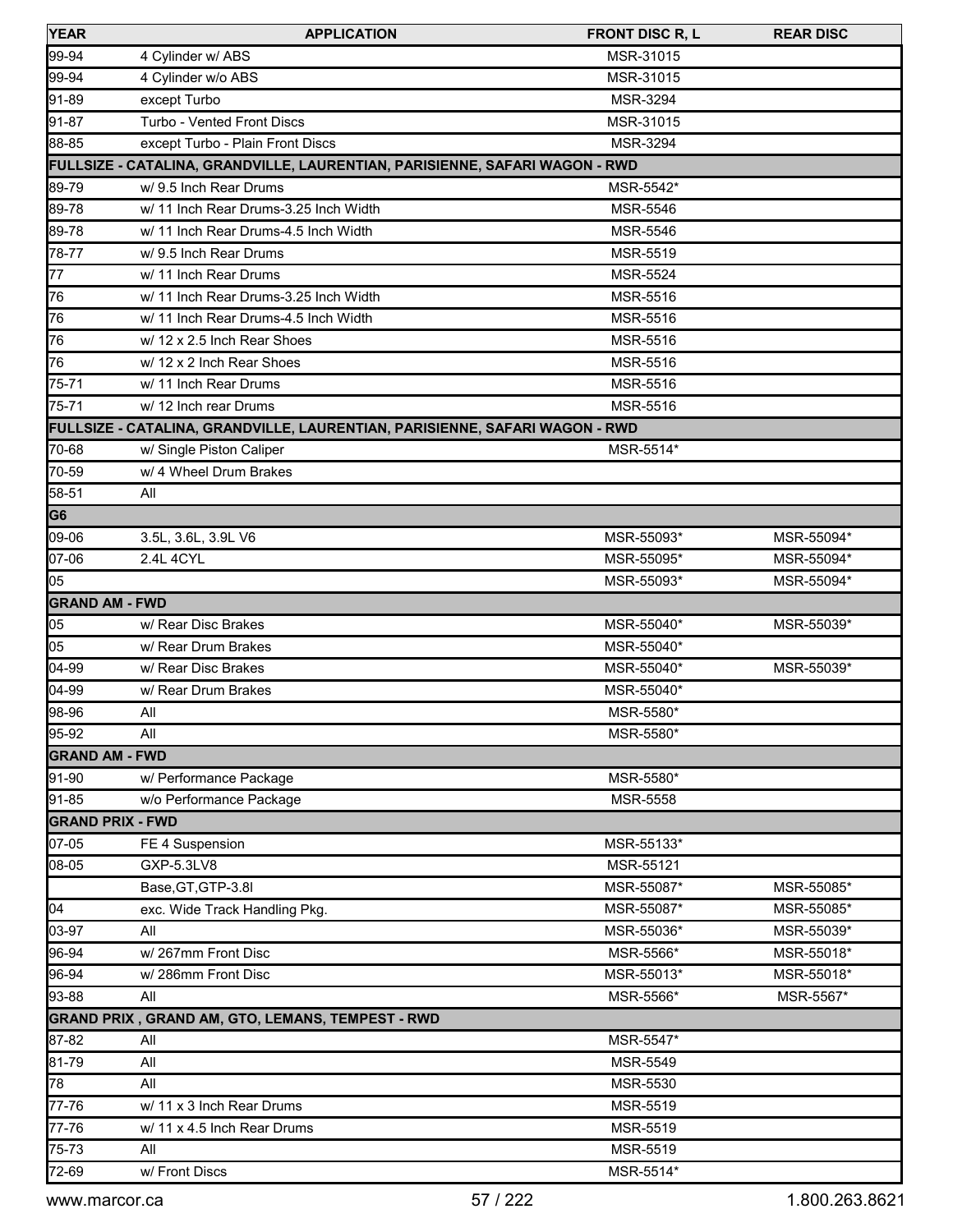| YEAR | APPLICATION | FRONT DISC R, L | REAR DISC |
|---|---|---|---|
| 99-94 | 4 Cylinder w/ ABS | MSR-31015 | |
| 99-94 | 4 Cylinder w/o ABS | MSR-31015 | |
| 91-89 | except Turbo | MSR-3294 | |
| 91-87 | Turbo - Vented Front Discs | MSR-31015 | |
| 88-85 | except Turbo - Plain Front Discs | MSR-3294 | |
| **FULLSIZE - CATALINA, GRANDVILLE, LAURENTIAN, PARISIENNE, SAFARI WAGON - RWD** | | | |
| 89-79 | w/ 9.5 Inch Rear Drums | MSR-5542* | |
| 89-78 | w/ 11 Inch Rear Drums-3.25 Inch Width | MSR-5546 | |
| 89-78 | w/ 11 Inch Rear Drums-4.5 Inch Width | MSR-5546 | |
| 78-77 | w/ 9.5 Inch Rear Drums | MSR-5519 | |
| 77 | w/ 11 Inch Rear Drums | MSR-5524 | |
| 76 | w/ 11 Inch Rear Drums-3.25 Inch Width | MSR-5516 | |
| 76 | w/ 11 Inch Rear Drums-4.5 Inch Width | MSR-5516 | |
| 76 | w/ 12 x 2.5 Inch Rear Shoes | MSR-5516 | |
| 76 | w/ 12 x 2 Inch Rear Shoes | MSR-5516 | |
| 75-71 | w/ 11 Inch Rear Drums | MSR-5516 | |
| 75-71 | w/ 12 Inch rear Drums | MSR-5516 | |
| **FULLSIZE - CATALINA, GRANDVILLE, LAURENTIAN, PARISIENNE, SAFARI WAGON - RWD** | | | |
| 70-68 | w/ Single Piston Caliper | MSR-5514* | |
| 70-59 | w/ 4 Wheel Drum Brakes | | |
| 58-51 | All | | |
| **G6** | | | |
| 09-06 | 3.5L, 3.6L, 3.9L V6 | MSR-55093* | MSR-55094* |
| 07-06 | 2.4L 4CYL | MSR-55095* | MSR-55094* |
| 05 | | MSR-55093* | MSR-55094* |
| **GRAND AM - FWD** | | | |
| 05 | w/ Rear Disc Brakes | MSR-55040* | MSR-55039* |
| 05 | w/ Rear Drum Brakes | MSR-55040* | |
| 04-99 | w/ Rear Disc Brakes | MSR-55040* | MSR-55039* |
| 04-99 | w/ Rear Drum Brakes | MSR-55040* | |
| 98-96 | All | MSR-5580* | |
| 95-92 | All | MSR-5580* | |
| **GRAND AM - FWD** | | | |
| 91-90 | w/ Performance Package | MSR-5580* | |
| 91-85 | w/o Performance Package | MSR-5558 | |
| **GRAND PRIX - FWD** | | | |
| 07-05 | FE 4 Suspension | MSR-55133* | |
| 08-05 | GXP-5.3LV8 | MSR-55121 | |
| | Base,GT,GTP-3.8l | MSR-55087* | MSR-55085* |
| 04 | exc. Wide Track Handling Pkg. | MSR-55087* | MSR-55085* |
| 03-97 | All | MSR-55036* | MSR-55039* |
| 96-94 | w/ 267mm Front Disc | MSR-5566* | MSR-55018* |
| 96-94 | w/ 286mm Front Disc | MSR-55013* | MSR-55018* |
| 93-88 | All | MSR-5566* | MSR-5567* |
| **GRAND PRIX , GRAND AM, GTO, LEMANS, TEMPEST - RWD** | | | |
| 87-82 | All | MSR-5547* | |
| 81-79 | All | MSR-5549 | |
| 78 | All | MSR-5530 | |
| 77-76 | w/ 11 x 3 Inch Rear Drums | MSR-5519 | |
| 77-76 | w/ 11 x 4.5 Inch Rear Drums | MSR-5519 | |
| 75-73 | All | MSR-5519 | |
| 72-69 | w/ Front Discs | MSR-5514* | |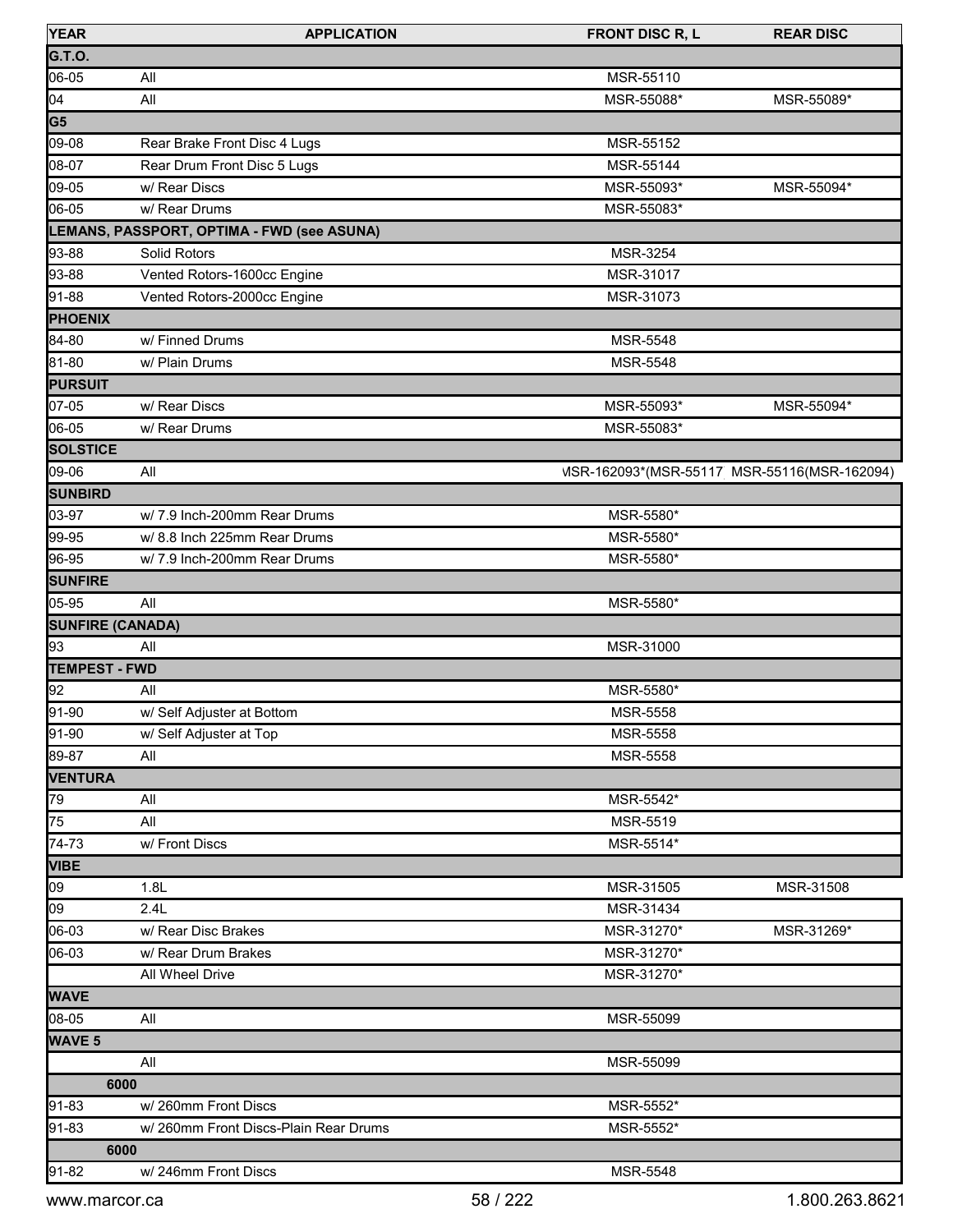| YEAR | APPLICATION | FRONT DISC R, L | REAR DISC |
|---|---|---|---|
| **G.T.O.** | | | |
| 06-05 | All | MSR-55110 | |
| 04 | All | MSR-55088* | MSR-55089* |
| **G5** | | | |
| 09-08 | Rear Brake Front Disc 4 Lugs | MSR-55152 | |
| 08-07 | Rear Drum Front Disc 5 Lugs | MSR-55144 | |
| 09-05 | w/ Rear Discs | MSR-55093* | MSR-55094* |
| 06-05 | w/ Rear Drums | MSR-55083* | |
| **LEMANS, PASSPORT, OPTIMA - FWD (see ASUNA)** | | | |
| 93-88 | Solid Rotors | MSR-3254 | |
| 93-88 | Vented Rotors-1600cc Engine | MSR-31017 | |
| 91-88 | Vented Rotors-2000cc Engine | MSR-31073 | |
| **PHOENIX** | | | |
| 84-80 | w/ Finned Drums | MSR-5548 | |
| 81-80 | w/ Plain Drums | MSR-5548 | |
| **PURSUIT** | | | |
| 07-05 | w/ Rear Discs | MSR-55093* | MSR-55094* |
| 06-05 | w/ Rear Drums | MSR-55083* | |
| **SOLSTICE** | | | |
| 09-06 | All | MSR-162093*(MSR-55117 | MSR-55116(MSR-162094) |
| **SUNBIRD** | | | |
| 03-97 | w/ 7.9 Inch-200mm Rear Drums | MSR-5580* | |
| 99-95 | w/ 8.8 Inch 225mm Rear Drums | MSR-5580* | |
| 96-95 | w/ 7.9 Inch-200mm Rear Drums | MSR-5580* | |
| **SUNFIRE** | | | |
| 05-95 | All | MSR-5580* | |
| **SUNFIRE (CANADA)** | | | |
| 93 | All | MSR-31000 | |
| **TEMPEST - FWD** | | | |
| 92 | All | MSR-5580* | |
| 91-90 | w/ Self Adjuster at Bottom | MSR-5558 | |
| 91-90 | w/ Self Adjuster at Top | MSR-5558 | |
| 89-87 | All | MSR-5558 | |
| **VENTURA** | | | |
| 79 | All | MSR-5542* | |
| 75 | All | MSR-5519 | |
| 74-73 | w/ Front Discs | MSR-5514* | |
| **VIBE** | | | |
| 09 | 1.8L | MSR-31505 | MSR-31508 |
| 09 | 2.4L | MSR-31434 | |
| 06-03 | w/ Rear Disc Brakes | MSR-31270* | MSR-31269* |
| 06-03 | w/ Rear Drum Brakes | MSR-31270* | |
| | All Wheel Drive | MSR-31270* | |
| **WAVE** | | | |
| 08-05 | All | MSR-55099 | |
| **WAVE 5** | | | |
| | All | MSR-55099 | |
| **6000** | | | |
| 91-83 | w/ 260mm Front Discs | MSR-5552* | |
| 91-83 | w/ 260mm Front Discs-Plain Rear Drums | MSR-5552* | |
| **6000** | | | |
| 91-82 | w/ 246mm Front Discs | MSR-5548 | |

www.marcor.ca 1.800.263.8621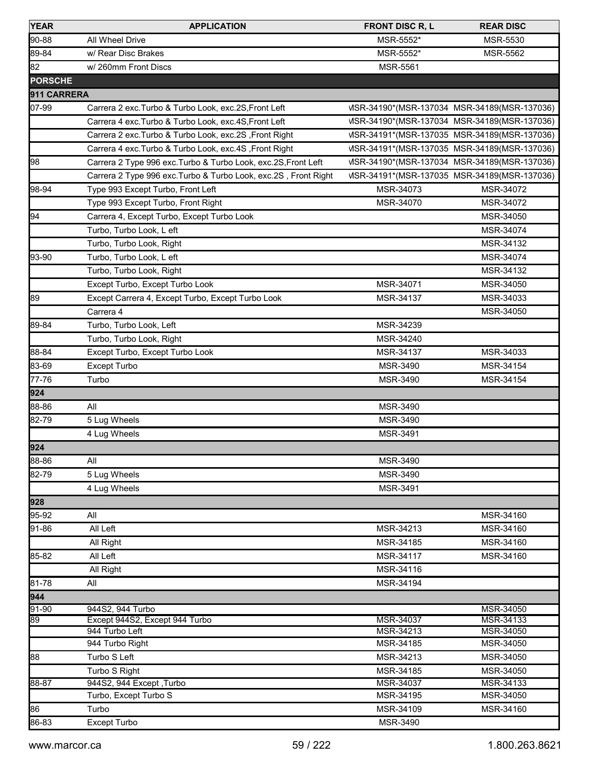| YEAR | APPLICATION | FRONT DISC R, L | REAR DISC |
|---|---|---|---|
| 90-88 | All Wheel Drive | MSR-5552* | MSR-5530 |
| 89-84 | w/ Rear Disc Brakes | MSR-5552* | MSR-5562 |
| 82 | w/ 260mm Front Discs | MSR-5561 | |
| **PORSCHE** | | | |
| **911 CARRERA** | | | |
| 07-99 | Carrera 2 exc.Turbo & Turbo Look, exc.2S,Front Left | MSR-34190*(MSR-137034 | MSR-34189(MSR-137036) |
| | Carrera 4 exc.Turbo & Turbo Look, exc.4S,Front Left | MSR-34190*(MSR-137034 | MSR-34189(MSR-137036) |
| | Carrera 2 exc.Turbo & Turbo Look, exc.2S ,Front Right | MSR-34191*(MSR-137035 | MSR-34189(MSR-137036) |
| | Carrera 4 exc.Turbo & Turbo Look, exc.4S ,Front Right | MSR-34191*(MSR-137035 | MSR-34189(MSR-137036) |
| 98 | Carrera 2 Type 996 exc.Turbo & Turbo Look, exc.2S,Front Left | MSR-34190*(MSR-137034 | MSR-34189(MSR-137036) |
| | Carrera 2 Type 996 exc.Turbo & Turbo Look, exc.2S , Front Right | MSR-34191*(MSR-137035 | MSR-34189(MSR-137036) |
| 98-94 | Type 993 Except Turbo, Front Left | MSR-34073 | MSR-34072 |
| | Type 993 Except Turbo, Front Right | MSR-34070 | MSR-34072 |
| 94 | Carrera 4, Except Turbo, Except Turbo Look | | MSR-34050 |
| | Turbo, Turbo Look, L eft | | MSR-34074 |
| | Turbo, Turbo Look, Right | | MSR-34132 |
| 93-90 | Turbo, Turbo Look, L eft | | MSR-34074 |
| | Turbo, Turbo Look, Right | | MSR-34132 |
| | Except Turbo, Except Turbo Look | MSR-34071 | MSR-34050 |
| 89 | Except Carrera 4, Except Turbo, Except Turbo Look | MSR-34137 | MSR-34033 |
| | Carrera 4 | | MSR-34050 |
| 89-84 | Turbo, Turbo Look, Left | MSR-34239 | |
| | Turbo, Turbo Look, Right | MSR-34240 | |
| 88-84 | Except Turbo, Except Turbo Look | MSR-34137 | MSR-34033 |
| 83-69 | Except Turbo | MSR-3490 | MSR-34154 |
| 77-76 | Turbo | MSR-3490 | MSR-34154 |
| **924** | | | |
| 88-86 | All | MSR-3490 | |
| 82-79 | 5 Lug Wheels | MSR-3490 | |
| | 4 Lug Wheels | MSR-3491 | |
| **924** | | | |
| 88-86 | All | MSR-3490 | |
| 82-79 | 5 Lug Wheels | MSR-3490 | |
| | 4 Lug Wheels | MSR-3491 | |
| **928** | | | |
| 95-92 | All | | MSR-34160 |
| 91-86 | All Left | MSR-34213 | MSR-34160 |
| | All Right | MSR-34185 | MSR-34160 |
| 85-82 | All Left | MSR-34117 | MSR-34160 |
| | All Right | MSR-34116 | |
| 81-78 | All | MSR-34194 | |
| **944** | | | |
| 91-90 | 944S2, 944 Turbo | | MSR-34050 |
| 89 | Except 944S2, Except 944 Turbo | MSR-34037 | MSR-34133 |
| | 944 Turbo Left | MSR-34213 | MSR-34050 |
| | 944 Turbo Right | MSR-34185 | MSR-34050 |
| 88 | Turbo S Left | MSR-34213 | MSR-34050 |
| | Turbo S Right | MSR-34185 | MSR-34050 |
| 88-87 | 944S2, 944 Except ,Turbo | MSR-34037 | MSR-34133 |
| | Turbo, Except Turbo S | MSR-34195 | MSR-34050 |
| 86 | Turbo | MSR-34109 | MSR-34160 |
| 86-83 | Except Turbo | MSR-3490 | |

www.marcor.ca 1.800.263.8621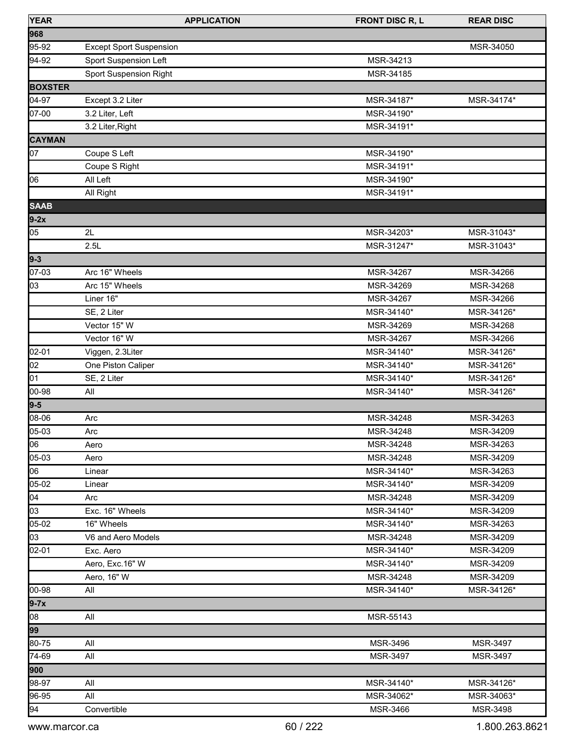| YEAR | APPLICATION | FRONT DISC R, L | REAR DISC |
|---|---|---|---|
| **968** | | | |
| 95-92 | Except Sport Suspension | | MSR-34050 |
| 94-92 | Sport Suspension Left | MSR-34213 | |
| | Sport Suspension Right | MSR-34185 | |
| **BOXSTER** | | | |
| 04-97 | Except 3.2 Liter | MSR-34187* | MSR-34174* |
| 07-00 | 3.2 Liter, Left | MSR-34190* | |
| | 3.2 Liter,Right | MSR-34191* | |
| **CAYMAN** | | | |
| 07 | Coupe S Left | MSR-34190* | |
| | Coupe S Right | MSR-34191* | |
| 06 | All Left | MSR-34190* | |
| | All Right | MSR-34191* | |
| **SAAB** | | | |
| **9-2x** | | | |
| 05 | 2L | MSR-34203* | MSR-31043* |
| | 2.5L | MSR-31247* | MSR-31043* |
| **9-3** | | | |
| 07-03 | Arc 16" Wheels | MSR-34267 | MSR-34266 |
| 03 | Arc 15" Wheels | MSR-34269 | MSR-34268 |
| | Liner 16" | MSR-34267 | MSR-34266 |
| | SE, 2 Liter | MSR-34140* | MSR-34126* |
| | Vector 15" W | MSR-34269 | MSR-34268 |
| | Vector 16" W | MSR-34267 | MSR-34266 |
| 02-01 | Viggen, 2.3Liter | MSR-34140* | MSR-34126* |
| 02 | One Piston Caliper | MSR-34140* | MSR-34126* |
| 01 | SE, 2 Liter | MSR-34140* | MSR-34126* |
| 00-98 | All | MSR-34140* | MSR-34126* |
| **9-5** | | | |
| 08-06 | Arc | MSR-34248 | MSR-34263 |
| 05-03 | Arc | MSR-34248 | MSR-34209 |
| 06 | Aero | MSR-34248 | MSR-34263 |
| 05-03 | Aero | MSR-34248 | MSR-34209 |
| 06 | Linear | MSR-34140* | MSR-34263 |
| 05-02 | Linear | MSR-34140* | MSR-34209 |
| 04 | Arc | MSR-34248 | MSR-34209 |
| 03 | Exc. 16" Wheels | MSR-34140* | MSR-34209 |
| 05-02 | 16" Wheels | MSR-34140* | MSR-34263 |
| 03 | V6 and Aero Models | MSR-34248 | MSR-34209 |
| 02-01 | Exc. Aero | MSR-34140* | MSR-34209 |
| | Aero, Exc.16" W | MSR-34140* | MSR-34209 |
| | Aero, 16" W | MSR-34248 | MSR-34209 |
| 00-98 | All | MSR-34140* | MSR-34126* |
| **9-7x** | | | |
| 08 | All | MSR-55143 | |
| **99** | | | |
| 80-75 | All | MSR-3496 | MSR-3497 |
| 74-69 | All | MSR-3497 | MSR-3497 |
| **900** | | | |
| 98-97 | All | MSR-34140* | MSR-34126* |
| 96-95 | All | MSR-34062* | MSR-34063* |
| 94 | Convertible | MSR-3466 | MSR-3498 |

www.marcor.ca 1.800.263.8621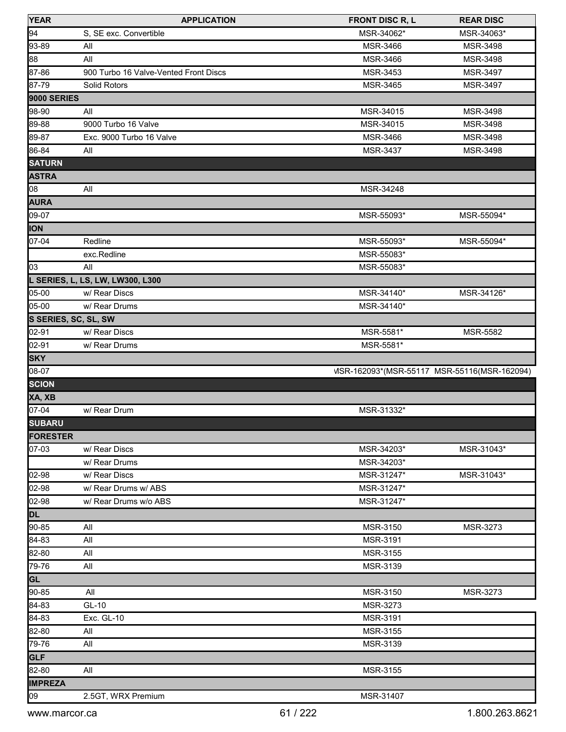| YEAR | APPLICATION | FRONT DISC R, L | REAR DISC |
|---|---|---|---|
| 94 | S, SE exc. Convertible | MSR-34062* | MSR-34063* |
| 93-89 | All | MSR-3466 | MSR-3498 |
| 88 | All | MSR-3466 | MSR-3498 |
| 87-86 | 900 Turbo 16 Valve-Vented Front Discs | MSR-3453 | MSR-3497 |
| 87-79 | Solid Rotors | MSR-3465 | MSR-3497 |
| **9000 SERIES** | | | |
| 98-90 | All | MSR-34015 | MSR-3498 |
| 89-88 | 9000 Turbo 16 Valve | MSR-34015 | MSR-3498 |
| 89-87 | Exc. 9000 Turbo 16 Valve | MSR-3466 | MSR-3498 |
| 86-84 | All | MSR-3437 | MSR-3498 |
| **SATURN** | | | |
| **ASTRA** | | | |
| 08 | All | MSR-34248 | |
| **AURA** | | | |
| 09-07 | | MSR-55093* | MSR-55094* |
| **ION** | | | |
| 07-04 | Redline | MSR-55093* | MSR-55094* |
| | exc.Redline | MSR-55083* | |
| 03 | All | MSR-55083* | |
| **L SERIES, L, LS, LW, LW300, L300** | | | |
| 05-00 | w/ Rear Discs | MSR-34140* | MSR-34126* |
| 05-00 | w/ Rear Drums | MSR-34140* | |
| **S SERIES, SC, SL, SW** | | | |
| 02-91 | w/ Rear Discs | MSR-5581* | MSR-5582 |
| 02-91 | w/ Rear Drums | MSR-5581* | |
| **SKY** | | | |
| 08-07 | | MSR-162093*(MSR-55117 | MSR-55116(MSR-162094) |
| **SCION** | | | |
| **XA, XB** | | | |
| 07-04 | w/ Rear Drum | MSR-31332* | |
| **SUBARU** | | | |
| **FORESTER** | | | |
| 07-03 | w/ Rear Discs | MSR-34203* | MSR-31043* |
| | w/ Rear Drums | MSR-34203* | |
| 02-98 | w/ Rear Discs | MSR-31247* | MSR-31043* |
| 02-98 | w/ Rear Drums w/ ABS | MSR-31247* | |
| 02-98 | w/ Rear Drums w/o ABS | MSR-31247* | |
| **DL** | | | |
| 90-85 | All | MSR-3150 | MSR-3273 |
| 84-83 | All | MSR-3191 | |
| 82-80 | All | MSR-3155 | |
| 79-76 | All | MSR-3139 | |
| **GL** | | | |
| 90-85 | All | MSR-3150 | MSR-3273 |
| 84-83 | GL-10 | MSR-3273 | |
| 84-83 | Exc. GL-10 | MSR-3191 | |
| 82-80 | All | MSR-3155 | |
| 79-76 | All | MSR-3139 | |
| **GLF** | | | |
| 82-80 | All | MSR-3155 | |
| **IMPREZA** | | | |
| 09 | 2.5GT, WRX Premium | MSR-31407 | |

www.marcor.ca 1.800.263.8621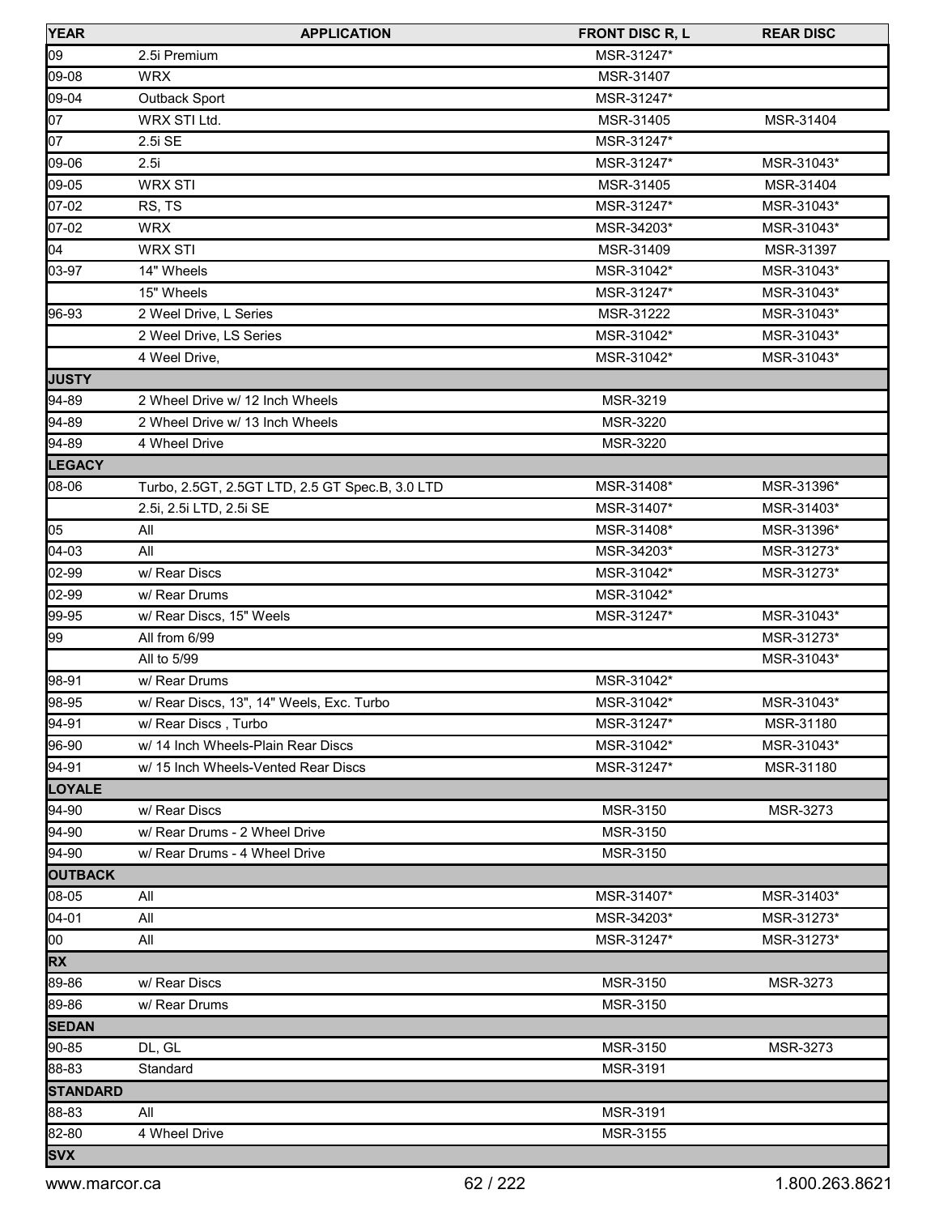| YEAR | APPLICATION | FRONT DISC R, L | REAR DISC |
|---|---|---|---|
| 09 | 2.5i Premium | MSR-31247* | |
| 09-08 | WRX | MSR-31407 | |
| 09-04 | Outback Sport | MSR-31247* | |
| 07 | WRX STI Ltd. | MSR-31405 | MSR-31404 |
| 07 | 2.5i SE | MSR-31247* | |
| 09-06 | 2.5i | MSR-31247* | MSR-31043* |
| 09-05 | WRX STI | MSR-31405 | MSR-31404 |
| 07-02 | RS, TS | MSR-31247* | MSR-31043* |
| 07-02 | WRX | MSR-34203* | MSR-31043* |
| 04 | WRX STI | MSR-31409 | MSR-31397 |
| 03-97 | 14" Wheels | MSR-31042* | MSR-31043* |
| | 15" Wheels | MSR-31247* | MSR-31043* |
| 96-93 | 2 Weel Drive, L Series | MSR-31222 | MSR-31043* |
| | 2 Weel Drive, LS Series | MSR-31042* | MSR-31043* |
| | 4 Weel Drive, | MSR-31042* | MSR-31043* |
| **JUSTY** | | | |
| 94-89 | 2 Wheel Drive w/ 12 Inch Wheels | MSR-3219 | |
| 94-89 | 2 Wheel Drive w/ 13 Inch Wheels | MSR-3220 | |
| 94-89 | 4 Wheel Drive | MSR-3220 | |
| **LEGACY** | | | |
| 08-06 | Turbo, 2.5GT, 2.5GT LTD, 2.5 GT Spec.B, 3.0 LTD | MSR-31408* | MSR-31396* |
| | 2.5i, 2.5i LTD, 2.5i SE | MSR-31407* | MSR-31403* |
| 05 | All | MSR-31408* | MSR-31396* |
| 04-03 | All | MSR-34203* | MSR-31273* |
| 02-99 | w/ Rear Discs | MSR-31042* | MSR-31273* |
| 02-99 | w/ Rear Drums | MSR-31042* | |
| 99-95 | w/ Rear Discs, 15" Weels | MSR-31247* | MSR-31043* |
| 99 | All from 6/99 | | MSR-31273* |
| | All to 5/99 | | MSR-31043* |
| 98-91 | w/ Rear Drums | MSR-31042* | |
| 98-95 | w/ Rear Discs, 13", 14" Weels, Exc. Turbo | MSR-31042* | MSR-31043* |
| 94-91 | w/ Rear Discs , Turbo | MSR-31247* | MSR-31180 |
| 96-90 | w/ 14 Inch Wheels-Plain Rear Discs | MSR-31042* | MSR-31043* |
| 94-91 | w/ 15 Inch Wheels-Vented Rear Discs | MSR-31247* | MSR-31180 |
| **LOYALE** | | | |
| 94-90 | w/ Rear Discs | MSR-3150 | MSR-3273 |
| 94-90 | w/ Rear Drums - 2 Wheel Drive | MSR-3150 | |
| 94-90 | w/ Rear Drums - 4 Wheel Drive | MSR-3150 | |
| **OUTBACK** | | | |
| 08-05 | All | MSR-31407* | MSR-31403* |
| 04-01 | All | MSR-34203* | MSR-31273* |
| 00 | All | MSR-31247* | MSR-31273* |
| **RX** | | | |
| 89-86 | w/ Rear Discs | MSR-3150 | MSR-3273 |
| 89-86 | w/ Rear Drums | MSR-3150 | |
| **SEDAN** | | | |
| 90-85 | DL, GL | MSR-3150 | MSR-3273 |
| 88-83 | Standard | MSR-3191 | |
| **STANDARD** | | | |
| 88-83 | All | MSR-3191 | |
| 82-80 | 4 Wheel Drive | MSR-3155 | |
| **SVX** | | | |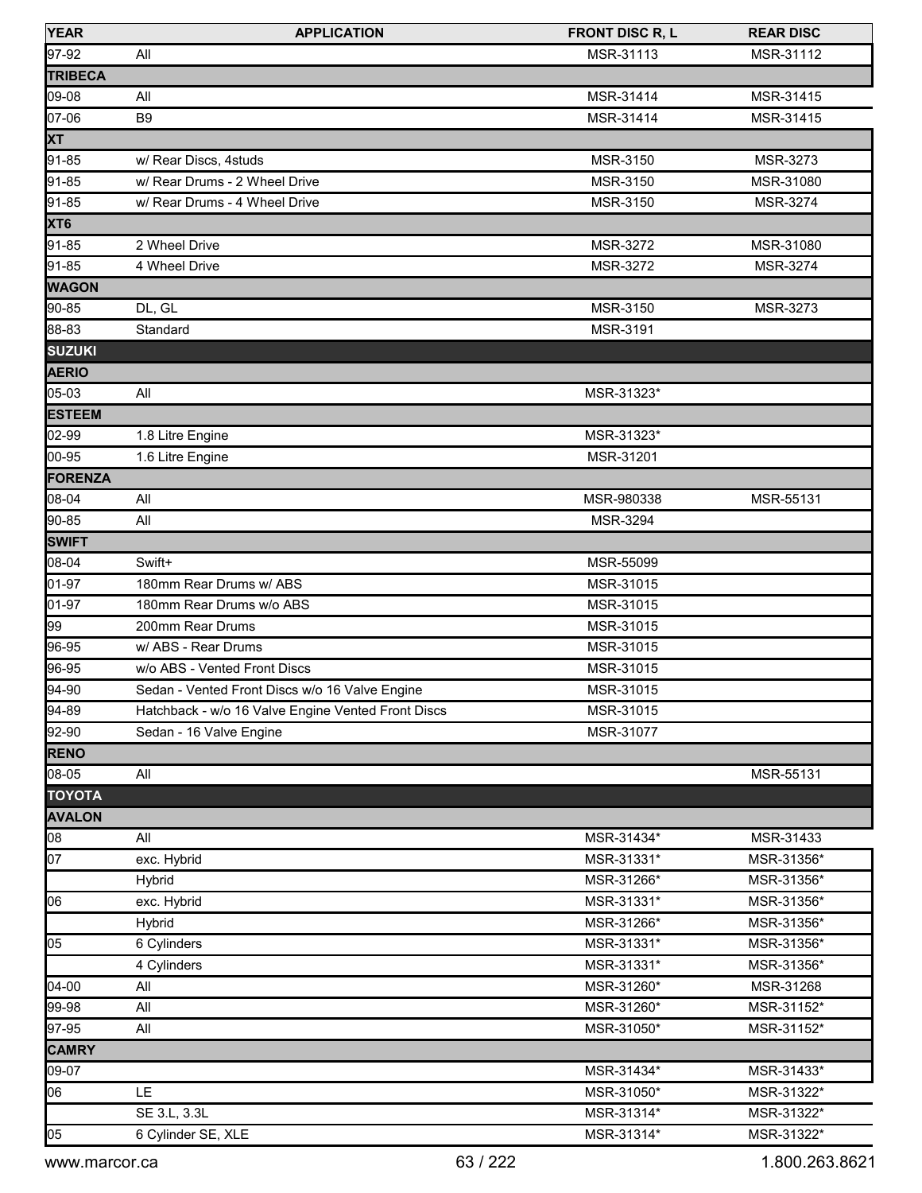| YEAR | APPLICATION | FRONT DISC R, L | REAR DISC |
|---|---|---|---|
| 97-92 | All | MSR-31113 | MSR-31112 |
| **TRIBECA** | | | |
| 09-08 | All | MSR-31414 | MSR-31415 |
| 07-06 | B9 | MSR-31414 | MSR-31415 |
| **XT** | | | |
| 91-85 | w/ Rear Discs, 4studs | MSR-3150 | MSR-3273 |
| 91-85 | w/ Rear Drums - 2 Wheel Drive | MSR-3150 | MSR-31080 |
| 91-85 | w/ Rear Drums - 4 Wheel Drive | MSR-3150 | MSR-3274 |
| **XT6** | | | |
| 91-85 | 2 Wheel Drive | MSR-3272 | MSR-31080 |
| 91-85 | 4 Wheel Drive | MSR-3272 | MSR-3274 |
| **WAGON** | | | |
| 90-85 | DL, GL | MSR-3150 | MSR-3273 |
| 88-83 | Standard | MSR-3191 | |
| **SUZUKI** | | | |
| **AERIO** | | | |
| 05-03 | All | MSR-31323* | |
| **ESTEEM** | | | |
| 02-99 | 1.8 Litre Engine | MSR-31323* | |
| 00-95 | 1.6 Litre Engine | MSR-31201 | |
| **FORENZA** | | | |
| 08-04 | All | MSR-980338 | MSR-55131 |
| 90-85 | All | MSR-3294 | |
| **SWIFT** | | | |
| 08-04 | Swift+ | MSR-55099 | |
| 01-97 | 180mm Rear Drums w/ ABS | MSR-31015 | |
| 01-97 | 180mm Rear Drums w/o ABS | MSR-31015 | |
| 99 | 200mm Rear Drums | MSR-31015 | |
| 96-95 | w/ ABS - Rear Drums | MSR-31015 | |
| 96-95 | w/o ABS - Vented Front Discs | MSR-31015 | |
| 94-90 | Sedan - Vented Front Discs w/o 16 Valve Engine | MSR-31015 | |
| 94-89 | Hatchback - w/o 16 Valve Engine Vented Front Discs | MSR-31015 | |
| 92-90 | Sedan - 16 Valve Engine | MSR-31077 | |
| **RENO** | | | |
| 08-05 | All | | MSR-55131 |
| **TOYOTA** | | | |
| **AVALON** | | | |
| 08 | All | MSR-31434* | MSR-31433 |
| 07 | exc. Hybrid | MSR-31331* | MSR-31356* |
| | Hybrid | MSR-31266* | MSR-31356* |
| 06 | exc. Hybrid | MSR-31331* | MSR-31356* |
| | Hybrid | MSR-31266* | MSR-31356* |
| 05 | 6 Cylinders | MSR-31331* | MSR-31356* |
| | 4 Cylinders | MSR-31331* | MSR-31356* |
| 04-00 | All | MSR-31260* | MSR-31268 |
| 99-98 | All | MSR-31260* | MSR-31152* |
| 97-95 | All | MSR-31050* | MSR-31152* |
| **CAMRY** | | | |
| 09-07 | | MSR-31434* | MSR-31433* |
| 06 | LE | MSR-31050* | MSR-31322* |
| | SE 3.L, 3.3L | MSR-31314* | MSR-31322* |
| 05 | 6 Cylinder SE, XLE | MSR-31314* | MSR-31322* |

www.marcor.ca 1.800.263.8621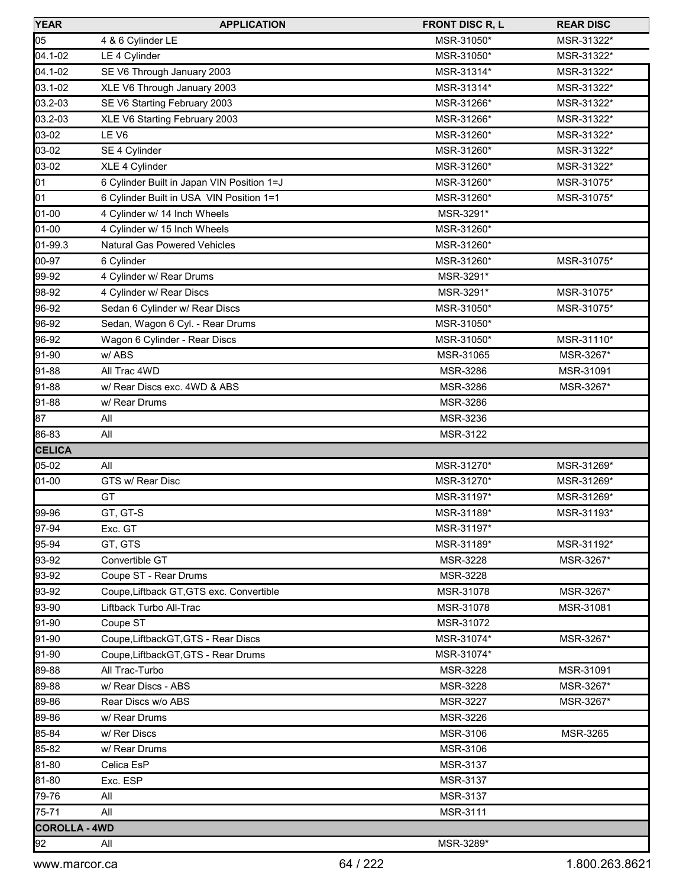| YEAR | APPLICATION | FRONT DISC R, L | REAR DISC |
|---|---|---|---|
| 05 | 4 & 6 Cylinder LE | MSR-31050* | MSR-31322* |
| 04.1-02 | LE 4 Cylinder | MSR-31050* | MSR-31322* |
| 04.1-02 | SE V6 Through January 2003 | MSR-31314* | MSR-31322* |
| 03.1-02 | XLE V6 Through January 2003 | MSR-31314* | MSR-31322* |
| 03.2-03 | SE V6 Starting February 2003 | MSR-31266* | MSR-31322* |
| 03.2-03 | XLE V6 Starting February 2003 | MSR-31266* | MSR-31322* |
| 03-02 | LE V6 | MSR-31260* | MSR-31322* |
| 03-02 | SE 4 Cylinder | MSR-31260* | MSR-31322* |
| 03-02 | XLE 4 Cylinder | MSR-31260* | MSR-31322* |
| 01 | 6 Cylinder Built in Japan VIN Position 1=J | MSR-31260* | MSR-31075* |
| 01 | 6 Cylinder Built in USA VIN Position 1=1 | MSR-31260* | MSR-31075* |
| 01-00 | 4 Cylinder w/ 14 Inch Wheels | MSR-3291* | |
| 01-00 | 4 Cylinder w/ 15 Inch Wheels | MSR-31260* | |
| 01-99.3 | Natural Gas Powered Vehicles | MSR-31260* | |
| 00-97 | 6 Cylinder | MSR-31260* | MSR-31075* |
| 99-92 | 4 Cylinder w/ Rear Drums | MSR-3291* | |
| 98-92 | 4 Cylinder w/ Rear Discs | MSR-3291* | MSR-31075* |
| 96-92 | Sedan 6 Cylinder w/ Rear Discs | MSR-31050* | MSR-31075* |
| 96-92 | Sedan, Wagon 6 Cyl. - Rear Drums | MSR-31050* | |
| 96-92 | Wagon 6 Cylinder - Rear Discs | MSR-31050* | MSR-31110* |
| 91-90 | w/ ABS | MSR-31065 | MSR-3267* |
| 91-88 | All Trac 4WD | MSR-3286 | MSR-31091 |
| 91-88 | w/ Rear Discs exc. 4WD & ABS | MSR-3286 | MSR-3267* |
| 91-88 | w/ Rear Drums | MSR-3286 | |
| 87 | All | MSR-3236 | |
| 86-83 | All | MSR-3122 | |
| **CELICA** | | | |
| 05-02 | All | MSR-31270* | MSR-31269* |
| 01-00 | GTS w/ Rear Disc | MSR-31270* | MSR-31269* |
| | GT | MSR-31197* | MSR-31269* |
| 99-96 | GT, GT-S | MSR-31189* | MSR-31193* |
| 97-94 | Exc. GT | MSR-31197* | |
| 95-94 | GT, GTS | MSR-31189* | MSR-31192* |
| 93-92 | Convertible GT | MSR-3228 | MSR-3267* |
| 93-92 | Coupe ST - Rear Drums | MSR-3228 | |
| 93-92 | Coupe,Liftback GT,GTS exc. Convertible | MSR-31078 | MSR-3267* |
| 93-90 | Liftback Turbo All-Trac | MSR-31078 | MSR-31081 |
| 91-90 | Coupe ST | MSR-31072 | |
| 91-90 | Coupe,LiftbackGT,GTS - Rear Discs | MSR-31074* | MSR-3267* |
| 91-90 | Coupe,LiftbackGT,GTS - Rear Drums | MSR-31074* | |
| 89-88 | All Trac-Turbo | MSR-3228 | MSR-31091 |
| 89-88 | w/ Rear Discs - ABS | MSR-3228 | MSR-3267* |
| 89-86 | Rear Discs w/o ABS | MSR-3227 | MSR-3267* |
| 89-86 | w/ Rear Drums | MSR-3226 | |
| 85-84 | w/ Rer Discs | MSR-3106 | MSR-3265 |
| 85-82 | w/ Rear Drums | MSR-3106 | |
| 81-80 | Celica EsP | MSR-3137 | |
| 81-80 | Exc. ESP | MSR-3137 | |
| 79-76 | All | MSR-3137 | |
| 75-71 | All | MSR-3111 | |
| **COROLLA - 4WD** | | | |
| 92 | All | MSR-3289* | |

www.marcor.ca 1.800.263.8621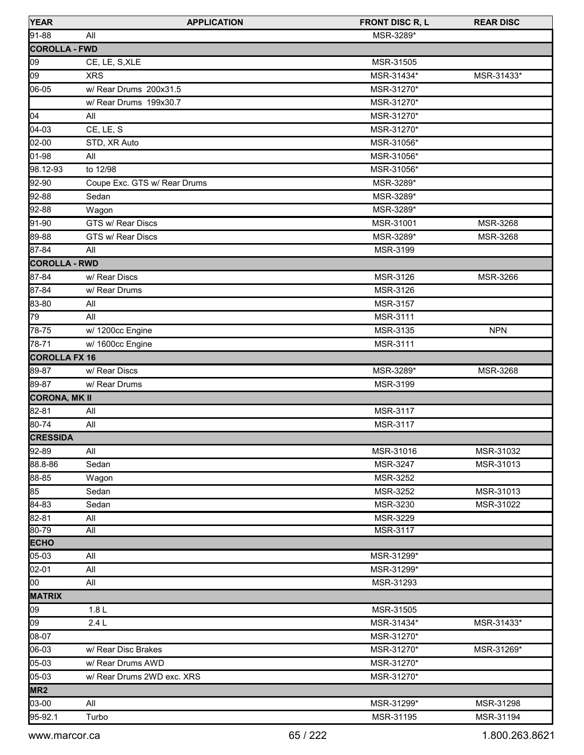| YEAR | APPLICATION | FRONT DISC R, L | REAR DISC |
| --- | --- | --- | --- |
| 91-88 | All | MSR-3289* | |
| **COROLLA - FWD** | | | |
| 09 | CE, LE, S,XLE | MSR-31505 | |
| 09 | XRS | MSR-31434* | MSR-31433* |
| 06-05 | w/ Rear Drums 200x31.5 | MSR-31270* | |
| | w/ Rear Drums 199x30.7 | MSR-31270* | |
| 04 | All | MSR-31270* | |
| 04-03 | CE, LE, S | MSR-31270* | |
| 02-00 | STD, XR Auto | MSR-31056* | |
| 01-98 | All | MSR-31056* | |
| 98.12-93 | to 12/98 | MSR-31056* | |
| 92-90 | Coupe Exc. GTS w/ Rear Drums | MSR-3289* | |
| 92-88 | Sedan | MSR-3289* | |
| 92-88 | Wagon | MSR-3289* | |
| 91-90 | GTS w/ Rear Discs | MSR-31001 | MSR-3268 |
| 89-88 | GTS w/ Rear Discs | MSR-3289* | MSR-3268 |
| 87-84 | All | MSR-3199 | |
| **COROLLA - RWD** | | | |
| 87-84 | w/ Rear Discs | MSR-3126 | MSR-3266 |
| 87-84 | w/ Rear Drums | MSR-3126 | |
| 83-80 | All | MSR-3157 | |
| 79 | All | MSR-3111 | |
| 78-75 | w/ 1200cc Engine | MSR-3135 | NPN |
| 78-71 | w/ 1600cc Engine | MSR-3111 | |
| **COROLLA FX 16** | | | |
| 89-87 | w/ Rear Discs | MSR-3289* | MSR-3268 |
| 89-87 | w/ Rear Drums | MSR-3199 | |
| **CORONA, MK II** | | | |
| 82-81 | All | MSR-3117 | |
| 80-74 | All | MSR-3117 | |
| **CRESSIDA** | | | |
| 92-89 | All | MSR-31016 | MSR-31032 |
| 88.8-86 | Sedan | MSR-3247 | MSR-31013 |
| 88-85 | Wagon | MSR-3252 | |
| 85 | Sedan | MSR-3252 | MSR-31013 |
| 84-83 | Sedan | MSR-3230 | MSR-31022 |
| 82-81 | All | MSR-3229 | |
| 80-79 | All | MSR-3117 | |
| **ECHO** | | | |
| 05-03 | All | MSR-31299* | |
| 02-01 | All | MSR-31299* | |
| 00 | All | MSR-31293 | |
| **MATRIX** | | | |
| 09 | 1.8 L | MSR-31505 | |
| 09 | 2.4 L | MSR-31434* | MSR-31433* |
| 08-07 | | MSR-31270* | |
| 06-03 | w/ Rear Disc Brakes | MSR-31270* | MSR-31269* |
| 05-03 | w/ Rear Drums AWD | MSR-31270* | |
| 05-03 | w/ Rear Drums 2WD exc. XRS | MSR-31270* | |
| **MR2** | | | |
| 03-00 | All | MSR-31299* | MSR-31298 |
| 95-92.1 | Turbo | MSR-31195 | MSR-31194 |

www.marcor.ca 1.800.263.8621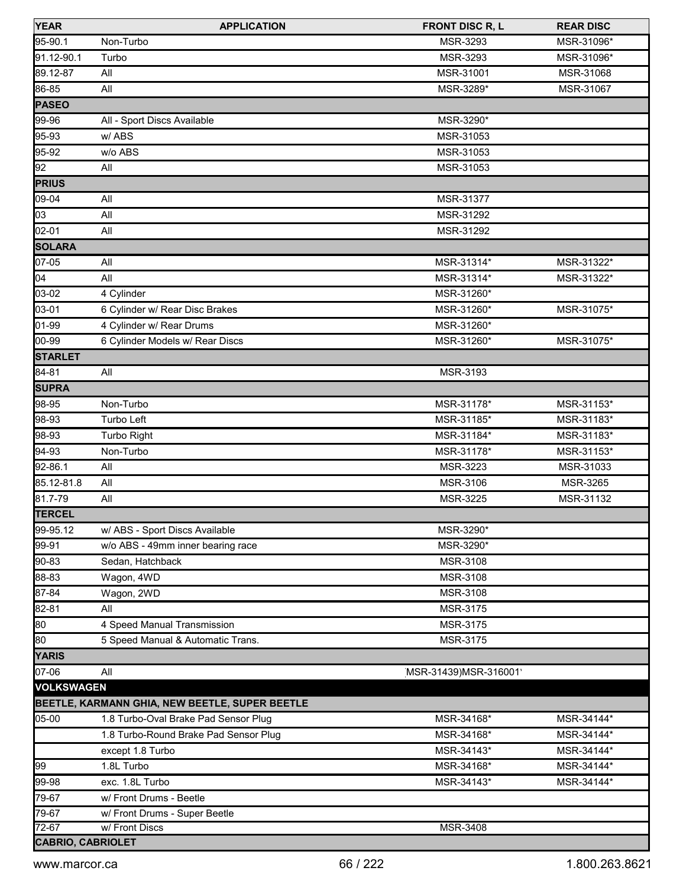| YEAR | APPLICATION | FRONT DISC R, L | REAR DISC |
|---|---|---|---|
| 95-90.1 | Non-Turbo | MSR-3293 | MSR-31096* |
| 91.12-90.1 | Turbo | MSR-3293 | MSR-31096* |
| 89.12-87 | All | MSR-31001 | MSR-31068 |
| 86-85 | All | MSR-3289* | MSR-31067 |
| **PASEO** | | | |
| 99-96 | All - Sport Discs Available | MSR-3290* | |
| 95-93 | w/ ABS | MSR-31053 | |
| 95-92 | w/o ABS | MSR-31053 | |
| 92 | All | MSR-31053 | |
| **PRIUS** | | | |
| 09-04 | All | MSR-31377 | |
| 03 | All | MSR-31292 | |
| 02-01 | All | MSR-31292 | |
| **SOLARA** | | | |
| 07-05 | All | MSR-31314* | MSR-31322* |
| 04 | All | MSR-31314* | MSR-31322* |
| 03-02 | 4 Cylinder | MSR-31260* | |
| 03-01 | 6 Cylinder w/ Rear Disc Brakes | MSR-31260* | MSR-31075* |
| 01-99 | 4 Cylinder w/ Rear Drums | MSR-31260* | |
| 00-99 | 6 Cylinder Models w/ Rear Discs | MSR-31260* | MSR-31075* |
| **STARLET** | | | |
| 84-81 | All | MSR-3193 | |
| **SUPRA** | | | |
| 98-95 | Non-Turbo | MSR-31178* | MSR-31153* |
| 98-93 | Turbo Left | MSR-31185* | MSR-31183* |
| 98-93 | Turbo Right | MSR-31184* | MSR-31183* |
| 94-93 | Non-Turbo | MSR-31178* | MSR-31153* |
| 92-86.1 | All | MSR-3223 | MSR-31033 |
| 85.12-81.8 | All | MSR-3106 | MSR-3265 |
| 81.7-79 | All | MSR-3225 | MSR-31132 |
| **TERCEL** | | | |
| 99-95.12 | w/ ABS - Sport Discs Available | MSR-3290* | |
| 99-91 | w/o ABS - 49mm inner bearing race | MSR-3290* | |
| 90-83 | Sedan, Hatchback | MSR-3108 | |
| 88-83 | Wagon, 4WD | MSR-3108 | |
| 87-84 | Wagon, 2WD | MSR-3108 | |
| 82-81 | All | MSR-3175 | |
| 80 | 4 Speed Manual Transmission | MSR-3175 | |
| 80 | 5 Speed Manual & Automatic Trans. | MSR-3175 | |
| **YARIS** | | | |
| 07-06 | All | (MSR-31439)MSR-316001) | |
| **VOLKSWAGEN** | | | |
| **BEETLE, KARMANN GHIA, NEW BEETLE, SUPER BEETLE** | | | |
| 05-00 | 1.8 Turbo-Oval Brake Pad Sensor Plug | MSR-34168* | MSR-34144* |
| | 1.8 Turbo-Round Brake Pad Sensor Plug | MSR-34168* | MSR-34144* |
| | except 1.8 Turbo | MSR-34143* | MSR-34144* |
| 99 | 1.8L Turbo | MSR-34168* | MSR-34144* |
| 99-98 | exc. 1.8L Turbo | MSR-34143* | MSR-34144* |
| 79-67 | w/ Front Drums - Beetle | | |
| 79-67 | w/ Front Drums - Super Beetle | | |
| 72-67 | w/ Front Discs | MSR-3408 | |
| **CABRIO, CABRIOLET** | | | |

www.marcor.ca 1.800.263.8621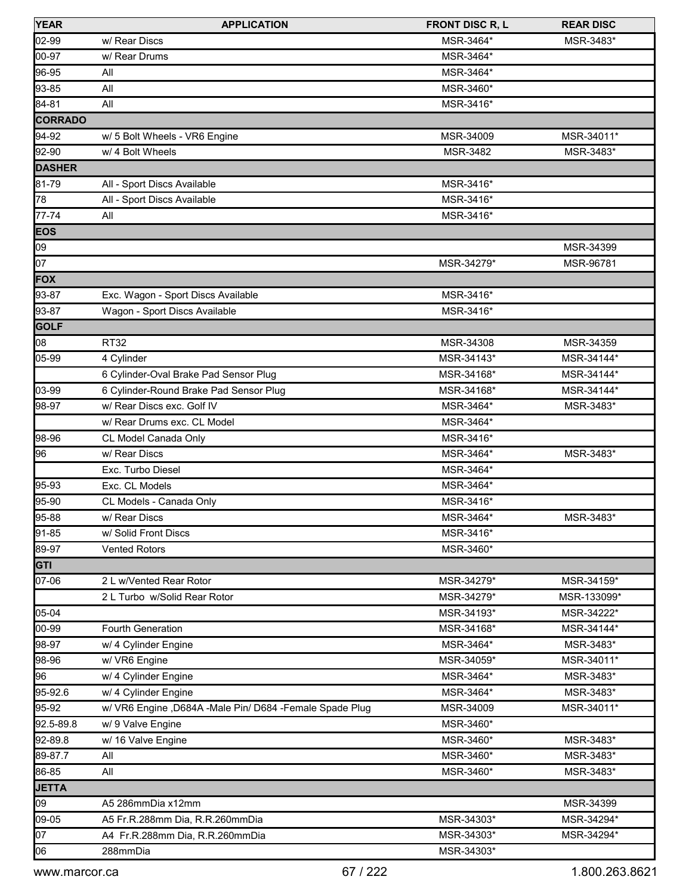| YEAR | APPLICATION | FRONT DISC R, L | REAR DISC |
|---|---|---|---|
| 02-99 | w/ Rear Discs | MSR-3464* | MSR-3483* |
| 00-97 | w/ Rear Drums | MSR-3464* | |
| 96-95 | All | MSR-3464* | |
| 93-85 | All | MSR-3460* | |
| 84-81 | All | MSR-3416* | |
| **CORRADO** | | | |
| 94-92 | w/ 5 Bolt Wheels - VR6 Engine | MSR-34009 | MSR-34011* |
| 92-90 | w/ 4 Bolt Wheels | MSR-3482 | MSR-3483* |
| **DASHER** | | | |
| 81-79 | All - Sport Discs Available | MSR-3416* | |
| 78 | All - Sport Discs Available | MSR-3416* | |
| 77-74 | All | MSR-3416* | |
| **EOS** | | | |
| 09 | | | MSR-34399 |
| 07 | | MSR-34279* | MSR-96781 |
| **FOX** | | | |
| 93-87 | Exc. Wagon - Sport Discs Available | MSR-3416* | |
| 93-87 | Wagon - Sport Discs Available | MSR-3416* | |
| **GOLF** | | | |
| 08 | RT32 | MSR-34308 | MSR-34359 |
| 05-99 | 4 Cylinder | MSR-34143* | MSR-34144* |
| | 6 Cylinder-Oval Brake Pad Sensor Plug | MSR-34168* | MSR-34144* |
| 03-99 | 6 Cylinder-Round Brake Pad Sensor Plug | MSR-34168* | MSR-34144* |
| 98-97 | w/ Rear Discs exc. Golf IV | MSR-3464* | MSR-3483* |
| | w/ Rear Drums exc. CL Model | MSR-3464* | |
| 98-96 | CL Model Canada Only | MSR-3416* | |
| 96 | w/ Rear Discs | MSR-3464* | MSR-3483* |
| | Exc. Turbo Diesel | MSR-3464* | |
| 95-93 | Exc. CL Models | MSR-3464* | |
| 95-90 | CL Models - Canada Only | MSR-3416* | |
| 95-88 | w/ Rear Discs | MSR-3464* | MSR-3483* |
| 91-85 | w/ Solid Front Discs | MSR-3416* | |
| 89-97 | Vented Rotors | MSR-3460* | |
| **GTI** | | | |
| 07-06 | 2 L w/Vented Rear Rotor | MSR-34279* | MSR-34159* |
| | 2 L Turbo w/Solid Rear Rotor | MSR-34279* | MSR-133099* |
| 05-04 | | MSR-34193* | MSR-34222* |
| 00-99 | Fourth Generation | MSR-34168* | MSR-34144* |
| 98-97 | w/ 4 Cylinder Engine | MSR-3464* | MSR-3483* |
| 98-96 | w/ VR6 Engine | MSR-34059* | MSR-34011* |
| 96 | w/ 4 Cylinder Engine | MSR-3464* | MSR-3483* |
| 95-92.6 | w/ 4 Cylinder Engine | MSR-3464* | MSR-3483* |
| 95-92 | w/ VR6 Engine ,D684A -Male Pin/ D684 -Female Spade Plug | MSR-34009 | MSR-34011* |
| 92.5-89.8 | w/ 9 Valve Engine | MSR-3460* | |
| 92-89.8 | w/ 16 Valve Engine | MSR-3460* | MSR-3483* |
| 89-87.7 | All | MSR-3460* | MSR-3483* |
| 86-85 | All | MSR-3460* | MSR-3483* |
| **JETTA** | | | |
| 09 | A5 286mmDia x12mm | | MSR-34399 |
| 09-05 | A5 Fr.R.288mm Dia, R.R.260mmDia | MSR-34303* | MSR-34294* |
| 07 | A4 Fr.R.288mm Dia, R.R.260mmDia | MSR-34303* | MSR-34294* |
| 06 | 288mmDia | MSR-34303* | |

www.marcor.ca 1.800.263.8621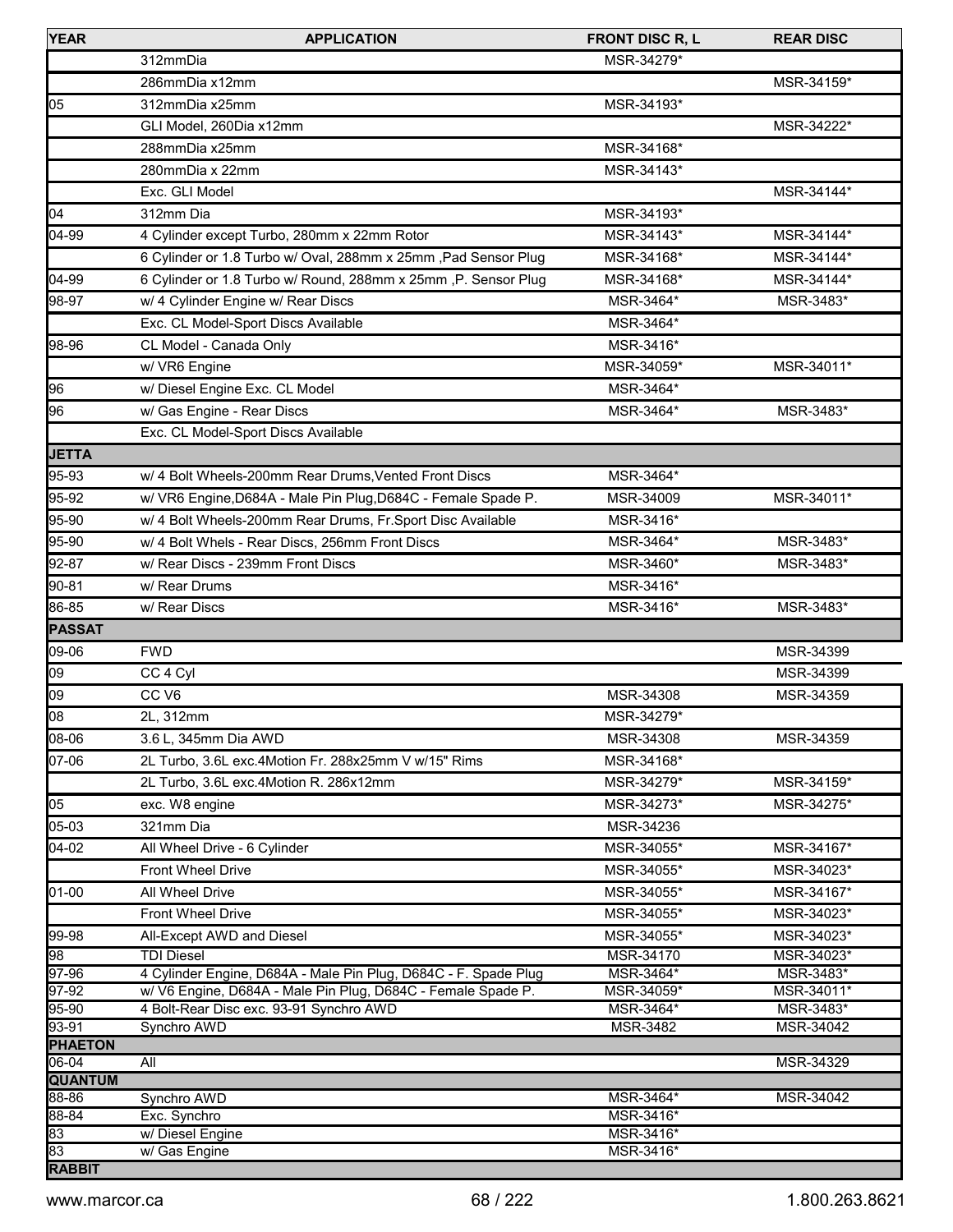| YEAR | APPLICATION | FRONT DISC R, L | REAR DISC |
|---|---|---|---|
| | 312mmDia | MSR-34279* | |
| | 286mmDia x12mm | | MSR-34159* |
| 05 | 312mmDia x25mm | MSR-34193* | |
| | GLI Model, 260Dia x12mm | | MSR-34222* |
| | 288mmDia x25mm | MSR-34168* | |
| | 280mmDia x 22mm | MSR-34143* | |
| | Exc. GLI Model | | MSR-34144* |
| 04 | 312mm Dia | MSR-34193* | |
| 04-99 | 4 Cylinder except Turbo, 280mm x 22mm Rotor | MSR-34143* | MSR-34144* |
| | 6 Cylinder or 1.8 Turbo w/ Oval, 288mm x 25mm ,Pad Sensor Plug | MSR-34168* | MSR-34144* |
| 04-99 | 6 Cylinder or 1.8 Turbo w/ Round, 288mm x 25mm ,P. Sensor Plug | MSR-34168* | MSR-34144* |
| 98-97 | w/ 4 Cylinder Engine w/ Rear Discs | MSR-3464* | MSR-3483* |
| | Exc. CL Model-Sport Discs Available | MSR-3464* | |
| 98-96 | CL Model - Canada Only | MSR-3416* | |
| | w/ VR6 Engine | MSR-34059* | MSR-34011* |
| 96 | w/ Diesel Engine Exc. CL Model | MSR-3464* | |
| 96 | w/ Gas Engine - Rear Discs | MSR-3464* | MSR-3483* |
| | Exc. CL Model-Sport Discs Available | | |
| **JETTA** | | | |
| 95-93 | w/ 4 Bolt Wheels-200mm Rear Drums,Vented Front Discs | MSR-3464* | |
| 95-92 | w/ VR6 Engine,D684A - Male Pin Plug,D684C - Female Spade P. | MSR-34009 | MSR-34011* |
| 95-90 | w/ 4 Bolt Wheels-200mm Rear Drums, Fr.Sport Disc Available | MSR-3416* | |
| 95-90 | w/ 4 Bolt Whels - Rear Discs, 256mm Front Discs | MSR-3464* | MSR-3483* |
| 92-87 | w/ Rear Discs - 239mm Front Discs | MSR-3460* | MSR-3483* |
| 90-81 | w/ Rear Drums | MSR-3416* | |
| 86-85 | w/ Rear Discs | MSR-3416* | MSR-3483* |
| **PASSAT** | | | |
| 09-06 | FWD | | MSR-34399 |
| 09 | CC 4 Cyl | | MSR-34399 |
| 09 | CC V6 | MSR-34308 | MSR-34359 |
| 08 | 2L, 312mm | MSR-34279* | |
| 08-06 | 3.6 L, 345mm Dia AWD | MSR-34308 | MSR-34359 |
| 07-06 | 2L Turbo, 3.6L exc.4Motion Fr. 288x25mm V w/15" Rims | MSR-34168* | |
| | 2L Turbo, 3.6L exc.4Motion R. 286x12mm | MSR-34279* | MSR-34159* |
| 05 | exc. W8 engine | MSR-34273* | MSR-34275* |
| 05-03 | 321mm Dia | MSR-34236 | |
| 04-02 | All Wheel Drive - 6 Cylinder | MSR-34055* | MSR-34167* |
| | Front Wheel Drive | MSR-34055* | MSR-34023* |
| 01-00 | All Wheel Drive | MSR-34055* | MSR-34167* |
| | Front Wheel Drive | MSR-34055* | MSR-34023* |
| 99-98 | All-Except AWD and Diesel | MSR-34055* | MSR-34023* |
| 98 | TDI Diesel | MSR-34170 | MSR-34023* |
| 97-96 | 4 Cylinder Engine, D684A - Male Pin Plug, D684C - F. Spade Plug | MSR-3464* | MSR-3483* |
| 97-92 | w/ V6 Engine, D684A - Male Pin Plug, D684C - Female Spade P. | MSR-34059* | MSR-34011* |
| 95-90 | 4 Bolt-Rear Disc exc. 93-91 Synchro AWD | MSR-3464* | MSR-3483* |
| 93-91 | Synchro AWD | MSR-3482 | MSR-34042 |
| **PHAETON** | | | |
| 06-04 | All | | MSR-34329 |
| **QUANTUM** | | | |
| 88-86 | Synchro AWD | MSR-3464* | MSR-34042 |
| 88-84 | Exc. Synchro | MSR-3416* | |
| 83 | w/ Diesel Engine | MSR-3416* | |
| 83 | w/ Gas Engine | MSR-3416* | |
| **RABBIT** | | | |

www.marcor.ca 1.800.263.8621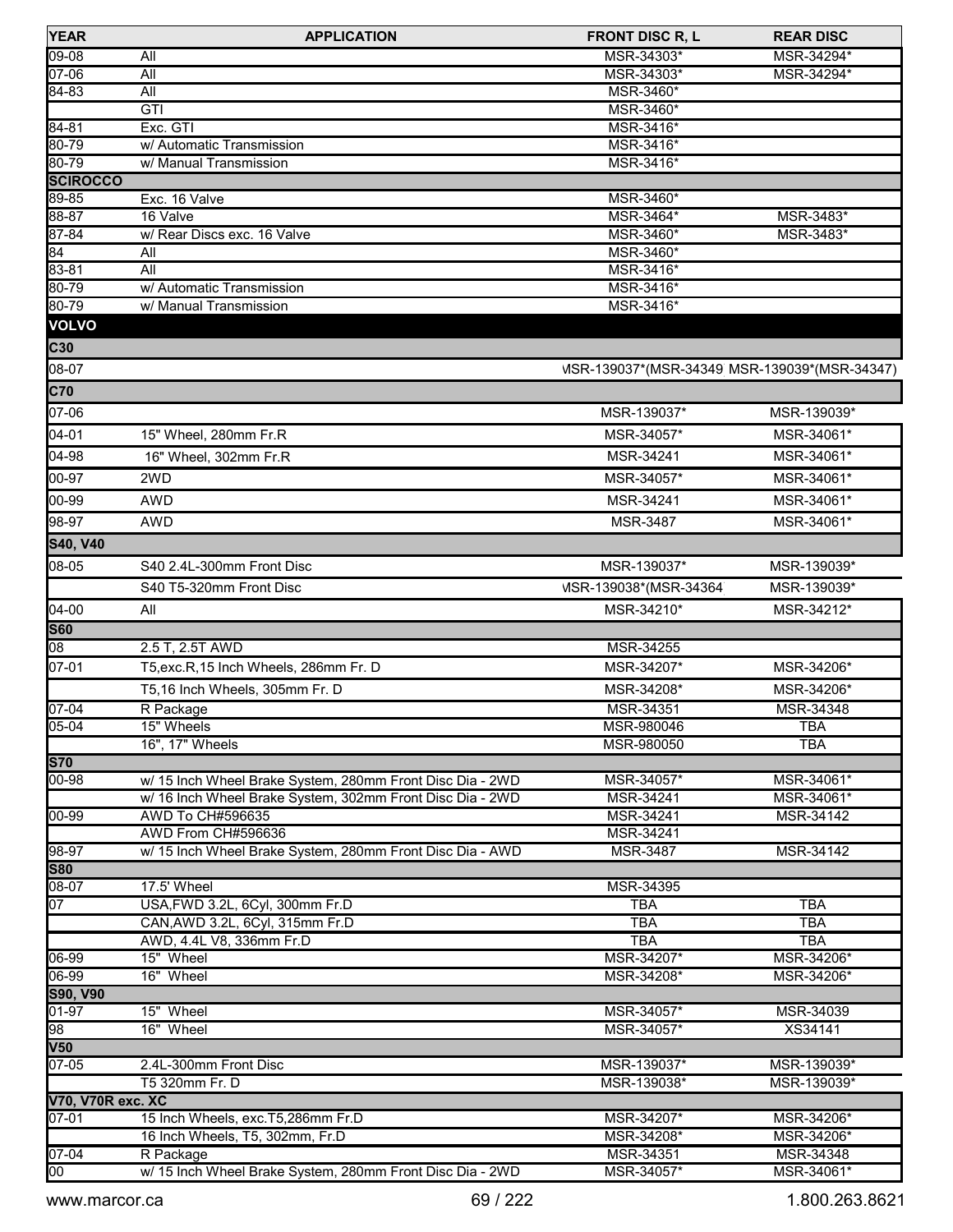| YEAR | APPLICATION | FRONT DISC R, L | REAR DISC |
|---|---|---|---|
| 09-08 | All | MSR-34303* | MSR-34294* |
| 07-06 | All | MSR-34303* | MSR-34294* |
| 84-83 | All | MSR-3460* | |
| | GTI | MSR-3460* | |
| 84-81 | Exc. GTI | MSR-3416* | |
| 80-79 | w/ Automatic Transmission | MSR-3416* | |
| 80-79 | w/ Manual Transmission | MSR-3416* | |
| **SCIROCCO** | | | |
| 89-85 | Exc. 16 Valve | MSR-3460* | |
| 88-87 | 16 Valve | MSR-3464* | MSR-3483* |
| 87-84 | w/ Rear Discs exc. 16 Valve | MSR-3460* | MSR-3483* |
| 84 | All | MSR-3460* | |
| 83-81 | All | MSR-3416* | |
| 80-79 | w/ Automatic Transmission | MSR-3416* | |
| 80-79 | w/ Manual Transmission | MSR-3416* | |
| **VOLVO** | | | |
| **C30** | | | |
| 08-07 | | MSR-139037*(MSR-34349 | MSR-139039*(MSR-34347) |
| **C70** | | | |
| 07-06 | | MSR-139037* | MSR-139039* |
| 04-01 | 15" Wheel, 280mm Fr.R | MSR-34057* | MSR-34061* |
| 04-98 | 16" Wheel, 302mm Fr.R | MSR-34241 | MSR-34061* |
| 00-97 | 2WD | MSR-34057* | MSR-34061* |
| 00-99 | AWD | MSR-34241 | MSR-34061* |
| 98-97 | AWD | MSR-3487 | MSR-34061* |
| **S40, V40** | | | |
| 08-05 | S40 2.4L-300mm Front Disc | MSR-139037* | MSR-139039* |
| | S40 T5-320mm Front Disc | MSR-139038*(MSR-34364 | MSR-139039* |
| 04-00 | All | MSR-34210* | MSR-34212* |
| **S60** | | | |
| 08 | 2.5 T, 2.5T AWD | MSR-34255 | |
| 07-01 | T5,exc.R,15 Inch Wheels, 286mm Fr. D | MSR-34207* | MSR-34206* |
| | T5,16 Inch Wheels, 305mm Fr. D | MSR-34208* | MSR-34206* |
| 07-04 | R Package | MSR-34351 | MSR-34348 |
| 05-04 | 15" Wheels | MSR-980046 | TBA |
| | 16", 17" Wheels | MSR-980050 | TBA |
| **S70** | | | |
| 00-98 | w/ 15 Inch Wheel Brake System, 280mm Front Disc Dia - 2WD | MSR-34057* | MSR-34061* |
| | w/ 16 Inch Wheel Brake System, 302mm Front Disc Dia - 2WD | MSR-34241 | MSR-34061* |
| 00-99 | AWD To CH#596635 | MSR-34241 | MSR-34142 |
| | AWD From CH#596636 | MSR-34241 | |
| 98-97 | w/ 15 Inch Wheel Brake System, 280mm Front Disc Dia - AWD | MSR-3487 | MSR-34142 |
| **S80** | | | |
| 08-07 | 17.5' Wheel | MSR-34395 | |
| 07 | USA,FWD 3.2L, 6Cyl, 300mm Fr.D | TBA | TBA |
| | CAN,AWD 3.2L, 6Cyl, 315mm Fr.D | TBA | TBA |
| | AWD, 4.4L V8, 336mm Fr.D | TBA | TBA |
| 06-99 | 15" Wheel | MSR-34207* | MSR-34206* |
| 06-99 | 16" Wheel | MSR-34208* | MSR-34206* |
| **S90, V90** | | | |
| 01-97 | 15" Wheel | MSR-34057* | MSR-34039 |
| 98 | 16" Wheel | MSR-34057* | XS34141 |
| **V50** | | | |
| 07-05 | 2.4L-300mm Front Disc | MSR-139037* | MSR-139039* |
| | T5 320mm Fr. D | MSR-139038* | MSR-139039* |
| **V70, V70R exc. XC** | | | |
| 07-01 | 15 Inch Wheels, exc.T5,286mm Fr.D | MSR-34207* | MSR-34206* |
| | 16 Inch Wheels, T5, 302mm, Fr.D | MSR-34208* | MSR-34206* |
| 07-04 | R Package | MSR-34351 | MSR-34348 |
| 00 | w/ 15 Inch Wheel Brake System, 280mm Front Disc Dia - 2WD | MSR-34057* | MSR-34061* |

www.marcor.ca 1.800.263.8621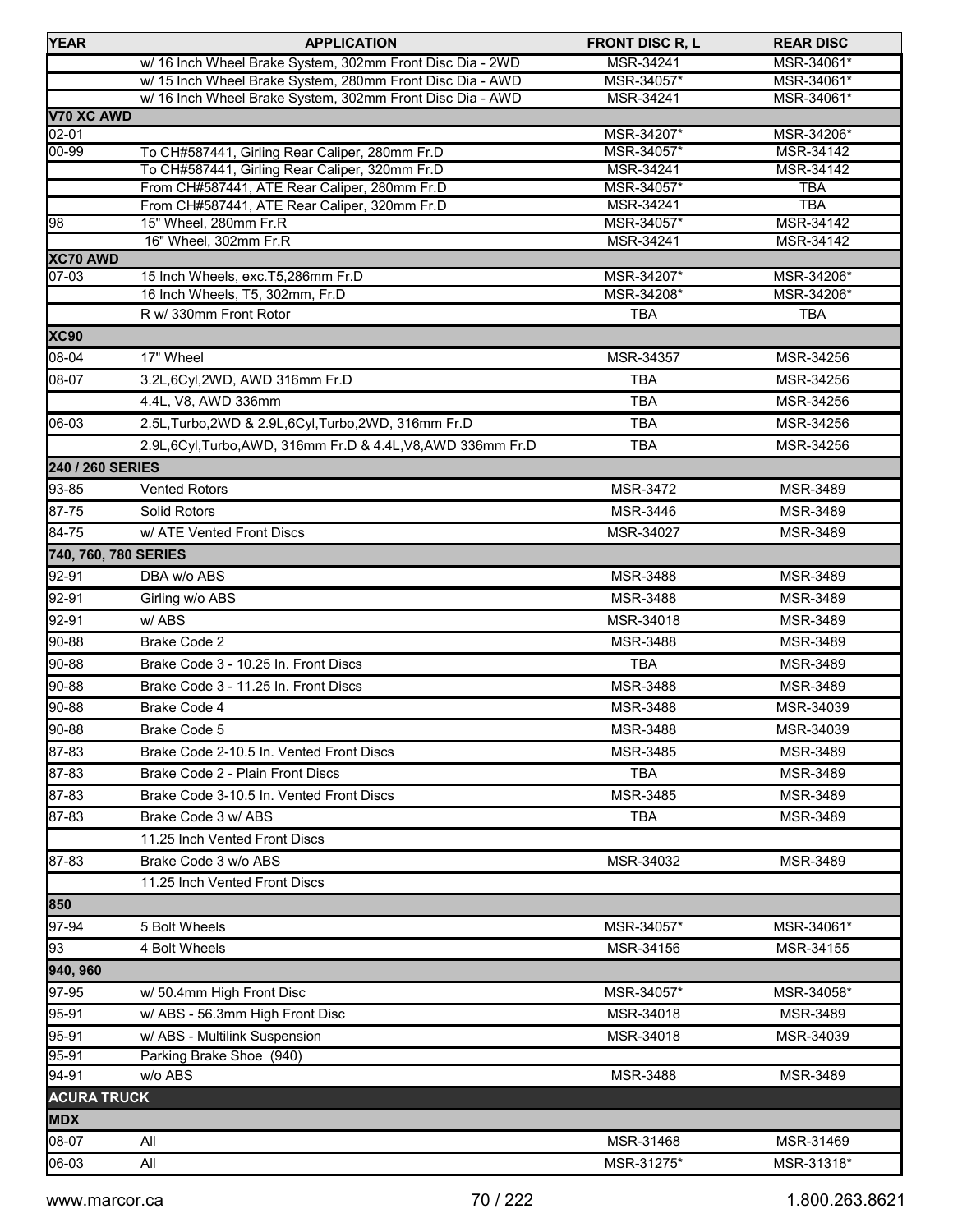| YEAR | APPLICATION | FRONT DISC R, L | REAR DISC |
|---|---|---|---|
| | w/ 16 Inch Wheel Brake System, 302mm Front Disc Dia - 2WD | MSR-34241 | MSR-34061* |
| | w/ 15 Inch Wheel Brake System, 280mm Front Disc Dia - AWD | MSR-34057* | MSR-34061* |
| | w/ 16 Inch Wheel Brake System, 302mm Front Disc Dia - AWD | MSR-34241 | MSR-34061* |
| **V70 XC AWD** | | | |
| 02-01 | | MSR-34207* | MSR-34206* |
| 00-99 | To CH#587441, Girling Rear Caliper, 280mm Fr.D | MSR-34057* | MSR-34142 |
| | To CH#587441, Girling Rear Caliper, 320mm Fr.D | MSR-34241 | MSR-34142 |
| | From CH#587441, ATE Rear Caliper, 280mm Fr.D | MSR-34057* | TBA |
| | From CH#587441, ATE Rear Caliper, 320mm Fr.D | MSR-34241 | TBA |
| 98 | 15" Wheel, 280mm Fr.R | MSR-34057* | MSR-34142 |
| | 16" Wheel, 302mm Fr.R | MSR-34241 | MSR-34142 |
| **XC70 AWD** | | | |
| 07-03 | 15 Inch Wheels, exc.T5,286mm Fr.D | MSR-34207* | MSR-34206* |
| | 16 Inch Wheels, T5, 302mm, Fr.D | MSR-34208* | MSR-34206* |
| | R w/ 330mm Front Rotor | TBA | TBA |
| **XC90** | | | |
| 08-04 | 17" Wheel | MSR-34357 | MSR-34256 |
| 08-07 | 3.2L,6Cyl,2WD, AWD 316mm Fr.D | TBA | MSR-34256 |
| | 4.4L, V8, AWD 336mm | TBA | MSR-34256 |
| 06-03 | 2.5L,Turbo,2WD & 2.9L,6Cyl,Turbo,2WD, 316mm Fr.D | TBA | MSR-34256 |
| | 2.9L,6Cyl,Turbo,AWD, 316mm Fr.D & 4.4L,V8,AWD 336mm Fr.D | TBA | MSR-34256 |
| **240 / 260 SERIES** | | | |
| 93-85 | Vented Rotors | MSR-3472 | MSR-3489 |
| 87-75 | Solid Rotors | MSR-3446 | MSR-3489 |
| 84-75 | w/ ATE Vented Front Discs | MSR-34027 | MSR-3489 |
| **740, 760, 780 SERIES** | | | |
| 92-91 | DBA w/o ABS | MSR-3488 | MSR-3489 |
| 92-91 | Girling w/o ABS | MSR-3488 | MSR-3489 |
| 92-91 | w/ ABS | MSR-34018 | MSR-3489 |
| 90-88 | Brake Code 2 | MSR-3488 | MSR-3489 |
| 90-88 | Brake Code 3 - 10.25 In. Front Discs | TBA | MSR-3489 |
| 90-88 | Brake Code 3 - 11.25 In. Front Discs | MSR-3488 | MSR-3489 |
| 90-88 | Brake Code 4 | MSR-3488 | MSR-34039 |
| 90-88 | Brake Code 5 | MSR-3488 | MSR-34039 |
| 87-83 | Brake Code 2-10.5 In. Vented Front Discs | MSR-3485 | MSR-3489 |
| 87-83 | Brake Code 2 - Plain Front Discs | TBA | MSR-3489 |
| 87-83 | Brake Code 3-10.5 In. Vented Front Discs | MSR-3485 | MSR-3489 |
| 87-83 | Brake Code 3 w/ ABS | TBA | MSR-3489 |
| | 11.25 Inch Vented Front Discs | | |
| 87-83 | Brake Code 3 w/o ABS | MSR-34032 | MSR-3489 |
| | 11.25 Inch Vented Front Discs | | |
| **850** | | | |
| 97-94 | 5 Bolt Wheels | MSR-34057* | MSR-34061* |
| 93 | 4 Bolt Wheels | MSR-34156 | MSR-34155 |
| **940, 960** | | | |
| 97-95 | w/ 50.4mm High Front Disc | MSR-34057* | MSR-34058* |
| 95-91 | w/ ABS - 56.3mm High Front Disc | MSR-34018 | MSR-3489 |
| 95-91 | w/ ABS - Multilink Suspension | MSR-34018 | MSR-34039 |
| 95-91 | Parking Brake Shoe (940) | | |
| 94-91 | w/o ABS | MSR-3488 | MSR-3489 |
| **ACURA TRUCK** | | | |
| **MDX** | | | |
| 08-07 | All | MSR-31468 | MSR-31469 |
| 06-03 | All | MSR-31275* | MSR-31318* |

www.marcor.ca 1.800.263.8621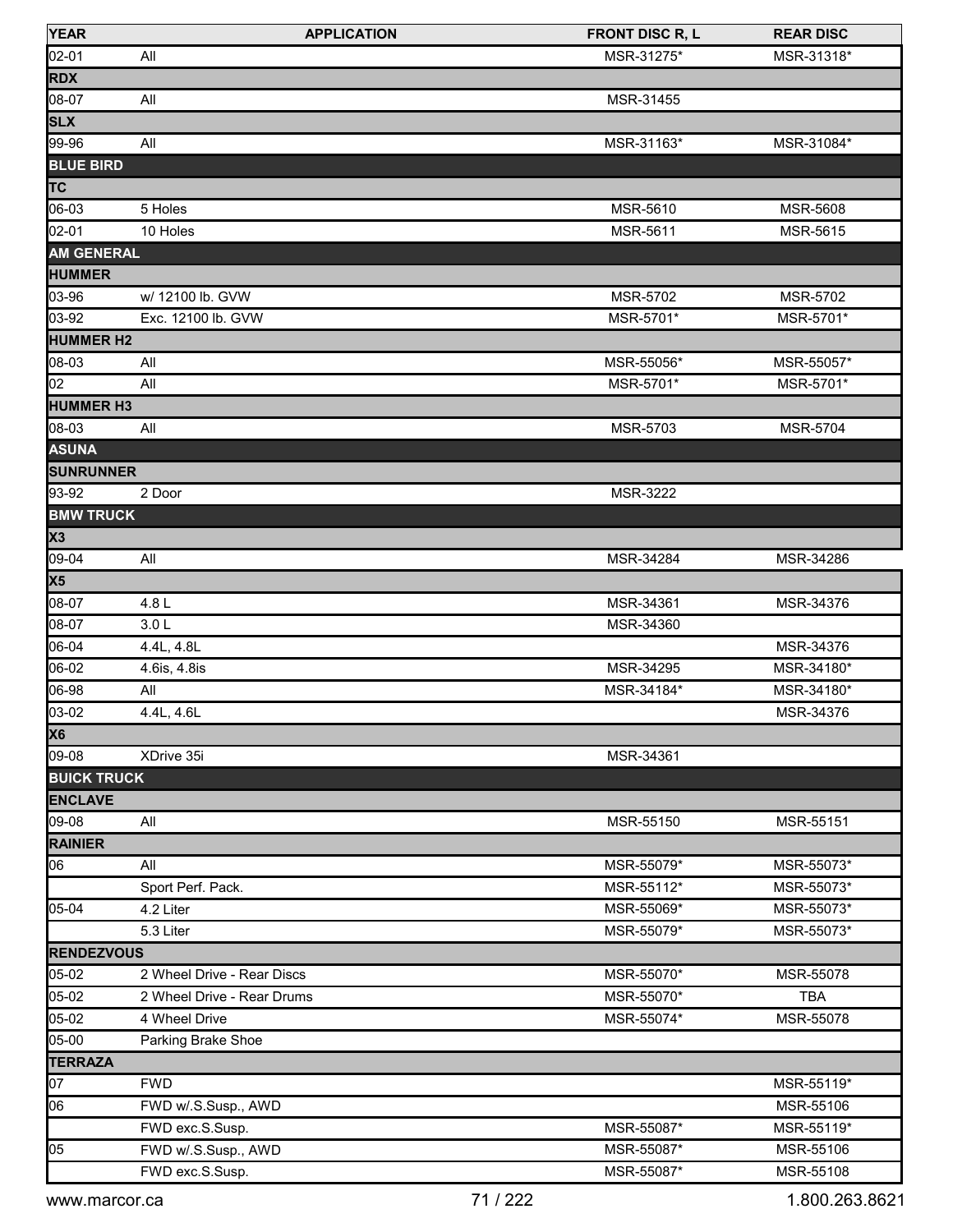| YEAR | APPLICATION | FRONT DISC R, L | REAR DISC |
|---|---|---|---|
| 02-01 | All | MSR-31275* | MSR-31318* |
| **RDX** | | | |
| 08-07 | All | MSR-31455 | |
| **SLX** | | | |
| 99-96 | All | MSR-31163* | MSR-31084* |
| **BLUE BIRD** | | | |
| **TC** | | | |
| 06-03 | 5 Holes | MSR-5610 | MSR-5608 |
| 02-01 | 10 Holes | MSR-5611 | MSR-5615 |
| **AM GENERAL** | | | |
| **HUMMER** | | | |
| 03-96 | w/ 12100 lb. GVW | MSR-5702 | MSR-5702 |
| 03-92 | Exc. 12100 lb. GVW | MSR-5701* | MSR-5701* |
| **HUMMER H2** | | | |
| 08-03 | All | MSR-55056* | MSR-55057* |
| 02 | All | MSR-5701* | MSR-5701* |
| **HUMMER H3** | | | |
| 08-03 | All | MSR-5703 | MSR-5704 |
| **ASUNA** | | | |
| **SUNRUNNER** | | | |
| 93-92 | 2 Door | MSR-3222 | |
| **BMW TRUCK** | | | |
| **X3** | | | |
| 09-04 | All | MSR-34284 | MSR-34286 |
| **X5** | | | |
| 08-07 | 4.8 L | MSR-34361 | MSR-34376 |
| 08-07 | 3.0 L | MSR-34360 | |
| 06-04 | 4.4L, 4.8L | | MSR-34376 |
| 06-02 | 4.6is, 4.8is | MSR-34295 | MSR-34180* |
| 06-98 | All | MSR-34184* | MSR-34180* |
| 03-02 | 4.4L, 4.6L | | MSR-34376 |
| **X6** | | | |
| 09-08 | XDrive 35i | MSR-34361 | |
| **BUICK TRUCK** | | | |
| **ENCLAVE** | | | |
| 09-08 | All | MSR-55150 | MSR-55151 |
| **RAINIER** | | | |
| 06 | All | MSR-55079* | MSR-55073* |
| | Sport Perf. Pack. | MSR-55112* | MSR-55073* |
| 05-04 | 4.2 Liter | MSR-55069* | MSR-55073* |
| | 5.3 Liter | MSR-55079* | MSR-55073* |
| **RENDEZVOUS** | | | |
| 05-02 | 2 Wheel Drive - Rear Discs | MSR-55070* | MSR-55078 |
| 05-02 | 2 Wheel Drive - Rear Drums | MSR-55070* | TBA |
| 05-02 | 4 Wheel Drive | MSR-55074* | MSR-55078 |
| 05-00 | Parking Brake Shoe | | |
| **TERRAZA** | | | |
| 07 | FWD | | MSR-55119* |
| 06 | FWD w/.S.Susp., AWD | | MSR-55106 |
| | FWD exc.S.Susp. | MSR-55087* | MSR-55119* |
| 05 | FWD w/.S.Susp., AWD | MSR-55087* | MSR-55106 |
| | FWD exc.S.Susp. | MSR-55087* | MSR-55108 |

www.marcor.ca 1.800.263.8621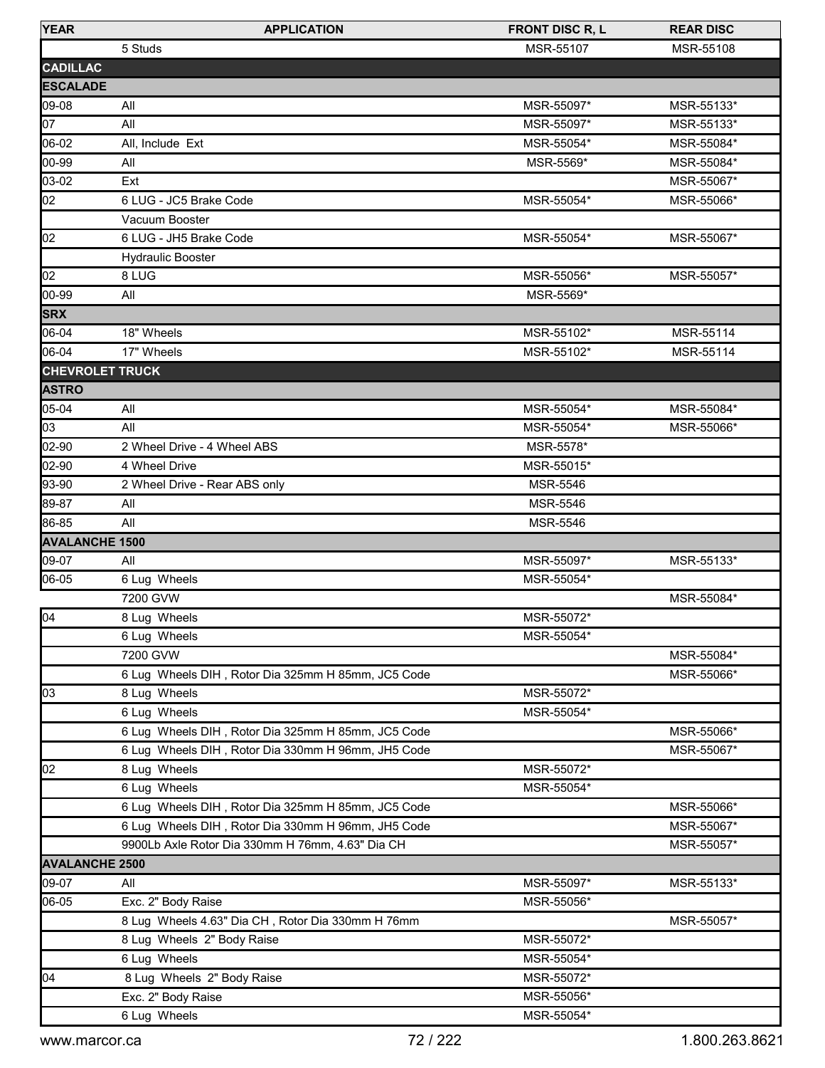| YEAR | APPLICATION | FRONT DISC R, L | REAR DISC |
|---|---|---|---|
| | 5 Studs | MSR-55107 | MSR-55108 |
| **CADILLAC** | | | |
| **ESCALADE** | | | |
| 09-08 | All | MSR-55097* | MSR-55133* |
| 07 | All | MSR-55097* | MSR-55133* |
| 06-02 | All, Include Ext | MSR-55054* | MSR-55084* |
| 00-99 | All | MSR-5569* | MSR-55084* |
| 03-02 | Ext | | MSR-55067* |
| 02 | 6 LUG - JC5 Brake Code | MSR-55054* | MSR-55066* |
| | Vacuum Booster | | |
| 02 | 6 LUG - JH5 Brake Code | MSR-55054* | MSR-55067* |
| | Hydraulic Booster | | |
| 02 | 8 LUG | MSR-55056* | MSR-55057* |
| 00-99 | All | MSR-5569* | |
| **SRX** | | | |
| 06-04 | 18" Wheels | MSR-55102* | MSR-55114 |
| 06-04 | 17" Wheels | MSR-55102* | MSR-55114 |
| **CHEVROLET TRUCK** | | | |
| **ASTRO** | | | |
| 05-04 | All | MSR-55054* | MSR-55084* |
| 03 | All | MSR-55054* | MSR-55066* |
| 02-90 | 2 Wheel Drive - 4 Wheel ABS | MSR-5578* | |
| 02-90 | 4 Wheel Drive | MSR-55015* | |
| 93-90 | 2 Wheel Drive - Rear ABS only | MSR-5546 | |
| 89-87 | All | MSR-5546 | |
| 86-85 | All | MSR-5546 | |
| **AVALANCHE 1500** | | | |
| 09-07 | All | MSR-55097* | MSR-55133* |
| 06-05 | 6 Lug Wheels | MSR-55054* | |
| | 7200 GVW | | MSR-55084* |
| 04 | 8 Lug Wheels | MSR-55072* | |
| | 6 Lug Wheels | MSR-55054* | |
| | 7200 GVW | | MSR-55084* |
| | 6 Lug Wheels DIH , Rotor Dia 325mm H 85mm, JC5 Code | | MSR-55066* |
| 03 | 8 Lug Wheels | MSR-55072* | |
| | 6 Lug Wheels | MSR-55054* | |
| | 6 Lug Wheels DIH , Rotor Dia 325mm H 85mm, JC5 Code | | MSR-55066* |
| | 6 Lug Wheels DIH , Rotor Dia 330mm H 96mm, JH5 Code | | MSR-55067* |
| 02 | 8 Lug Wheels | MSR-55072* | |
| | 6 Lug Wheels | MSR-55054* | |
| | 6 Lug Wheels DIH , Rotor Dia 325mm H 85mm, JC5 Code | | MSR-55066* |
| | 6 Lug Wheels DIH , Rotor Dia 330mm H 96mm, JH5 Code | | MSR-55067* |
| | 9900Lb Axle Rotor Dia 330mm H 76mm, 4.63" Dia CH | | MSR-55057* |
| **AVALANCHE 2500** | | | |
| 09-07 | All | MSR-55097* | MSR-55133* |
| 06-05 | Exc. 2" Body Raise | MSR-55056* | |
| | 8 Lug Wheels 4.63" Dia CH , Rotor Dia 330mm H 76mm | | MSR-55057* |
| | 8 Lug Wheels 2" Body Raise | MSR-55072* | |
| | 6 Lug Wheels | MSR-55054* | |
| 04 | 8 Lug Wheels 2" Body Raise | MSR-55072* | |
| | Exc. 2" Body Raise | MSR-55056* | |
| | 6 Lug Wheels | MSR-55054* | |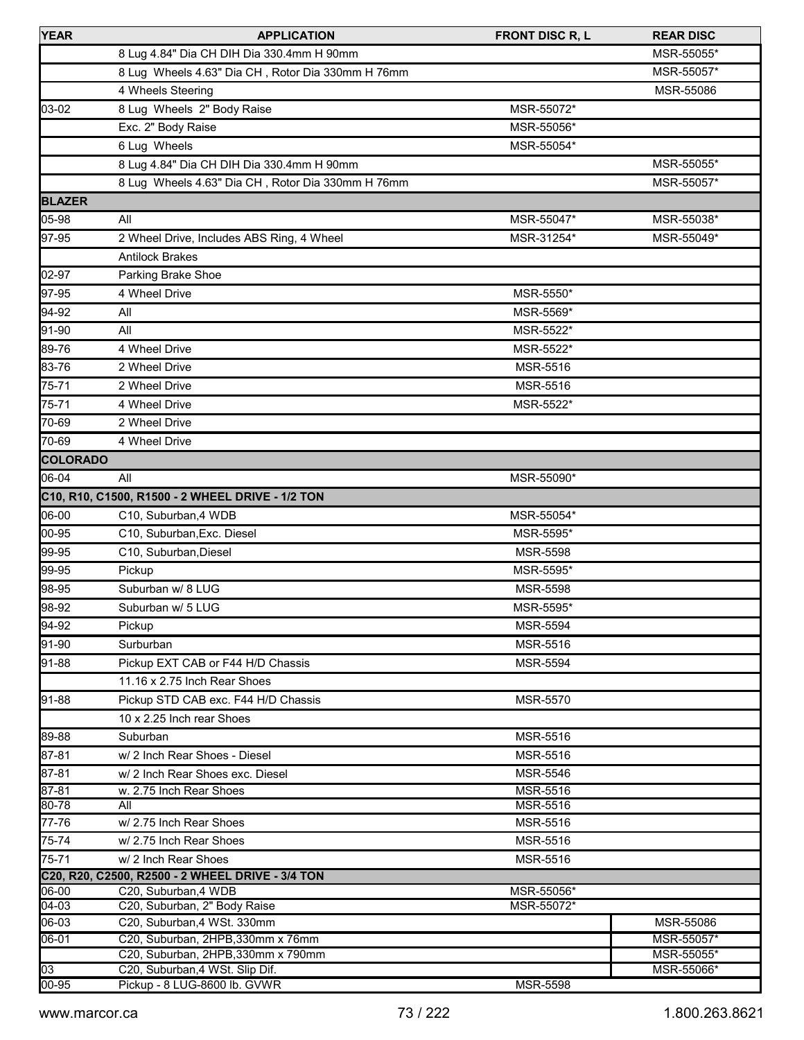| YEAR | APPLICATION | FRONT DISC R, L | REAR DISC |
|---|---|---|---|
| | 8 Lug 4.84" Dia CH DIH Dia 330.4mm H 90mm | | MSR-55055* |
| | 8 Lug Wheels 4.63" Dia CH , Rotor Dia 330mm H 76mm | | MSR-55057* |
| | 4 Wheels Steering | | MSR-55086 |
| 03-02 | 8 Lug Wheels 2" Body Raise | MSR-55072* | |
| | Exc. 2" Body Raise | MSR-55056* | |
| | 6 Lug Wheels | MSR-55054* | |
| | 8 Lug 4.84" Dia CH DIH Dia 330.4mm H 90mm | | MSR-55055* |
| | 8 Lug Wheels 4.63" Dia CH , Rotor Dia 330mm H 76mm | | MSR-55057* |
| **BLAZER** | | | |
| 05-98 | All | MSR-55047* | MSR-55038* |
| 97-95 | 2 Wheel Drive, Includes ABS Ring, 4 Wheel | MSR-31254* | MSR-55049* |
| | Antilock Brakes | | |
| 02-97 | Parking Brake Shoe | | |
| 97-95 | 4 Wheel Drive | MSR-5550* | |
| 94-92 | All | MSR-5569* | |
| 91-90 | All | MSR-5522* | |
| 89-76 | 4 Wheel Drive | MSR-5522* | |
| 83-76 | 2 Wheel Drive | MSR-5516 | |
| 75-71 | 2 Wheel Drive | MSR-5516 | |
| 75-71 | 4 Wheel Drive | MSR-5522* | |
| 70-69 | 2 Wheel Drive | | |
| 70-69 | 4 Wheel Drive | | |
| **COLORADO** | | | |
| 06-04 | All | MSR-55090* | |
| **C10, R10, C1500, R1500 - 2 WHEEL DRIVE - 1/2 TON** | | | |
| 06-00 | C10, Suburban,4 WDB | MSR-55054* | |
| 00-95 | C10, Suburban,Exc. Diesel | MSR-5595* | |
| 99-95 | C10, Suburban,Diesel | MSR-5598 | |
| 99-95 | Pickup | MSR-5595* | |
| 98-95 | Suburban w/ 8 LUG | MSR-5598 | |
| 98-92 | Suburban w/ 5 LUG | MSR-5595* | |
| 94-92 | Pickup | MSR-5594 | |
| 91-90 | Surburban | MSR-5516 | |
| 91-88 | Pickup EXT CAB or F44 H/D Chassis | MSR-5594 | |
| | 11.16 x 2.75 Inch Rear Shoes | | |
| 91-88 | Pickup STD CAB exc. F44 H/D Chassis | MSR-5570 | |
| | 10 x 2.25 Inch rear Shoes | | |
| 89-88 | Suburban | MSR-5516 | |
| 87-81 | w/ 2 Inch Rear Shoes - Diesel | MSR-5516 | |
| 87-81 | w/ 2 Inch Rear Shoes exc. Diesel | MSR-5546 | |
| 87-81 | w. 2.75 Inch Rear Shoes | MSR-5516 | |
| 80-78 | All | MSR-5516 | |
| 77-76 | w/ 2.75 Inch Rear Shoes | MSR-5516 | |
| 75-74 | w/ 2.75 Inch Rear Shoes | MSR-5516 | |
| 75-71 | w/ 2 Inch Rear Shoes | MSR-5516 | |
| **C20, R20, C2500, R2500 - 2 WHEEL DRIVE - 3/4 TON** | | | |
| 06-00 | C20, Suburban,4 WDB | MSR-55056* | |
| 04-03 | C20, Suburban, 2" Body Raise | MSR-55072* | |
| 06-03 | C20, Suburban,4 WSt. 330mm | | MSR-55086 |
| 06-01 | C20, Suburban, 2HPB,330mm x 76mm | | MSR-55057* |
| | C20, Suburban, 2HPB,330mm x 790mm | | MSR-55055* |
| 03 | C20, Suburban,4 WSt. Slip Dif. | | MSR-55066* |
| 00-95 | Pickup - 8 LUG-8600 lb. GVWR | MSR-5598 | |

www.marcor.ca 1.800.263.8621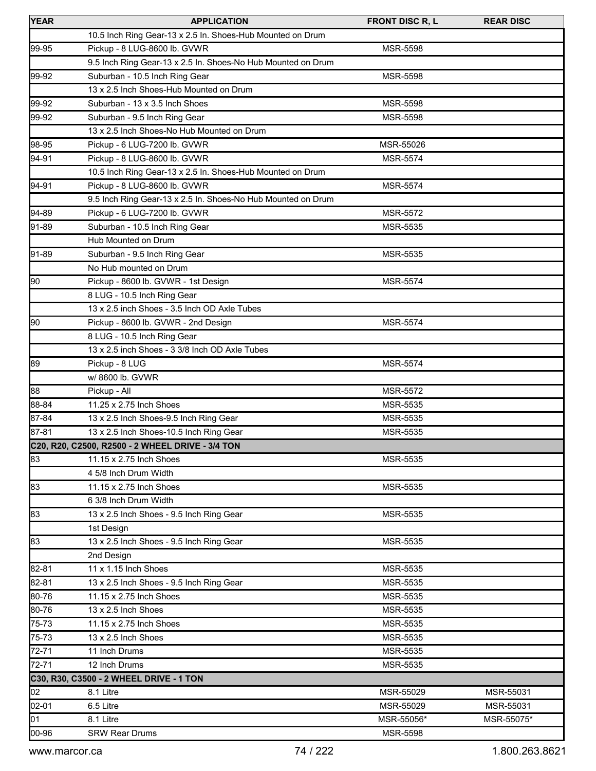| YEAR | APPLICATION | FRONT DISC R, L | REAR DISC |
| --- | --- | --- | --- |
| | 10.5 Inch Ring Gear-13 x 2.5 In. Shoes-Hub Mounted on Drum | | |
| 99-95 | Pickup - 8 LUG-8600 lb. GVWR | MSR-5598 | |
| | 9.5 Inch Ring Gear-13 x 2.5 In. Shoes-No Hub Mounted on Drum | | |
| 99-92 | Suburban - 10.5 Inch Ring Gear | MSR-5598 | |
| | 13 x 2.5 Inch Shoes-Hub Mounted on Drum | | |
| 99-92 | Suburban - 13 x 3.5 Inch Shoes | MSR-5598 | |
| 99-92 | Suburban - 9.5 Inch Ring Gear | MSR-5598 | |
| | 13 x 2.5 Inch Shoes-No Hub Mounted on Drum | | |
| 98-95 | Pickup - 6 LUG-7200 lb. GVWR | MSR-55026 | |
| 94-91 | Pickup - 8 LUG-8600 lb. GVWR | MSR-5574 | |
| | 10.5 Inch Ring Gear-13 x 2.5 In. Shoes-Hub Mounted on Drum | | |
| 94-91 | Pickup - 8 LUG-8600 lb. GVWR | MSR-5574 | |
| | 9.5 Inch Ring Gear-13 x 2.5 In. Shoes-No Hub Mounted on Drum | | |
| 94-89 | Pickup - 6 LUG-7200 lb. GVWR | MSR-5572 | |
| 91-89 | Suburban - 10.5 Inch Ring Gear | MSR-5535 | |
| | Hub Mounted on Drum | | |
| 91-89 | Suburban - 9.5 Inch Ring Gear | MSR-5535 | |
| | No Hub mounted on Drum | | |
| 90 | Pickup - 8600 lb. GVWR - 1st Design | MSR-5574 | |
| | 8 LUG - 10.5 Inch Ring Gear | | |
| | 13 x 2.5 inch Shoes - 3.5 Inch OD Axle Tubes | | |
| 90 | Pickup - 8600 lb. GVWR - 2nd Design | MSR-5574 | |
| | 8 LUG - 10.5 Inch Ring Gear | | |
| | 13 x 2.5 inch Shoes - 3 3/8 Inch OD Axle Tubes | | |
| 89 | Pickup - 8 LUG | MSR-5574 | |
| | w/ 8600 lb. GVWR | | |
| 88 | Pickup - All | MSR-5572 | |
| 88-84 | 11.25 x 2.75 Inch Shoes | MSR-5535 | |
| 87-84 | 13 x 2.5 Inch Shoes-9.5 Inch Ring Gear | MSR-5535 | |
| 87-81 | 13 x 2.5 Inch Shoes-10.5 Inch Ring Gear | MSR-5535 | |
| **C20, R20, C2500, R2500 - 2 WHEEL DRIVE - 3/4 TON** | | | |
| 83 | 11.15 x 2.75 Inch Shoes | MSR-5535 | |
| | 4 5/8 Inch Drum Width | | |
| 83 | 11.15 x 2.75 Inch Shoes | MSR-5535 | |
| | 6 3/8 Inch Drum Width | | |
| 83 | 13 x 2.5 Inch Shoes - 9.5 Inch Ring Gear | MSR-5535 | |
| | 1st Design | | |
| 83 | 13 x 2.5 Inch Shoes - 9.5 Inch Ring Gear | MSR-5535 | |
| | 2nd Design | | |
| 82-81 | 11 x 1.15 Inch Shoes | MSR-5535 | |
| 82-81 | 13 x 2.5 Inch Shoes - 9.5 Inch Ring Gear | MSR-5535 | |
| 80-76 | 11.15 x 2.75 Inch Shoes | MSR-5535 | |
| 80-76 | 13 x 2.5 Inch Shoes | MSR-5535 | |
| 75-73 | 11.15 x 2.75 Inch Shoes | MSR-5535 | |
| 75-73 | 13 x 2.5 Inch Shoes | MSR-5535 | |
| 72-71 | 11 Inch Drums | MSR-5535 | |
| 72-71 | 12 Inch Drums | MSR-5535 | |
| **C30, R30, C3500 - 2 WHEEL DRIVE - 1 TON** | | | |
| 02 | 8.1 Litre | MSR-55029 | MSR-55031 |
| 02-01 | 6.5 Litre | MSR-55029 | MSR-55031 |
| 01 | 8.1 Litre | MSR-55056* | MSR-55075* |
| 00-96 | SRW Rear Drums | MSR-5598 | |

www.marcor.ca 1.800.263.8621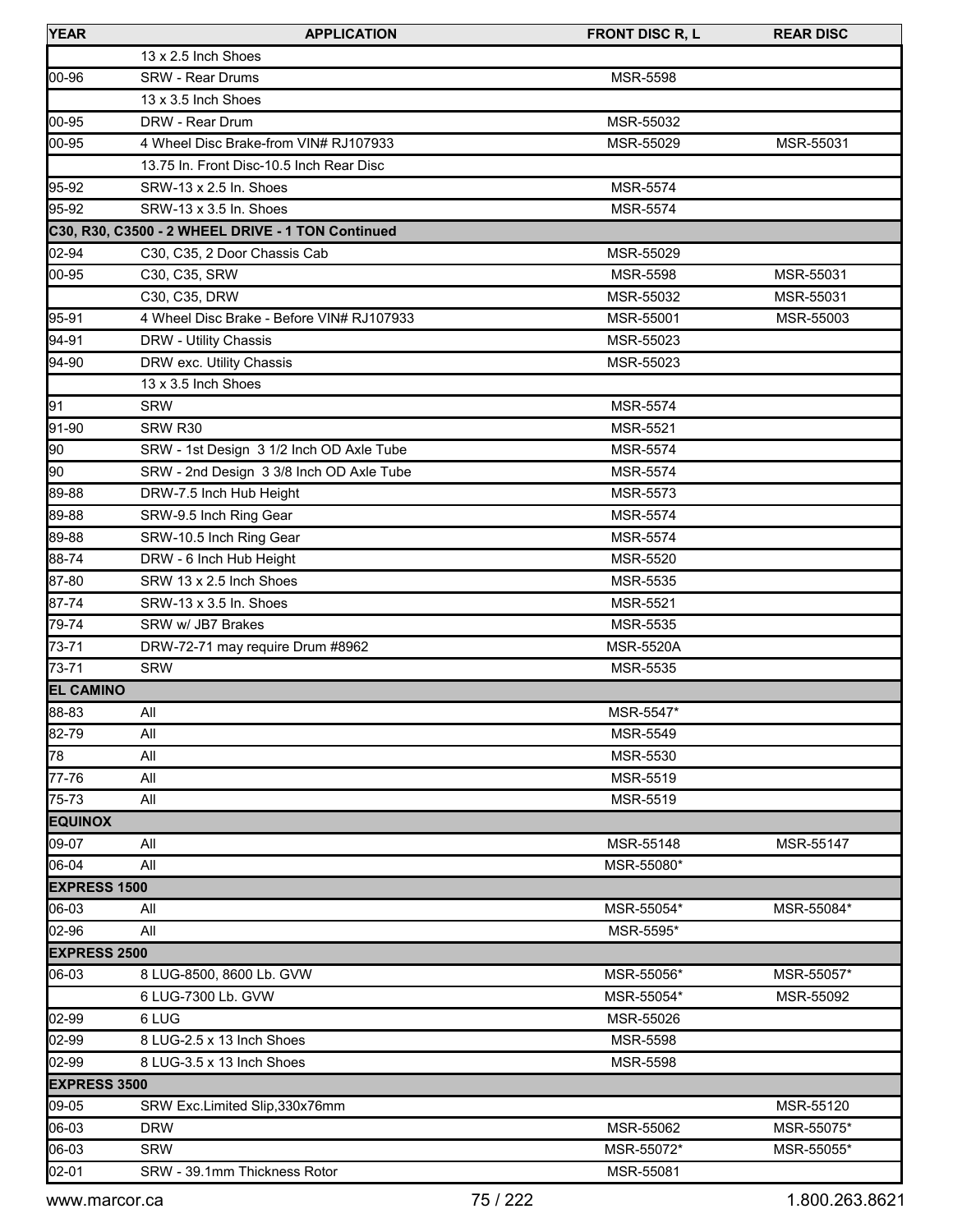| YEAR | APPLICATION | FRONT DISC R, L | REAR DISC |
| --- | --- | --- | --- |
| | 13 x 2.5 Inch Shoes | | |
| 00-96 | SRW - Rear Drums | MSR-5598 | |
| | 13 x 3.5 Inch Shoes | | |
| 00-95 | DRW - Rear Drum | MSR-55032 | |
| 00-95 | 4 Wheel Disc Brake-from VIN# RJ107933 | MSR-55029 | MSR-55031 |
| | 13.75 In. Front Disc-10.5 Inch Rear Disc | | |
| 95-92 | SRW-13 x 2.5 In. Shoes | MSR-5574 | |
| 95-92 | SRW-13 x 3.5 In. Shoes | MSR-5574 | |
| **C30, R30, C3500 - 2 WHEEL DRIVE - 1 TON Continued** | | | |
| 02-94 | C30, C35, 2 Door Chassis Cab | MSR-55029 | |
| 00-95 | C30, C35, SRW | MSR-5598 | MSR-55031 |
| | C30, C35, DRW | MSR-55032 | MSR-55031 |
| 95-91 | 4 Wheel Disc Brake - Before VIN# RJ107933 | MSR-55001 | MSR-55003 |
| 94-91 | DRW - Utility Chassis | MSR-55023 | |
| 94-90 | DRW exc. Utility Chassis | MSR-55023 | |
| | 13 x 3.5 Inch Shoes | | |
| 91 | SRW | MSR-5574 | |
| 91-90 | SRW R30 | MSR-5521 | |
| 90 | SRW - 1st Design 3 1/2 Inch OD Axle Tube | MSR-5574 | |
| 90 | SRW - 2nd Design 3 3/8 Inch OD Axle Tube | MSR-5574 | |
| 89-88 | DRW-7.5 Inch Hub Height | MSR-5573 | |
| 89-88 | SRW-9.5 Inch Ring Gear | MSR-5574 | |
| 89-88 | SRW-10.5 Inch Ring Gear | MSR-5574 | |
| 88-74 | DRW - 6 Inch Hub Height | MSR-5520 | |
| 87-80 | SRW 13 x 2.5 Inch Shoes | MSR-5535 | |
| 87-74 | SRW-13 x 3.5 In. Shoes | MSR-5521 | |
| 79-74 | SRW w/ JB7 Brakes | MSR-5535 | |
| 73-71 | DRW-72-71 may require Drum #8962 | MSR-5520A | |
| 73-71 | SRW | MSR-5535 | |
| **EL CAMINO** | | | |
| 88-83 | All | MSR-5547* | |
| 82-79 | All | MSR-5549 | |
| 78 | All | MSR-5530 | |
| 77-76 | All | MSR-5519 | |
| 75-73 | All | MSR-5519 | |
| **EQUINOX** | | | |
| 09-07 | All | MSR-55148 | MSR-55147 |
| 06-04 | All | MSR-55080* | |
| **EXPRESS 1500** | | | |
| 06-03 | All | MSR-55054* | MSR-55084* |
| 02-96 | All | MSR-5595* | |
| **EXPRESS 2500** | | | |
| 06-03 | 8 LUG-8500, 8600 Lb. GVW | MSR-55056* | MSR-55057* |
| | 6 LUG-7300 Lb. GVW | MSR-55054* | MSR-55092 |
| 02-99 | 6 LUG | MSR-55026 | |
| 02-99 | 8 LUG-2.5 x 13 Inch Shoes | MSR-5598 | |
| 02-99 | 8 LUG-3.5 x 13 Inch Shoes | MSR-5598 | |
| **EXPRESS 3500** | | | |
| 09-05 | SRW Exc.Limited Slip,330x76mm | | MSR-55120 |
| 06-03 | DRW | MSR-55062 | MSR-55075* |
| 06-03 | SRW | MSR-55072* | MSR-55055* |
| 02-01 | SRW - 39.1mm Thickness Rotor | MSR-55081 | |

www.marcor.ca 1.800.263.8621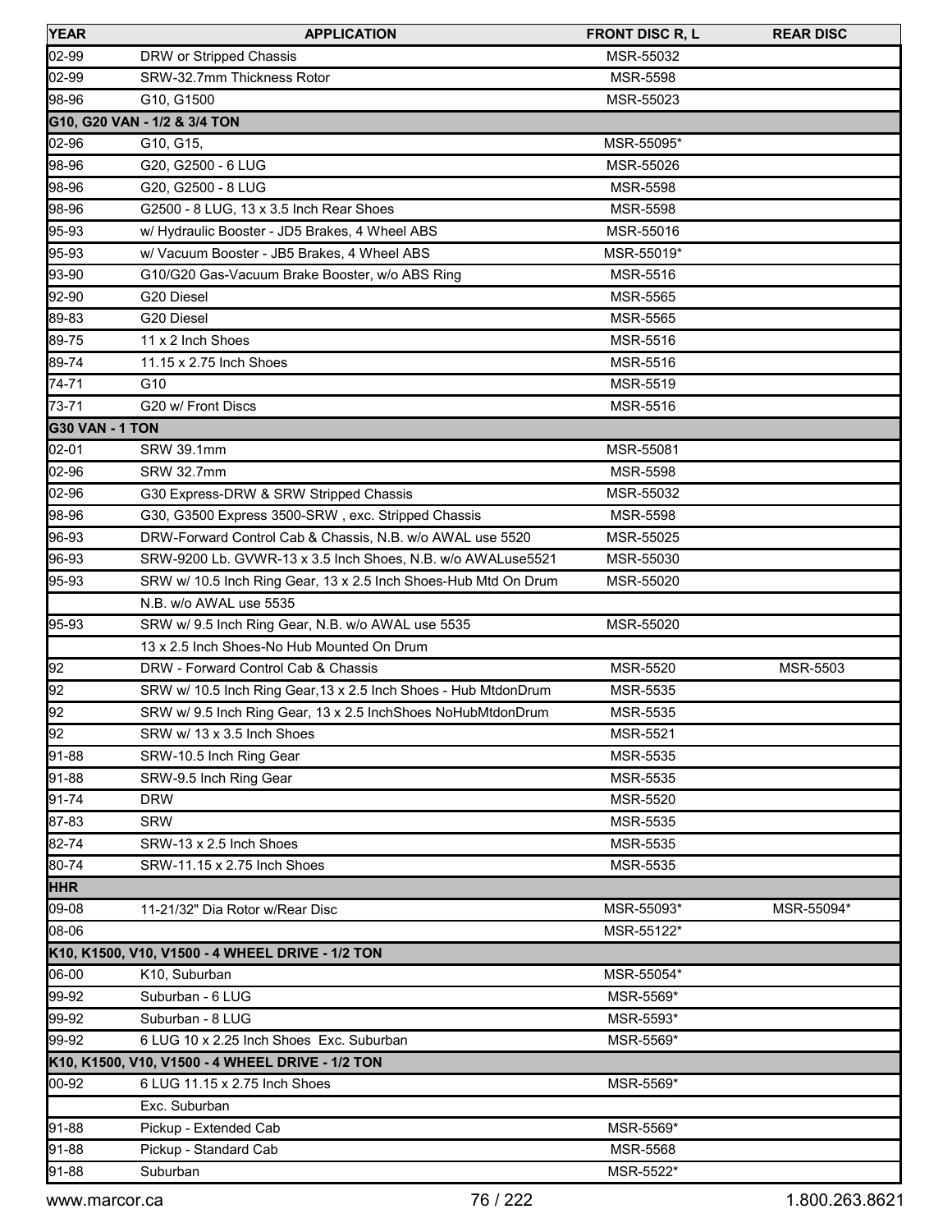| YEAR | APPLICATION | FRONT DISC R, L | REAR DISC |
|---|---|---|---|
| 02-99 | DRW or Stripped Chassis | MSR-55032 | |
| 02-99 | SRW-32.7mm Thickness Rotor | MSR-5598 | |
| 98-96 | G10, G1500 | MSR-55023 | |
| **G10, G20 VAN - 1/2 & 3/4 TON** | | | |
| 02-96 | G10, G15, | MSR-55095* | |
| 98-96 | G20, G2500 - 6 LUG | MSR-55026 | |
| 98-96 | G20, G2500 - 8 LUG | MSR-5598 | |
| 98-96 | G2500 - 8 LUG, 13 x 3.5 Inch Rear Shoes | MSR-5598 | |
| 95-93 | w/ Hydraulic Booster - JD5 Brakes, 4 Wheel ABS | MSR-55016 | |
| 95-93 | w/ Vacuum Booster - JB5 Brakes, 4 Wheel ABS | MSR-55019* | |
| 93-90 | G10/G20 Gas-Vacuum Brake Booster, w/o ABS Ring | MSR-5516 | |
| 92-90 | G20 Diesel | MSR-5565 | |
| 89-83 | G20 Diesel | MSR-5565 | |
| 89-75 | 11 x 2 Inch Shoes | MSR-5516 | |
| 89-74 | 11.15 x 2.75 Inch Shoes | MSR-5516 | |
| 74-71 | G10 | MSR-5519 | |
| 73-71 | G20 w/ Front Discs | MSR-5516 | |
| **G30 VAN - 1 TON** | | | |
| 02-01 | SRW 39.1mm | MSR-55081 | |
| 02-96 | SRW 32.7mm | MSR-5598 | |
| 02-96 | G30 Express-DRW & SRW Stripped Chassis | MSR-55032 | |
| 98-96 | G30, G3500 Express 3500-SRW , exc. Stripped Chassis | MSR-5598 | |
| 96-93 | DRW-Forward Control Cab & Chassis, N.B. w/o AWAL use 5520 | MSR-55025 | |
| 96-93 | SRW-9200 Lb. GVWR-13 x 3.5 Inch Shoes, N.B. w/o AWALuse5521 | MSR-55030 | |
| 95-93 | SRW w/ 10.5 Inch Ring Gear, 13 x 2.5 Inch Shoes-Hub Mtd On Drum | MSR-55020 | |
| | N.B. w/o AWAL use 5535 | | |
| 95-93 | SRW w/ 9.5 Inch Ring Gear, N.B. w/o AWAL use 5535 | MSR-55020 | |
| | 13 x 2.5 Inch Shoes-No Hub Mounted On Drum | | |
| 92 | DRW - Forward Control Cab & Chassis | MSR-5520 | MSR-5503 |
| 92 | SRW w/ 10.5 Inch Ring Gear,13 x 2.5 Inch Shoes - Hub MtdonDrum | MSR-5535 | |
| 92 | SRW w/ 9.5 Inch Ring Gear, 13 x 2.5 InchShoes NoHubMtdonDrum | MSR-5535 | |
| 92 | SRW w/ 13 x 3.5 Inch Shoes | MSR-5521 | |
| 91-88 | SRW-10.5 Inch Ring Gear | MSR-5535 | |
| 91-88 | SRW-9.5 Inch Ring Gear | MSR-5535 | |
| 91-74 | DRW | MSR-5520 | |
| 87-83 | SRW | MSR-5535 | |
| 82-74 | SRW-13 x 2.5 Inch Shoes | MSR-5535 | |
| 80-74 | SRW-11.15 x 2.75 Inch Shoes | MSR-5535 | |
| **HHR** | | | |
| 09-08 | 11-21/32" Dia Rotor w/Rear Disc | MSR-55093* | MSR-55094* |
| 08-06 | | MSR-55122* | |
| **K10, K1500, V10, V1500 - 4 WHEEL DRIVE - 1/2 TON** | | | |
| 06-00 | K10, Suburban | MSR-55054* | |
| 99-92 | Suburban - 6 LUG | MSR-5569* | |
| 99-92 | Suburban - 8 LUG | MSR-5593* | |
| 99-92 | 6 LUG 10 x 2.25 Inch Shoes Exc. Suburban | MSR-5569* | |
| **K10, K1500, V10, V1500 - 4 WHEEL DRIVE - 1/2 TON** | | | |
| 00-92 | 6 LUG 11.15 x 2.75 Inch Shoes | MSR-5569* | |
| | Exc. Suburban | | |
| 91-88 | Pickup - Extended Cab | MSR-5569* | |
| 91-88 | Pickup - Standard Cab | MSR-5568 | |
| 91-88 | Suburban | MSR-5522* | |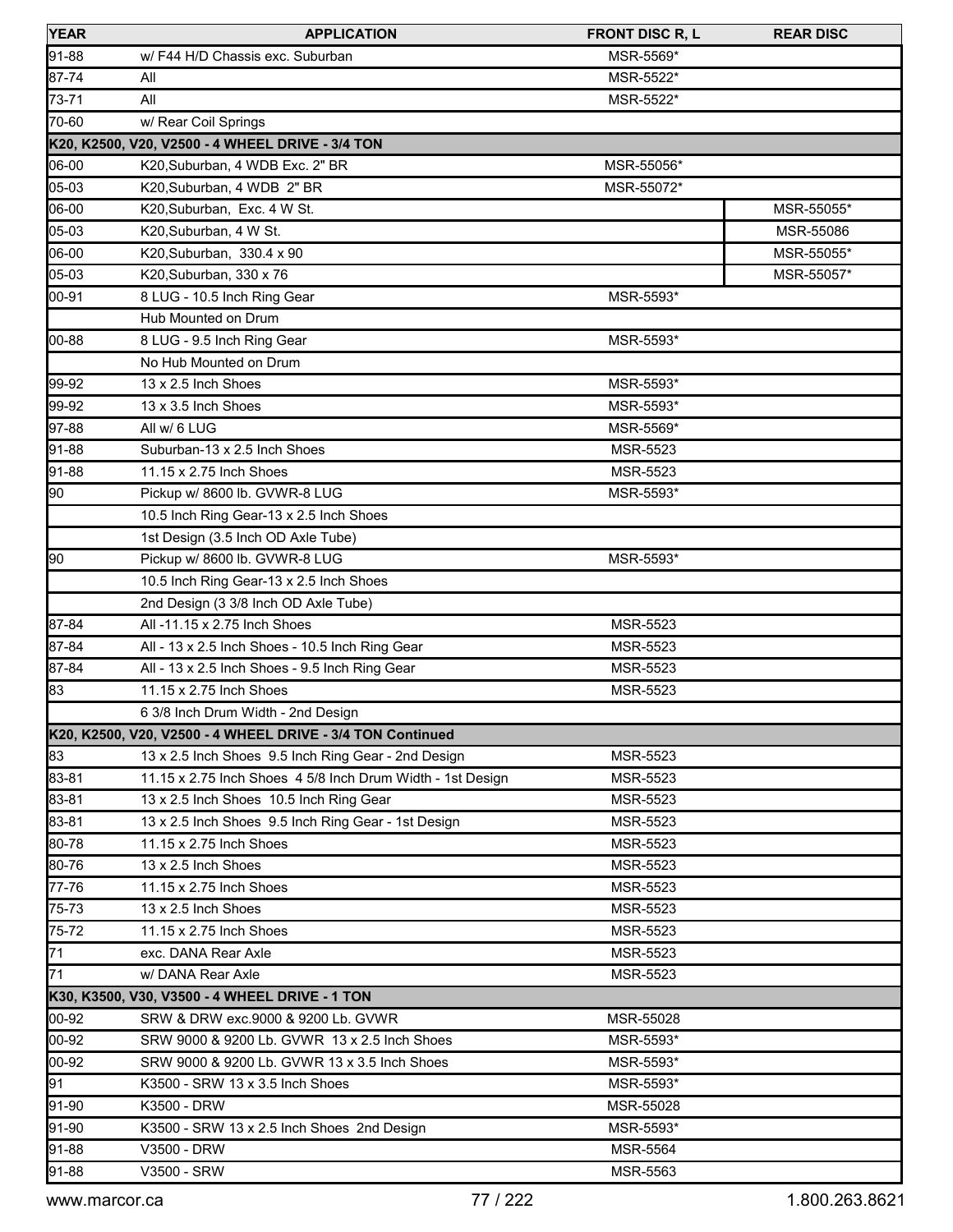| YEAR | APPLICATION | FRONT DISC R, L | REAR DISC |
|---|---|---|---|
| 91-88 | w/ F44 H/D Chassis exc. Suburban | MSR-5569* | |
| 87-74 | All | MSR-5522* | |
| 73-71 | All | MSR-5522* | |
| 70-60 | w/ Rear Coil Springs | | |
| **K20, K2500, V20, V2500 - 4 WHEEL DRIVE - 3/4 TON** | | | |
| 06-00 | K20,Suburban, 4 WDB Exc. 2" BR | MSR-55056* | |
| 05-03 | K20,Suburban, 4 WDB 2" BR | MSR-55072* | |
| 06-00 | K20,Suburban, Exc. 4 W St. | | MSR-55055* |
| 05-03 | K20,Suburban, 4 W St. | | MSR-55086 |
| 06-00 | K20,Suburban, 330.4 x 90 | | MSR-55055* |
| 05-03 | K20,Suburban, 330 x 76 | | MSR-55057* |
| 00-91 | 8 LUG - 10.5 Inch Ring Gear | MSR-5593* | |
| | Hub Mounted on Drum | | |
| 00-88 | 8 LUG - 9.5 Inch Ring Gear | MSR-5593* | |
| | No Hub Mounted on Drum | | |
| 99-92 | 13 x 2.5 Inch Shoes | MSR-5593* | |
| 99-92 | 13 x 3.5 Inch Shoes | MSR-5593* | |
| 97-88 | All w/ 6 LUG | MSR-5569* | |
| 91-88 | Suburban-13 x 2.5 Inch Shoes | MSR-5523 | |
| 91-88 | 11.15 x 2.75 Inch Shoes | MSR-5523 | |
| 90 | Pickup w/ 8600 lb. GVWR-8 LUG | MSR-5593* | |
| | 10.5 Inch Ring Gear-13 x 2.5 Inch Shoes | | |
| | 1st Design (3.5 Inch OD Axle Tube) | | |
| 90 | Pickup w/ 8600 lb. GVWR-8 LUG | MSR-5593* | |
| | 10.5 Inch Ring Gear-13 x 2.5 Inch Shoes | | |
| | 2nd Design (3 3/8 Inch OD Axle Tube) | | |
| 87-84 | All -11.15 x 2.75 Inch Shoes | MSR-5523 | |
| 87-84 | All - 13 x 2.5 Inch Shoes - 10.5 Inch Ring Gear | MSR-5523 | |
| 87-84 | All - 13 x 2.5 Inch Shoes - 9.5 Inch Ring Gear | MSR-5523 | |
| 83 | 11.15 x 2.75 Inch Shoes | MSR-5523 | |
| | 6 3/8 Inch Drum Width - 2nd Design | | |
| **K20, K2500, V20, V2500 - 4 WHEEL DRIVE - 3/4 TON Continued** | | | |
| 83 | 13 x 2.5 Inch Shoes 9.5 Inch Ring Gear - 2nd Design | MSR-5523 | |
| 83-81 | 11.15 x 2.75 Inch Shoes 4 5/8 Inch Drum Width - 1st Design | MSR-5523 | |
| 83-81 | 13 x 2.5 Inch Shoes 10.5 Inch Ring Gear | MSR-5523 | |
| 83-81 | 13 x 2.5 Inch Shoes 9.5 Inch Ring Gear - 1st Design | MSR-5523 | |
| 80-78 | 11.15 x 2.75 Inch Shoes | MSR-5523 | |
| 80-76 | 13 x 2.5 Inch Shoes | MSR-5523 | |
| 77-76 | 11.15 x 2.75 Inch Shoes | MSR-5523 | |
| 75-73 | 13 x 2.5 Inch Shoes | MSR-5523 | |
| 75-72 | 11.15 x 2.75 Inch Shoes | MSR-5523 | |
| 71 | exc. DANA Rear Axle | MSR-5523 | |
| 71 | w/ DANA Rear Axle | MSR-5523 | |
| **K30, K3500, V30, V3500 - 4 WHEEL DRIVE - 1 TON** | | | |
| 00-92 | SRW & DRW exc.9000 & 9200 Lb. GVWR | MSR-55028 | |
| 00-92 | SRW 9000 & 9200 Lb. GVWR 13 x 2.5 Inch Shoes | MSR-5593* | |
| 00-92 | SRW 9000 & 9200 Lb. GVWR 13 x 3.5 Inch Shoes | MSR-5593* | |
| 91 | K3500 - SRW 13 x 3.5 Inch Shoes | MSR-5593* | |
| 91-90 | K3500 - DRW | MSR-55028 | |
| 91-90 | K3500 - SRW 13 x 2.5 Inch Shoes 2nd Design | MSR-5593* | |
| 91-88 | V3500 - DRW | MSR-5564 | |
| 91-88 | V3500 - SRW | MSR-5563 | |

www.marcor.ca 1.800.263.8621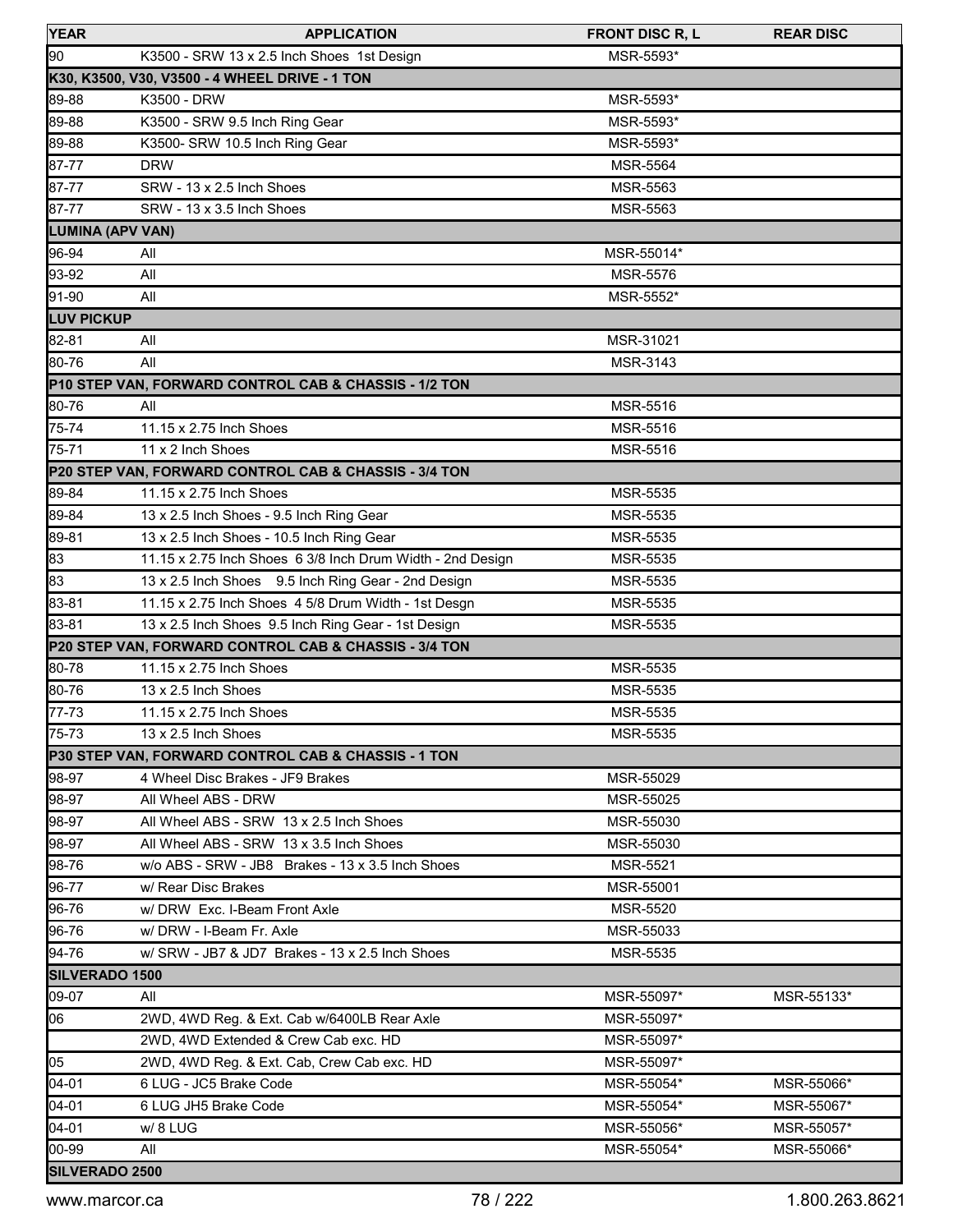| YEAR | APPLICATION | FRONT DISC R, L | REAR DISC |
|---|---|---|---|
| 90 | K3500 - SRW 13 x 2.5 Inch Shoes 1st Design | MSR-5593* | |
| **K30, K3500, V30, V3500 - 4 WHEEL DRIVE - 1 TON** | | | |
| 89-88 | K3500 - DRW | MSR-5593* | |
| 89-88 | K3500 - SRW 9.5 Inch Ring Gear | MSR-5593* | |
| 89-88 | K3500- SRW 10.5 Inch Ring Gear | MSR-5593* | |
| 87-77 | DRW | MSR-5564 | |
| 87-77 | SRW - 13 x 2.5 Inch Shoes | MSR-5563 | |
| 87-77 | SRW - 13 x 3.5 Inch Shoes | MSR-5563 | |
| **LUMINA (APV VAN)** | | | |
| 96-94 | All | MSR-55014* | |
| 93-92 | All | MSR-5576 | |
| 91-90 | All | MSR-5552* | |
| **LUV PICKUP** | | | |
| 82-81 | All | MSR-31021 | |
| 80-76 | All | MSR-3143 | |
| **P10 STEP VAN, FORWARD CONTROL CAB & CHASSIS - 1/2 TON** | | | |
| 80-76 | All | MSR-5516 | |
| 75-74 | 11.15 x 2.75 Inch Shoes | MSR-5516 | |
| 75-71 | 11 x 2 Inch Shoes | MSR-5516 | |
| **P20 STEP VAN, FORWARD CONTROL CAB & CHASSIS - 3/4 TON** | | | |
| 89-84 | 11.15 x 2.75 Inch Shoes | MSR-5535 | |
| 89-84 | 13 x 2.5 Inch Shoes - 9.5 Inch Ring Gear | MSR-5535 | |
| 89-81 | 13 x 2.5 Inch Shoes - 10.5 Inch Ring Gear | MSR-5535 | |
| 83 | 11.15 x 2.75 Inch Shoes 6 3/8 Inch Drum Width - 2nd Design | MSR-5535 | |
| 83 | 13 x 2.5 Inch Shoes 9.5 Inch Ring Gear - 2nd Design | MSR-5535 | |
| 83-81 | 11.15 x 2.75 Inch Shoes 4 5/8 Drum Width - 1st Desgn | MSR-5535 | |
| 83-81 | 13 x 2.5 Inch Shoes 9.5 Inch Ring Gear - 1st Design | MSR-5535 | |
| **P20 STEP VAN, FORWARD CONTROL CAB & CHASSIS - 3/4 TON** | | | |
| 80-78 | 11.15 x 2.75 Inch Shoes | MSR-5535 | |
| 80-76 | 13 x 2.5 Inch Shoes | MSR-5535 | |
| 77-73 | 11.15 x 2.75 Inch Shoes | MSR-5535 | |
| 75-73 | 13 x 2.5 Inch Shoes | MSR-5535 | |
| **P30 STEP VAN, FORWARD CONTROL CAB & CHASSIS - 1 TON** | | | |
| 98-97 | 4 Wheel Disc Brakes - JF9 Brakes | MSR-55029 | |
| 98-97 | All Wheel ABS - DRW | MSR-55025 | |
| 98-97 | All Wheel ABS - SRW 13 x 2.5 Inch Shoes | MSR-55030 | |
| 98-97 | All Wheel ABS - SRW 13 x 3.5 Inch Shoes | MSR-55030 | |
| 98-76 | w/o ABS - SRW - JB8 Brakes - 13 x 3.5 Inch Shoes | MSR-5521 | |
| 96-77 | w/ Rear Disc Brakes | MSR-55001 | |
| 96-76 | w/ DRW Exc. I-Beam Front Axle | MSR-5520 | |
| 96-76 | w/ DRW - I-Beam Fr. Axle | MSR-55033 | |
| 94-76 | w/ SRW - JB7 & JD7 Brakes - 13 x 2.5 Inch Shoes | MSR-5535 | |
| **SILVERADO 1500** | | | |
| 09-07 | All | MSR-55097* | MSR-55133* |
| 06 | 2WD, 4WD Reg. & Ext. Cab w/6400LB Rear Axle | MSR-55097* | |
| | 2WD, 4WD Extended & Crew Cab exc. HD | MSR-55097* | |
| 05 | 2WD, 4WD Reg. & Ext. Cab, Crew Cab exc. HD | MSR-55097* | |
| 04-01 | 6 LUG - JC5 Brake Code | MSR-55054* | MSR-55066* |
| 04-01 | 6 LUG JH5 Brake Code | MSR-55054* | MSR-55067* |
| 04-01 | w/ 8 LUG | MSR-55056* | MSR-55057* |
| 00-99 | All | MSR-55054* | MSR-55066* |
| **SILVERADO 2500** | | | |

www.marcor.ca | 1.800.263.8621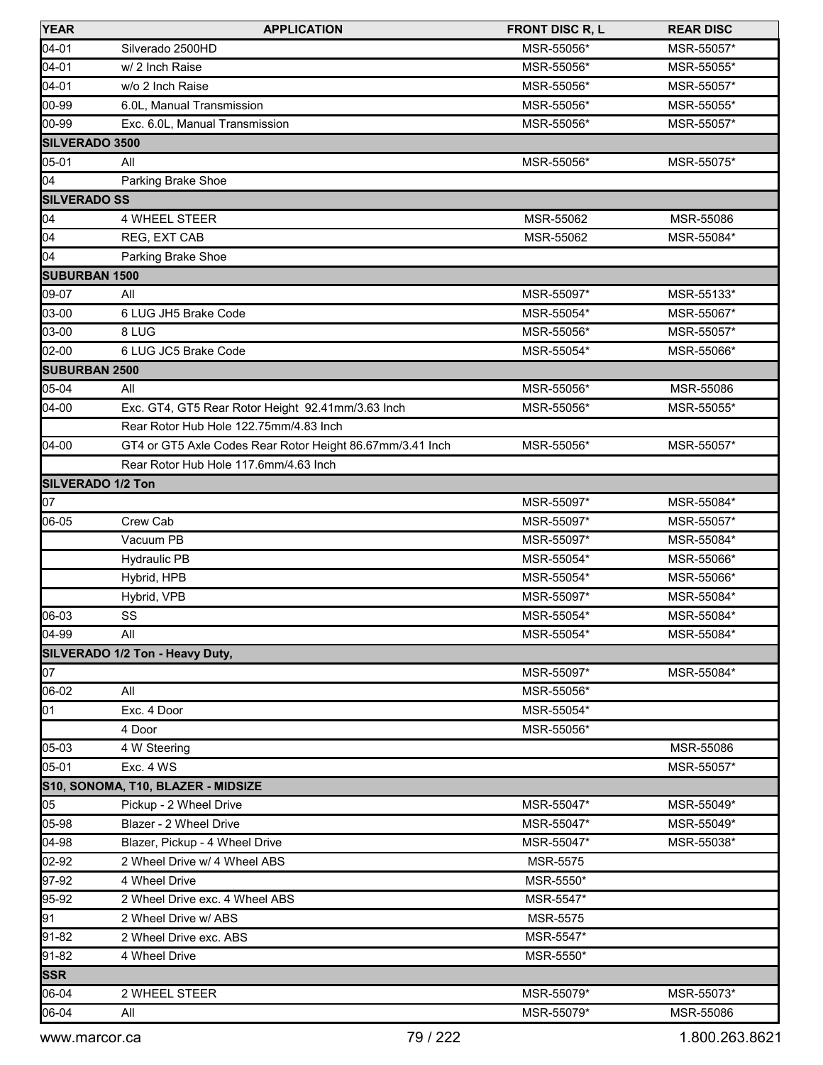| YEAR | APPLICATION | FRONT DISC R, L | REAR DISC |
|---|---|---|---|
| 04-01 | Silverado 2500HD | MSR-55056* | MSR-55057* |
| 04-01 | w/ 2 Inch Raise | MSR-55056* | MSR-55055* |
| 04-01 | w/o 2 Inch Raise | MSR-55056* | MSR-55057* |
| 00-99 | 6.0L, Manual Transmission | MSR-55056* | MSR-55055* |
| 00-99 | Exc. 6.0L, Manual Transmission | MSR-55056* | MSR-55057* |
| **SILVERADO 3500** | | | |
| 05-01 | All | MSR-55056* | MSR-55075* |
| 04 | Parking Brake Shoe | | |
| **SILVERADO SS** | | | |
| 04 | 4 WHEEL STEER | MSR-55062 | MSR-55086 |
| 04 | REG, EXT CAB | MSR-55062 | MSR-55084* |
| 04 | Parking Brake Shoe | | |
| **SUBURBAN 1500** | | | |
| 09-07 | All | MSR-55097* | MSR-55133* |
| 03-00 | 6 LUG JH5 Brake Code | MSR-55054* | MSR-55067* |
| 03-00 | 8 LUG | MSR-55056* | MSR-55057* |
| 02-00 | 6 LUG JC5 Brake Code | MSR-55054* | MSR-55066* |
| **SUBURBAN 2500** | | | |
| 05-04 | All | MSR-55056* | MSR-55086 |
| 04-00 | Exc. GT4, GT5 Rear Rotor Height 92.41mm/3.63 Inch | MSR-55056* | MSR-55055* |
| | Rear Rotor Hub Hole 122.75mm/4.83 Inch | | |
| 04-00 | GT4 or GT5 Axle Codes Rear Rotor Height 86.67mm/3.41 Inch | MSR-55056* | MSR-55057* |
| | Rear Rotor Hub Hole 117.6mm/4.63 Inch | | |
| **SILVERADO 1/2 Ton** | | | |
| 07 | | MSR-55097* | MSR-55084* |
| 06-05 | Crew Cab | MSR-55097* | MSR-55057* |
| | Vacuum PB | MSR-55097* | MSR-55084* |
| | Hydraulic PB | MSR-55054* | MSR-55066* |
| | Hybrid, HPB | MSR-55054* | MSR-55066* |
| | Hybrid, VPB | MSR-55097* | MSR-55084* |
| 06-03 | SS | MSR-55054* | MSR-55084* |
| 04-99 | All | MSR-55054* | MSR-55084* |
| **SILVERADO 1/2 Ton - Heavy Duty,** | | | |
| 07 | | MSR-55097* | MSR-55084* |
| 06-02 | All | MSR-55056* | |
| 01 | Exc. 4 Door | MSR-55054* | |
| | 4 Door | MSR-55056* | |
| 05-03 | 4 W Steering | | MSR-55086 |
| 05-01 | Exc. 4 WS | | MSR-55057* |
| **S10, SONOMA, T10, BLAZER - MIDSIZE** | | | |
| 05 | Pickup - 2 Wheel Drive | MSR-55047* | MSR-55049* |
| 05-98 | Blazer - 2 Wheel Drive | MSR-55047* | MSR-55049* |
| 04-98 | Blazer, Pickup - 4 Wheel Drive | MSR-55047* | MSR-55038* |
| 02-92 | 2 Wheel Drive w/ 4 Wheel ABS | MSR-5575 | |
| 97-92 | 4 Wheel Drive | MSR-5550* | |
| 95-92 | 2 Wheel Drive exc. 4 Wheel ABS | MSR-5547* | |
| 91 | 2 Wheel Drive w/ ABS | MSR-5575 | |
| 91-82 | 2 Wheel Drive exc. ABS | MSR-5547* | |
| 91-82 | 4 Wheel Drive | MSR-5550* | |
| **SSR** | | | |
| 06-04 | 2 WHEEL STEER | MSR-55079* | MSR-55073* |
| 06-04 | All | MSR-55079* | MSR-55086 |

www.marcor.ca 1.800.263.8621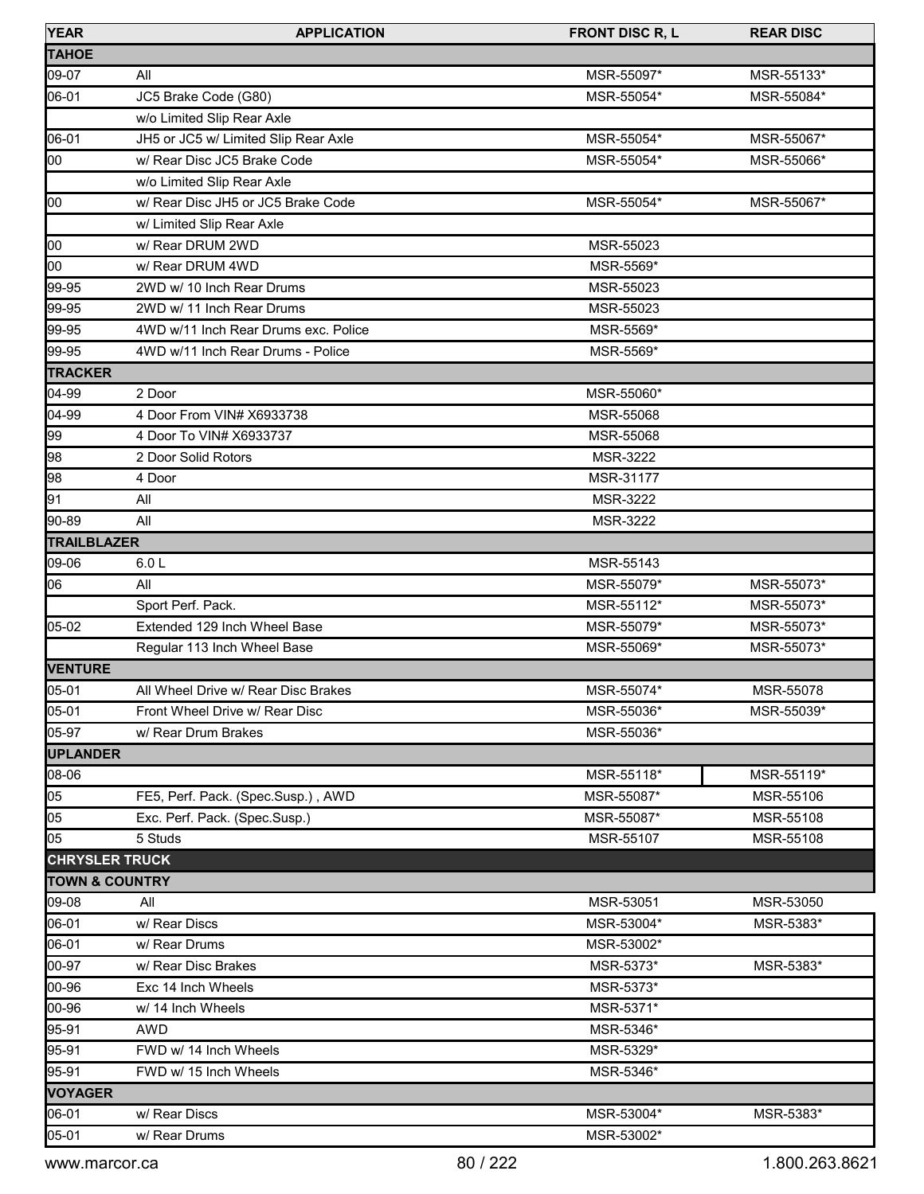| YEAR | APPLICATION | FRONT DISC R, L | REAR DISC |
|---|---|---|---|
| **TAHOE** | | | |
| 09-07 | All | MSR-55097* | MSR-55133* |
| 06-01 | JC5 Brake Code (G80) | MSR-55054* | MSR-55084* |
| | w/o Limited Slip Rear Axle | | |
| 06-01 | JH5 or JC5 w/ Limited Slip Rear Axle | MSR-55054* | MSR-55067* |
| 00 | w/ Rear Disc JC5 Brake Code | MSR-55054* | MSR-55066* |
| | w/o Limited Slip Rear Axle | | |
| 00 | w/ Rear Disc JH5 or JC5 Brake Code | MSR-55054* | MSR-55067* |
| | w/ Limited Slip Rear Axle | | |
| 00 | w/ Rear DRUM 2WD | MSR-55023 | |
| 00 | w/ Rear DRUM 4WD | MSR-5569* | |
| 99-95 | 2WD w/ 10 Inch Rear Drums | MSR-55023 | |
| 99-95 | 2WD w/ 11 Inch Rear Drums | MSR-55023 | |
| 99-95 | 4WD w/11 Inch Rear Drums exc. Police | MSR-5569* | |
| 99-95 | 4WD w/11 Inch Rear Drums - Police | MSR-5569* | |
| **TRACKER** | | | |
| 04-99 | 2 Door | MSR-55060* | |
| 04-99 | 4 Door From VIN# X6933738 | MSR-55068 | |
| 99 | 4 Door To VIN# X6933737 | MSR-55068 | |
| 98 | 2 Door Solid Rotors | MSR-3222 | |
| 98 | 4 Door | MSR-31177 | |
| 91 | All | MSR-3222 | |
| 90-89 | All | MSR-3222 | |
| **TRAILBLAZER** | | | |
| 09-06 | 6.0 L | MSR-55143 | |
| 06 | All | MSR-55079* | MSR-55073* |
| | Sport Perf. Pack. | MSR-55112* | MSR-55073* |
| 05-02 | Extended 129 Inch Wheel Base | MSR-55079* | MSR-55073* |
| | Regular 113 Inch Wheel Base | MSR-55069* | MSR-55073* |
| **VENTURE** | | | |
| 05-01 | All Wheel Drive w/ Rear Disc Brakes | MSR-55074* | MSR-55078 |
| 05-01 | Front Wheel Drive w/ Rear Disc | MSR-55036* | MSR-55039* |
| 05-97 | w/ Rear Drum Brakes | MSR-55036* | |
| **UPLANDER** | | | |
| 08-06 | | MSR-55118* | MSR-55119* |
| 05 | FE5, Perf. Pack. (Spec.Susp.) , AWD | MSR-55087* | MSR-55106 |
| 05 | Exc. Perf. Pack. (Spec.Susp.) | MSR-55087* | MSR-55108 |
| 05 | 5 Studs | MSR-55107 | MSR-55108 |
| **CHRYSLER TRUCK** | | | |
| **TOWN & COUNTRY** | | | |
| 09-08 | All | MSR-53051 | MSR-53050 |
| 06-01 | w/ Rear Discs | MSR-53004* | MSR-5383* |
| 06-01 | w/ Rear Drums | MSR-53002* | |
| 00-97 | w/ Rear Disc Brakes | MSR-5373* | MSR-5383* |
| 00-96 | Exc 14 Inch Wheels | MSR-5373* | |
| 00-96 | w/ 14 Inch Wheels | MSR-5371* | |
| 95-91 | AWD | MSR-5346* | |
| 95-91 | FWD w/ 14 Inch Wheels | MSR-5329* | |
| 95-91 | FWD w/ 15 Inch Wheels | MSR-5346* | |
| **VOYAGER** | | | |
| 06-01 | w/ Rear Discs | MSR-53004* | MSR-5383* |
| 05-01 | w/ Rear Drums | MSR-53002* | |

www.marcor.ca 1.800.263.8621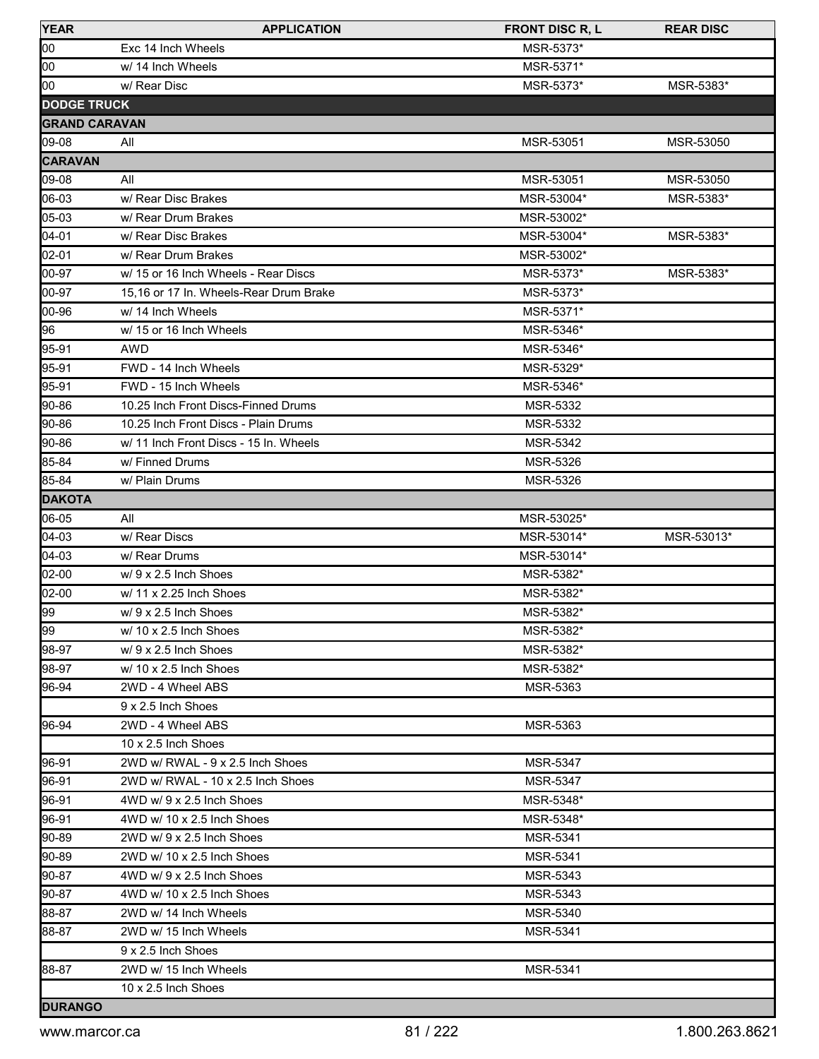| YEAR | APPLICATION | FRONT DISC R, L | REAR DISC |
|---|---|---|---|
| 00 | Exc 14 Inch Wheels | MSR-5373* | |
| 00 | w/ 14 Inch Wheels | MSR-5371* | |
| 00 | w/ Rear Disc | MSR-5373* | MSR-5383* |
| **DODGE TRUCK** | | | |
| **GRAND CARAVAN** | | | |
| 09-08 | All | MSR-53051 | MSR-53050 |
| **CARAVAN** | | | |
| 09-08 | All | MSR-53051 | MSR-53050 |
| 06-03 | w/ Rear Disc Brakes | MSR-53004* | MSR-5383* |
| 05-03 | w/ Rear Drum Brakes | MSR-53002* | |
| 04-01 | w/ Rear Disc Brakes | MSR-53004* | MSR-5383* |
| 02-01 | w/ Rear Drum Brakes | MSR-53002* | |
| 00-97 | w/ 15 or 16 Inch Wheels - Rear Discs | MSR-5373* | MSR-5383* |
| 00-97 | 15,16 or 17 In. Wheels-Rear Drum Brake | MSR-5373* | |
| 00-96 | w/ 14 Inch Wheels | MSR-5371* | |
| 96 | w/ 15 or 16 Inch Wheels | MSR-5346* | |
| 95-91 | AWD | MSR-5346* | |
| 95-91 | FWD - 14 Inch Wheels | MSR-5329* | |
| 95-91 | FWD - 15 Inch Wheels | MSR-5346* | |
| 90-86 | 10.25 Inch Front Discs-Finned Drums | MSR-5332 | |
| 90-86 | 10.25 Inch Front Discs - Plain Drums | MSR-5332 | |
| 90-86 | w/ 11 Inch Front Discs - 15 In. Wheels | MSR-5342 | |
| 85-84 | w/ Finned Drums | MSR-5326 | |
| 85-84 | w/ Plain Drums | MSR-5326 | |
| **DAKOTA** | | | |
| 06-05 | All | MSR-53025* | |
| 04-03 | w/ Rear Discs | MSR-53014* | MSR-53013* |
| 04-03 | w/ Rear Drums | MSR-53014* | |
| 02-00 | w/ 9 x 2.5 Inch Shoes | MSR-5382* | |
| 02-00 | w/ 11 x 2.25 Inch Shoes | MSR-5382* | |
| 99 | w/ 9 x 2.5 Inch Shoes | MSR-5382* | |
| 99 | w/ 10 x 2.5 Inch Shoes | MSR-5382* | |
| 98-97 | w/ 9 x 2.5 Inch Shoes | MSR-5382* | |
| 98-97 | w/ 10 x 2.5 Inch Shoes | MSR-5382* | |
| 96-94 | 2WD - 4 Wheel ABS | MSR-5363 | |
| | 9 x 2.5 Inch Shoes | | |
| 96-94 | 2WD - 4 Wheel ABS | MSR-5363 | |
| | 10 x 2.5 Inch Shoes | | |
| 96-91 | 2WD w/ RWAL - 9 x 2.5 Inch Shoes | MSR-5347 | |
| 96-91 | 2WD w/ RWAL - 10 x 2.5 Inch Shoes | MSR-5347 | |
| 96-91 | 4WD w/ 9 x 2.5 Inch Shoes | MSR-5348* | |
| 96-91 | 4WD w/ 10 x 2.5 Inch Shoes | MSR-5348* | |
| 90-89 | 2WD w/ 9 x 2.5 Inch Shoes | MSR-5341 | |
| 90-89 | 2WD w/ 10 x 2.5 Inch Shoes | MSR-5341 | |
| 90-87 | 4WD w/ 9 x 2.5 Inch Shoes | MSR-5343 | |
| 90-87 | 4WD w/ 10 x 2.5 Inch Shoes | MSR-5343 | |
| 88-87 | 2WD w/ 14 Inch Wheels | MSR-5340 | |
| 88-87 | 2WD w/ 15 Inch Wheels | MSR-5341 | |
| | 9 x 2.5 Inch Shoes | | |
| 88-87 | 2WD w/ 15 Inch Wheels | MSR-5341 | |
| | 10 x 2.5 Inch Shoes | | |
| **DURANGO** | | | |

www.marcor.ca 1.800.263.8621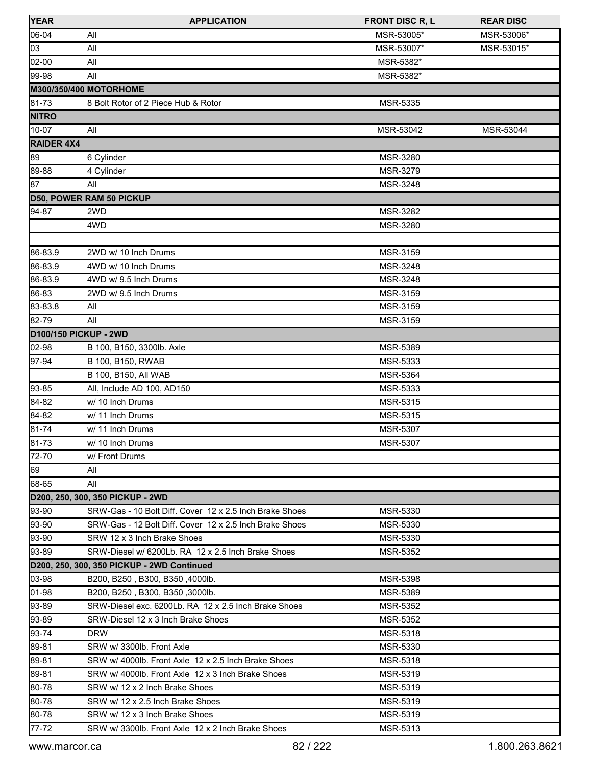| YEAR | APPLICATION | FRONT DISC R, L | REAR DISC |
|---|---|---|---|
| 06-04 | All | MSR-53005* | MSR-53006* |
| 03 | All | MSR-53007* | MSR-53015* |
| 02-00 | All | MSR-5382* | |
| 99-98 | All | MSR-5382* | |
| **M300/350/400 MOTORHOME** | | | |
| 81-73 | 8 Bolt Rotor of 2 Piece Hub & Rotor | MSR-5335 | |
| **NITRO** | | | |
| 10-07 | All | MSR-53042 | MSR-53044 |
| **RAIDER 4X4** | | | |
| 89 | 6 Cylinder | MSR-3280 | |
| 89-88 | 4 Cylinder | MSR-3279 | |
| 87 | All | MSR-3248 | |
| **D50, POWER RAM 50 PICKUP** | | | |
| 94-87 | 2WD | MSR-3282 | |
| | 4WD | MSR-3280 | |
| | | | |
| 86-83.9 | 2WD w/ 10 Inch Drums | MSR-3159 | |
| 86-83.9 | 4WD w/ 10 Inch Drums | MSR-3248 | |
| 86-83.9 | 4WD w/ 9.5 Inch Drums | MSR-3248 | |
| 86-83 | 2WD w/ 9.5 Inch Drums | MSR-3159 | |
| 83-83.8 | All | MSR-3159 | |
| 82-79 | All | MSR-3159 | |
| **D100/150 PICKUP - 2WD** | | | |
| 02-98 | B 100, B150, 3300lb. Axle | MSR-5389 | |
| 97-94 | B 100, B150, RWAB | MSR-5333 | |
| | B 100, B150, All WAB | MSR-5364 | |
| 93-85 | All, Include AD 100, AD150 | MSR-5333 | |
| 84-82 | w/ 10 Inch Drums | MSR-5315 | |
| 84-82 | w/ 11 Inch Drums | MSR-5315 | |
| 81-74 | w/ 11 Inch Drums | MSR-5307 | |
| 81-73 | w/ 10 Inch Drums | MSR-5307 | |
| 72-70 | w/ Front Drums | | |
| 69 | All | | |
| 68-65 | All | | |
| **D200, 250, 300, 350 PICKUP - 2WD** | | | |
| 93-90 | SRW-Gas - 10 Bolt Diff. Cover 12 x 2.5 Inch Brake Shoes | MSR-5330 | |
| 93-90 | SRW-Gas - 12 Bolt Diff. Cover 12 x 2.5 Inch Brake Shoes | MSR-5330 | |
| 93-90 | SRW 12 x 3 Inch Brake Shoes | MSR-5330 | |
| 93-89 | SRW-Diesel w/ 6200Lb. RA 12 x 2.5 Inch Brake Shoes | MSR-5352 | |
| **D200, 250, 300, 350 PICKUP - 2WD Continued** | | | |
| 03-98 | B200, B250 , B300, B350 ,4000lb. | MSR-5398 | |
| 01-98 | B200, B250 , B300, B350 ,3000lb. | MSR-5389 | |
| 93-89 | SRW-Diesel exc. 6200Lb. RA 12 x 2.5 Inch Brake Shoes | MSR-5352 | |
| 93-89 | SRW-Diesel 12 x 3 Inch Brake Shoes | MSR-5352 | |
| 93-74 | DRW | MSR-5318 | |
| 89-81 | SRW w/ 3300lb. Front Axle | MSR-5330 | |
| 89-81 | SRW w/ 4000lb. Front Axle 12 x 2.5 Inch Brake Shoes | MSR-5318 | |
| 89-81 | SRW w/ 4000lb. Front Axle 12 x 3 Inch Brake Shoes | MSR-5319 | |
| 80-78 | SRW w/ 12 x 2 Inch Brake Shoes | MSR-5319 | |
| 80-78 | SRW w/ 12 x 2.5 Inch Brake Shoes | MSR-5319 | |
| 80-78 | SRW w/ 12 x 3 Inch Brake Shoes | MSR-5319 | |
| 77-72 | SRW w/ 3300lb. Front Axle 12 x 2 Inch Brake Shoes | MSR-5313 | |

www.marcor.ca 1.800.263.8621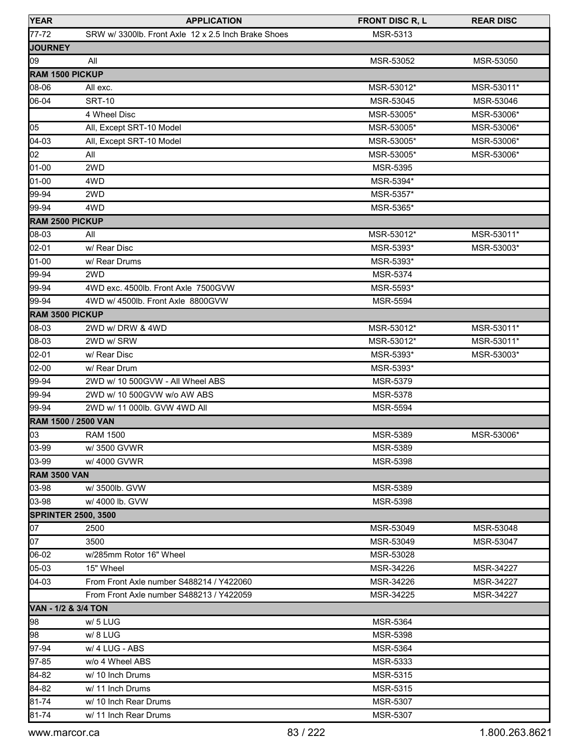| YEAR | APPLICATION | FRONT DISC R, L | REAR DISC |
|---|---|---|---|
| 77-72 | SRW w/ 3300lb. Front Axle 12 x 2.5 Inch Brake Shoes | MSR-5313 | |
| **JOURNEY** | | | |
| 09 | All | MSR-53052 | MSR-53050 |
| **RAM 1500 PICKUP** | | | |
| 08-06 | All exc. | MSR-53012* | MSR-53011* |
| 06-04 | SRT-10 | MSR-53045 | MSR-53046 |
| | 4 Wheel Disc | MSR-53005* | MSR-53006* |
| 05 | All, Except SRT-10 Model | MSR-53005* | MSR-53006* |
| 04-03 | All, Except SRT-10 Model | MSR-53005* | MSR-53006* |
| 02 | All | MSR-53005* | MSR-53006* |
| 01-00 | 2WD | MSR-5395 | |
| 01-00 | 4WD | MSR-5394* | |
| 99-94 | 2WD | MSR-5357* | |
| 99-94 | 4WD | MSR-5365* | |
| **RAM 2500 PICKUP** | | | |
| 08-03 | All | MSR-53012* | MSR-53011* |
| 02-01 | w/ Rear Disc | MSR-5393* | MSR-53003* |
| 01-00 | w/ Rear Drums | MSR-5393* | |
| 99-94 | 2WD | MSR-5374 | |
| 99-94 | 4WD exc. 4500lb. Front Axle 7500GVW | MSR-5593* | |
| 99-94 | 4WD w/ 4500lb. Front Axle 8800GVW | MSR-5594 | |
| **RAM 3500 PICKUP** | | | |
| 08-03 | 2WD w/ DRW & 4WD | MSR-53012* | MSR-53011* |
| 08-03 | 2WD w/ SRW | MSR-53012* | MSR-53011* |
| 02-01 | w/ Rear Disc | MSR-5393* | MSR-53003* |
| 02-00 | w/ Rear Drum | MSR-5393* | |
| 99-94 | 2WD w/ 10 500GVW - All Wheel ABS | MSR-5379 | |
| 99-94 | 2WD w/ 10 500GVW w/o AW ABS | MSR-5378 | |
| 99-94 | 2WD w/ 11 000lb. GVW 4WD All | MSR-5594 | |
| **RAM 1500 / 2500 VAN** | | | |
| 03 | RAM 1500 | MSR-5389 | MSR-53006* |
| 03-99 | w/ 3500 GVWR | MSR-5389 | |
| 03-99 | w/ 4000 GVWR | MSR-5398 | |
| **RAM 3500 VAN** | | | |
| 03-98 | w/ 3500lb. GVW | MSR-5389 | |
| 03-98 | w/ 4000 lb. GVW | MSR-5398 | |
| **SPRINTER 2500, 3500** | | | |
| 07 | 2500 | MSR-53049 | MSR-53048 |
| 07 | 3500 | MSR-53049 | MSR-53047 |
| 06-02 | w/285mm Rotor 16" Wheel | MSR-53028 | |
| 05-03 | 15" Wheel | MSR-34226 | MSR-34227 |
| 04-03 | From Front Axle number S488214 / Y422060 | MSR-34226 | MSR-34227 |
| | From Front Axle number S488213 / Y422059 | MSR-34225 | MSR-34227 |
| **VAN - 1/2 & 3/4 TON** | | | |
| 98 | w/ 5 LUG | MSR-5364 | |
| 98 | w/ 8 LUG | MSR-5398 | |
| 97-94 | w/ 4 LUG - ABS | MSR-5364 | |
| 97-85 | w/o 4 Wheel ABS | MSR-5333 | |
| 84-82 | w/ 10 Inch Drums | MSR-5315 | |
| 84-82 | w/ 11 Inch Drums | MSR-5315 | |
| 81-74 | w/ 10 Inch Rear Drums | MSR-5307 | |
| 81-74 | w/ 11 Inch Rear Drums | MSR-5307 | |

www.marcor.ca 1.800.263.8621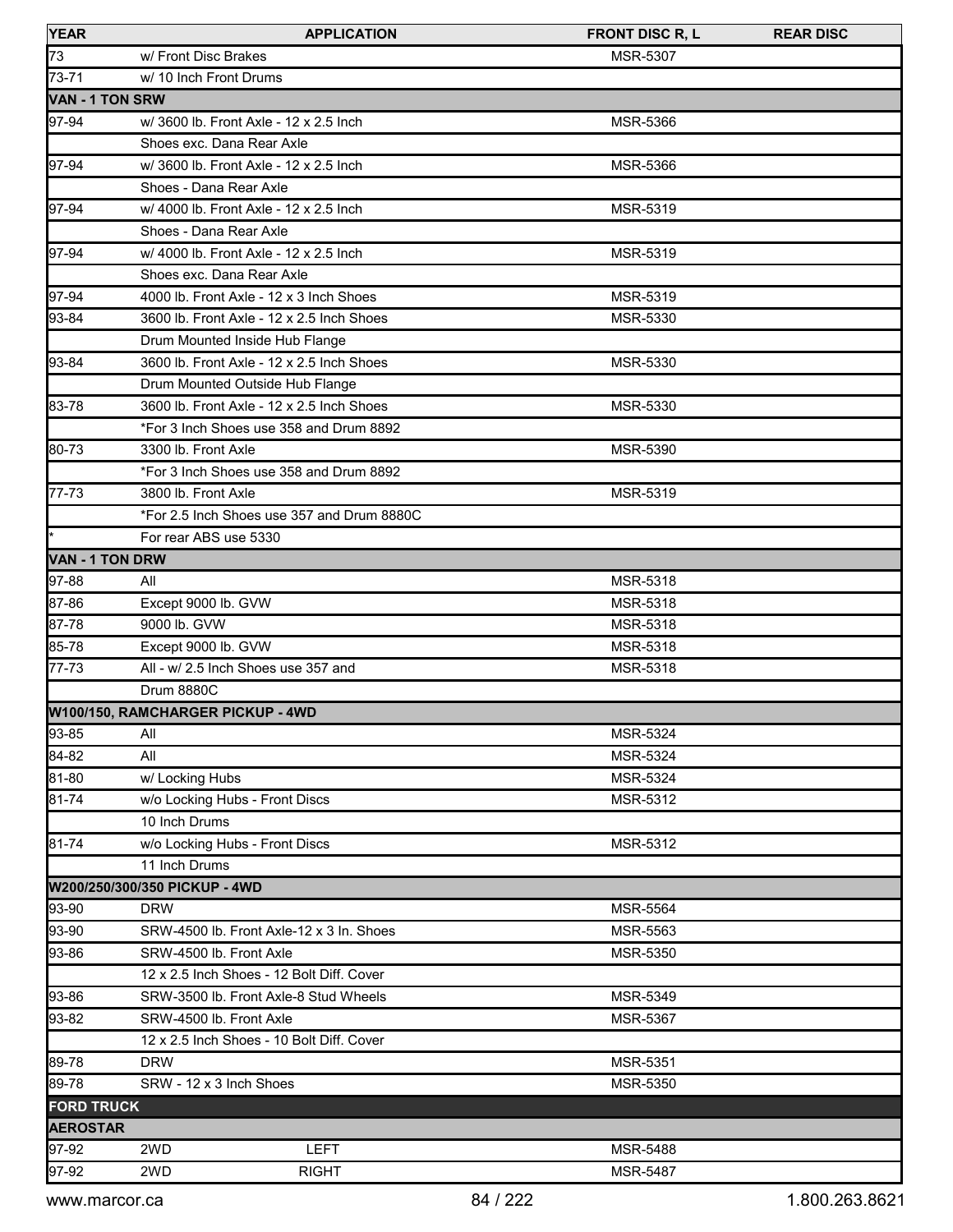| YEAR | APPLICATION | | FRONT DISC R, L | REAR DISC |
|---|---|---|---|---|
| 73 | w/ Front Disc Brakes | | MSR-5307 | |
| 73-71 | w/ 10 Inch Front Drums | | | |
| **VAN - 1 TON SRW** | | | | |
| 97-94 | w/ 3600 lb. Front Axle - 12 x 2.5 Inch | | MSR-5366 | |
| | Shoes exc. Dana Rear Axle | | | |
| 97-94 | w/ 3600 lb. Front Axle - 12 x 2.5 Inch | | MSR-5366 | |
| | Shoes - Dana Rear Axle | | | |
| 97-94 | w/ 4000 lb. Front Axle - 12 x 2.5 Inch | | MSR-5319 | |
| | Shoes - Dana Rear Axle | | | |
| 97-94 | w/ 4000 lb. Front Axle - 12 x 2.5 Inch | | MSR-5319 | |
| | Shoes exc. Dana Rear Axle | | | |
| 97-94 | 4000 lb. Front Axle - 12 x 3 Inch Shoes | | MSR-5319 | |
| 93-84 | 3600 lb. Front Axle - 12 x 2.5 Inch Shoes | | MSR-5330 | |
| | Drum Mounted Inside Hub Flange | | | |
| 93-84 | 3600 lb. Front Axle - 12 x 2.5 Inch Shoes | | MSR-5330 | |
| | Drum Mounted Outside Hub Flange | | | |
| 83-78 | 3600 lb. Front Axle - 12 x 2.5 Inch Shoes | | MSR-5330 | |
| | *For 3 Inch Shoes use 358 and Drum 8892 | | | |
| 80-73 | 3300 lb. Front Axle | | MSR-5390 | |
| | *For 3 Inch Shoes use 358 and Drum 8892 | | | |
| 77-73 | 3800 lb. Front Axle | | MSR-5319 | |
| | *For 2.5 Inch Shoes use 357 and Drum 8880C | | | |
| * | For rear ABS use 5330 | | | |
| **VAN - 1 TON DRW** | | | | |
| 97-88 | All | | MSR-5318 | |
| 87-86 | Except 9000 lb. GVW | | MSR-5318 | |
| 87-78 | 9000 lb. GVW | | MSR-5318 | |
| 85-78 | Except 9000 lb. GVW | | MSR-5318 | |
| 77-73 | All - w/ 2.5 Inch Shoes use 357 and | | MSR-5318 | |
| | Drum 8880C | | | |
| **W100/150, RAMCHARGER PICKUP - 4WD** | | | | |
| 93-85 | All | | MSR-5324 | |
| 84-82 | All | | MSR-5324 | |
| 81-80 | w/ Locking Hubs | | MSR-5324 | |
| 81-74 | w/o Locking Hubs - Front Discs | | MSR-5312 | |
| | 10 Inch Drums | | | |
| 81-74 | w/o Locking Hubs - Front Discs | | MSR-5312 | |
| | 11 Inch Drums | | | |
| **W200/250/300/350 PICKUP - 4WD** | | | | |
| 93-90 | DRW | | MSR-5564 | |
| 93-90 | SRW-4500 lb. Front Axle-12 x 3 In. Shoes | | MSR-5563 | |
| 93-86 | SRW-4500 lb. Front Axle | | MSR-5350 | |
| | 12 x 2.5 Inch Shoes - 12 Bolt Diff. Cover | | | |
| 93-86 | SRW-3500 lb. Front Axle-8 Stud Wheels | | MSR-5349 | |
| 93-82 | SRW-4500 lb. Front Axle | | MSR-5367 | |
| | 12 x 2.5 Inch Shoes - 10 Bolt Diff. Cover | | | |
| 89-78 | DRW | | MSR-5351 | |
| 89-78 | SRW - 12 x 3 Inch Shoes | | MSR-5350 | |
| **FORD TRUCK** | | | | |
| **AEROSTAR** | | | | |
| 97-92 | 2WD | LEFT | MSR-5488 | |
| 97-92 | 2WD | RIGHT | MSR-5487 | |

www.marcor.ca 1.800.263.8621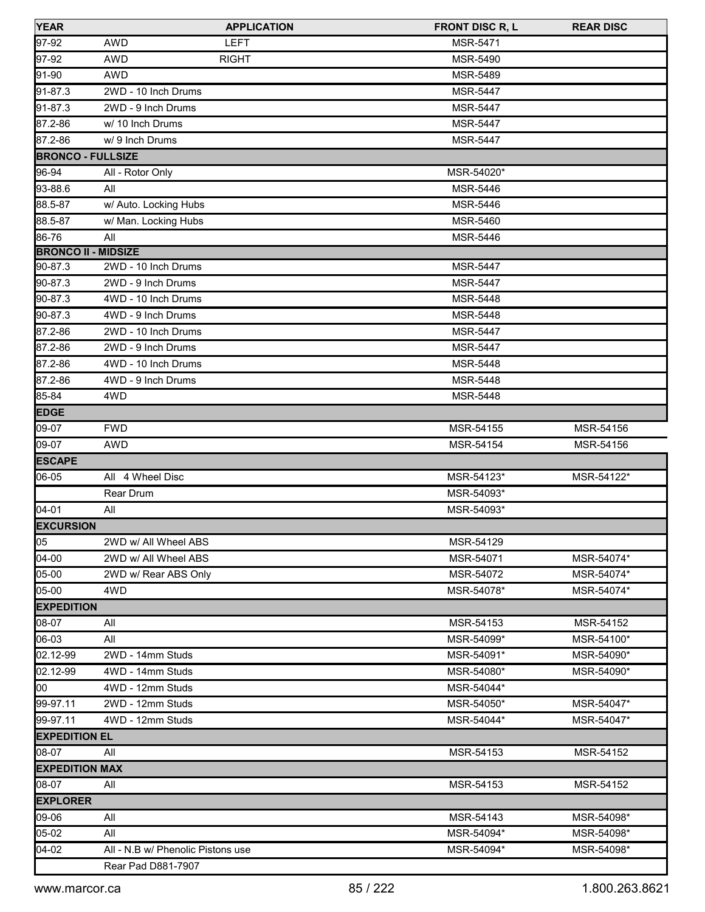| YEAR | APPLICATION | | FRONT DISC R, L | REAR DISC |
|---|---|---|---|---|
| 97-92 | AWD | LEFT | MSR-5471 | |
| 97-92 | AWD | RIGHT | MSR-5490 | |
| 91-90 | AWD | | MSR-5489 | |
| 91-87.3 | 2WD - 10 Inch Drums | | MSR-5447 | |
| 91-87.3 | 2WD - 9 Inch Drums | | MSR-5447 | |
| 87.2-86 | w/ 10 Inch Drums | | MSR-5447 | |
| 87.2-86 | w/ 9 Inch Drums | | MSR-5447 | |
| **BRONCO - FULLSIZE** | | | | |
| 96-94 | All - Rotor Only | | MSR-54020* | |
| 93-88.6 | All | | MSR-5446 | |
| 88.5-87 | w/ Auto. Locking Hubs | | MSR-5446 | |
| 88.5-87 | w/ Man. Locking Hubs | | MSR-5460 | |
| 86-76 | All | | MSR-5446 | |
| **BRONCO II - MIDSIZE** | | | | |
| 90-87.3 | 2WD - 10 Inch Drums | | MSR-5447 | |
| 90-87.3 | 2WD - 9 Inch Drums | | MSR-5447 | |
| 90-87.3 | 4WD - 10 Inch Drums | | MSR-5448 | |
| 90-87.3 | 4WD - 9 Inch Drums | | MSR-5448 | |
| 87.2-86 | 2WD - 10 Inch Drums | | MSR-5447 | |
| 87.2-86 | 2WD - 9 Inch Drums | | MSR-5447 | |
| 87.2-86 | 4WD - 10 Inch Drums | | MSR-5448 | |
| 87.2-86 | 4WD - 9 Inch Drums | | MSR-5448 | |
| 85-84 | 4WD | | MSR-5448 | |
| **EDGE** | | | | |
| 09-07 | FWD | | MSR-54155 | MSR-54156 |
| 09-07 | AWD | | MSR-54154 | MSR-54156 |
| **ESCAPE** | | | | |
| 06-05 | All 4 Wheel Disc | | MSR-54123* | MSR-54122* |
| | Rear Drum | | MSR-54093* | |
| 04-01 | All | | MSR-54093* | |
| **EXCURSION** | | | | |
| 05 | 2WD w/ All Wheel ABS | | MSR-54129 | |
| 04-00 | 2WD w/ All Wheel ABS | | MSR-54071 | MSR-54074* |
| 05-00 | 2WD w/ Rear ABS Only | | MSR-54072 | MSR-54074* |
| 05-00 | 4WD | | MSR-54078* | MSR-54074* |
| **EXPEDITION** | | | | |
| 08-07 | All | | MSR-54153 | MSR-54152 |
| 06-03 | All | | MSR-54099* | MSR-54100* |
| 02.12-99 | 2WD - 14mm Studs | | MSR-54091* | MSR-54090* |
| 02.12-99 | 4WD - 14mm Studs | | MSR-54080* | MSR-54090* |
| 00 | 4WD - 12mm Studs | | MSR-54044* | |
| 99-97.11 | 2WD - 12mm Studs | | MSR-54050* | MSR-54047* |
| 99-97.11 | 4WD - 12mm Studs | | MSR-54044* | MSR-54047* |
| **EXPEDITION EL** | | | | |
| 08-07 | All | | MSR-54153 | MSR-54152 |
| **EXPEDITION MAX** | | | | |
| 08-07 | All | | MSR-54153 | MSR-54152 |
| **EXPLORER** | | | | |
| 09-06 | All | | MSR-54143 | MSR-54098* |
| 05-02 | All | | MSR-54094* | MSR-54098* |
| 04-02 | All - N.B w/ Phenolic Pistons use | | MSR-54094* | MSR-54098* |
| | Rear Pad D881-7907 | | | |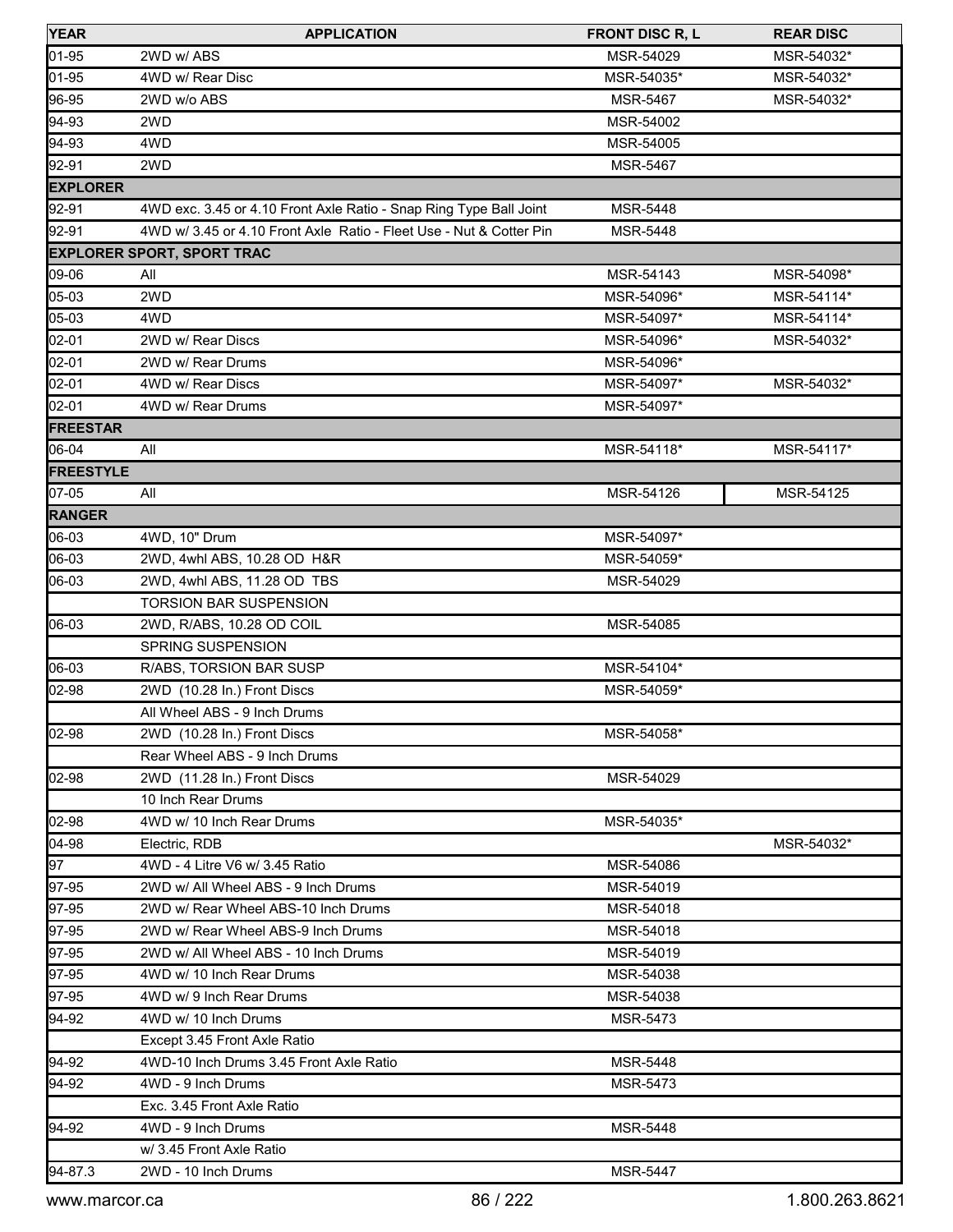| YEAR | APPLICATION | FRONT DISC R, L | REAR DISC |
|---|---|---|---|
| 01-95 | 2WD w/ ABS | MSR-54029 | MSR-54032* |
| 01-95 | 4WD w/ Rear Disc | MSR-54035* | MSR-54032* |
| 96-95 | 2WD w/o ABS | MSR-5467 | MSR-54032* |
| 94-93 | 2WD | MSR-54002 | |
| 94-93 | 4WD | MSR-54005 | |
| 92-91 | 2WD | MSR-5467 | |
| **EXPLORER** | | | |
| 92-91 | 4WD exc. 3.45 or 4.10 Front Axle Ratio - Snap Ring Type Ball Joint | MSR-5448 | |
| 92-91 | 4WD w/ 3.45 or 4.10 Front Axle Ratio - Fleet Use - Nut & Cotter Pin | MSR-5448 | |
| **EXPLORER SPORT, SPORT TRAC** | | | |
| 09-06 | All | MSR-54143 | MSR-54098* |
| 05-03 | 2WD | MSR-54096* | MSR-54114* |
| 05-03 | 4WD | MSR-54097* | MSR-54114* |
| 02-01 | 2WD w/ Rear Discs | MSR-54096* | MSR-54032* |
| 02-01 | 2WD w/ Rear Drums | MSR-54096* | |
| 02-01 | 4WD w/ Rear Discs | MSR-54097* | MSR-54032* |
| 02-01 | 4WD w/ Rear Drums | MSR-54097* | |
| **FREESTAR** | | | |
| 06-04 | All | MSR-54118* | MSR-54117* |
| **FREESTYLE** | | | |
| 07-05 | All | MSR-54126 | MSR-54125 |
| **RANGER** | | | |
| 06-03 | 4WD, 10" Drum | MSR-54097* | |
| 06-03 | 2WD, 4whl ABS, 10.28 OD H&R | MSR-54059* | |
| 06-03 | 2WD, 4whl ABS, 11.28 OD TBS | MSR-54029 | |
| | TORSION BAR SUSPENSION | | |
| 06-03 | 2WD, R/ABS, 10.28 OD COIL | MSR-54085 | |
| | SPRING SUSPENSION | | |
| 06-03 | R/ABS, TORSION BAR SUSP | MSR-54104* | |
| 02-98 | 2WD (10.28 In.) Front Discs | MSR-54059* | |
| | All Wheel ABS - 9 Inch Drums | | |
| 02-98 | 2WD (10.28 In.) Front Discs | MSR-54058* | |
| | Rear Wheel ABS - 9 Inch Drums | | |
| 02-98 | 2WD (11.28 In.) Front Discs | MSR-54029 | |
| | 10 Inch Rear Drums | | |
| 02-98 | 4WD w/ 10 Inch Rear Drums | MSR-54035* | |
| 04-98 | Electric, RDB | | MSR-54032* |
| 97 | 4WD - 4 Litre V6 w/ 3.45 Ratio | MSR-54086 | |
| 97-95 | 2WD w/ All Wheel ABS - 9 Inch Drums | MSR-54019 | |
| 97-95 | 2WD w/ Rear Wheel ABS-10 Inch Drums | MSR-54018 | |
| 97-95 | 2WD w/ Rear Wheel ABS-9 Inch Drums | MSR-54018 | |
| 97-95 | 2WD w/ All Wheel ABS - 10 Inch Drums | MSR-54019 | |
| 97-95 | 4WD w/ 10 Inch Rear Drums | MSR-54038 | |
| 97-95 | 4WD w/ 9 Inch Rear Drums | MSR-54038 | |
| 94-92 | 4WD w/ 10 Inch Drums | MSR-5473 | |
| | Except 3.45 Front Axle Ratio | | |
| 94-92 | 4WD-10 Inch Drums 3.45 Front Axle Ratio | MSR-5448 | |
| 94-92 | 4WD - 9 Inch Drums | MSR-5473 | |
| | Exc. 3.45 Front Axle Ratio | | |
| 94-92 | 4WD - 9 Inch Drums | MSR-5448 | |
| | w/ 3.45 Front Axle Ratio | | |
| 94-87.3 | 2WD - 10 Inch Drums | MSR-5447 | |

www.marcor.ca 1.800.263.8621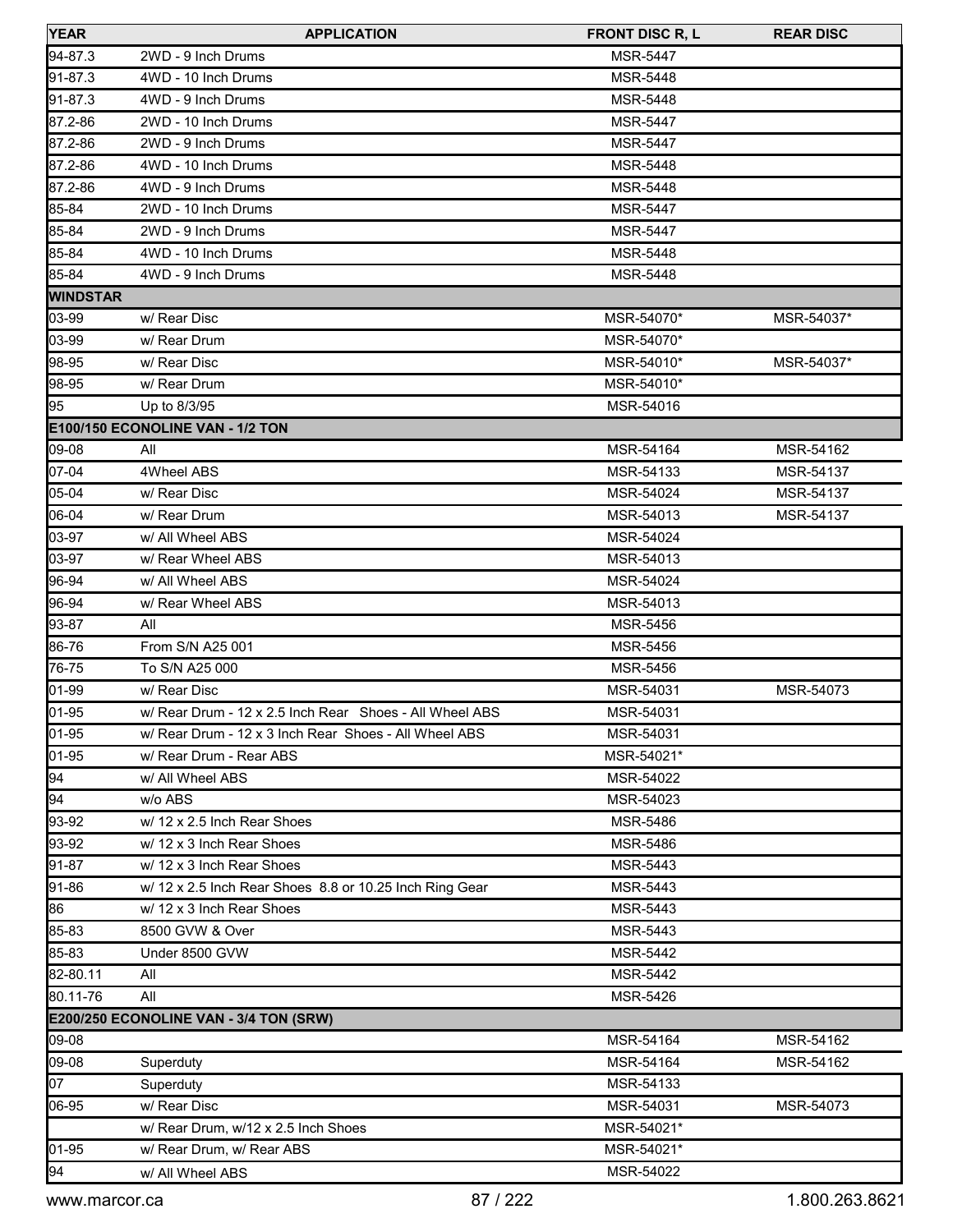| YEAR | APPLICATION | FRONT DISC R, L | REAR DISC |
|---|---|---|---|
| 94-87.3 | 2WD - 9 Inch Drums | MSR-5447 | |
| 91-87.3 | 4WD - 10 Inch Drums | MSR-5448 | |
| 91-87.3 | 4WD - 9 Inch Drums | MSR-5448 | |
| 87.2-86 | 2WD - 10 Inch Drums | MSR-5447 | |
| 87.2-86 | 2WD - 9 Inch Drums | MSR-5447 | |
| 87.2-86 | 4WD - 10 Inch Drums | MSR-5448 | |
| 87.2-86 | 4WD - 9 Inch Drums | MSR-5448 | |
| 85-84 | 2WD - 10 Inch Drums | MSR-5447 | |
| 85-84 | 2WD - 9 Inch Drums | MSR-5447 | |
| 85-84 | 4WD - 10 Inch Drums | MSR-5448 | |
| 85-84 | 4WD - 9 Inch Drums | MSR-5448 | |
| **WINDSTAR** | | | |
| 03-99 | w/ Rear Disc | MSR-54070* | MSR-54037* |
| 03-99 | w/ Rear Drum | MSR-54070* | |
| 98-95 | w/ Rear Disc | MSR-54010* | MSR-54037* |
| 98-95 | w/ Rear Drum | MSR-54010* | |
| 95 | Up to 8/3/95 | MSR-54016 | |
| **E100/150 ECONOLINE VAN - 1/2 TON** | | | |
| 09-08 | All | MSR-54164 | MSR-54162 |
| 07-04 | 4Wheel ABS | MSR-54133 | MSR-54137 |
| 05-04 | w/ Rear Disc | MSR-54024 | MSR-54137 |
| 06-04 | w/ Rear Drum | MSR-54013 | MSR-54137 |
| 03-97 | w/ All Wheel ABS | MSR-54024 | |
| 03-97 | w/ Rear Wheel ABS | MSR-54013 | |
| 96-94 | w/ All Wheel ABS | MSR-54024 | |
| 96-94 | w/ Rear Wheel ABS | MSR-54013 | |
| 93-87 | All | MSR-5456 | |
| 86-76 | From S/N A25 001 | MSR-5456 | |
| 76-75 | To S/N A25 000 | MSR-5456 | |
| 01-99 | w/ Rear Disc | MSR-54031 | MSR-54073 |
| 01-95 | w/ Rear Drum - 12 x 2.5 Inch Rear Shoes - All Wheel ABS | MSR-54031 | |
| 01-95 | w/ Rear Drum - 12 x 3 Inch Rear Shoes - All Wheel ABS | MSR-54031 | |
| 01-95 | w/ Rear Drum - Rear ABS | MSR-54021* | |
| 94 | w/ All Wheel ABS | MSR-54022 | |
| 94 | w/o ABS | MSR-54023 | |
| 93-92 | w/ 12 x 2.5 Inch Rear Shoes | MSR-5486 | |
| 93-92 | w/ 12 x 3 Inch Rear Shoes | MSR-5486 | |
| 91-87 | w/ 12 x 3 Inch Rear Shoes | MSR-5443 | |
| 91-86 | w/ 12 x 2.5 Inch Rear Shoes 8.8 or 10.25 Inch Ring Gear | MSR-5443 | |
| 86 | w/ 12 x 3 Inch Rear Shoes | MSR-5443 | |
| 85-83 | 8500 GVW & Over | MSR-5443 | |
| 85-83 | Under 8500 GVW | MSR-5442 | |
| 82-80.11 | All | MSR-5442 | |
| 80.11-76 | All | MSR-5426 | |
| **E200/250 ECONOLINE VAN - 3/4 TON (SRW)** | | | |
| 09-08 | | MSR-54164 | MSR-54162 |
| 09-08 | Superduty | MSR-54164 | MSR-54162 |
| 07 | Superduty | MSR-54133 | |
| 06-95 | w/ Rear Disc | MSR-54031 | MSR-54073 |
| | w/ Rear Drum, w/12 x 2.5 Inch Shoes | MSR-54021* | |
| 01-95 | w/ Rear Drum, w/ Rear ABS | MSR-54021* | |
| 94 | w/ All Wheel ABS | MSR-54022 | |

www.marcor.ca 1.800.263.8621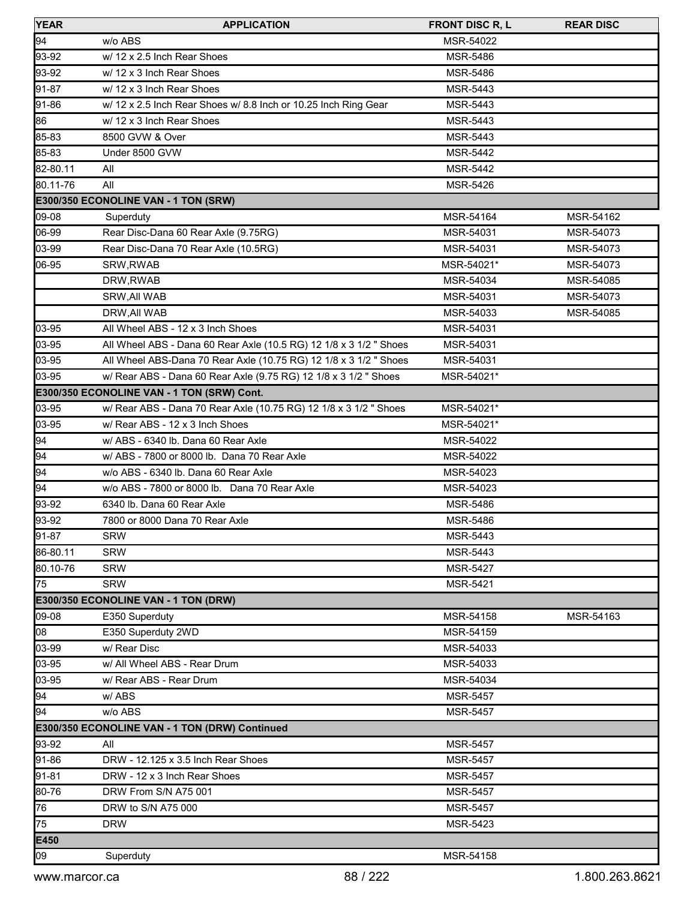| YEAR | APPLICATION | FRONT DISC R, L | REAR DISC |
|---|---|---|---|
| 94 | w/o ABS | MSR-54022 | |
| 93-92 | w/ 12 x 2.5 Inch Rear Shoes | MSR-5486 | |
| 93-92 | w/ 12 x 3 Inch Rear Shoes | MSR-5486 | |
| 91-87 | w/ 12 x 3 Inch Rear Shoes | MSR-5443 | |
| 91-86 | w/ 12 x 2.5 Inch Rear Shoes w/ 8.8 Inch or 10.25 Inch Ring Gear | MSR-5443 | |
| 86 | w/ 12 x 3 Inch Rear Shoes | MSR-5443 | |
| 85-83 | 8500 GVW & Over | MSR-5443 | |
| 85-83 | Under 8500 GVW | MSR-5442 | |
| 82-80.11 | All | MSR-5442 | |
| 80.11-76 | All | MSR-5426 | |
| **E300/350 ECONOLINE VAN - 1 TON (SRW)** | | | |
| 09-08 | Superduty | MSR-54164 | MSR-54162 |
| 06-99 | Rear Disc-Dana 60 Rear Axle (9.75RG) | MSR-54031 | MSR-54073 |
| 03-99 | Rear Disc-Dana 70 Rear Axle (10.5RG) | MSR-54031 | MSR-54073 |
| 06-95 | SRW,RWAB | MSR-54021* | MSR-54073 |
| | DRW,RWAB | MSR-54034 | MSR-54085 |
| | SRW,All WAB | MSR-54031 | MSR-54073 |
| | DRW,All WAB | MSR-54033 | MSR-54085 |
| 03-95 | All Wheel ABS - 12 x 3 Inch Shoes | MSR-54031 | |
| 03-95 | All Wheel ABS - Dana 60 Rear Axle (10.5 RG) 12 1/8 x 3 1/2 " Shoes | MSR-54031 | |
| 03-95 | All Wheel ABS-Dana 70 Rear Axle (10.75 RG) 12 1/8 x 3 1/2 " Shoes | MSR-54031 | |
| 03-95 | w/ Rear ABS - Dana 60 Rear Axle (9.75 RG) 12 1/8 x 3 1/2 " Shoes | MSR-54021* | |
| **E300/350 ECONOLINE VAN - 1 TON (SRW) Cont.** | | | |
| 03-95 | w/ Rear ABS - Dana 70 Rear Axle (10.75 RG) 12 1/8 x 3 1/2 " Shoes | MSR-54021* | |
| 03-95 | w/ Rear ABS - 12 x 3 Inch Shoes | MSR-54021* | |
| 94 | w/ ABS - 6340 lb. Dana 60 Rear Axle | MSR-54022 | |
| 94 | w/ ABS - 7800 or 8000 lb. Dana 70 Rear Axle | MSR-54022 | |
| 94 | w/o ABS - 6340 lb. Dana 60 Rear Axle | MSR-54023 | |
| 94 | w/o ABS - 7800 or 8000 lb. Dana 70 Rear Axle | MSR-54023 | |
| 93-92 | 6340 lb. Dana 60 Rear Axle | MSR-5486 | |
| 93-92 | 7800 or 8000 Dana 70 Rear Axle | MSR-5486 | |
| 91-87 | SRW | MSR-5443 | |
| 86-80.11 | SRW | MSR-5443 | |
| 80.10-76 | SRW | MSR-5427 | |
| 75 | SRW | MSR-5421 | |
| **E300/350 ECONOLINE VAN - 1 TON (DRW)** | | | |
| 09-08 | E350 Superduty | MSR-54158 | MSR-54163 |
| 08 | E350 Superduty 2WD | MSR-54159 | |
| 03-99 | w/ Rear Disc | MSR-54033 | |
| 03-95 | w/ All Wheel ABS - Rear Drum | MSR-54033 | |
| 03-95 | w/ Rear ABS - Rear Drum | MSR-54034 | |
| 94 | w/ ABS | MSR-5457 | |
| 94 | w/o ABS | MSR-5457 | |
| **E300/350 ECONOLINE VAN - 1 TON (DRW) Continued** | | | |
| 93-92 | All | MSR-5457 | |
| 91-86 | DRW - 12.125 x 3.5 Inch Rear Shoes | MSR-5457 | |
| 91-81 | DRW - 12 x 3 Inch Rear Shoes | MSR-5457 | |
| 80-76 | DRW From S/N A75 001 | MSR-5457 | |
| 76 | DRW to S/N A75 000 | MSR-5457 | |
| 75 | DRW | MSR-5423 | |
| **E450** | | | |
| 09 | Superduty | MSR-54158 | |

www.marcor.ca 1.800.263.8621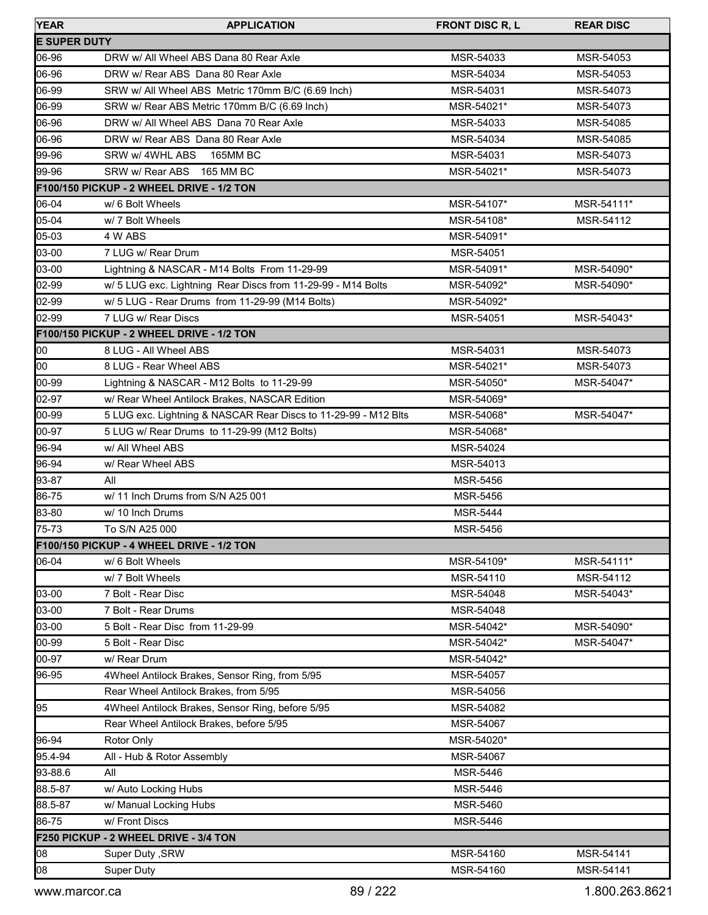| YEAR | APPLICATION | FRONT DISC R, L | REAR DISC |
|---|---|---|---|
| **E SUPER DUTY** | | | |
| 06-96 | DRW w/ All Wheel ABS Dana 80 Rear Axle | MSR-54033 | MSR-54053 |
| 06-96 | DRW w/ Rear ABS Dana 80 Rear Axle | MSR-54034 | MSR-54053 |
| 06-99 | SRW w/ All Wheel ABS Metric 170mm B/C (6.69 Inch) | MSR-54031 | MSR-54073 |
| 06-99 | SRW w/ Rear ABS Metric 170mm B/C (6.69 Inch) | MSR-54021* | MSR-54073 |
| 06-96 | DRW w/ All Wheel ABS Dana 70 Rear Axle | MSR-54033 | MSR-54085 |
| 06-96 | DRW w/ Rear ABS Dana 80 Rear Axle | MSR-54034 | MSR-54085 |
| 99-96 | SRW w/ 4WHL ABS 165MM BC | MSR-54031 | MSR-54073 |
| 99-96 | SRW w/ Rear ABS 165 MM BC | MSR-54021* | MSR-54073 |
| **F100/150 PICKUP - 2 WHEEL DRIVE - 1/2 TON** | | | |
| 06-04 | w/ 6 Bolt Wheels | MSR-54107* | MSR-54111* |
| 05-04 | w/ 7 Bolt Wheels | MSR-54108* | MSR-54112 |
| 05-03 | 4 W ABS | MSR-54091* | |
| 03-00 | 7 LUG w/ Rear Drum | MSR-54051 | |
| 03-00 | Lightning & NASCAR - M14 Bolts From 11-29-99 | MSR-54091* | MSR-54090* |
| 02-99 | w/ 5 LUG exc. Lightning Rear Discs from 11-29-99 - M14 Bolts | MSR-54092* | MSR-54090* |
| 02-99 | w/ 5 LUG - Rear Drums from 11-29-99 (M14 Bolts) | MSR-54092* | |
| 02-99 | 7 LUG w/ Rear Discs | MSR-54051 | MSR-54043* |
| **F100/150 PICKUP - 2 WHEEL DRIVE - 1/2 TON** | | | |
| 00 | 8 LUG - All Wheel ABS | MSR-54031 | MSR-54073 |
| 00 | 8 LUG - Rear Wheel ABS | MSR-54021* | MSR-54073 |
| 00-99 | Lightning & NASCAR - M12 Bolts to 11-29-99 | MSR-54050* | MSR-54047* |
| 02-97 | w/ Rear Wheel Antilock Brakes, NASCAR Edition | MSR-54069* | |
| 00-99 | 5 LUG exc. Lightning & NASCAR Rear Discs to 11-29-99 - M12 Blts | MSR-54068* | MSR-54047* |
| 00-97 | 5 LUG w/ Rear Drums to 11-29-99 (M12 Bolts) | MSR-54068* | |
| 96-94 | w/ All Wheel ABS | MSR-54024 | |
| 96-94 | w/ Rear Wheel ABS | MSR-54013 | |
| 93-87 | All | MSR-5456 | |
| 86-75 | w/ 11 Inch Drums from S/N A25 001 | MSR-5456 | |
| 83-80 | w/ 10 Inch Drums | MSR-5444 | |
| 75-73 | To S/N A25 000 | MSR-5456 | |
| **F100/150 PICKUP - 4 WHEEL DRIVE - 1/2 TON** | | | |
| 06-04 | w/ 6 Bolt Wheels | MSR-54109* | MSR-54111* |
| | w/ 7 Bolt Wheels | MSR-54110 | MSR-54112 |
| 03-00 | 7 Bolt - Rear Disc | MSR-54048 | MSR-54043* |
| 03-00 | 7 Bolt - Rear Drums | MSR-54048 | |
| 03-00 | 5 Bolt - Rear Disc from 11-29-99 | MSR-54042* | MSR-54090* |
| 00-99 | 5 Bolt - Rear Disc | MSR-54042* | MSR-54047* |
| 00-97 | w/ Rear Drum | MSR-54042* | |
| 96-95 | 4Wheel Antilock Brakes, Sensor Ring, from 5/95 | MSR-54057 | |
| | Rear Wheel Antilock Brakes, from 5/95 | MSR-54056 | |
| 95 | 4Wheel Antilock Brakes, Sensor Ring, before 5/95 | MSR-54082 | |
| | Rear Wheel Antilock Brakes, before 5/95 | MSR-54067 | |
| 96-94 | Rotor Only | MSR-54020* | |
| 95.4-94 | All - Hub & Rotor Assembly | MSR-54067 | |
| 93-88.6 | All | MSR-5446 | |
| 88.5-87 | w/ Auto Locking Hubs | MSR-5446 | |
| 88.5-87 | w/ Manual Locking Hubs | MSR-5460 | |
| 86-75 | w/ Front Discs | MSR-5446 | |
| **F250 PICKUP - 2 WHEEL DRIVE - 3/4 TON** | | | |
| 08 | Super Duty ,SRW | MSR-54160 | MSR-54141 |
| 08 | Super Duty | MSR-54160 | MSR-54141 |

www.marcor.ca 1.800.263.8621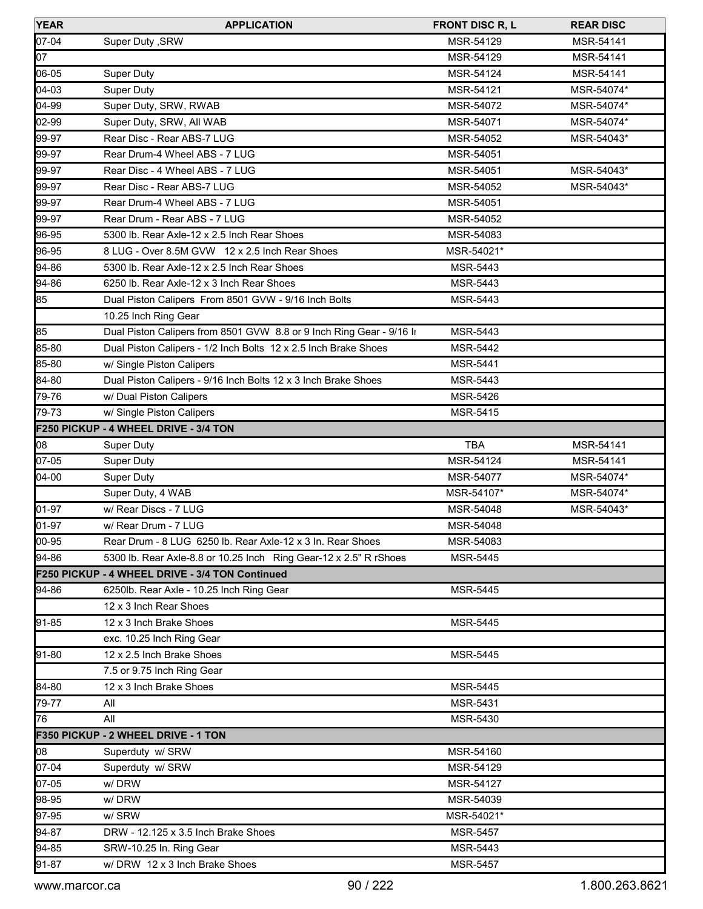| YEAR | APPLICATION | FRONT DISC R, L | REAR DISC |
|---|---|---|---|
| 07-04 | Super Duty ,SRW | MSR-54129 | MSR-54141 |
| 07 | | MSR-54129 | MSR-54141 |
| 06-05 | Super Duty | MSR-54124 | MSR-54141 |
| 04-03 | Super Duty | MSR-54121 | MSR-54074* |
| 04-99 | Super Duty, SRW, RWAB | MSR-54072 | MSR-54074* |
| 02-99 | Super Duty, SRW, All WAB | MSR-54071 | MSR-54074* |
| 99-97 | Rear Disc - Rear ABS-7 LUG | MSR-54052 | MSR-54043* |
| 99-97 | Rear Drum-4 Wheel ABS - 7 LUG | MSR-54051 | |
| 99-97 | Rear Disc - 4 Wheel ABS - 7 LUG | MSR-54051 | MSR-54043* |
| 99-97 | Rear Disc - Rear ABS-7 LUG | MSR-54052 | MSR-54043* |
| 99-97 | Rear Drum-4 Wheel ABS - 7 LUG | MSR-54051 | |
| 99-97 | Rear Drum - Rear ABS - 7 LUG | MSR-54052 | |
| 96-95 | 5300 lb. Rear Axle-12 x 2.5 Inch Rear Shoes | MSR-54083 | |
| 96-95 | 8 LUG - Over 8.5M GVW 12 x 2.5 Inch Rear Shoes | MSR-54021* | |
| 94-86 | 5300 lb. Rear Axle-12 x 2.5 Inch Rear Shoes | MSR-5443 | |
| 94-86 | 6250 lb. Rear Axle-12 x 3 Inch Rear Shoes | MSR-5443 | |
| 85 | Dual Piston Calipers From 8501 GVW - 9/16 Inch Bolts | MSR-5443 | |
| | 10.25 Inch Ring Gear | | |
| 85 | Dual Piston Calipers from 8501 GVW 8.8 or 9 Inch Ring Gear - 9/16 In | MSR-5443 | |
| 85-80 | Dual Piston Calipers - 1/2 Inch Bolts 12 x 2.5 Inch Brake Shoes | MSR-5442 | |
| 85-80 | w/ Single Piston Calipers | MSR-5441 | |
| 84-80 | Dual Piston Calipers - 9/16 Inch Bolts 12 x 3 Inch Brake Shoes | MSR-5443 | |
| 79-76 | w/ Dual Piston Calipers | MSR-5426 | |
| 79-73 | w/ Single Piston Calipers | MSR-5415 | |
| **F250 PICKUP - 4 WHEEL DRIVE - 3/4 TON** | | | |
| 08 | Super Duty | TBA | MSR-54141 |
| 07-05 | Super Duty | MSR-54124 | MSR-54141 |
| 04-00 | Super Duty | MSR-54077 | MSR-54074* |
| | Super Duty, 4 WAB | MSR-54107* | MSR-54074* |
| 01-97 | w/ Rear Discs - 7 LUG | MSR-54048 | MSR-54043* |
| 01-97 | w/ Rear Drum - 7 LUG | MSR-54048 | |
| 00-95 | Rear Drum - 8 LUG 6250 lb. Rear Axle-12 x 3 In. Rear Shoes | MSR-54083 | |
| 94-86 | 5300 lb. Rear Axle-8.8 or 10.25 Inch Ring Gear-12 x 2.5" R rShoes | MSR-5445 | |
| **F250 PICKUP - 4 WHEEL DRIVE - 3/4 TON Continued** | | | |
| 94-86 | 6250lb. Rear Axle - 10.25 Inch Ring Gear | MSR-5445 | |
| | 12 x 3 Inch Rear Shoes | | |
| 91-85 | 12 x 3 Inch Brake Shoes | MSR-5445 | |
| | exc. 10.25 Inch Ring Gear | | |
| 91-80 | 12 x 2.5 Inch Brake Shoes | MSR-5445 | |
| | 7.5 or 9.75 Inch Ring Gear | | |
| 84-80 | 12 x 3 Inch Brake Shoes | MSR-5445 | |
| 79-77 | All | MSR-5431 | |
| 76 | All | MSR-5430 | |
| **F350 PICKUP - 2 WHEEL DRIVE - 1 TON** | | | |
| 08 | Superduty w/ SRW | MSR-54160 | |
| 07-04 | Superduty w/ SRW | MSR-54129 | |
| 07-05 | w/ DRW | MSR-54127 | |
| 98-95 | w/ DRW | MSR-54039 | |
| 97-95 | w/ SRW | MSR-54021* | |
| 94-87 | DRW - 12.125 x 3.5 Inch Brake Shoes | MSR-5457 | |
| 94-85 | SRW-10.25 In. Ring Gear | MSR-5443 | |
| 91-87 | w/ DRW 12 x 3 Inch Brake Shoes | MSR-5457 | |

www.marcor.ca 1.800.263.8621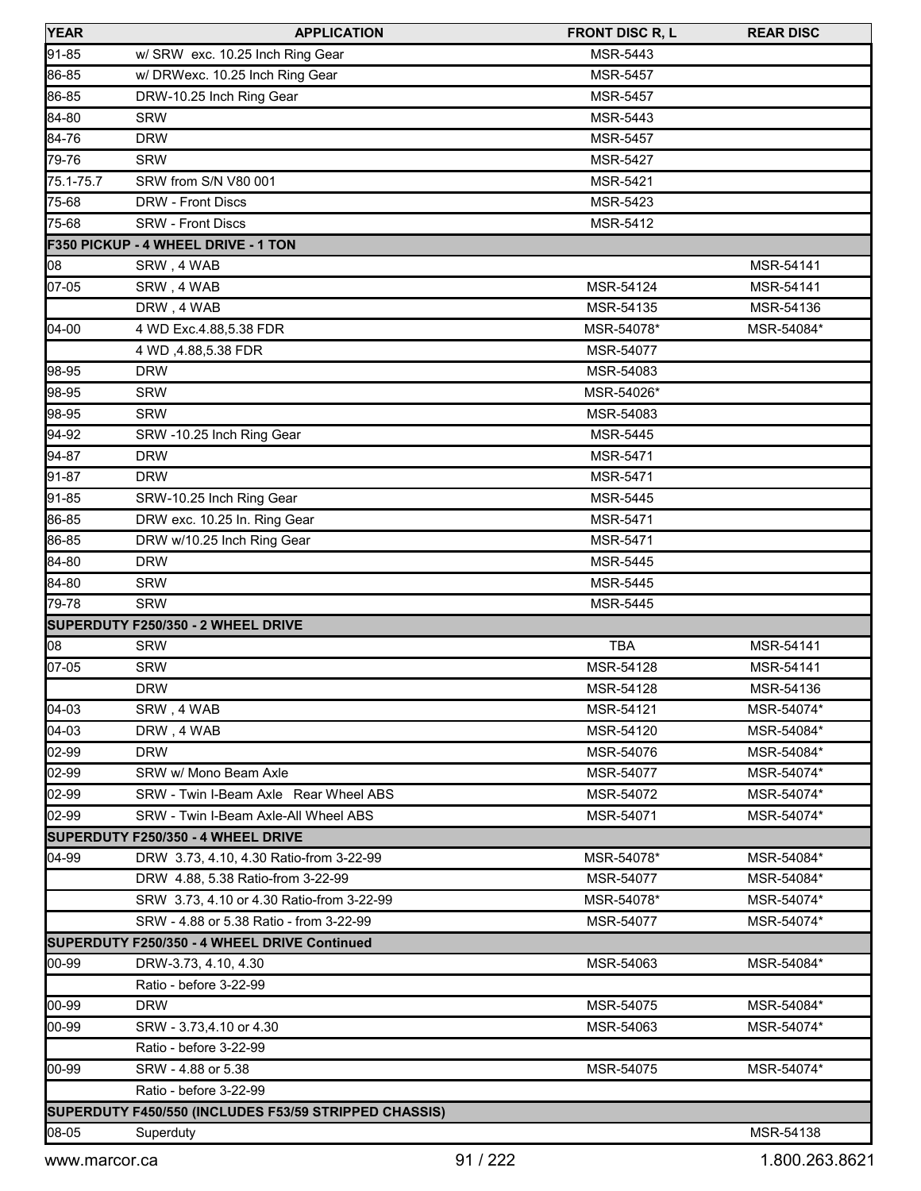| YEAR | APPLICATION | FRONT DISC R, L | REAR DISC |
|---|---|---|---|
| 91-85 | w/ SRW exc. 10.25 Inch Ring Gear | MSR-5443 | |
| 86-85 | w/ DRWexc. 10.25 Inch Ring Gear | MSR-5457 | |
| 86-85 | DRW-10.25 Inch Ring Gear | MSR-5457 | |
| 84-80 | SRW | MSR-5443 | |
| 84-76 | DRW | MSR-5457 | |
| 79-76 | SRW | MSR-5427 | |
| 75.1-75.7 | SRW from S/N V80 001 | MSR-5421 | |
| 75-68 | DRW - Front Discs | MSR-5423 | |
| 75-68 | SRW - Front Discs | MSR-5412 | |
| **F350 PICKUP - 4 WHEEL DRIVE - 1 TON** | | | |
| 08 | SRW , 4 WAB | | MSR-54141 |
| 07-05 | SRW , 4 WAB | MSR-54124 | MSR-54141 |
| | DRW , 4 WAB | MSR-54135 | MSR-54136 |
| 04-00 | 4 WD Exc.4.88,5.38 FDR | MSR-54078* | MSR-54084* |
| | 4 WD ,4.88,5.38 FDR | MSR-54077 | |
| 98-95 | DRW | MSR-54083 | |
| 98-95 | SRW | MSR-54026* | |
| 98-95 | SRW | MSR-54083 | |
| 94-92 | SRW -10.25 Inch Ring Gear | MSR-5445 | |
| 94-87 | DRW | MSR-5471 | |
| 91-87 | DRW | MSR-5471 | |
| 91-85 | SRW-10.25 Inch Ring Gear | MSR-5445 | |
| 86-85 | DRW exc. 10.25 In. Ring Gear | MSR-5471 | |
| 86-85 | DRW w/10.25 Inch Ring Gear | MSR-5471 | |
| 84-80 | DRW | MSR-5445 | |
| 84-80 | SRW | MSR-5445 | |
| 79-78 | SRW | MSR-5445 | |
| **SUPERDUTY F250/350 - 2 WHEEL DRIVE** | | | |
| 08 | SRW | TBA | MSR-54141 |
| 07-05 | SRW | MSR-54128 | MSR-54141 |
| | DRW | MSR-54128 | MSR-54136 |
| 04-03 | SRW , 4 WAB | MSR-54121 | MSR-54074* |
| 04-03 | DRW , 4 WAB | MSR-54120 | MSR-54084* |
| 02-99 | DRW | MSR-54076 | MSR-54084* |
| 02-99 | SRW w/ Mono Beam Axle | MSR-54077 | MSR-54074* |
| 02-99 | SRW - Twin I-Beam Axle Rear Wheel ABS | MSR-54072 | MSR-54074* |
| 02-99 | SRW - Twin I-Beam Axle-All Wheel ABS | MSR-54071 | MSR-54074* |
| **SUPERDUTY F250/350 - 4 WHEEL DRIVE** | | | |
| 04-99 | DRW 3.73, 4.10, 4.30 Ratio-from 3-22-99 | MSR-54078* | MSR-54084* |
| | DRW 4.88, 5.38 Ratio-from 3-22-99 | MSR-54077 | MSR-54084* |
| | SRW 3.73, 4.10 or 4.30 Ratio-from 3-22-99 | MSR-54078* | MSR-54074* |
| | SRW - 4.88 or 5.38 Ratio - from 3-22-99 | MSR-54077 | MSR-54074* |
| **SUPERDUTY F250/350 - 4 WHEEL DRIVE Continued** | | | |
| 00-99 | DRW-3.73, 4.10, 4.30 | MSR-54063 | MSR-54084* |
| | Ratio - before 3-22-99 | | |
| 00-99 | DRW | MSR-54075 | MSR-54084* |
| 00-99 | SRW - 3.73,4.10 or 4.30 | MSR-54063 | MSR-54074* |
| | Ratio - before 3-22-99 | | |
| 00-99 | SRW - 4.88 or 5.38 | MSR-54075 | MSR-54074* |
| | Ratio - before 3-22-99 | | |
| **SUPERDUTY F450/550 (INCLUDES F53/59 STRIPPED CHASSIS)** | | | |
| 08-05 | Superduty | | MSR-54138 |

www.marcor.ca 1.800.263.8621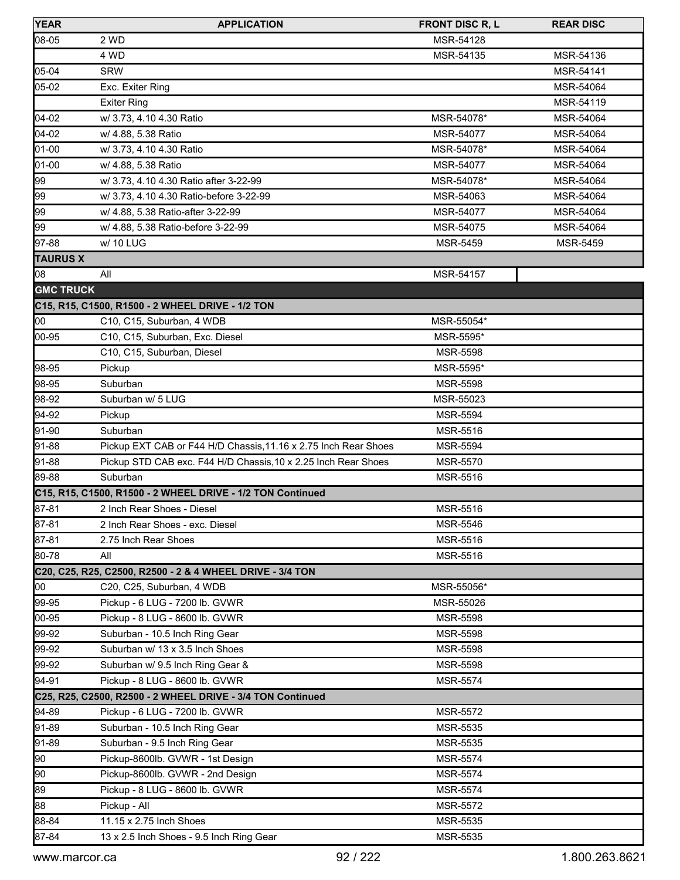| YEAR | APPLICATION | FRONT DISC R, L | REAR DISC |
|---|---|---|---|
| 08-05 | 2 WD | MSR-54128 | |
| | 4 WD | MSR-54135 | MSR-54136 |
| 05-04 | SRW | | MSR-54141 |
| 05-02 | Exc. Exiter Ring | | MSR-54064 |
| | Exiter Ring | | MSR-54119 |
| 04-02 | w/ 3.73, 4.10 4.30 Ratio | MSR-54078* | MSR-54064 |
| 04-02 | w/ 4.88, 5.38 Ratio | MSR-54077 | MSR-54064 |
| 01-00 | w/ 3.73, 4.10 4.30 Ratio | MSR-54078* | MSR-54064 |
| 01-00 | w/ 4.88, 5.38 Ratio | MSR-54077 | MSR-54064 |
| 99 | w/ 3.73, 4.10 4.30 Ratio after 3-22-99 | MSR-54078* | MSR-54064 |
| 99 | w/ 3.73, 4.10 4.30 Ratio-before 3-22-99 | MSR-54063 | MSR-54064 |
| 99 | w/ 4.88, 5.38 Ratio-after 3-22-99 | MSR-54077 | MSR-54064 |
| 99 | w/ 4.88, 5.38 Ratio-before 3-22-99 | MSR-54075 | MSR-54064 |
| 97-88 | w/ 10 LUG | MSR-5459 | MSR-5459 |
| **TAURUS X** | | | |
| 08 | All | MSR-54157 | |
| **GMC TRUCK** | | | |
| **C15, R15, C1500, R1500 - 2 WHEEL DRIVE - 1/2 TON** | | | |
| 00 | C10, C15, Suburban, 4 WDB | MSR-55054* | |
| 00-95 | C10, C15, Suburban, Exc. Diesel | MSR-5595* | |
| | C10, C15, Suburban, Diesel | MSR-5598 | |
| 98-95 | Pickup | MSR-5595* | |
| 98-95 | Suburban | MSR-5598 | |
| 98-92 | Suburban w/ 5 LUG | MSR-55023 | |
| 94-92 | Pickup | MSR-5594 | |
| 91-90 | Suburban | MSR-5516 | |
| 91-88 | Pickup EXT CAB or F44 H/D Chassis,11.16 x 2.75 Inch Rear Shoes | MSR-5594 | |
| 91-88 | Pickup STD CAB exc. F44 H/D Chassis,10 x 2.25 Inch Rear Shoes | MSR-5570 | |
| 89-88 | Suburban | MSR-5516 | |
| **C15, R15, C1500, R1500 - 2 WHEEL DRIVE - 1/2 TON Continued** | | | |
| 87-81 | 2 Inch Rear Shoes - Diesel | MSR-5516 | |
| 87-81 | 2 Inch Rear Shoes - exc. Diesel | MSR-5546 | |
| 87-81 | 2.75 Inch Rear Shoes | MSR-5516 | |
| 80-78 | All | MSR-5516 | |
| **C20, C25, R25, C2500, R2500 - 2 & 4 WHEEL DRIVE - 3/4 TON** | | | |
| 00 | C20, C25, Suburban, 4 WDB | MSR-55056* | |
| 99-95 | Pickup - 6 LUG - 7200 lb. GVWR | MSR-55026 | |
| 00-95 | Pickup - 8 LUG - 8600 lb. GVWR | MSR-5598 | |
| 99-92 | Suburban - 10.5 Inch Ring Gear | MSR-5598 | |
| 99-92 | Suburban w/ 13 x 3.5 Inch Shoes | MSR-5598 | |
| 99-92 | Suburban w/ 9.5 Inch Ring Gear & | MSR-5598 | |
| 94-91 | Pickup - 8 LUG - 8600 lb. GVWR | MSR-5574 | |
| **C25, R25, C2500, R2500 - 2 WHEEL DRIVE - 3/4 TON Continued** | | | |
| 94-89 | Pickup - 6 LUG - 7200 lb. GVWR | MSR-5572 | |
| 91-89 | Suburban - 10.5 Inch Ring Gear | MSR-5535 | |
| 91-89 | Suburban - 9.5 Inch Ring Gear | MSR-5535 | |
| 90 | Pickup-8600lb. GVWR - 1st Design | MSR-5574 | |
| 90 | Pickup-8600lb. GVWR - 2nd Design | MSR-5574 | |
| 89 | Pickup - 8 LUG - 8600 lb. GVWR | MSR-5574 | |
| 88 | Pickup - All | MSR-5572 | |
| 88-84 | 11.15 x 2.75 Inch Shoes | MSR-5535 | |
| 87-84 | 13 x 2.5 Inch Shoes - 9.5 Inch Ring Gear | MSR-5535 | |

www.marcor.ca 1.800.263.8621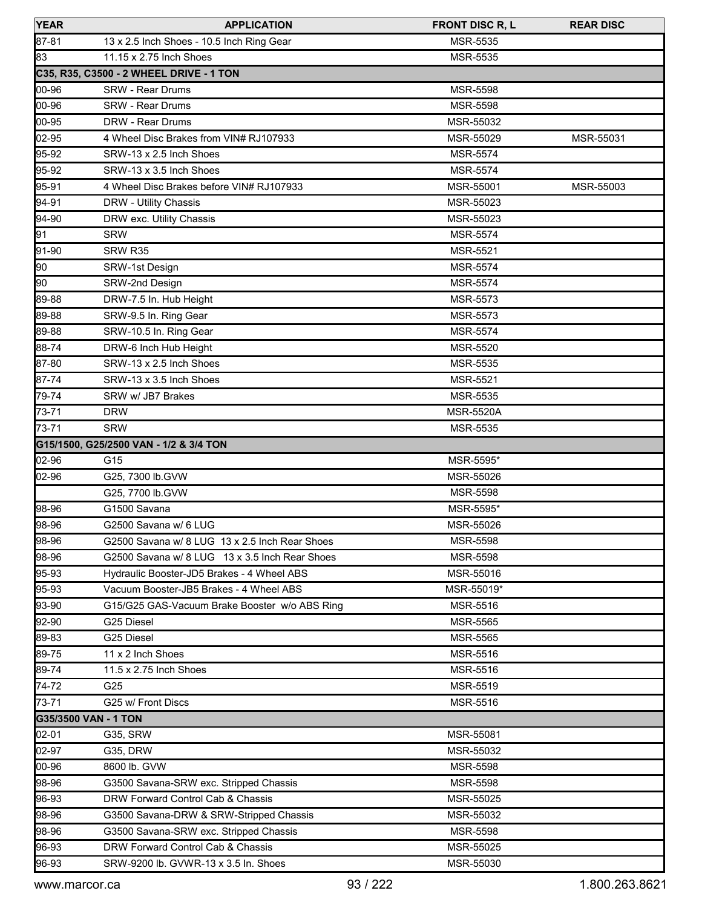| YEAR | APPLICATION | FRONT DISC R, L | REAR DISC |
|---|---|---|---|
| 87-81 | 13 x 2.5 Inch Shoes - 10.5 Inch Ring Gear | MSR-5535 | |
| 83 | 11.15 x 2.75 Inch Shoes | MSR-5535 | |
| **C35, R35, C3500 - 2 WHEEL DRIVE - 1 TON** | | | |
| 00-96 | SRW - Rear Drums | MSR-5598 | |
| 00-96 | SRW - Rear Drums | MSR-5598 | |
| 00-95 | DRW - Rear Drums | MSR-55032 | |
| 02-95 | 4 Wheel Disc Brakes from VIN# RJ107933 | MSR-55029 | MSR-55031 |
| 95-92 | SRW-13 x 2.5 Inch Shoes | MSR-5574 | |
| 95-92 | SRW-13 x 3.5 Inch Shoes | MSR-5574 | |
| 95-91 | 4 Wheel Disc Brakes before VIN# RJ107933 | MSR-55001 | MSR-55003 |
| 94-91 | DRW - Utility Chassis | MSR-55023 | |
| 94-90 | DRW exc. Utility Chassis | MSR-55023 | |
| 91 | SRW | MSR-5574 | |
| 91-90 | SRW R35 | MSR-5521 | |
| 90 | SRW-1st Design | MSR-5574 | |
| 90 | SRW-2nd Design | MSR-5574 | |
| 89-88 | DRW-7.5 In. Hub Height | MSR-5573 | |
| 89-88 | SRW-9.5 In. Ring Gear | MSR-5573 | |
| 89-88 | SRW-10.5 In. Ring Gear | MSR-5574 | |
| 88-74 | DRW-6 Inch Hub Height | MSR-5520 | |
| 87-80 | SRW-13 x 2.5 Inch Shoes | MSR-5535 | |
| 87-74 | SRW-13 x 3.5 Inch Shoes | MSR-5521 | |
| 79-74 | SRW w/ JB7 Brakes | MSR-5535 | |
| 73-71 | DRW | MSR-5520A | |
| 73-71 | SRW | MSR-5535 | |
| **G15/1500, G25/2500 VAN - 1/2 & 3/4 TON** | | | |
| 02-96 | G15 | MSR-5595* | |
| 02-96 | G25, 7300 lb.GVW | MSR-55026 | |
| | G25, 7700 lb.GVW | MSR-5598 | |
| 98-96 | G1500 Savana | MSR-5595* | |
| 98-96 | G2500 Savana w/ 6 LUG | MSR-55026 | |
| 98-96 | G2500 Savana w/ 8 LUG 13 x 2.5 Inch Rear Shoes | MSR-5598 | |
| 98-96 | G2500 Savana w/ 8 LUG 13 x 3.5 Inch Rear Shoes | MSR-5598 | |
| 95-93 | Hydraulic Booster-JD5 Brakes - 4 Wheel ABS | MSR-55016 | |
| 95-93 | Vacuum Booster-JB5 Brakes - 4 Wheel ABS | MSR-55019* | |
| 93-90 | G15/G25 GAS-Vacuum Brake Booster w/o ABS Ring | MSR-5516 | |
| 92-90 | G25 Diesel | MSR-5565 | |
| 89-83 | G25 Diesel | MSR-5565 | |
| 89-75 | 11 x 2 Inch Shoes | MSR-5516 | |
| 89-74 | 11.5 x 2.75 Inch Shoes | MSR-5516 | |
| 74-72 | G25 | MSR-5519 | |
| 73-71 | G25 w/ Front Discs | MSR-5516 | |
| **G35/3500 VAN - 1 TON** | | | |
| 02-01 | G35, SRW | MSR-55081 | |
| 02-97 | G35, DRW | MSR-55032 | |
| 00-96 | 8600 lb. GVW | MSR-5598 | |
| 98-96 | G3500 Savana-SRW exc. Stripped Chassis | MSR-5598 | |
| 96-93 | DRW Forward Control Cab & Chassis | MSR-55025 | |
| 98-96 | G3500 Savana-DRW & SRW-Stripped Chassis | MSR-55032 | |
| 98-96 | G3500 Savana-SRW exc. Stripped Chassis | MSR-5598 | |
| 96-93 | DRW Forward Control Cab & Chassis | MSR-55025 | |
| 96-93 | SRW-9200 lb. GVWR-13 x 3.5 In. Shoes | MSR-55030 | |

www.marcor.ca 1.800.263.8621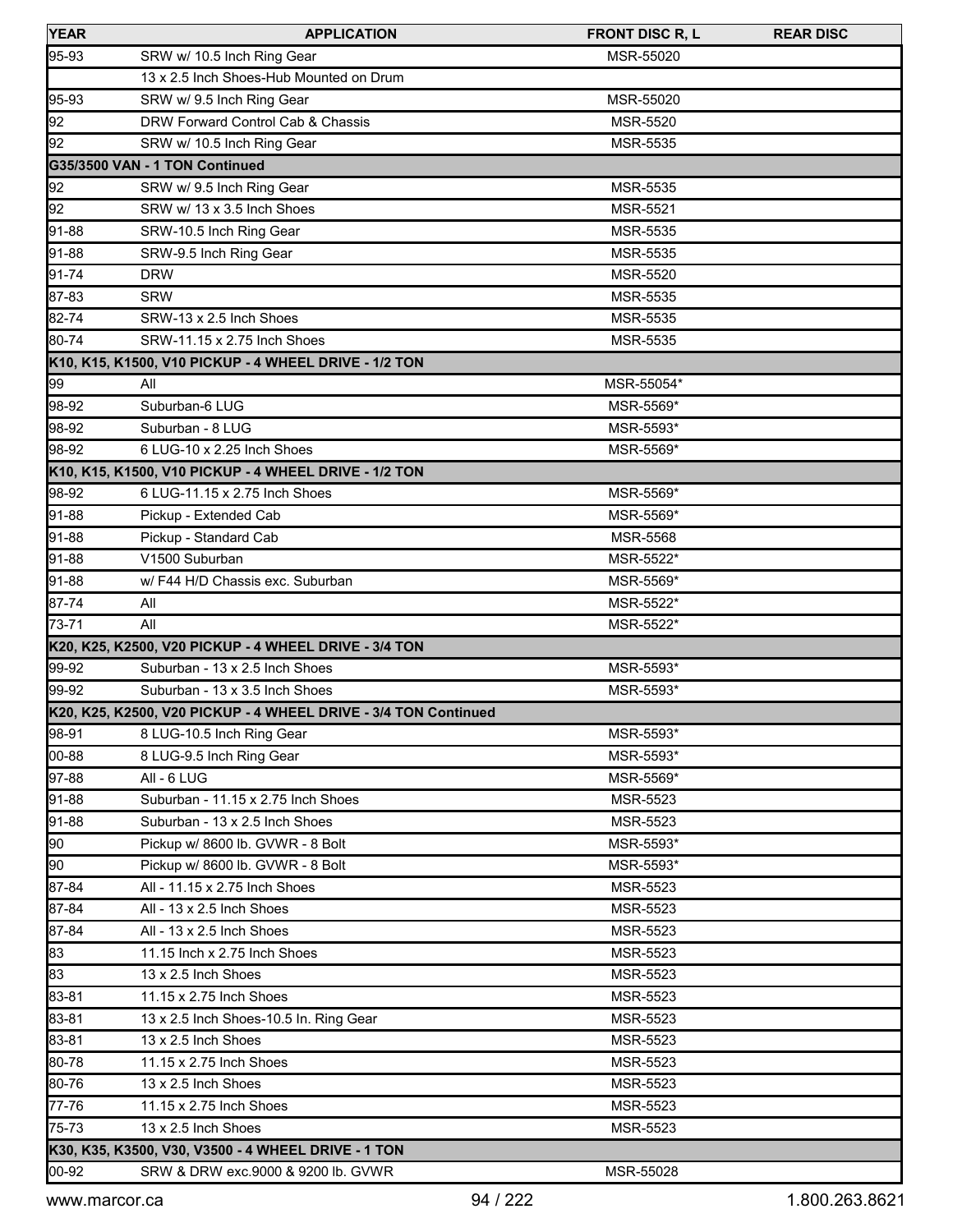| YEAR | APPLICATION | FRONT DISC R, L | REAR DISC |
|---|---|---|---|
| 95-93 | SRW w/ 10.5 Inch Ring Gear | MSR-55020 | |
| | 13 x 2.5 Inch Shoes-Hub Mounted on Drum | | |
| 95-93 | SRW w/ 9.5 Inch Ring Gear | MSR-55020 | |
| 92 | DRW Forward Control Cab & Chassis | MSR-5520 | |
| 92 | SRW w/ 10.5 Inch Ring Gear | MSR-5535 | |
| **G35/3500 VAN - 1 TON Continued** | | | |
| 92 | SRW w/ 9.5 Inch Ring Gear | MSR-5535 | |
| 92 | SRW w/ 13 x 3.5 Inch Shoes | MSR-5521 | |
| 91-88 | SRW-10.5 Inch Ring Gear | MSR-5535 | |
| 91-88 | SRW-9.5 Inch Ring Gear | MSR-5535 | |
| 91-74 | DRW | MSR-5520 | |
| 87-83 | SRW | MSR-5535 | |
| 82-74 | SRW-13 x 2.5 Inch Shoes | MSR-5535 | |
| 80-74 | SRW-11.15 x 2.75 Inch Shoes | MSR-5535 | |
| **K10, K15, K1500, V10 PICKUP - 4 WHEEL DRIVE - 1/2 TON** | | | |
| 99 | All | MSR-55054* | |
| 98-92 | Suburban-6 LUG | MSR-5569* | |
| 98-92 | Suburban - 8 LUG | MSR-5593* | |
| 98-92 | 6 LUG-10 x 2.25 Inch Shoes | MSR-5569* | |
| **K10, K15, K1500, V10 PICKUP - 4 WHEEL DRIVE - 1/2 TON** | | | |
| 98-92 | 6 LUG-11.15 x 2.75 Inch Shoes | MSR-5569* | |
| 91-88 | Pickup - Extended Cab | MSR-5569* | |
| 91-88 | Pickup - Standard Cab | MSR-5568 | |
| 91-88 | V1500 Suburban | MSR-5522* | |
| 91-88 | w/ F44 H/D Chassis exc. Suburban | MSR-5569* | |
| 87-74 | All | MSR-5522* | |
| 73-71 | All | MSR-5522* | |
| **K20, K25, K2500, V20 PICKUP - 4 WHEEL DRIVE - 3/4 TON** | | | |
| 99-92 | Suburban - 13 x 2.5 Inch Shoes | MSR-5593* | |
| 99-92 | Suburban - 13 x 3.5 Inch Shoes | MSR-5593* | |
| **K20, K25, K2500, V20 PICKUP - 4 WHEEL DRIVE - 3/4 TON Continued** | | | |
| 98-91 | 8 LUG-10.5 Inch Ring Gear | MSR-5593* | |
| 00-88 | 8 LUG-9.5 Inch Ring Gear | MSR-5593* | |
| 97-88 | All - 6 LUG | MSR-5569* | |
| 91-88 | Suburban - 11.15 x 2.75 Inch Shoes | MSR-5523 | |
| 91-88 | Suburban - 13 x 2.5 Inch Shoes | MSR-5523 | |
| 90 | Pickup w/ 8600 lb. GVWR - 8 Bolt | MSR-5593* | |
| 90 | Pickup w/ 8600 lb. GVWR - 8 Bolt | MSR-5593* | |
| 87-84 | All - 11.15 x 2.75 Inch Shoes | MSR-5523 | |
| 87-84 | All - 13 x 2.5 Inch Shoes | MSR-5523 | |
| 87-84 | All - 13 x 2.5 Inch Shoes | MSR-5523 | |
| 83 | 11.15 Inch x 2.75 Inch Shoes | MSR-5523 | |
| 83 | 13 x 2.5 Inch Shoes | MSR-5523 | |
| 83-81 | 11.15 x 2.75 Inch Shoes | MSR-5523 | |
| 83-81 | 13 x 2.5 Inch Shoes-10.5 In. Ring Gear | MSR-5523 | |
| 83-81 | 13 x 2.5 Inch Shoes | MSR-5523 | |
| 80-78 | 11.15 x 2.75 Inch Shoes | MSR-5523 | |
| 80-76 | 13 x 2.5 Inch Shoes | MSR-5523 | |
| 77-76 | 11.15 x 2.75 Inch Shoes | MSR-5523 | |
| 75-73 | 13 x 2.5 Inch Shoes | MSR-5523 | |
| **K30, K35, K3500, V30, V3500 - 4 WHEEL DRIVE - 1 TON** | | | |
| 00-92 | SRW & DRW exc.9000 & 9200 lb. GVWR | MSR-55028 | |

www.marcor.ca 1.800.263.8621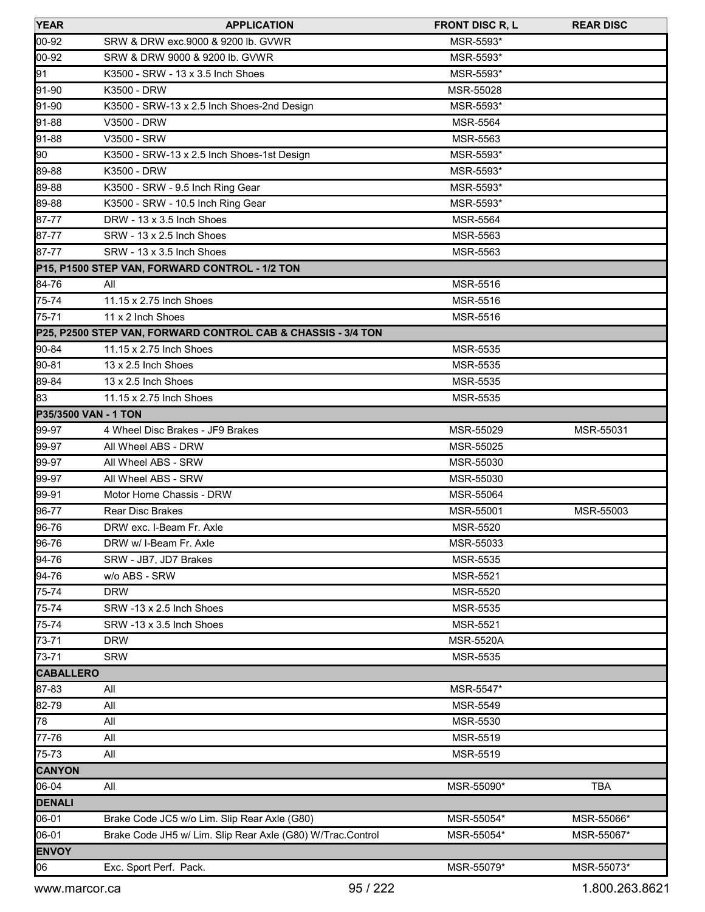| YEAR | APPLICATION | FRONT DISC R, L | REAR DISC |
|---|---|---|---|
| 00-92 | SRW & DRW exc.9000 & 9200 lb. GVWR | MSR-5593* | |
| 00-92 | SRW & DRW 9000 & 9200 lb. GVWR | MSR-5593* | |
| 91 | K3500 - SRW - 13 x 3.5 Inch Shoes | MSR-5593* | |
| 91-90 | K3500 - DRW | MSR-55028 | |
| 91-90 | K3500 - SRW-13 x 2.5 Inch Shoes-2nd Design | MSR-5593* | |
| 91-88 | V3500 - DRW | MSR-5564 | |
| 91-88 | V3500 - SRW | MSR-5563 | |
| 90 | K3500 - SRW-13 x 2.5 Inch Shoes-1st Design | MSR-5593* | |
| 89-88 | K3500 - DRW | MSR-5593* | |
| 89-88 | K3500 - SRW - 9.5 Inch Ring Gear | MSR-5593* | |
| 89-88 | K3500 - SRW - 10.5 Inch Ring Gear | MSR-5593* | |
| 87-77 | DRW - 13 x 3.5 Inch Shoes | MSR-5564 | |
| 87-77 | SRW - 13 x 2.5 Inch Shoes | MSR-5563 | |
| 87-77 | SRW - 13 x 3.5 Inch Shoes | MSR-5563 | |
| **P15, P1500 STEP VAN, FORWARD CONTROL - 1/2 TON** | | | |
| 84-76 | All | MSR-5516 | |
| 75-74 | 11.15 x 2.75 Inch Shoes | MSR-5516 | |
| 75-71 | 11 x 2 Inch Shoes | MSR-5516 | |
| **P25, P2500 STEP VAN, FORWARD CONTROL CAB & CHASSIS - 3/4 TON** | | | |
| 90-84 | 11.15 x 2.75 Inch Shoes | MSR-5535 | |
| 90-81 | 13 x 2.5 Inch Shoes | MSR-5535 | |
| 89-84 | 13 x 2.5 Inch Shoes | MSR-5535 | |
| 83 | 11.15 x 2.75 Inch Shoes | MSR-5535 | |
| **P35/3500 VAN - 1 TON** | | | |
| 99-97 | 4 Wheel Disc Brakes - JF9 Brakes | MSR-55029 | MSR-55031 |
| 99-97 | All Wheel ABS - DRW | MSR-55025 | |
| 99-97 | All Wheel ABS - SRW | MSR-55030 | |
| 99-97 | All Wheel ABS - SRW | MSR-55030 | |
| 99-91 | Motor Home Chassis - DRW | MSR-55064 | |
| 96-77 | Rear Disc Brakes | MSR-55001 | MSR-55003 |
| 96-76 | DRW exc. I-Beam Fr. Axle | MSR-5520 | |
| 96-76 | DRW w/ I-Beam Fr. Axle | MSR-55033 | |
| 94-76 | SRW - JB7, JD7 Brakes | MSR-5535 | |
| 94-76 | w/o ABS - SRW | MSR-5521 | |
| 75-74 | DRW | MSR-5520 | |
| 75-74 | SRW -13 x 2.5 Inch Shoes | MSR-5535 | |
| 75-74 | SRW -13 x 3.5 Inch Shoes | MSR-5521 | |
| 73-71 | DRW | MSR-5520A | |
| 73-71 | SRW | MSR-5535 | |
| **CABALLERO** | | | |
| 87-83 | All | MSR-5547* | |
| 82-79 | All | MSR-5549 | |
| 78 | All | MSR-5530 | |
| 77-76 | All | MSR-5519 | |
| 75-73 | All | MSR-5519 | |
| **CANYON** | | | |
| 06-04 | All | MSR-55090* | TBA |
| **DENALI** | | | |
| 06-01 | Brake Code JC5 w/o Lim. Slip Rear Axle (G80) | MSR-55054* | MSR-55066* |
| 06-01 | Brake Code JH5 w/ Lim. Slip Rear Axle (G80) W/Trac.Control | MSR-55054* | MSR-55067* |
| **ENVOY** | | | |
| 06 | Exc. Sport Perf. Pack. | MSR-55079* | MSR-55073* |

www.marcor.ca 1.800.263.8621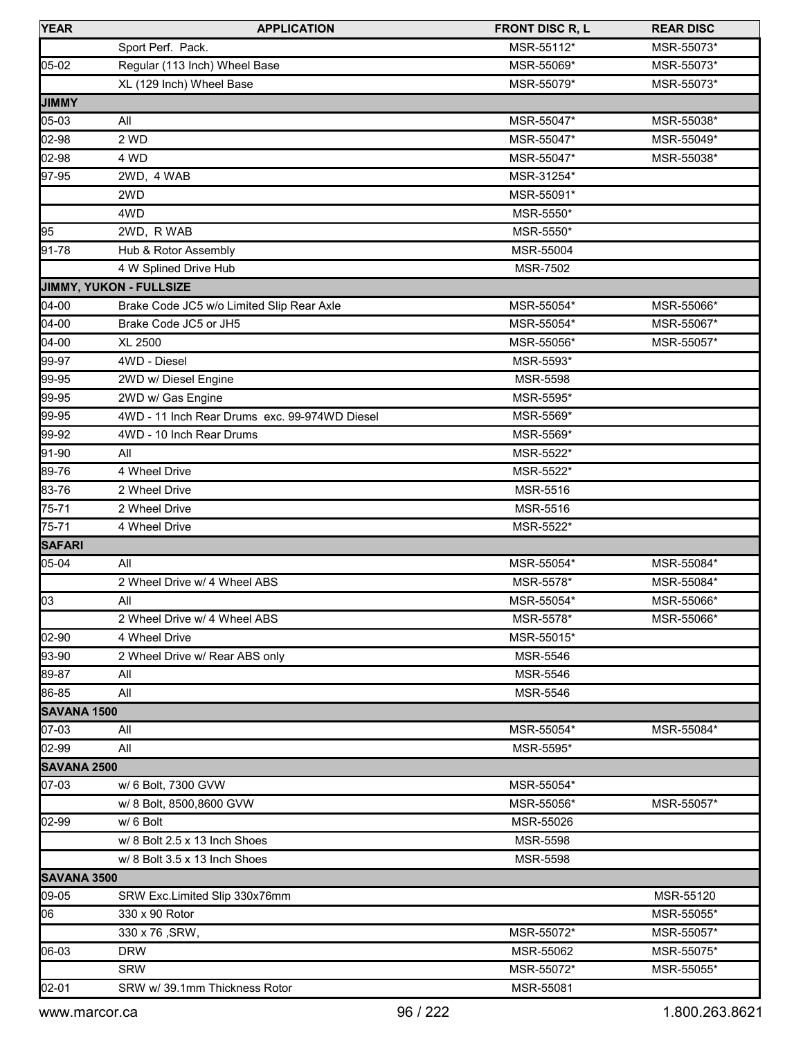| YEAR | APPLICATION | FRONT DISC R, L | REAR DISC |
|---|---|---|---|
| | Sport Perf. Pack. | MSR-55112* | MSR-55073* |
| 05-02 | Regular (113 Inch) Wheel Base | MSR-55069* | MSR-55073* |
| | XL (129 Inch) Wheel Base | MSR-55079* | MSR-55073* |
| **JIMMY** | | | |
| 05-03 | All | MSR-55047* | MSR-55038* |
| 02-98 | 2 WD | MSR-55047* | MSR-55049* |
| 02-98 | 4 WD | MSR-55047* | MSR-55038* |
| 97-95 | 2WD, 4 WAB | MSR-31254* | |
| | 2WD | MSR-55091* | |
| | 4WD | MSR-5550* | |
| 95 | 2WD, R WAB | MSR-5550* | |
| 91-78 | Hub & Rotor Assembly | MSR-55004 | |
| | 4 W Splined Drive Hub | MSR-7502 | |
| **JIMMY, YUKON - FULLSIZE** | | | |
| 04-00 | Brake Code JC5 w/o Limited Slip Rear Axle | MSR-55054* | MSR-55066* |
| 04-00 | Brake Code JC5 or JH5 | MSR-55054* | MSR-55067* |
| 04-00 | XL 2500 | MSR-55056* | MSR-55057* |
| 99-97 | 4WD - Diesel | MSR-5593* | |
| 99-95 | 2WD w/ Diesel Engine | MSR-5598 | |
| 99-95 | 2WD w/ Gas Engine | MSR-5595* | |
| 99-95 | 4WD - 11 Inch Rear Drums exc. 99-974WD Diesel | MSR-5569* | |
| 99-92 | 4WD - 10 Inch Rear Drums | MSR-5569* | |
| 91-90 | All | MSR-5522* | |
| 89-76 | 4 Wheel Drive | MSR-5522* | |
| 83-76 | 2 Wheel Drive | MSR-5516 | |
| 75-71 | 2 Wheel Drive | MSR-5516 | |
| 75-71 | 4 Wheel Drive | MSR-5522* | |
| **SAFARI** | | | |
| 05-04 | All | MSR-55054* | MSR-55084* |
| | 2 Wheel Drive w/ 4 Wheel ABS | MSR-5578* | MSR-55084* |
| 03 | All | MSR-55054* | MSR-55066* |
| | 2 Wheel Drive w/ 4 Wheel ABS | MSR-5578* | MSR-55066* |
| 02-90 | 4 Wheel Drive | MSR-55015* | |
| 93-90 | 2 Wheel Drive w/ Rear ABS only | MSR-5546 | |
| 89-87 | All | MSR-5546 | |
| 86-85 | All | MSR-5546 | |
| **SAVANA 1500** | | | |
| 07-03 | All | MSR-55054* | MSR-55084* |
| 02-99 | All | MSR-5595* | |
| **SAVANA 2500** | | | |
| 07-03 | w/ 6 Bolt, 7300 GVW | MSR-55054* | |
| | w/ 8 Bolt, 8500,8600 GVW | MSR-55056* | MSR-55057* |
| 02-99 | w/ 6 Bolt | MSR-55026 | |
| | w/ 8 Bolt 2.5 x 13 Inch Shoes | MSR-5598 | |
| | w/ 8 Bolt 3.5 x 13 Inch Shoes | MSR-5598 | |
| **SAVANA 3500** | | | |
| 09-05 | SRW Exc.Limited Slip 330x76mm | | MSR-55120 |
| 06 | 330 x 90 Rotor | | MSR-55055* |
| | 330 x 76 ,SRW, | MSR-55072* | MSR-55057* |
| 06-03 | DRW | MSR-55062 | MSR-55075* |
| | SRW | MSR-55072* | MSR-55055* |
| 02-01 | SRW w/ 39.1mm Thickness Rotor | MSR-55081 | |

www.marcor.ca 1.800.263.8621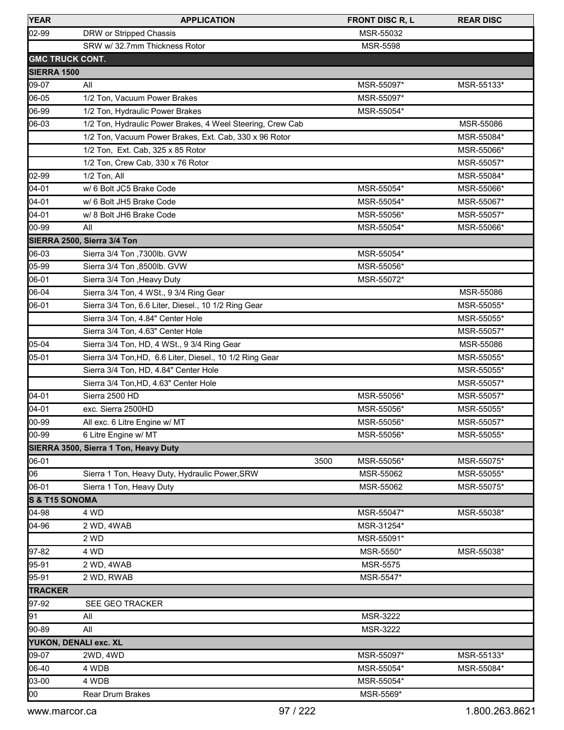| YEAR | APPLICATION | FRONT DISC R, L | REAR DISC |
|---|---|---|---|
| 02-99 | DRW or Stripped Chassis | MSR-55032 | |
| | SRW w/ 32.7mm Thickness Rotor | MSR-5598 | |
| **GMC TRUCK CONT.** | | | |
| **SIERRA 1500** | | | |
| 09-07 | All | MSR-55097* | MSR-55133* |
| 06-05 | 1/2 Ton, Vacuum Power Brakes | MSR-55097* | |
| 06-99 | 1/2 Ton, Hydraulic Power Brakes | MSR-55054* | |
| 06-03 | 1/2 Ton, Hydraulic Power Brakes, 4 Weel Steering, Crew Cab | | MSR-55086 |
| | 1/2 Ton, Vacuum Power Brakes, Ext. Cab, 330 x 96 Rotor | | MSR-55084* |
| | 1/2 Ton, Ext. Cab, 325 x 85 Rotor | | MSR-55066* |
| | 1/2 Ton, Crew Cab, 330 x 76 Rotor | | MSR-55057* |
| 02-99 | 1/2 Ton, All | | MSR-55084* |
| 04-01 | w/ 6 Bolt JC5 Brake Code | MSR-55054* | MSR-55066* |
| 04-01 | w/ 6 Bolt JH5 Brake Code | MSR-55054* | MSR-55067* |
| 04-01 | w/ 8 Bolt JH6 Brake Code | MSR-55056* | MSR-55057* |
| 00-99 | All | MSR-55054* | MSR-55066* |
| **SIERRA 2500, Sierra 3/4 Ton** | | | |
| 06-03 | Sierra 3/4 Ton ,7300lb. GVW | MSR-55054* | |
| 05-99 | Sierra 3/4 Ton ,8500lb. GVW | MSR-55056* | |
| 06-01 | Sierra 3/4 Ton ,Heavy Duty | MSR-55072* | |
| 06-04 | Sierra 3/4 Ton, 4 WSt., 9 3/4 Ring Gear | | MSR-55086 |
| 06-01 | Sierra 3/4 Ton, 6.6 Liter, Diesel., 10 1/2 Ring Gear | | MSR-55055* |
| | Sierra 3/4 Ton, 4.84" Center Hole | | MSR-55055* |
| | Sierra 3/4 Ton, 4.63" Center Hole | | MSR-55057* |
| 05-04 | Sierra 3/4 Ton, HD, 4 WSt., 9 3/4 Ring Gear | | MSR-55086 |
| 05-01 | Sierra 3/4 Ton,HD, 6.6 Liter, Diesel., 10 1/2 Ring Gear | | MSR-55055* |
| | Sierra 3/4 Ton, HD, 4.84" Center Hole | | MSR-55055* |
| | Sierra 3/4 Ton,HD, 4.63" Center Hole | | MSR-55057* |
| 04-01 | Sierra 2500 HD | MSR-55056* | MSR-55057* |
| 04-01 | exc. Sierra 2500HD | MSR-55056* | MSR-55055* |
| 00-99 | All exc. 6 Litre Engine w/ MT | MSR-55056* | MSR-55057* |
| 00-99 | 6 Litre Engine w/ MT | MSR-55056* | MSR-55055* |
| **SIERRA 3500, Sierra 1 Ton, Heavy Duty** | | | |
| 06-01 | 3500 | MSR-55056* | MSR-55075* |
| 06 | Sierra 1 Ton, Heavy Duty, Hydraulic Power,SRW | MSR-55062 | MSR-55055* |
| 06-01 | Sierra 1 Ton, Heavy Duty | MSR-55062 | MSR-55075* |
| **S & T15 SONOMA** | | | |
| 04-98 | 4 WD | MSR-55047* | MSR-55038* |
| 04-96 | 2 WD, 4WAB | MSR-31254* | |
| | 2 WD | MSR-55091* | |
| 97-82 | 4 WD | MSR-5550* | MSR-55038* |
| 95-91 | 2 WD, 4WAB | MSR-5575 | |
| 95-91 | 2 WD, RWAB | MSR-5547* | |
| **TRACKER** | | | |
| 97-92 | SEE GEO TRACKER | | |
| 91 | All | MSR-3222 | |
| 90-89 | All | MSR-3222 | |
| **YUKON, DENALI exc. XL** | | | |
| 09-07 | 2WD, 4WD | MSR-55097* | MSR-55133* |
| 06-40 | 4 WDB | MSR-55054* | MSR-55084* |
| 03-00 | 4 WDB | MSR-55054* | |
| 00 | Rear Drum Brakes | MSR-5569* | |

www.marcor.ca 1.800.263.8621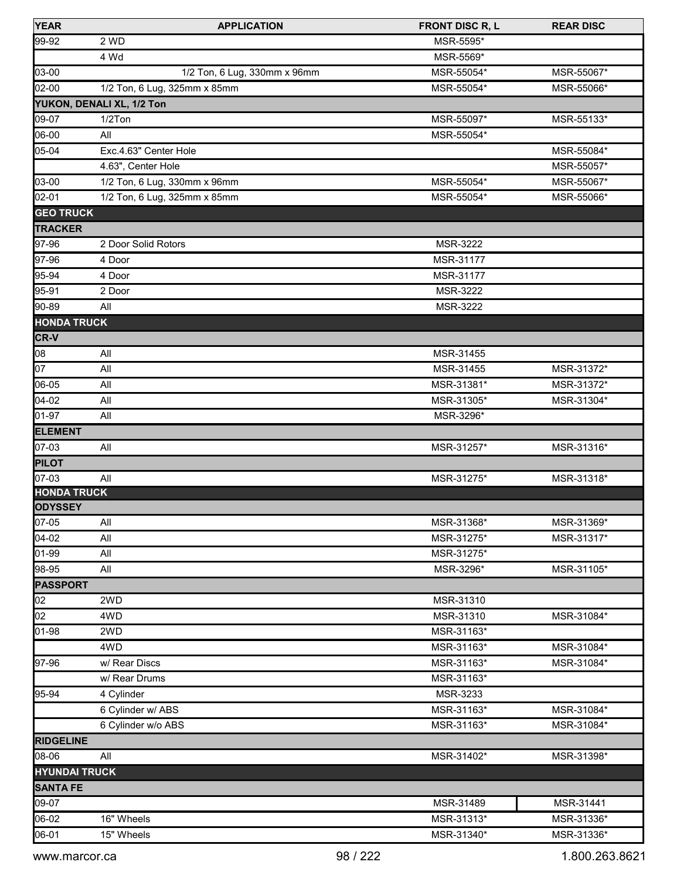| YEAR | APPLICATION | FRONT DISC R, L | REAR DISC |
|---|---|---|---|
| 99-92 | 2 WD | MSR-5595* | |
| | 4 Wd | MSR-5569* | |
| 03-00 | 1/2 Ton, 6 Lug, 330mm x 96mm | MSR-55054* | MSR-55067* |
| 02-00 | 1/2 Ton, 6 Lug, 325mm x 85mm | MSR-55054* | MSR-55066* |
| **YUKON, DENALI XL, 1/2 Ton** | | | |
| 09-07 | 1/2Ton | MSR-55097* | MSR-55133* |
| 06-00 | All | MSR-55054* | |
| 05-04 | Exc.4.63" Center Hole | | MSR-55084* |
| | 4.63", Center Hole | | MSR-55057* |
| 03-00 | 1/2 Ton, 6 Lug, 330mm x 96mm | MSR-55054* | MSR-55067* |
| 02-01 | 1/2 Ton, 6 Lug, 325mm x 85mm | MSR-55054* | MSR-55066* |
| **GEO TRUCK** | | | |
| **TRACKER** | | | |
| 97-96 | 2 Door Solid Rotors | MSR-3222 | |
| 97-96 | 4 Door | MSR-31177 | |
| 95-94 | 4 Door | MSR-31177 | |
| 95-91 | 2 Door | MSR-3222 | |
| 90-89 | All | MSR-3222 | |
| **HONDA TRUCK** | | | |
| **CR-V** | | | |
| 08 | All | MSR-31455 | |
| 07 | All | MSR-31455 | MSR-31372* |
| 06-05 | All | MSR-31381* | MSR-31372* |
| 04-02 | All | MSR-31305* | MSR-31304* |
| 01-97 | All | MSR-3296* | |
| **ELEMENT** | | | |
| 07-03 | All | MSR-31257* | MSR-31316* |
| **PILOT** | | | |
| 07-03 | All | MSR-31275* | MSR-31318* |
| **HONDA TRUCK** | | | |
| **ODYSSEY** | | | |
| 07-05 | All | MSR-31368* | MSR-31369* |
| 04-02 | All | MSR-31275* | MSR-31317* |
| 01-99 | All | MSR-31275* | |
| 98-95 | All | MSR-3296* | MSR-31105* |
| **PASSPORT** | | | |
| 02 | 2WD | MSR-31310 | |
| 02 | 4WD | MSR-31310 | MSR-31084* |
| 01-98 | 2WD | MSR-31163* | |
| | 4WD | MSR-31163* | MSR-31084* |
| 97-96 | w/ Rear Discs | MSR-31163* | MSR-31084* |
| | w/ Rear Drums | MSR-31163* | |
| 95-94 | 4 Cylinder | MSR-3233 | |
| | 6 Cylinder w/ ABS | MSR-31163* | MSR-31084* |
| | 6 Cylinder w/o ABS | MSR-31163* | MSR-31084* |
| **RIDGELINE** | | | |
| 08-06 | All | MSR-31402* | MSR-31398* |
| **HYUNDAI TRUCK** | | | |
| **SANTA FE** | | | |
| 09-07 | | MSR-31489 | MSR-31441 |
| 06-02 | 16" Wheels | MSR-31313* | MSR-31336* |
| 06-01 | 15" Wheels | MSR-31340* | MSR-31336* |

www.marcor.ca 1.800.263.8621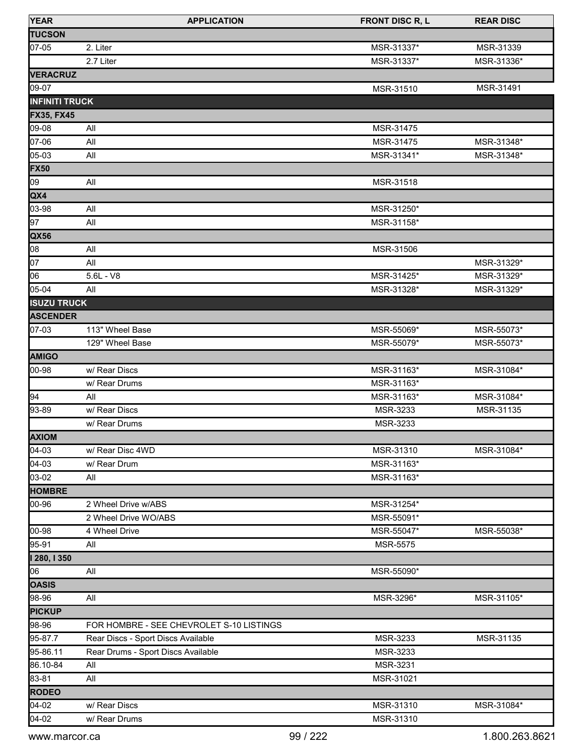| YEAR | APPLICATION | FRONT DISC R, L | REAR DISC |
|---|---|---|---|
| **TUCSON** | | | |
| 07-05 | 2. Liter | MSR-31337* | MSR-31339 |
| | 2.7 Liter | MSR-31337* | MSR-31336* |
| **VERACRUZ** | | | |
| 09-07 | | MSR-31510 | MSR-31491 |
| **INFINITI TRUCK** | | | |
| **FX35, FX45** | | | |
| 09-08 | All | MSR-31475 | |
| 07-06 | All | MSR-31475 | MSR-31348* |
| 05-03 | All | MSR-31341* | MSR-31348* |
| **FX50** | | | |
| 09 | All | MSR-31518 | |
| **QX4** | | | |
| 03-98 | All | MSR-31250* | |
| 97 | All | MSR-31158* | |
| **QX56** | | | |
| 08 | All | MSR-31506 | |
| 07 | All | | MSR-31329* |
| 06 | 5.6L - V8 | MSR-31425* | MSR-31329* |
| 05-04 | All | MSR-31328* | MSR-31329* |
| **ISUZU TRUCK** | | | |
| **ASCENDER** | | | |
| 07-03 | 113" Wheel Base | MSR-55069* | MSR-55073* |
| | 129" Wheel Base | MSR-55079* | MSR-55073* |
| **AMIGO** | | | |
| 00-98 | w/ Rear Discs | MSR-31163* | MSR-31084* |
| | w/ Rear Drums | MSR-31163* | |
| 94 | All | MSR-31163* | MSR-31084* |
| 93-89 | w/ Rear Discs | MSR-3233 | MSR-31135 |
| | w/ Rear Drums | MSR-3233 | |
| **AXIOM** | | | |
| 04-03 | w/ Rear Disc 4WD | MSR-31310 | MSR-31084* |
| 04-03 | w/ Rear Drum | MSR-31163* | |
| 03-02 | All | MSR-31163* | |
| **HOMBRE** | | | |
| 00-96 | 2 Wheel Drive w/ABS | MSR-31254* | |
| | 2 Wheel Drive WO/ABS | MSR-55091* | |
| 00-98 | 4 Wheel Drive | MSR-55047* | MSR-55038* |
| 95-91 | All | MSR-5575 | |
| **I 280, I 350** | | | |
| 06 | All | MSR-55090* | |
| **OASIS** | | | |
| 98-96 | All | MSR-3296* | MSR-31105* |
| **PICKUP** | | | |
| 98-96 | FOR HOMBRE - SEE CHEVROLET S-10 LISTINGS | | |
| 95-87.7 | Rear Discs - Sport Discs Available | MSR-3233 | MSR-31135 |
| 95-86.11 | Rear Drums - Sport Discs Available | MSR-3233 | |
| 86.10-84 | All | MSR-3231 | |
| 83-81 | All | MSR-31021 | |
| **RODEO** | | | |
| 04-02 | w/ Rear Discs | MSR-31310 | MSR-31084* |
| 04-02 | w/ Rear Drums | MSR-31310 | |

www.marcor.ca 1.800.263.8621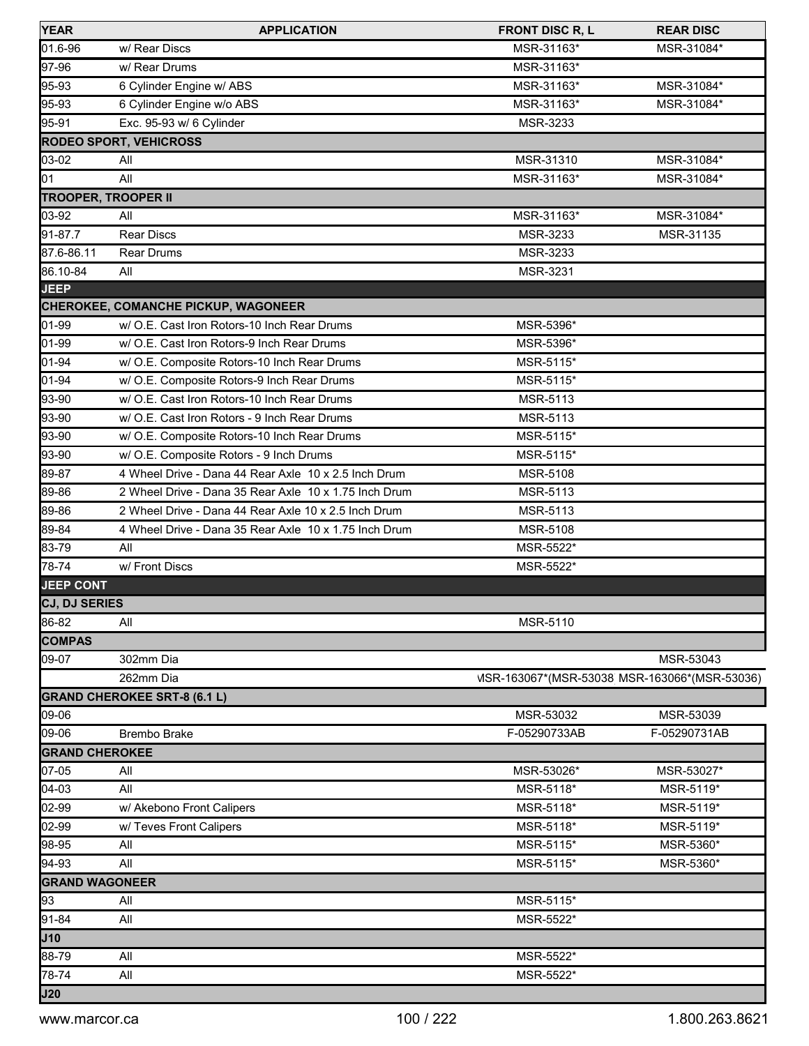| YEAR | APPLICATION | FRONT DISC R, L | REAR DISC |
|---|---|---|---|
| 01.6-96 | w/ Rear Discs | MSR-31163* | MSR-31084* |
| 97-96 | w/ Rear Drums | MSR-31163* | |
| 95-93 | 6 Cylinder Engine w/ ABS | MSR-31163* | MSR-31084* |
| 95-93 | 6 Cylinder Engine w/o ABS | MSR-31163* | MSR-31084* |
| 95-91 | Exc. 95-93 w/ 6 Cylinder | MSR-3233 | |
| **RODEO SPORT, VEHICROSS** | | | |
| 03-02 | All | MSR-31310 | MSR-31084* |
| 01 | All | MSR-31163* | MSR-31084* |
| **TROOPER, TROOPER II** | | | |
| 03-92 | All | MSR-31163* | MSR-31084* |
| 91-87.7 | Rear Discs | MSR-3233 | MSR-31135 |
| 87.6-86.11 | Rear Drums | MSR-3233 | |
| 86.10-84 | All | MSR-3231 | |
| **JEEP** | | | |
| **CHEROKEE, COMANCHE PICKUP, WAGONEER** | | | |
| 01-99 | w/ O.E. Cast Iron Rotors-10 Inch Rear Drums | MSR-5396* | |
| 01-99 | w/ O.E. Cast Iron Rotors-9 Inch Rear Drums | MSR-5396* | |
| 01-94 | w/ O.E. Composite Rotors-10 Inch Rear Drums | MSR-5115* | |
| 01-94 | w/ O.E. Composite Rotors-9 Inch Rear Drums | MSR-5115* | |
| 93-90 | w/ O.E. Cast Iron Rotors-10 Inch Rear Drums | MSR-5113 | |
| 93-90 | w/ O.E. Cast Iron Rotors - 9 Inch Rear Drums | MSR-5113 | |
| 93-90 | w/ O.E. Composite Rotors-10 Inch Rear Drums | MSR-5115* | |
| 93-90 | w/ O.E. Composite Rotors - 9 Inch Drums | MSR-5115* | |
| 89-87 | 4 Wheel Drive - Dana 44 Rear Axle 10 x 2.5 Inch Drum | MSR-5108 | |
| 89-86 | 2 Wheel Drive - Dana 35 Rear Axle 10 x 1.75 Inch Drum | MSR-5113 | |
| 89-86 | 2 Wheel Drive - Dana 44 Rear Axle 10 x 2.5 Inch Drum | MSR-5113 | |
| 89-84 | 4 Wheel Drive - Dana 35 Rear Axle 10 x 1.75 Inch Drum | MSR-5108 | |
| 83-79 | All | MSR-5522* | |
| 78-74 | w/ Front Discs | MSR-5522* | |
| **JEEP CONT** | | | |
| **CJ, DJ SERIES** | | | |
| 86-82 | All | MSR-5110 | |
| **COMPAS** | | | |
| 09-07 | 302mm Dia | | MSR-53043 |
| | 262mm Dia | MSR-163067*(MSR-53038 | MSR-163066*(MSR-53036) |
| **GRAND CHEROKEE SRT-8 (6.1 L)** | | | |
| 09-06 | | MSR-53032 | MSR-53039 |
| 09-06 | Brembo Brake | F-05290733AB | F-05290731AB |
| **GRAND CHEROKEE** | | | |
| 07-05 | All | MSR-53026* | MSR-53027* |
| 04-03 | All | MSR-5118* | MSR-5119* |
| 02-99 | w/ Akebono Front Calipers | MSR-5118* | MSR-5119* |
| 02-99 | w/ Teves Front Calipers | MSR-5118* | MSR-5119* |
| 98-95 | All | MSR-5115* | MSR-5360* |
| 94-93 | All | MSR-5115* | MSR-5360* |
| **GRAND WAGONEER** | | | |
| 93 | All | MSR-5115* | |
| 91-84 | All | MSR-5522* | |
| **J10** | | | |
| 88-79 | All | MSR-5522* | |
| 78-74 | All | MSR-5522* | |
| **J20** | | | |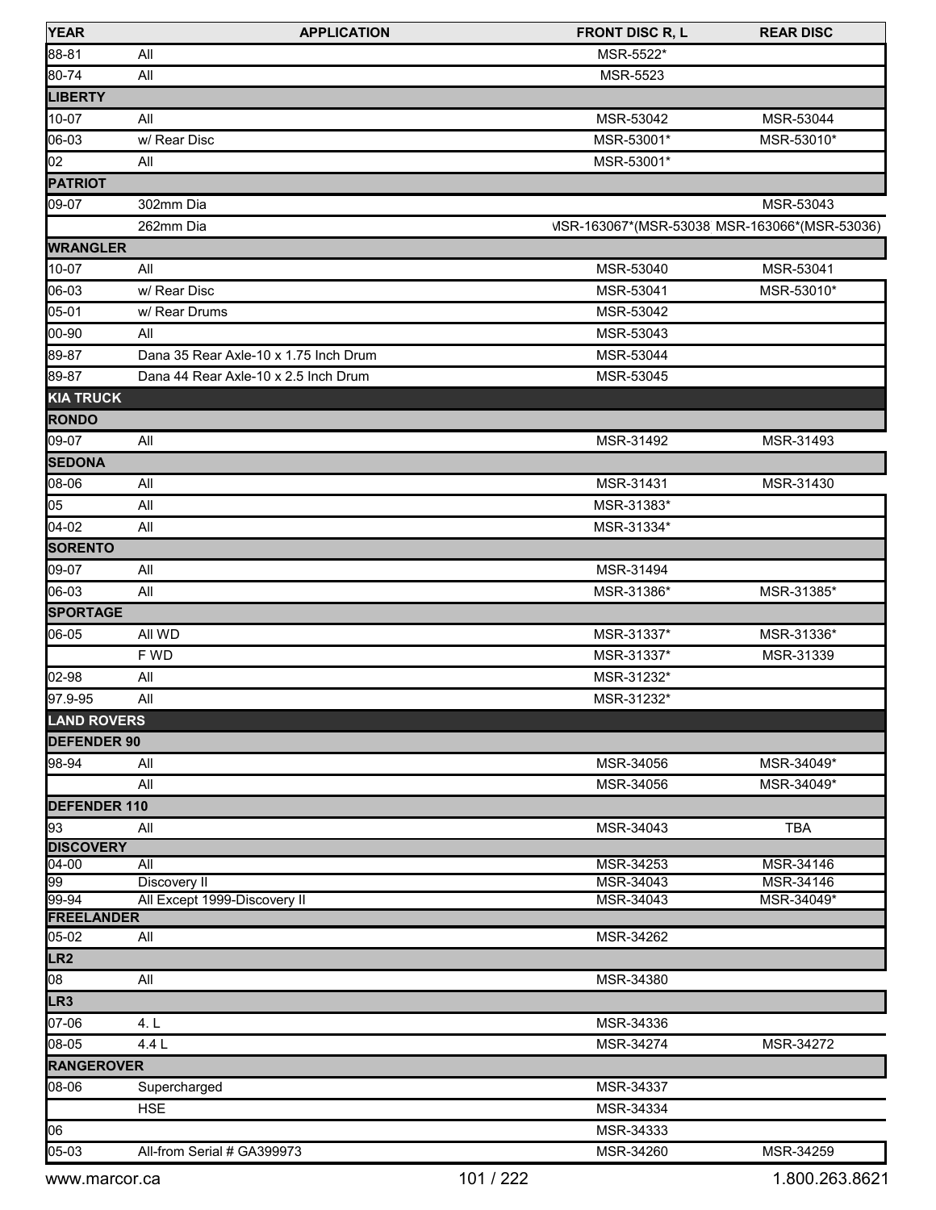| YEAR | APPLICATION | FRONT DISC R, L | REAR DISC |
|---|---|---|---|
| 88-81 | All | MSR-5522* | |
| 80-74 | All | MSR-5523 | |
| **LIBERTY** | | | |
| 10-07 | All | MSR-53042 | MSR-53044 |
| 06-03 | w/ Rear Disc | MSR-53001* | MSR-53010* |
| 02 | All | MSR-53001* | |
| **PATRIOT** | | | |
| 09-07 | 302mm Dia | | MSR-53043 |
| | 262mm Dia | MSR-163067*(MSR-53038 | MSR-163066*(MSR-53036) |
| **WRANGLER** | | | |
| 10-07 | All | MSR-53040 | MSR-53041 |
| 06-03 | w/ Rear Disc | MSR-53041 | MSR-53010* |
| 05-01 | w/ Rear Drums | MSR-53042 | |
| 00-90 | All | MSR-53043 | |
| 89-87 | Dana 35 Rear Axle-10 x 1.75 Inch Drum | MSR-53044 | |
| 89-87 | Dana 44 Rear Axle-10 x 2.5 Inch Drum | MSR-53045 | |
| **KIA TRUCK** | | | |
| **RONDO** | | | |
| 09-07 | All | MSR-31492 | MSR-31493 |
| **SEDONA** | | | |
| 08-06 | All | MSR-31431 | MSR-31430 |
| 05 | All | MSR-31383* | |
| 04-02 | All | MSR-31334* | |
| **SORENTO** | | | |
| 09-07 | All | MSR-31494 | |
| 06-03 | All | MSR-31386* | MSR-31385* |
| **SPORTAGE** | | | |
| 06-05 | All WD | MSR-31337* | MSR-31336* |
| | F WD | MSR-31337* | MSR-31339 |
| 02-98 | All | MSR-31232* | |
| 97.9-95 | All | MSR-31232* | |
| **LAND ROVERS** | | | |
| **DEFENDER 90** | | | |
| 98-94 | All | MSR-34056 | MSR-34049* |
| | All | MSR-34056 | MSR-34049* |
| **DEFENDER 110** | | | |
| 93 | All | MSR-34043 | TBA |
| **DISCOVERY** | | | |
| 04-00 | All | MSR-34253 | MSR-34146 |
| 99 | Discovery II | MSR-34043 | MSR-34146 |
| 99-94 | All Except 1999-Discovery II | MSR-34043 | MSR-34049* |
| **FREELANDER** | | | |
| 05-02 | All | MSR-34262 | |
| **LR2** | | | |
| 08 | All | MSR-34380 | |
| **LR3** | | | |
| 07-06 | 4. L | MSR-34336 | |
| 08-05 | 4.4 L | MSR-34274 | MSR-34272 |
| **RANGEROVER** | | | |
| 08-06 | Supercharged | MSR-34337 | |
| | HSE | MSR-34334 | |
| 06 | | MSR-34333 | |
| 05-03 | All-from Serial # GA399973 | MSR-34260 | MSR-34259 |

www.marcor.ca 1.800.263.8621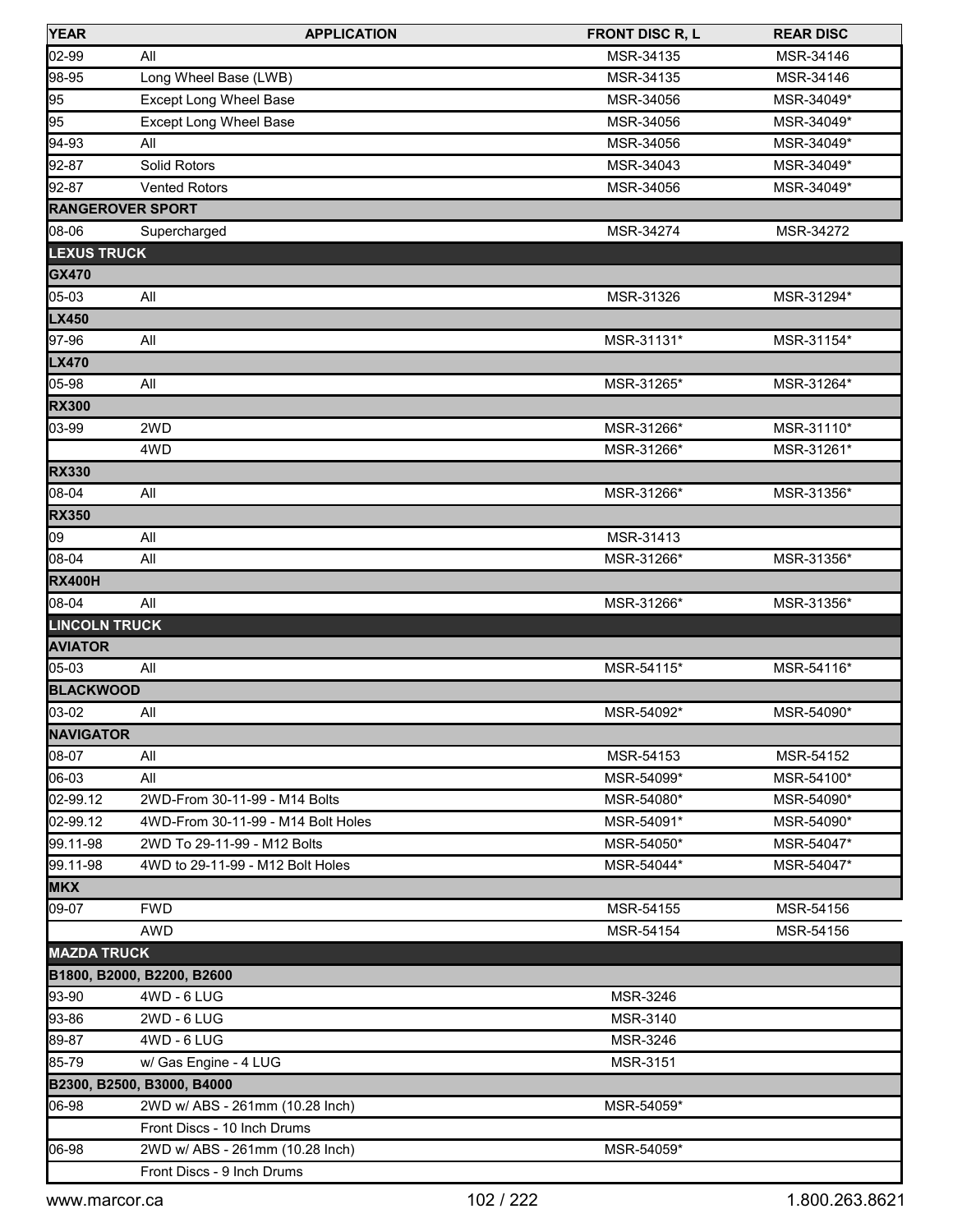| YEAR | APPLICATION | FRONT DISC R, L | REAR DISC |
|---|---|---|---|
| 02-99 | All | MSR-34135 | MSR-34146 |
| 98-95 | Long Wheel Base (LWB) | MSR-34135 | MSR-34146 |
| 95 | Except Long Wheel Base | MSR-34056 | MSR-34049* |
| 95 | Except Long Wheel Base | MSR-34056 | MSR-34049* |
| 94-93 | All | MSR-34056 | MSR-34049* |
| 92-87 | Solid Rotors | MSR-34043 | MSR-34049* |
| 92-87 | Vented Rotors | MSR-34056 | MSR-34049* |
| **RANGEROVER SPORT** | | | |
| 08-06 | Supercharged | MSR-34274 | MSR-34272 |
| **LEXUS TRUCK** | | | |
| **GX470** | | | |
| 05-03 | All | MSR-31326 | MSR-31294* |
| **LX450** | | | |
| 97-96 | All | MSR-31131* | MSR-31154* |
| **LX470** | | | |
| 05-98 | All | MSR-31265* | MSR-31264* |
| **RX300** | | | |
| 03-99 | 2WD | MSR-31266* | MSR-31110* |
| | 4WD | MSR-31266* | MSR-31261* |
| **RX330** | | | |
| 08-04 | All | MSR-31266* | MSR-31356* |
| **RX350** | | | |
| 09 | All | MSR-31413 | |
| 08-04 | All | MSR-31266* | MSR-31356* |
| **RX400H** | | | |
| 08-04 | All | MSR-31266* | MSR-31356* |
| **LINCOLN TRUCK** | | | |
| **AVIATOR** | | | |
| 05-03 | All | MSR-54115* | MSR-54116* |
| **BLACKWOOD** | | | |
| 03-02 | All | MSR-54092* | MSR-54090* |
| **NAVIGATOR** | | | |
| 08-07 | All | MSR-54153 | MSR-54152 |
| 06-03 | All | MSR-54099* | MSR-54100* |
| 02-99.12 | 2WD-From 30-11-99 - M14 Bolts | MSR-54080* | MSR-54090* |
| 02-99.12 | 4WD-From 30-11-99 - M14 Bolt Holes | MSR-54091* | MSR-54090* |
| 99.11-98 | 2WD To 29-11-99 - M12 Bolts | MSR-54050* | MSR-54047* |
| 99.11-98 | 4WD to 29-11-99 - M12 Bolt Holes | MSR-54044* | MSR-54047* |
| **MKX** | | | |
| 09-07 | FWD | MSR-54155 | MSR-54156 |
| | AWD | MSR-54154 | MSR-54156 |
| **MAZDA TRUCK** | | | |
| **B1800, B2000, B2200, B2600** | | | |
| 93-90 | 4WD - 6 LUG | MSR-3246 | |
| 93-86 | 2WD - 6 LUG | MSR-3140 | |
| 89-87 | 4WD - 6 LUG | MSR-3246 | |
| 85-79 | w/ Gas Engine - 4 LUG | MSR-3151 | |
| **B2300, B2500, B3000, B4000** | | | |
| 06-98 | 2WD w/ ABS - 261mm (10.28 Inch) | MSR-54059* | |
| | Front Discs - 10 Inch Drums | | |
| 06-98 | 2WD w/ ABS - 261mm (10.28 Inch) | MSR-54059* | |
| | Front Discs - 9 Inch Drums | | |

www.marcor.ca 1.800.263.8621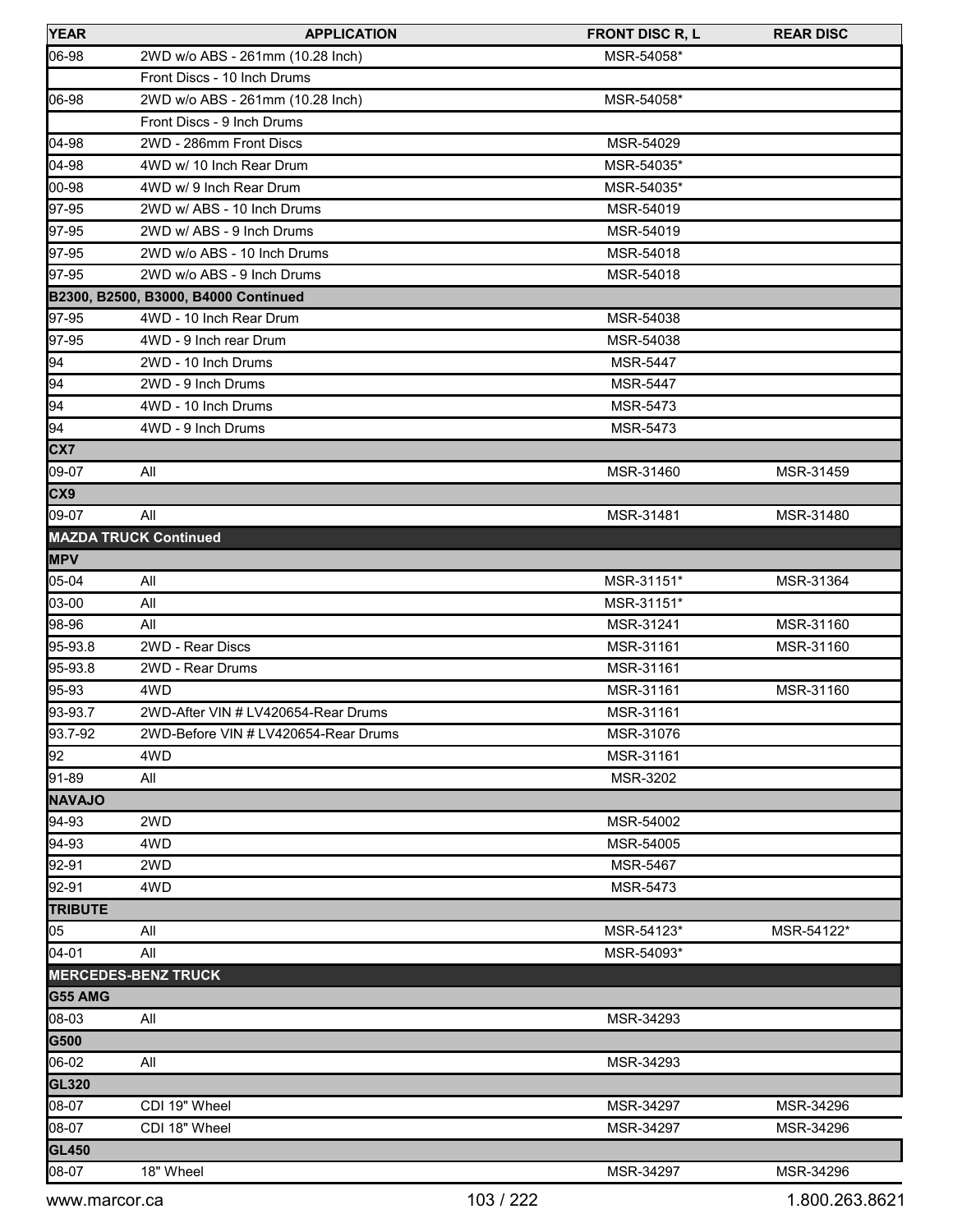| YEAR | APPLICATION | FRONT DISC R, L | REAR DISC |
|---|---|---|---|
| 06-98 | 2WD w/o ABS - 261mm (10.28 Inch) | MSR-54058* | |
| | Front Discs - 10 Inch Drums | | |
| 06-98 | 2WD w/o ABS - 261mm (10.28 Inch) | MSR-54058* | |
| | Front Discs - 9 Inch Drums | | |
| 04-98 | 2WD - 286mm Front Discs | MSR-54029 | |
| 04-98 | 4WD w/ 10 Inch Rear Drum | MSR-54035* | |
| 00-98 | 4WD w/ 9 Inch Rear Drum | MSR-54035* | |
| 97-95 | 2WD w/ ABS - 10 Inch Drums | MSR-54019 | |
| 97-95 | 2WD w/ ABS - 9 Inch Drums | MSR-54019 | |
| 97-95 | 2WD w/o ABS - 10 Inch Drums | MSR-54018 | |
| 97-95 | 2WD w/o ABS - 9 Inch Drums | MSR-54018 | |
| **B2300, B2500, B3000, B4000 Continued** | | | |
| 97-95 | 4WD - 10 Inch Rear Drum | MSR-54038 | |
| 97-95 | 4WD - 9 Inch rear Drum | MSR-54038 | |
| 94 | 2WD - 10 Inch Drums | MSR-5447 | |
| 94 | 2WD - 9 Inch Drums | MSR-5447 | |
| 94 | 4WD - 10 Inch Drums | MSR-5473 | |
| 94 | 4WD - 9 Inch Drums | MSR-5473 | |
| **CX7** | | | |
| 09-07 | All | MSR-31460 | MSR-31459 |
| **CX9** | | | |
| 09-07 | All | MSR-31481 | MSR-31480 |
| **MAZDA TRUCK Continued** | | | |
| **MPV** | | | |
| 05-04 | All | MSR-31151* | MSR-31364 |
| 03-00 | All | MSR-31151* | |
| 98-96 | All | MSR-31241 | MSR-31160 |
| 95-93.8 | 2WD - Rear Discs | MSR-31161 | MSR-31160 |
| 95-93.8 | 2WD - Rear Drums | MSR-31161 | |
| 95-93 | 4WD | MSR-31161 | MSR-31160 |
| 93-93.7 | 2WD-After VIN # LV420654-Rear Drums | MSR-31161 | |
| 93.7-92 | 2WD-Before VIN # LV420654-Rear Drums | MSR-31076 | |
| 92 | 4WD | MSR-31161 | |
| 91-89 | All | MSR-3202 | |
| **NAVAJO** | | | |
| 94-93 | 2WD | MSR-54002 | |
| 94-93 | 4WD | MSR-54005 | |
| 92-91 | 2WD | MSR-5467 | |
| 92-91 | 4WD | MSR-5473 | |
| **TRIBUTE** | | | |
| 05 | All | MSR-54123* | MSR-54122* |
| 04-01 | All | MSR-54093* | |
| **MERCEDES-BENZ TRUCK** | | | |
| **G55 AMG** | | | |
| 08-03 | All | MSR-34293 | |
| **G500** | | | |
| 06-02 | All | MSR-34293 | |
| **GL320** | | | |
| 08-07 | CDI 19" Wheel | MSR-34297 | MSR-34296 |
| 08-07 | CDI 18" Wheel | MSR-34297 | MSR-34296 |
| **GL450** | | | |
| 08-07 | 18" Wheel | MSR-34297 | MSR-34296 |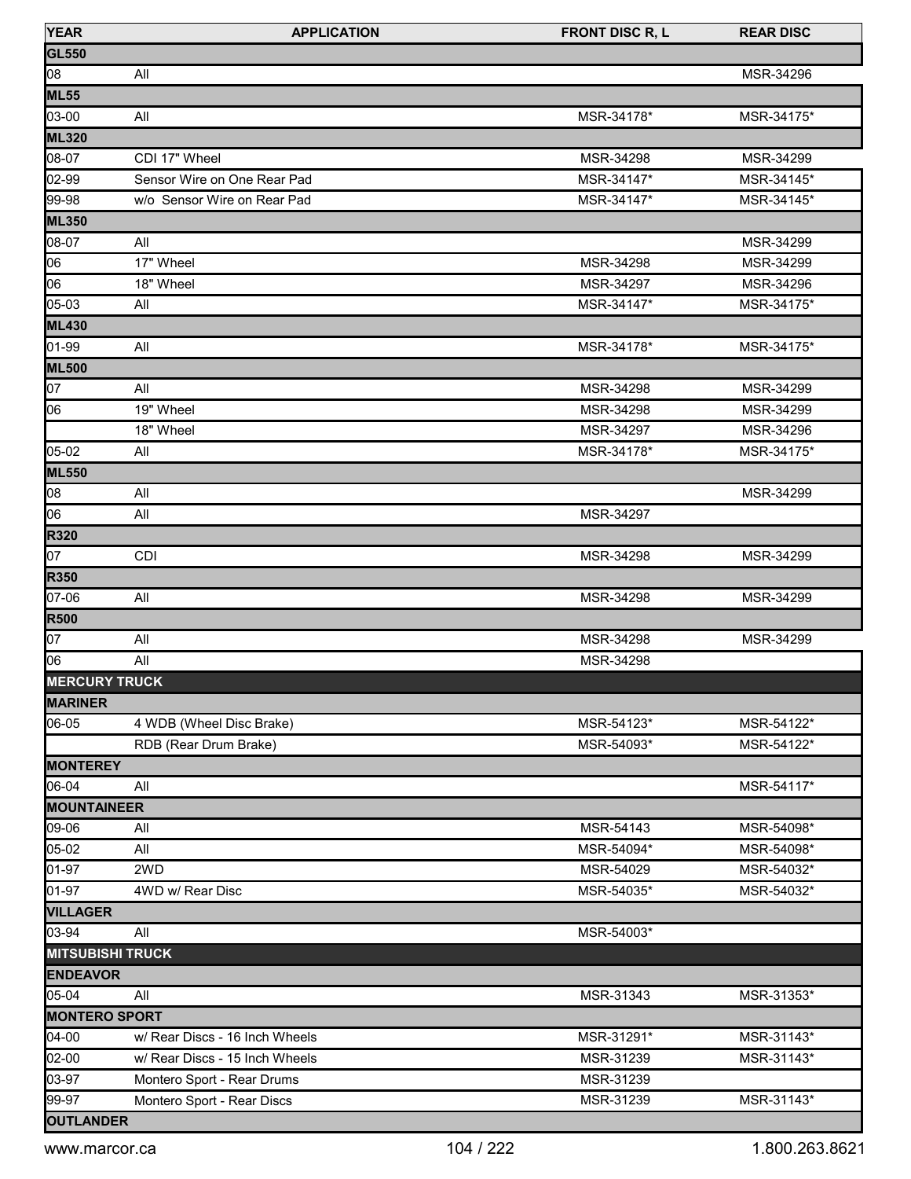| YEAR | APPLICATION | FRONT DISC R, L | REAR DISC |
|---|---|---|---|
| **GL550** | | | |
| 08 | All | | MSR-34296 |
| **ML55** | | | |
| 03-00 | All | MSR-34178* | MSR-34175* |
| **ML320** | | | |
| 08-07 | CDI 17" Wheel | MSR-34298 | MSR-34299 |
| 02-99 | Sensor Wire on One Rear Pad | MSR-34147* | MSR-34145* |
| 99-98 | w/o Sensor Wire on Rear Pad | MSR-34147* | MSR-34145* |
| **ML350** | | | |
| 08-07 | All | | MSR-34299 |
| 06 | 17" Wheel | MSR-34298 | MSR-34299 |
| 06 | 18" Wheel | MSR-34297 | MSR-34296 |
| 05-03 | All | MSR-34147* | MSR-34175* |
| **ML430** | | | |
| 01-99 | All | MSR-34178* | MSR-34175* |
| **ML500** | | | |
| 07 | All | MSR-34298 | MSR-34299 |
| 06 | 19" Wheel | MSR-34298 | MSR-34299 |
| | 18" Wheel | MSR-34297 | MSR-34296 |
| 05-02 | All | MSR-34178* | MSR-34175* |
| **ML550** | | | |
| 08 | All | | MSR-34299 |
| 06 | All | MSR-34297 | |
| **R320** | | | |
| 07 | CDI | MSR-34298 | MSR-34299 |
| **R350** | | | |
| 07-06 | All | MSR-34298 | MSR-34299 |
| **R500** | | | |
| 07 | All | MSR-34298 | MSR-34299 |
| 06 | All | MSR-34298 | |
| **MERCURY TRUCK** | | | |
| **MARINER** | | | |
| 06-05 | 4 WDB (Wheel Disc Brake) | MSR-54123* | MSR-54122* |
| | RDB (Rear Drum Brake) | MSR-54093* | MSR-54122* |
| **MONTEREY** | | | |
| 06-04 | All | | MSR-54117* |
| **MOUNTAINEER** | | | |
| 09-06 | All | MSR-54143 | MSR-54098* |
| 05-02 | All | MSR-54094* | MSR-54098* |
| 01-97 | 2WD | MSR-54029 | MSR-54032* |
| 01-97 | 4WD w/ Rear Disc | MSR-54035* | MSR-54032* |
| **VILLAGER** | | | |
| 03-94 | All | MSR-54003* | |
| **MITSUBISHI TRUCK** | | | |
| **ENDEAVOR** | | | |
| 05-04 | All | MSR-31343 | MSR-31353* |
| **MONTERO SPORT** | | | |
| 04-00 | w/ Rear Discs - 16 Inch Wheels | MSR-31291* | MSR-31143* |
| 02-00 | w/ Rear Discs - 15 Inch Wheels | MSR-31239 | MSR-31143* |
| 03-97 | Montero Sport - Rear Drums | MSR-31239 | |
| 99-97 | Montero Sport - Rear Discs | MSR-31239 | MSR-31143* |
| **OUTLANDER** | | | |

www.marcor.ca 1.800.263.8621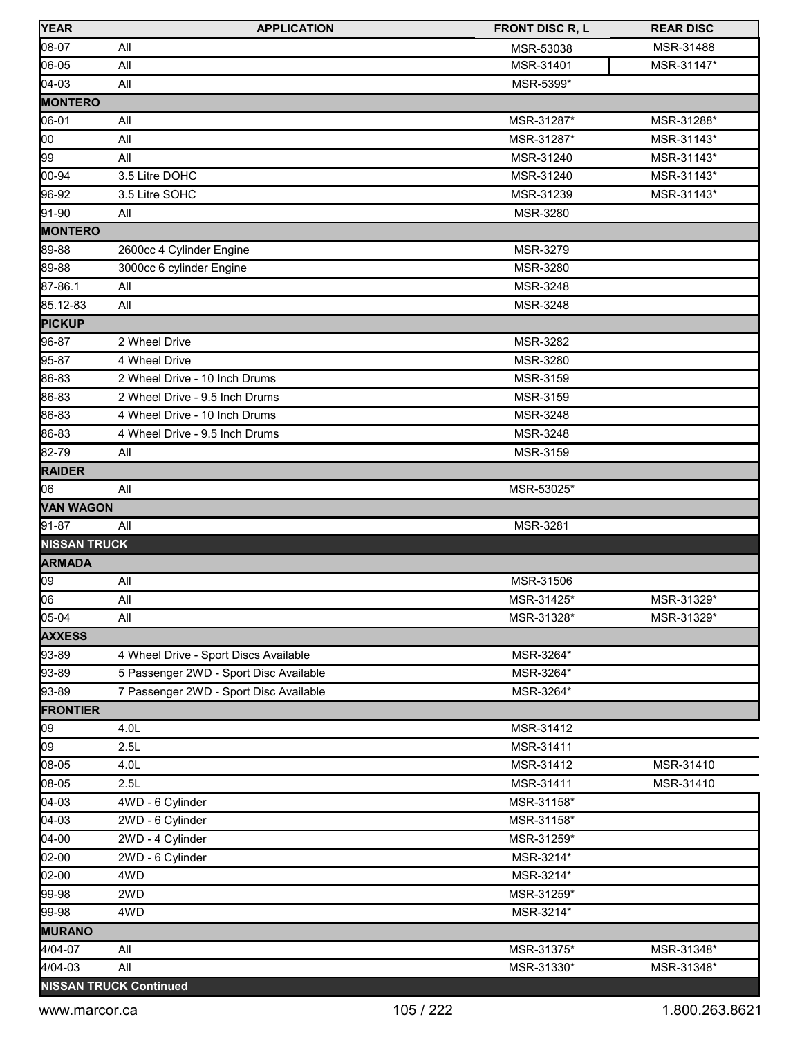| YEAR | APPLICATION | FRONT DISC R, L | REAR DISC |
|---|---|---|---|
| 08-07 | All | MSR-53038 | MSR-31488 |
| 06-05 | All | MSR-31401 | MSR-31147* |
| 04-03 | All | MSR-5399* | |
| **MONTERO** | | | |
| 06-01 | All | MSR-31287* | MSR-31288* |
| 00 | All | MSR-31287* | MSR-31143* |
| 99 | All | MSR-31240 | MSR-31143* |
| 00-94 | 3.5 Litre DOHC | MSR-31240 | MSR-31143* |
| 96-92 | 3.5 Litre SOHC | MSR-31239 | MSR-31143* |
| 91-90 | All | MSR-3280 | |
| **MONTERO** | | | |
| 89-88 | 2600cc 4 Cylinder Engine | MSR-3279 | |
| 89-88 | 3000cc 6 cylinder Engine | MSR-3280 | |
| 87-86.1 | All | MSR-3248 | |
| 85.12-83 | All | MSR-3248 | |
| **PICKUP** | | | |
| 96-87 | 2 Wheel Drive | MSR-3282 | |
| 95-87 | 4 Wheel Drive | MSR-3280 | |
| 86-83 | 2 Wheel Drive - 10 Inch Drums | MSR-3159 | |
| 86-83 | 2 Wheel Drive - 9.5 Inch Drums | MSR-3159 | |
| 86-83 | 4 Wheel Drive - 10 Inch Drums | MSR-3248 | |
| 86-83 | 4 Wheel Drive - 9.5 Inch Drums | MSR-3248 | |
| 82-79 | All | MSR-3159 | |
| **RAIDER** | | | |
| 06 | All | MSR-53025* | |
| **VAN WAGON** | | | |
| 91-87 | All | MSR-3281 | |
| **NISSAN TRUCK** | | | |
| **ARMADA** | | | |
| 09 | All | MSR-31506 | |
| 06 | All | MSR-31425* | MSR-31329* |
| 05-04 | All | MSR-31328* | MSR-31329* |
| **AXXESS** | | | |
| 93-89 | 4 Wheel Drive - Sport Discs Available | MSR-3264* | |
| 93-89 | 5 Passenger 2WD - Sport Disc Available | MSR-3264* | |
| 93-89 | 7 Passenger 2WD - Sport Disc Available | MSR-3264* | |
| **FRONTIER** | | | |
| 09 | 4.0L | MSR-31412 | |
| 09 | 2.5L | MSR-31411 | |
| 08-05 | 4.0L | MSR-31412 | MSR-31410 |
| 08-05 | 2.5L | MSR-31411 | MSR-31410 |
| 04-03 | 4WD - 6 Cylinder | MSR-31158* | |
| 04-03 | 2WD - 6 Cylinder | MSR-31158* | |
| 04-00 | 2WD - 4 Cylinder | MSR-31259* | |
| 02-00 | 2WD - 6 Cylinder | MSR-3214* | |
| 02-00 | 4WD | MSR-3214* | |
| 99-98 | 2WD | MSR-31259* | |
| 99-98 | 4WD | MSR-3214* | |
| **MURANO** | | | |
| 4/04-07 | All | MSR-31375* | MSR-31348* |
| 4/04-03 | All | MSR-31330* | MSR-31348* |
| **NISSAN TRUCK Continued** | | | |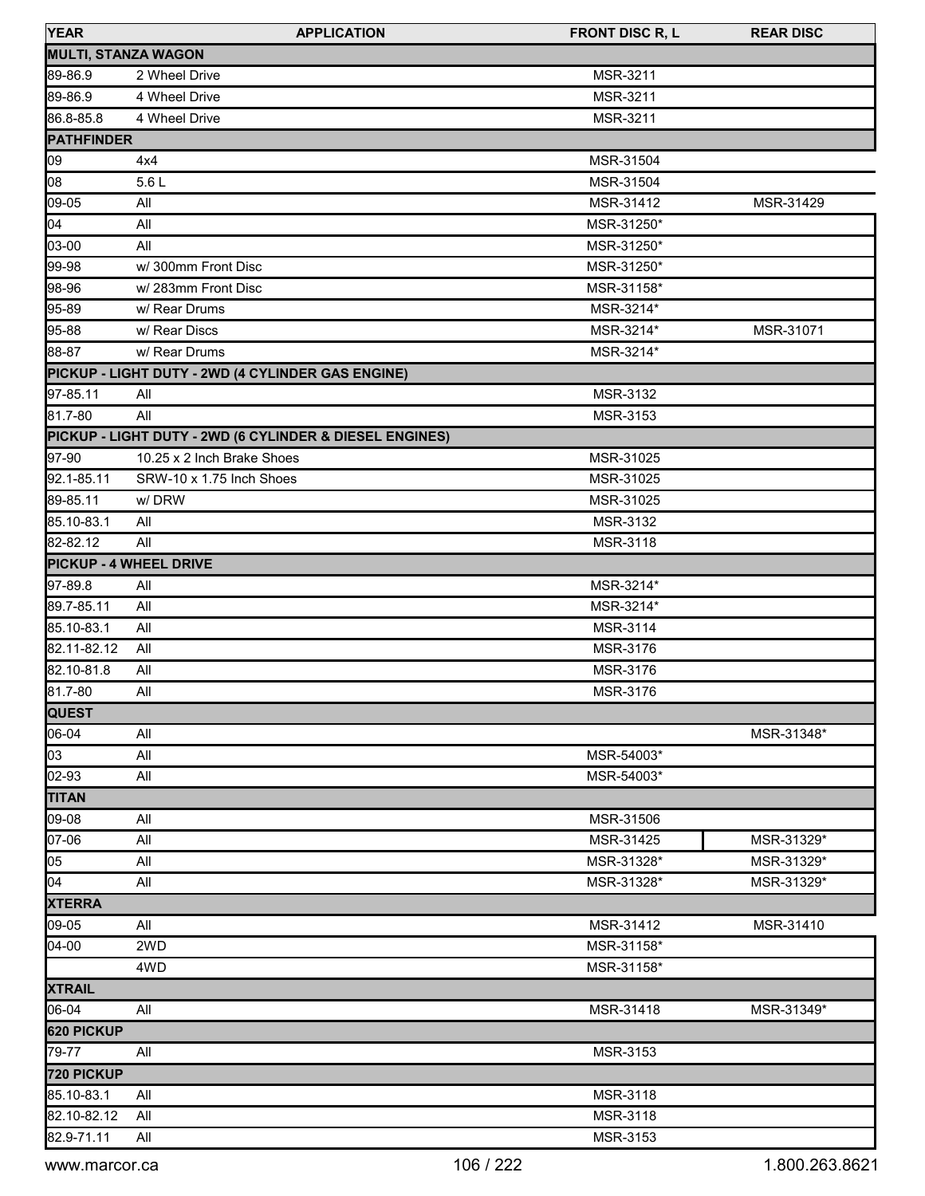| YEAR | APPLICATION | FRONT DISC R, L | REAR DISC |
|---|---|---|---|
| **MULTI, STANZA WAGON** | | | |
| 89-86.9 | 2 Wheel Drive | MSR-3211 | |
| 89-86.9 | 4 Wheel Drive | MSR-3211 | |
| 86.8-85.8 | 4 Wheel Drive | MSR-3211 | |
| **PATHFINDER** | | | |
| 09 | 4x4 | MSR-31504 | |
| 08 | 5.6 L | MSR-31504 | |
| 09-05 | All | MSR-31412 | MSR-31429 |
| 04 | All | MSR-31250* | |
| 03-00 | All | MSR-31250* | |
| 99-98 | w/ 300mm Front Disc | MSR-31250* | |
| 98-96 | w/ 283mm Front Disc | MSR-31158* | |
| 95-89 | w/ Rear Drums | MSR-3214* | |
| 95-88 | w/ Rear Discs | MSR-3214* | MSR-31071 |
| 88-87 | w/ Rear Drums | MSR-3214* | |
| **PICKUP - LIGHT DUTY - 2WD (4 CYLINDER GAS ENGINE)** | | | |
| 97-85.11 | All | MSR-3132 | |
| 81.7-80 | All | MSR-3153 | |
| **PICKUP - LIGHT DUTY - 2WD (6 CYLINDER & DIESEL ENGINES)** | | | |
| 97-90 | 10.25 x 2 Inch Brake Shoes | MSR-31025 | |
| 92.1-85.11 | SRW-10 x 1.75 Inch Shoes | MSR-31025 | |
| 89-85.11 | w/ DRW | MSR-31025 | |
| 85.10-83.1 | All | MSR-3132 | |
| 82-82.12 | All | MSR-3118 | |
| **PICKUP - 4 WHEEL DRIVE** | | | |
| 97-89.8 | All | MSR-3214* | |
| 89.7-85.11 | All | MSR-3214* | |
| 85.10-83.1 | All | MSR-3114 | |
| 82.11-82.12 | All | MSR-3176 | |
| 82.10-81.8 | All | MSR-3176 | |
| 81.7-80 | All | MSR-3176 | |
| **QUEST** | | | |
| 06-04 | All | | MSR-31348* |
| 03 | All | MSR-54003* | |
| 02-93 | All | MSR-54003* | |
| **TITAN** | | | |
| 09-08 | All | MSR-31506 | |
| 07-06 | All | MSR-31425 | MSR-31329* |
| 05 | All | MSR-31328* | MSR-31329* |
| 04 | All | MSR-31328* | MSR-31329* |
| **XTERRA** | | | |
| 09-05 | All | MSR-31412 | MSR-31410 |
| 04-00 | 2WD | MSR-31158* | |
| | 4WD | MSR-31158* | |
| **XTRAIL** | | | |
| 06-04 | All | MSR-31418 | MSR-31349* |
| **620 PICKUP** | | | |
| 79-77 | All | MSR-3153 | |
| **720 PICKUP** | | | |
| 85.10-83.1 | All | MSR-3118 | |
| 82.10-82.12 | All | MSR-3118 | |
| 82.9-71.11 | All | MSR-3153 | |

www.marcor.ca 1.800.263.8621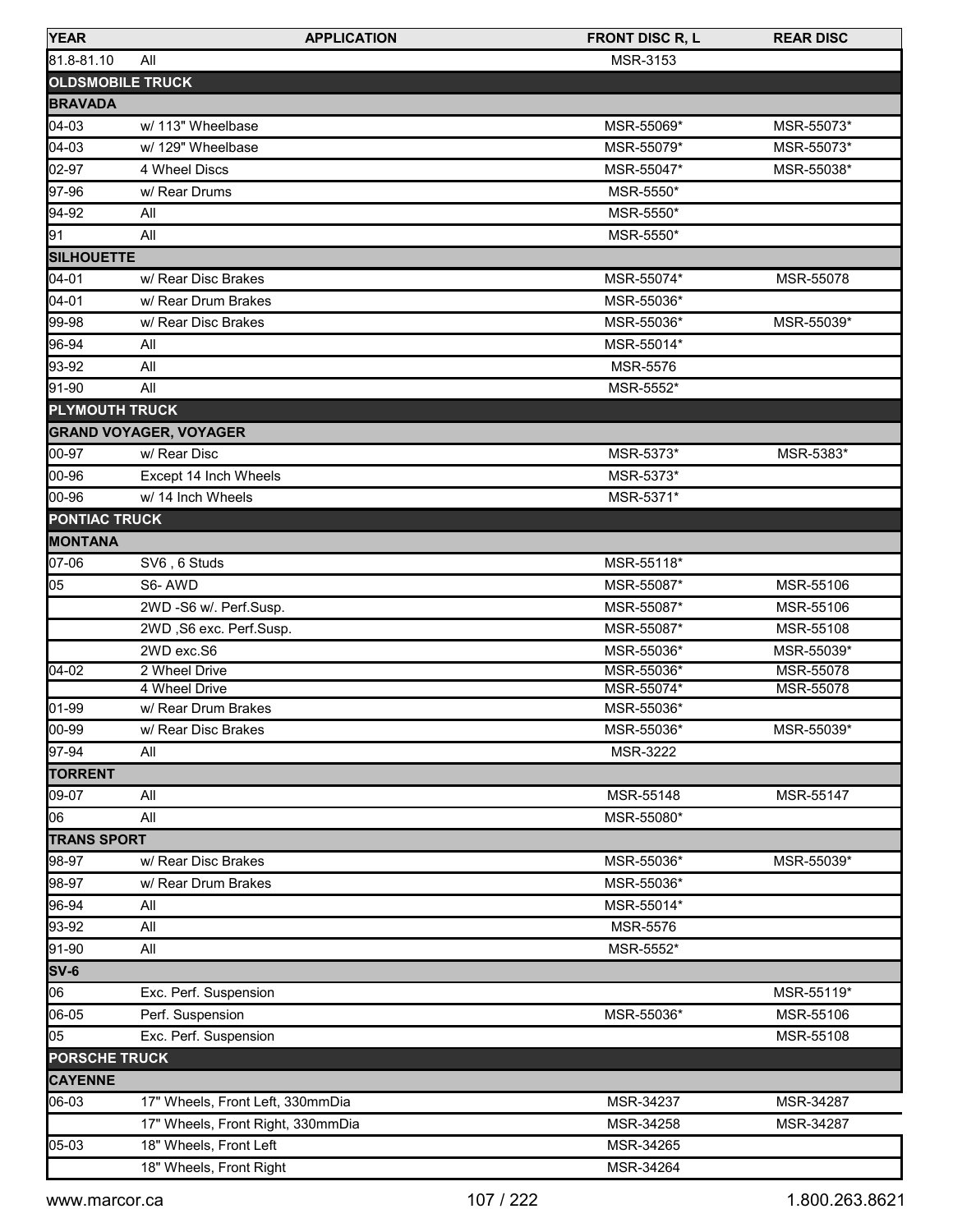| YEAR | APPLICATION | FRONT DISC R, L | REAR DISC |
| --- | --- | --- | --- |
| 81.8-81.10 | All | MSR-3153 | |
| **OLDSMOBILE TRUCK** | | | |
| **BRAVADA** | | | |
| 04-03 | w/ 113" Wheelbase | MSR-55069* | MSR-55073* |
| 04-03 | w/ 129" Wheelbase | MSR-55079* | MSR-55073* |
| 02-97 | 4 Wheel Discs | MSR-55047* | MSR-55038* |
| 97-96 | w/ Rear Drums | MSR-5550* | |
| 94-92 | All | MSR-5550* | |
| 91 | All | MSR-5550* | |
| **SILHOUETTE** | | | |
| 04-01 | w/ Rear Disc Brakes | MSR-55074* | MSR-55078 |
| 04-01 | w/ Rear Drum Brakes | MSR-55036* | |
| 99-98 | w/ Rear Disc Brakes | MSR-55036* | MSR-55039* |
| 96-94 | All | MSR-55014* | |
| 93-92 | All | MSR-5576 | |
| 91-90 | All | MSR-5552* | |
| **PLYMOUTH TRUCK** | | | |
| **GRAND VOYAGER, VOYAGER** | | | |
| 00-97 | w/ Rear Disc | MSR-5373* | MSR-5383* |
| 00-96 | Except 14 Inch Wheels | MSR-5373* | |
| 00-96 | w/ 14 Inch Wheels | MSR-5371* | |
| **PONTIAC TRUCK** | | | |
| **MONTANA** | | | |
| 07-06 | SV6 , 6 Studs | MSR-55118* | |
| 05 | S6- AWD | MSR-55087* | MSR-55106 |
| | 2WD -S6 w/. Perf.Susp. | MSR-55087* | MSR-55106 |
| | 2WD ,S6 exc. Perf.Susp. | MSR-55087* | MSR-55108 |
| | 2WD exc.S6 | MSR-55036* | MSR-55039* |
| 04-02 | 2 Wheel Drive | MSR-55036* | MSR-55078 |
| | 4 Wheel Drive | MSR-55074* | MSR-55078 |
| 01-99 | w/ Rear Drum Brakes | MSR-55036* | |
| 00-99 | w/ Rear Disc Brakes | MSR-55036* | MSR-55039* |
| 97-94 | All | MSR-3222 | |
| **TORRENT** | | | |
| 09-07 | All | MSR-55148 | MSR-55147 |
| 06 | All | MSR-55080* | |
| **TRANS SPORT** | | | |
| 98-97 | w/ Rear Disc Brakes | MSR-55036* | MSR-55039* |
| 98-97 | w/ Rear Drum Brakes | MSR-55036* | |
| 96-94 | All | MSR-55014* | |
| 93-92 | All | MSR-5576 | |
| 91-90 | All | MSR-5552* | |
| **SV-6** | | | |
| 06 | Exc. Perf. Suspension | | MSR-55119* |
| 06-05 | Perf. Suspension | MSR-55036* | MSR-55106 |
| 05 | Exc. Perf. Suspension | | MSR-55108 |
| **PORSCHE TRUCK** | | | |
| **CAYENNE** | | | |
| 06-03 | 17" Wheels, Front Left, 330mmDia | MSR-34237 | MSR-34287 |
| | 17" Wheels, Front Right, 330mmDia | MSR-34258 | MSR-34287 |
| 05-03 | 18" Wheels, Front Left | MSR-34265 | |
| | 18" Wheels, Front Right | MSR-34264 | |

www.marcor.ca 1.800.263.8621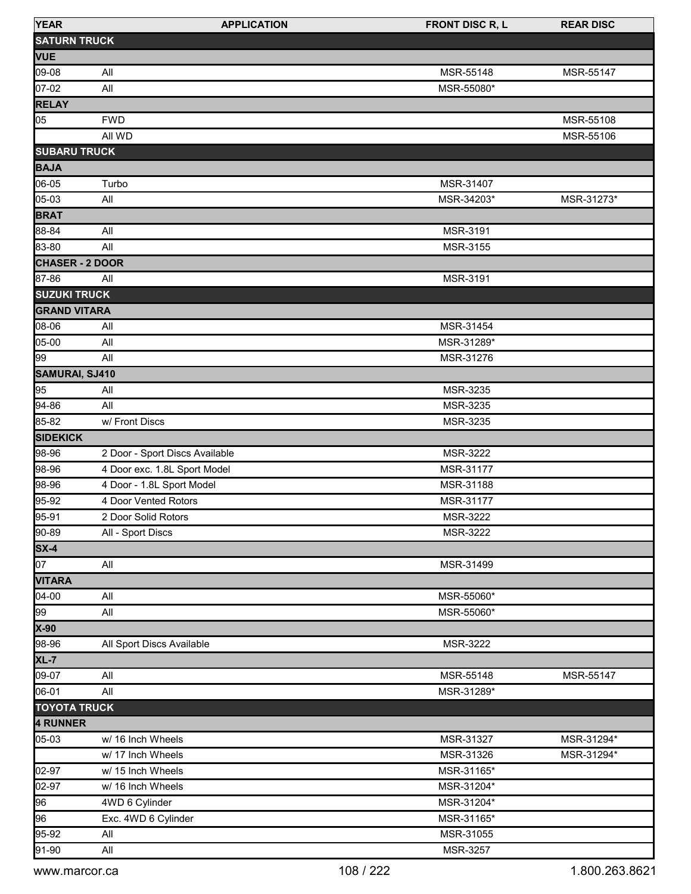| YEAR | APPLICATION | FRONT DISC R, L | REAR DISC |
|---|---|---|---|
| **SATURN TRUCK** | | | |
| **VUE** | | | |
| 09-08 | All | MSR-55148 | MSR-55147 |
| 07-02 | All | MSR-55080* | |
| **RELAY** | | | |
| 05 | FWD | | MSR-55108 |
| | All WD | | MSR-55106 |
| **SUBARU TRUCK** | | | |
| **BAJA** | | | |
| 06-05 | Turbo | MSR-31407 | |
| 05-03 | All | MSR-34203* | MSR-31273* |
| **BRAT** | | | |
| 88-84 | All | MSR-3191 | |
| 83-80 | All | MSR-3155 | |
| **CHASER - 2 DOOR** | | | |
| 87-86 | All | MSR-3191 | |
| **SUZUKI TRUCK** | | | |
| **GRAND VITARA** | | | |
| 08-06 | All | MSR-31454 | |
| 05-00 | All | MSR-31289* | |
| 99 | All | MSR-31276 | |
| **SAMURAI, SJ410** | | | |
| 95 | All | MSR-3235 | |
| 94-86 | All | MSR-3235 | |
| 85-82 | w/ Front Discs | MSR-3235 | |
| **SIDEKICK** | | | |
| 98-96 | 2 Door - Sport Discs Available | MSR-3222 | |
| 98-96 | 4 Door exc. 1.8L Sport Model | MSR-31177 | |
| 98-96 | 4 Door - 1.8L Sport Model | MSR-31188 | |
| 95-92 | 4 Door Vented Rotors | MSR-31177 | |
| 95-91 | 2 Door Solid Rotors | MSR-3222 | |
| 90-89 | All - Sport Discs | MSR-3222 | |
| **SX-4** | | | |
| 07 | All | MSR-31499 | |
| **VITARA** | | | |
| 04-00 | All | MSR-55060* | |
| 99 | All | MSR-55060* | |
| **X-90** | | | |
| 98-96 | All Sport Discs Available | MSR-3222 | |
| **XL-7** | | | |
| 09-07 | All | MSR-55148 | MSR-55147 |
| 06-01 | All | MSR-31289* | |
| **TOYOTA TRUCK** | | | |
| **4 RUNNER** | | | |
| 05-03 | w/ 16 Inch Wheels | MSR-31327 | MSR-31294* |
| | w/ 17 Inch Wheels | MSR-31326 | MSR-31294* |
| 02-97 | w/ 15 Inch Wheels | MSR-31165* | |
| 02-97 | w/ 16 Inch Wheels | MSR-31204* | |
| 96 | 4WD 6 Cylinder | MSR-31204* | |
| 96 | Exc. 4WD 6 Cylinder | MSR-31165* | |
| 95-92 | All | MSR-31055 | |
| 91-90 | All | MSR-3257 | |

www.marcor.ca 1.800.263.8621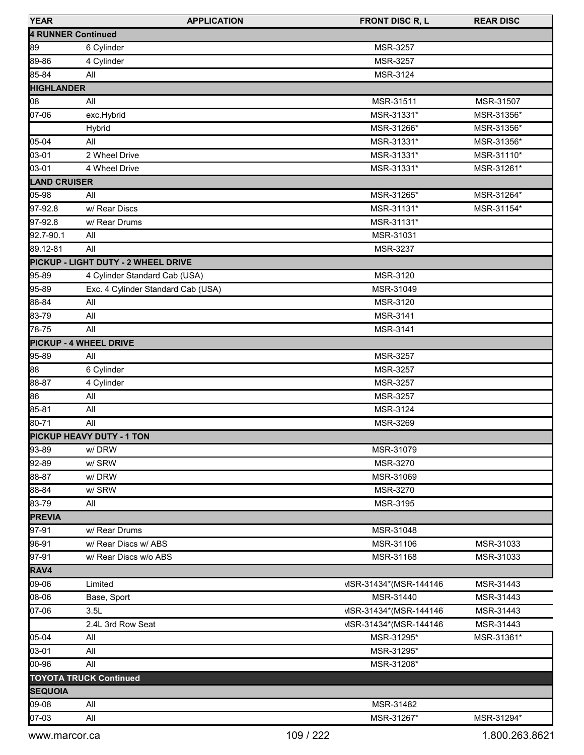| YEAR | APPLICATION | FRONT DISC R, L | REAR DISC |
|---|---|---|---|
| **4 RUNNER Continued** | | | |
| 89 | 6 Cylinder | MSR-3257 | |
| 89-86 | 4 Cylinder | MSR-3257 | |
| 85-84 | All | MSR-3124 | |
| **HIGHLANDER** | | | |
| 08 | All | MSR-31511 | MSR-31507 |
| 07-06 | exc.Hybrid | MSR-31331* | MSR-31356* |
| | Hybrid | MSR-31266* | MSR-31356* |
| 05-04 | All | MSR-31331* | MSR-31356* |
| 03-01 | 2 Wheel Drive | MSR-31331* | MSR-31110* |
| 03-01 | 4 Wheel Drive | MSR-31331* | MSR-31261* |
| **LAND CRUISER** | | | |
| 05-98 | All | MSR-31265* | MSR-31264* |
| 97-92.8 | w/ Rear Discs | MSR-31131* | MSR-31154* |
| 97-92.8 | w/ Rear Drums | MSR-31131* | |
| 92.7-90.1 | All | MSR-31031 | |
| 89.12-81 | All | MSR-3237 | |
| **PICKUP - LIGHT DUTY - 2 WHEEL DRIVE** | | | |
| 95-89 | 4 Cylinder Standard Cab (USA) | MSR-3120 | |
| 95-89 | Exc. 4 Cylinder Standard Cab (USA) | MSR-31049 | |
| 88-84 | All | MSR-3120 | |
| 83-79 | All | MSR-3141 | |
| 78-75 | All | MSR-3141 | |
| **PICKUP - 4 WHEEL DRIVE** | | | |
| 95-89 | All | MSR-3257 | |
| 88 | 6 Cylinder | MSR-3257 | |
| 88-87 | 4 Cylinder | MSR-3257 | |
| 86 | All | MSR-3257 | |
| 85-81 | All | MSR-3124 | |
| 80-71 | All | MSR-3269 | |
| **PICKUP HEAVY DUTY - 1 TON** | | | |
| 93-89 | w/ DRW | MSR-31079 | |
| 92-89 | w/ SRW | MSR-3270 | |
| 88-87 | w/ DRW | MSR-31069 | |
| 88-84 | w/ SRW | MSR-3270 | |
| 83-79 | All | MSR-3195 | |
| **PREVIA** | | | |
| 97-91 | w/ Rear Drums | MSR-31048 | |
| 96-91 | w/ Rear Discs w/ ABS | MSR-31106 | MSR-31033 |
| 97-91 | w/ Rear Discs w/o ABS | MSR-31168 | MSR-31033 |
| **RAV4** | | | |
| 09-06 | Limited | MSR-31434*(MSR-144146 | MSR-31443 |
| 08-06 | Base, Sport | MSR-31440 | MSR-31443 |
| 07-06 | 3.5L | MSR-31434*(MSR-144146 | MSR-31443 |
| | 2.4L 3rd Row Seat | MSR-31434*(MSR-144146 | MSR-31443 |
| 05-04 | All | MSR-31295* | MSR-31361* |
| 03-01 | All | MSR-31295* | |
| 00-96 | All | MSR-31208* | |
| **TOYOTA TRUCK Continued** | | | |
| **SEQUOIA** | | | |
| 09-08 | All | MSR-31482 | |
| 07-03 | All | MSR-31267* | MSR-31294* |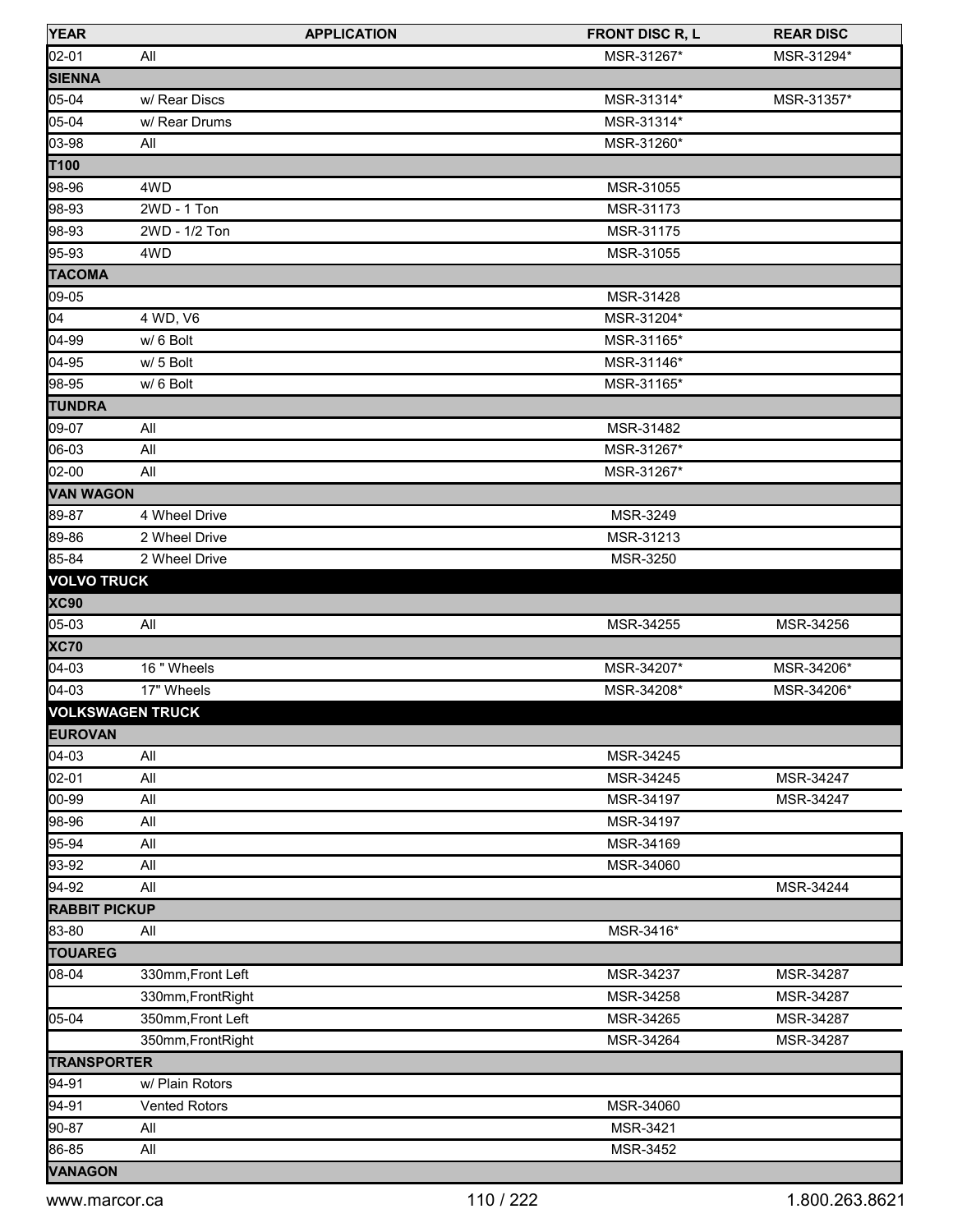| YEAR | APPLICATION | FRONT DISC R, L | REAR DISC |
|---|---|---|---|
| 02-01 | All | MSR-31267* | MSR-31294* |
| **SIENNA** | | | |
| 05-04 | w/ Rear Discs | MSR-31314* | MSR-31357* |
| 05-04 | w/ Rear Drums | MSR-31314* | |
| 03-98 | All | MSR-31260* | |
| **T100** | | | |
| 98-96 | 4WD | MSR-31055 | |
| 98-93 | 2WD - 1 Ton | MSR-31173 | |
| 98-93 | 2WD - 1/2 Ton | MSR-31175 | |
| 95-93 | 4WD | MSR-31055 | |
| **TACOMA** | | | |
| 09-05 | | MSR-31428 | |
| 04 | 4 WD, V6 | MSR-31204* | |
| 04-99 | w/ 6 Bolt | MSR-31165* | |
| 04-95 | w/ 5 Bolt | MSR-31146* | |
| 98-95 | w/ 6 Bolt | MSR-31165* | |
| **TUNDRA** | | | |
| 09-07 | All | MSR-31482 | |
| 06-03 | All | MSR-31267* | |
| 02-00 | All | MSR-31267* | |
| **VAN WAGON** | | | |
| 89-87 | 4 Wheel Drive | MSR-3249 | |
| 89-86 | 2 Wheel Drive | MSR-31213 | |
| 85-84 | 2 Wheel Drive | MSR-3250 | |
| **VOLVO TRUCK** | | | |
| **XC90** | | | |
| 05-03 | All | MSR-34255 | MSR-34256 |
| **XC70** | | | |
| 04-03 | 16 " Wheels | MSR-34207* | MSR-34206* |
| 04-03 | 17" Wheels | MSR-34208* | MSR-34206* |
| **VOLKSWAGEN TRUCK** | | | |
| **EUROVAN** | | | |
| 04-03 | All | MSR-34245 | |
| 02-01 | All | MSR-34245 | MSR-34247 |
| 00-99 | All | MSR-34197 | MSR-34247 |
| 98-96 | All | MSR-34197 | |
| 95-94 | All | MSR-34169 | |
| 93-92 | All | MSR-34060 | |
| 94-92 | All | | MSR-34244 |
| **RABBIT PICKUP** | | | |
| 83-80 | All | MSR-3416* | |
| **TOUAREG** | | | |
| 08-04 | 330mm,Front Left | MSR-34237 | MSR-34287 |
| | 330mm,FrontRight | MSR-34258 | MSR-34287 |
| 05-04 | 350mm,Front Left | MSR-34265 | MSR-34287 |
| | 350mm,FrontRight | MSR-34264 | MSR-34287 |
| **TRANSPORTER** | | | |
| 94-91 | w/ Plain Rotors | | |
| 94-91 | Vented Rotors | MSR-34060 | |
| 90-87 | All | MSR-3421 | |
| 86-85 | All | MSR-3452 | |
| **VANAGON** | | | |

www.marcor.ca 1.800.263.8621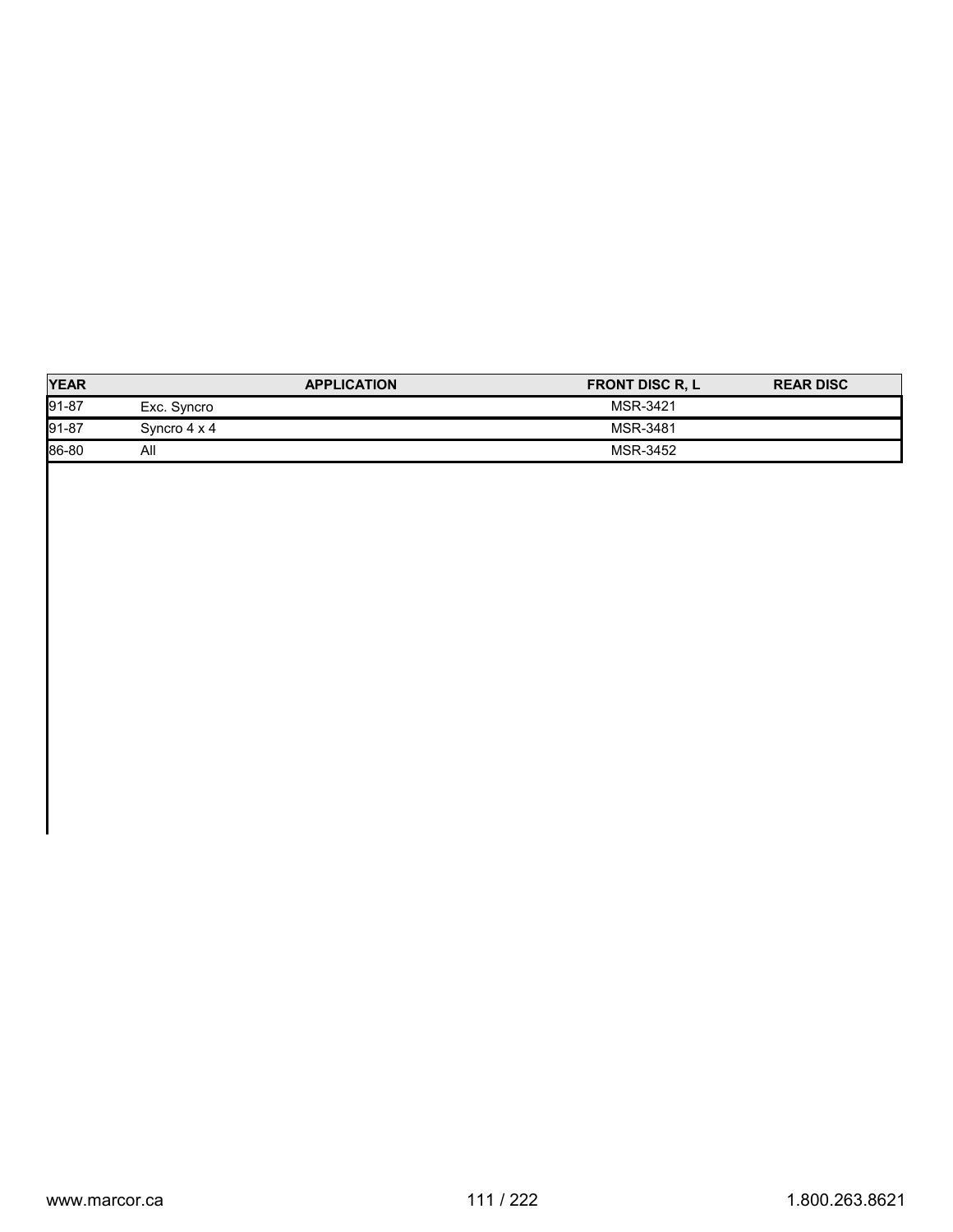| YEAR | APPLICATION | FRONT DISC R, L | REAR DISC |
| --- | --- | --- | --- |
| 91-87 | Exc. Syncro | MSR-3421 | |
| 91-87 | Syncro 4 x 4 | MSR-3481 | |
| 86-80 | All | MSR-3452 | |